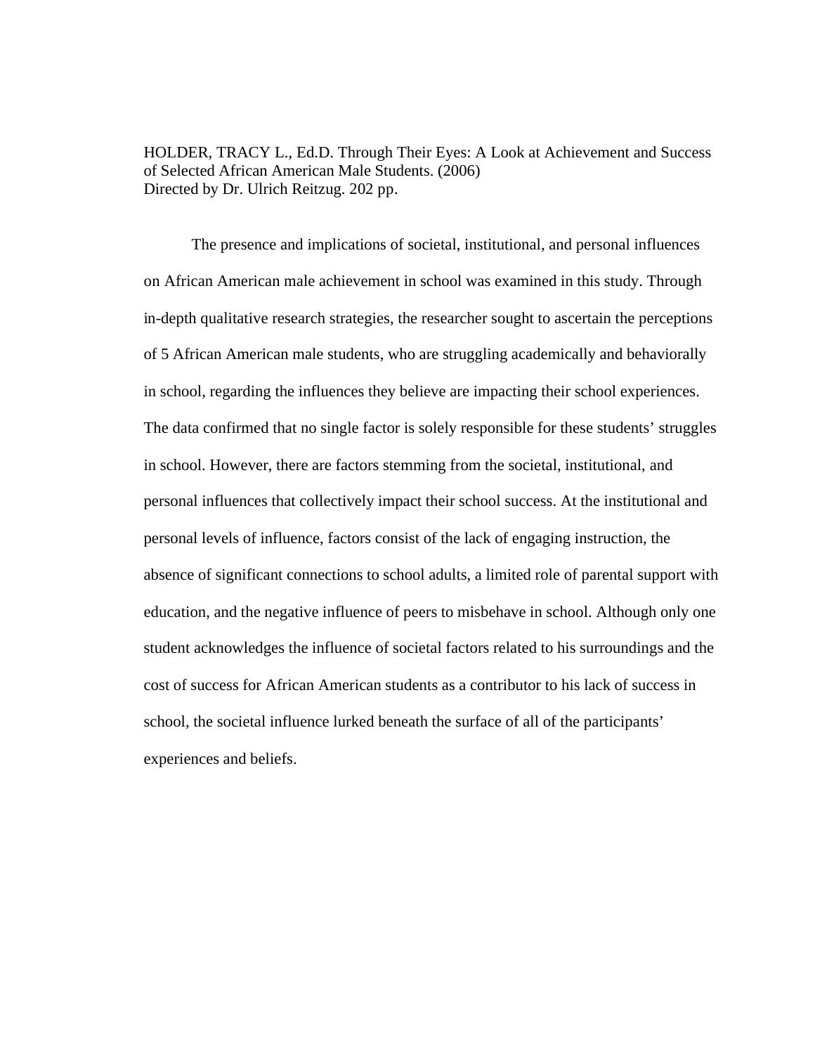HOLDER, TRACY L., Ed.D. Through Their Eyes: A Look at Achievement and Success of Selected African American Male Students. (2006)
Directed by Dr. Ulrich Reitzug. 202 pp.

The presence and implications of societal, institutional, and personal influences on African American male achievement in school was examined in this study. Through in-depth qualitative research strategies, the researcher sought to ascertain the perceptions of 5 African American male students, who are struggling academically and behaviorally in school, regarding the influences they believe are impacting their school experiences. The data confirmed that no single factor is solely responsible for these students' struggles in school. However, there are factors stemming from the societal, institutional, and personal influences that collectively impact their school success. At the institutional and personal levels of influence, factors consist of the lack of engaging instruction, the absence of significant connections to school adults, a limited role of parental support with education, and the negative influence of peers to misbehave in school. Although only one student acknowledges the influence of societal factors related to his surroundings and the cost of success for African American students as a contributor to his lack of success in school, the societal influence lurked beneath the surface of all of the participants' experiences and beliefs.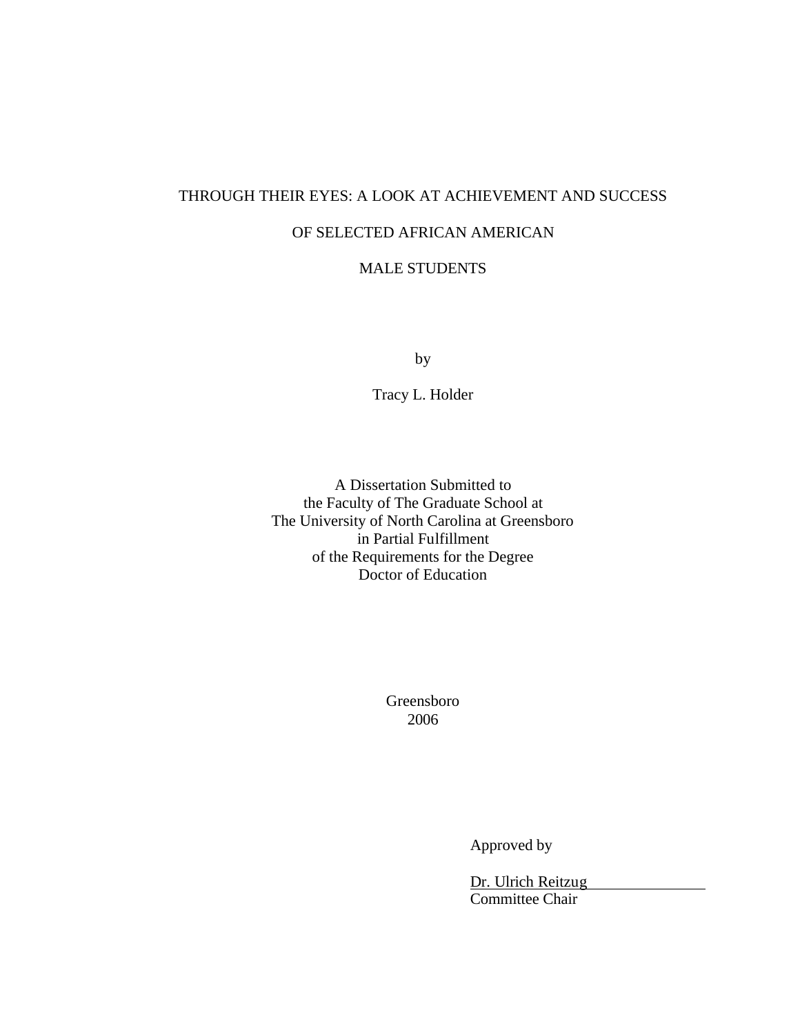THROUGH THEIR EYES: A LOOK AT ACHIEVEMENT AND SUCCESS

OF SELECTED AFRICAN AMERICAN

MALE STUDENTS

by

Tracy L. Holder

A Dissertation Submitted to
the Faculty of The Graduate School at
The University of North Carolina at Greensboro
in Partial Fulfillment
of the Requirements for the Degree
Doctor of Education

Greensboro
2006

Approved by

Dr. Ulrich Reitzug
Committee Chair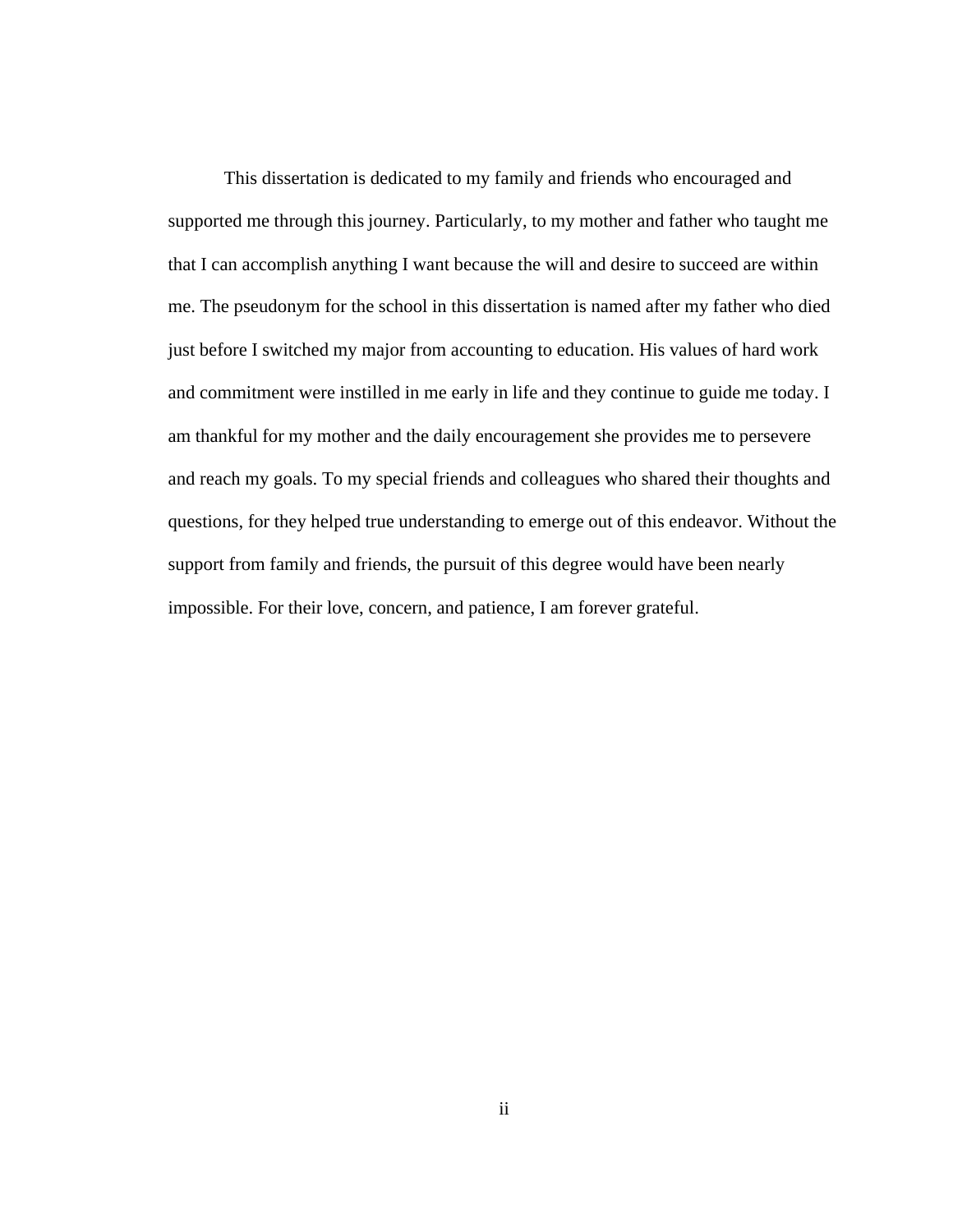This dissertation is dedicated to my family and friends who encouraged and supported me through this journey. Particularly, to my mother and father who taught me that I can accomplish anything I want because the will and desire to succeed are within me. The pseudonym for the school in this dissertation is named after my father who died just before I switched my major from accounting to education. His values of hard work and commitment were instilled in me early in life and they continue to guide me today. I am thankful for my mother and the daily encouragement she provides me to persevere and reach my goals. To my special friends and colleagues who shared their thoughts and questions, for they helped true understanding to emerge out of this endeavor. Without the support from family and friends, the pursuit of this degree would have been nearly impossible. For their love, concern, and patience, I am forever grateful.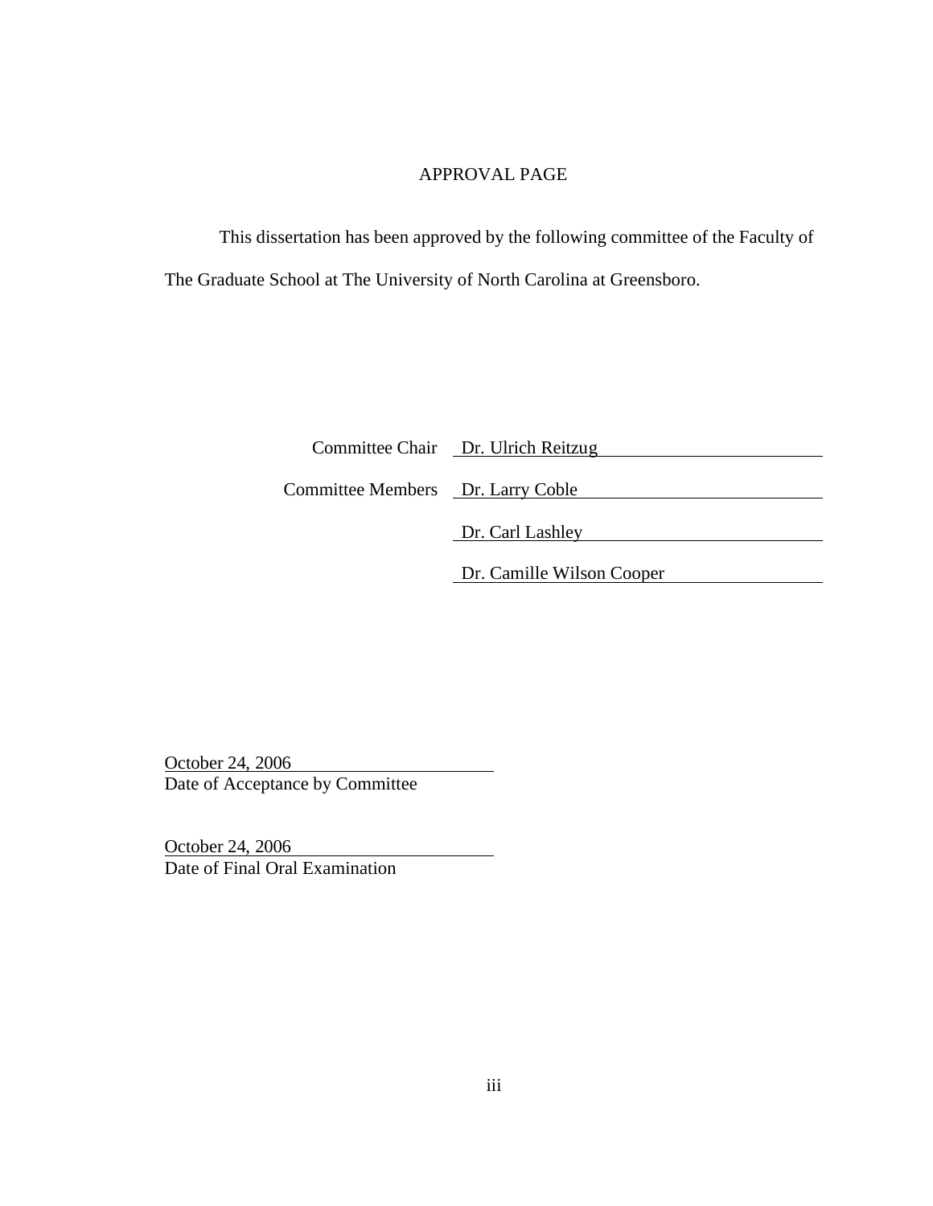# APPROVAL PAGE

This dissertation has been approved by the following committee of the Faculty of The Graduate School at The University of North Carolina at Greensboro.

Committee Chair: Dr. Ulrich Reitzug

Committee Members: Dr. Larry Coble

Dr. Carl Lashley

Dr. Camille Wilson Cooper

October 24, 2006
Date of Acceptance by Committee

October 24, 2006
Date of Final Oral Examination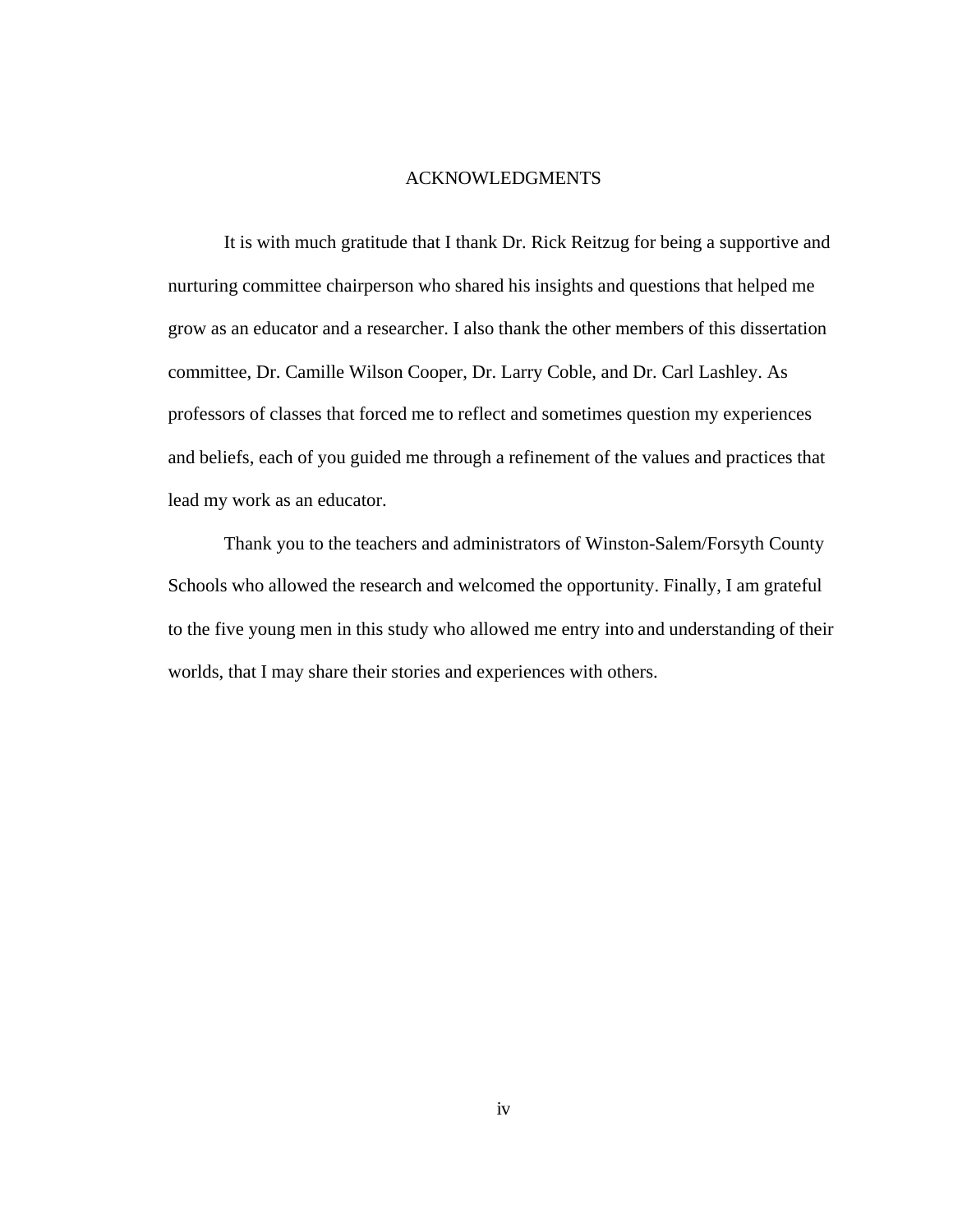# ACKNOWLEDGMENTS

It is with much gratitude that I thank Dr. Rick Reitzug for being a supportive and nurturing committee chairperson who shared his insights and questions that helped me grow as an educator and a researcher. I also thank the other members of this dissertation committee, Dr. Camille Wilson Cooper, Dr. Larry Coble, and Dr. Carl Lashley. As professors of classes that forced me to reflect and sometimes question my experiences and beliefs, each of you guided me through a refinement of the values and practices that lead my work as an educator.

Thank you to the teachers and administrators of Winston-Salem/Forsyth County Schools who allowed the research and welcomed the opportunity. Finally, I am grateful to the five young men in this study who allowed me entry into and understanding of their worlds, that I may share their stories and experiences with others.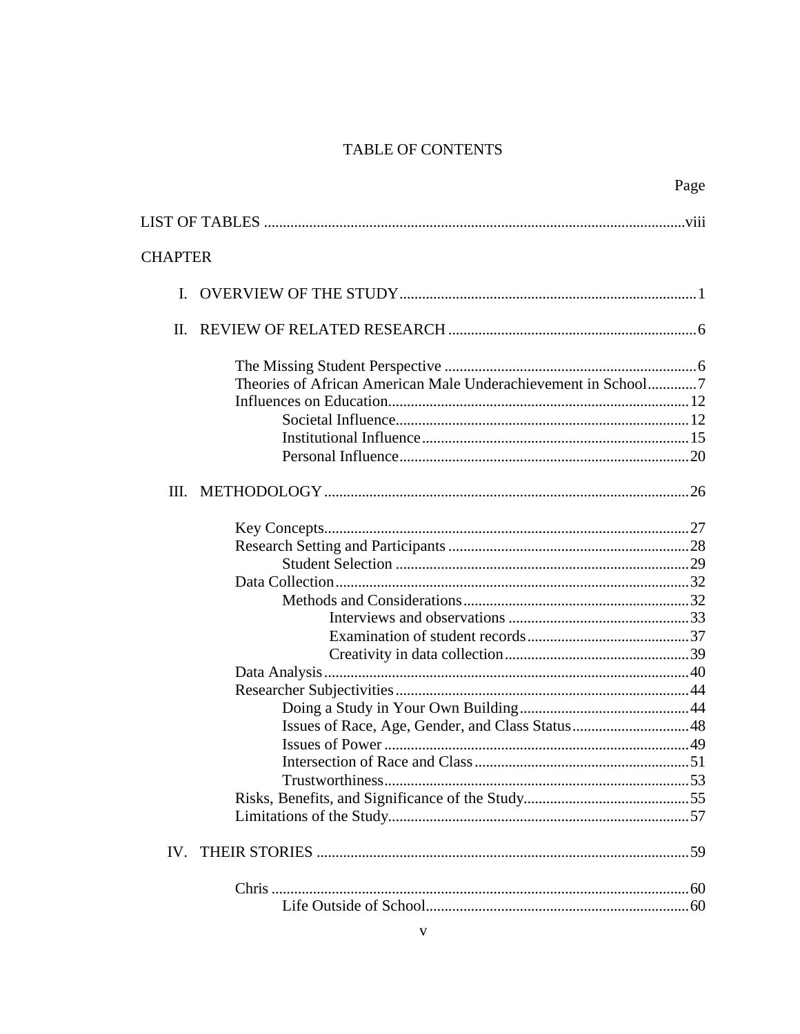# TABLE OF CONTENTS

Page

LIST OF TABLES ........................................................................................................viii

CHAPTER

I. OVERVIEW OF THE STUDY ........................................................................1

II. REVIEW OF RELATED RESEARCH ..........................................................6

- The Missing Student Perspective ...............................................................6
- Theories of African American Male Underachievement in School ..........7
- Influences on Education ...........................................................................12
  - Societal Influence ............................................................................12
  - Institutional Influence ......................................................................15
  - Personal Influence ...........................................................................20

III. METHODOLOGY ........................................................................................26

- Key Concepts ...........................................................................................27
- Research Setting and Participants ...........................................................28
  - Student Selection .............................................................................29
- Data Collection .........................................................................................32
  - Methods and Considerations ...........................................................32
    - Interviews and observations ......................................................33
    - Examination of student records .................................................37
    - Creativity in data collection .......................................................39
- Data Analysis ............................................................................................40
- Researcher Subjectivities .........................................................................44
  - Doing a Study in Your Own Building ..............................................44
  - Issues of Race, Age, Gender, and Class Status .................................48
  - Issues of Power .................................................................................49
  - Intersection of Race and Class .........................................................51
  - Trustworthiness ................................................................................53
- Risks, Benefits, and Significance of the Study .........................................55
- Limitations of the Study ...........................................................................57

IV. THEIR STORIES ..........................................................................................59

- Chris .........................................................................................................60
  - Life Outside of School .....................................................................60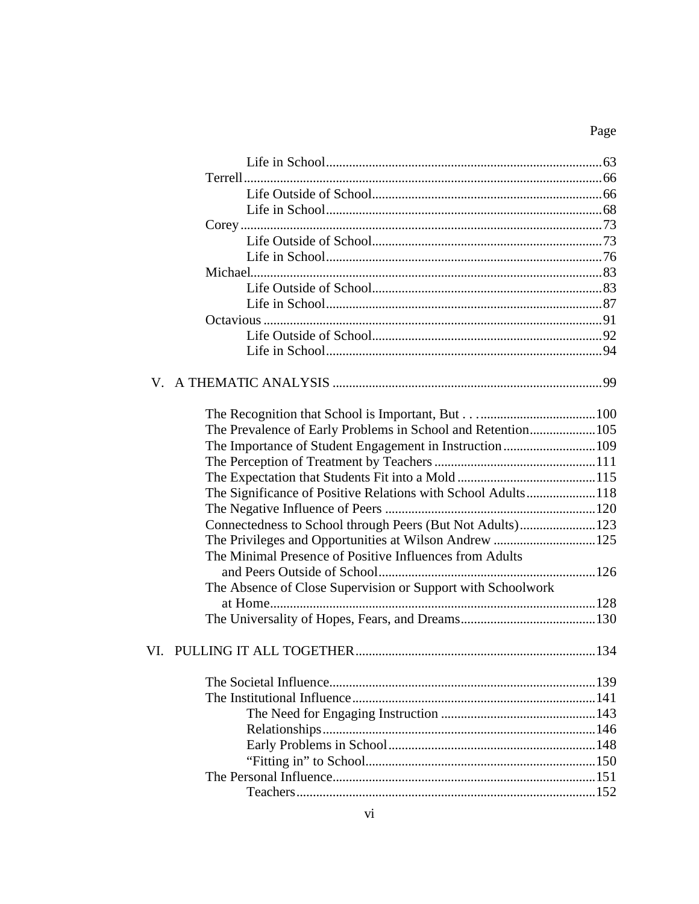Page

- Life in School ..... 63
- Terrell ..... 66
  - Life Outside of School ..... 66
  - Life in School ..... 68
- Corey ..... 73
  - Life Outside of School ..... 73
  - Life in School ..... 76
- Michael ..... 83
  - Life Outside of School ..... 83
  - Life in School ..... 87
- Octavious ..... 91
  - Life Outside of School ..... 92
  - Life in School ..... 94

V. A THEMATIC ANALYSIS ..... 99

- The Recognition that School is Important, But . . . ..... 100
- The Prevalence of Early Problems in School and Retention ..... 105
- The Importance of Student Engagement in Instruction ..... 109
- The Perception of Treatment by Teachers ..... 111
- The Expectation that Students Fit into a Mold ..... 115
- The Significance of Positive Relations with School Adults ..... 118
- The Negative Influence of Peers ..... 120
- Connectedness to School through Peers (But Not Adults) ..... 123
- The Privileges and Opportunities at Wilson Andrew ..... 125
- The Minimal Presence of Positive Influences from Adults and Peers Outside of School ..... 126
- The Absence of Close Supervision or Support with Schoolwork at Home ..... 128
- The Universality of Hopes, Fears, and Dreams ..... 130

VI. PULLING IT ALL TOGETHER ..... 134

- The Societal Influence ..... 139
- The Institutional Influence ..... 141
  - The Need for Engaging Instruction ..... 143
  - Relationships ..... 146
  - Early Problems in School ..... 148
  - "Fitting in" to School ..... 150
- The Personal Influence ..... 151
  - Teachers ..... 152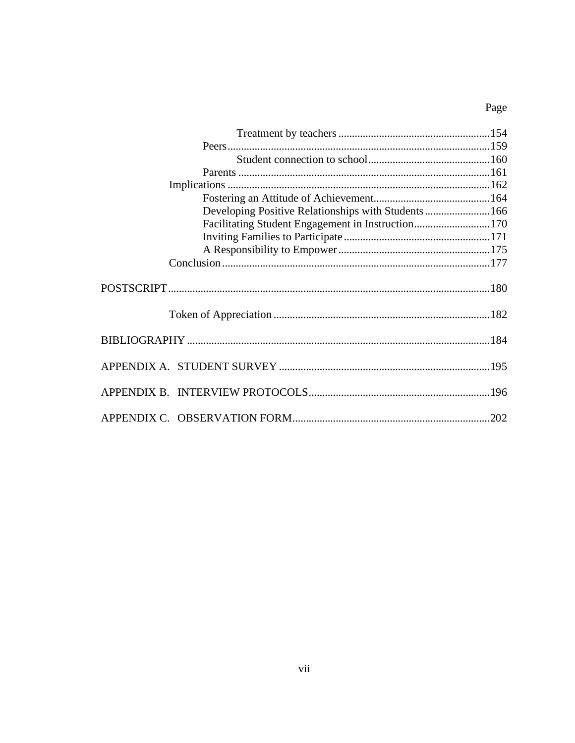Page

Treatment by teachers ........................................................154
Peers.................................................................................159
Student connection to school.............................................160
Parents ..............................................................................161
Implications ..................................................................................162
Fostering an Attitude of Achievement...........................................164
Developing Positive Relationships with Students........................166
Facilitating Student Engagement in Instruction............................170
Inviting Families to Participate......................................................171
A Responsibility to Empower........................................................175
Conclusion.....................................................................................177

POSTSCRIPT..........................................................................................................180

Token of Appreciation ................................................................................182

BIBLIOGRAPHY ...................................................................................................184

APPENDIX A. STUDENT SURVEY ...................................................................195

APPENDIX B. INTERVIEW PROTOCOLS.........................................................196

APPENDIX C. OBSERVATION FORM...............................................................202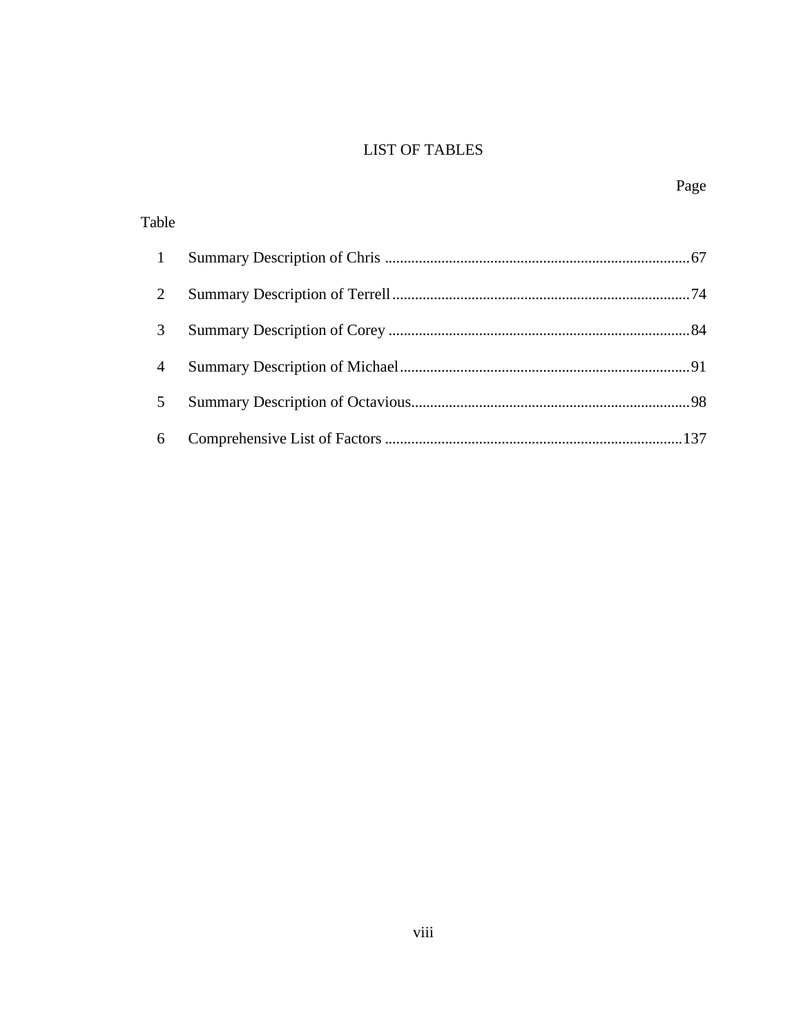# LIST OF TABLES

| Table | | Page |
|---|---|---|
| 1 | Summary Description of Chris | 67 |
| 2 | Summary Description of Terrell | 74 |
| 3 | Summary Description of Corey | 84 |
| 4 | Summary Description of Michael | 91 |
| 5 | Summary Description of Octavious | 98 |
| 6 | Comprehensive List of Factors | 137 |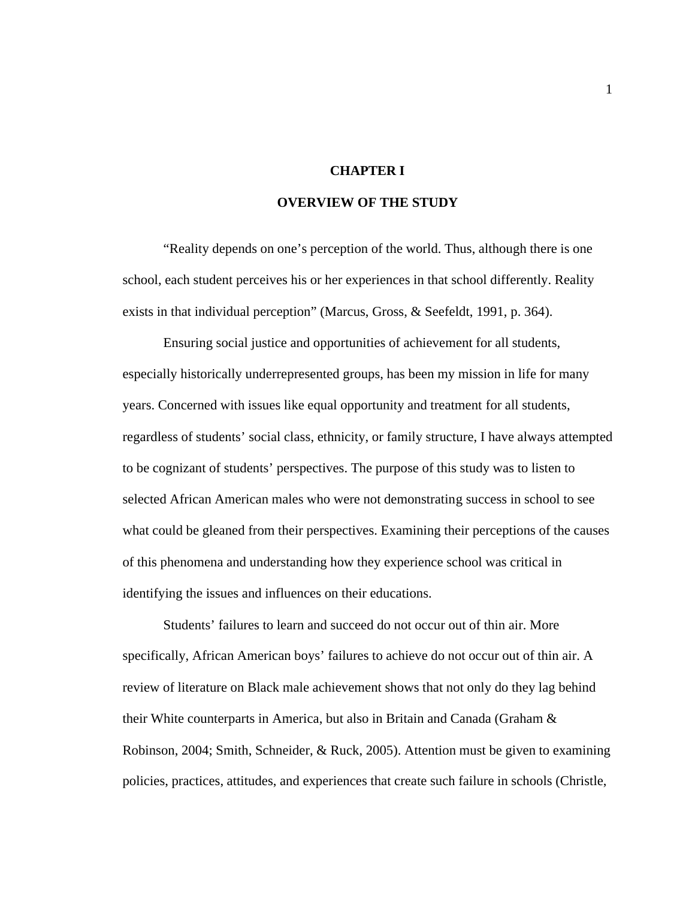# CHAPTER I

## OVERVIEW OF THE STUDY

"Reality depends on one's perception of the world. Thus, although there is one school, each student perceives his or her experiences in that school differently. Reality exists in that individual perception" (Marcus, Gross, & Seefeldt, 1991, p. 364).

Ensuring social justice and opportunities of achievement for all students, especially historically underrepresented groups, has been my mission in life for many years. Concerned with issues like equal opportunity and treatment for all students, regardless of students' social class, ethnicity, or family structure, I have always attempted to be cognizant of students' perspectives. The purpose of this study was to listen to selected African American males who were not demonstrating success in school to see what could be gleaned from their perspectives. Examining their perceptions of the causes of this phenomena and understanding how they experience school was critical in identifying the issues and influences on their educations.

Students' failures to learn and succeed do not occur out of thin air. More specifically, African American boys' failures to achieve do not occur out of thin air. A review of literature on Black male achievement shows that not only do they lag behind their White counterparts in America, but also in Britain and Canada (Graham & Robinson, 2004; Smith, Schneider, & Ruck, 2005). Attention must be given to examining policies, practices, attitudes, and experiences that create such failure in schools (Christle,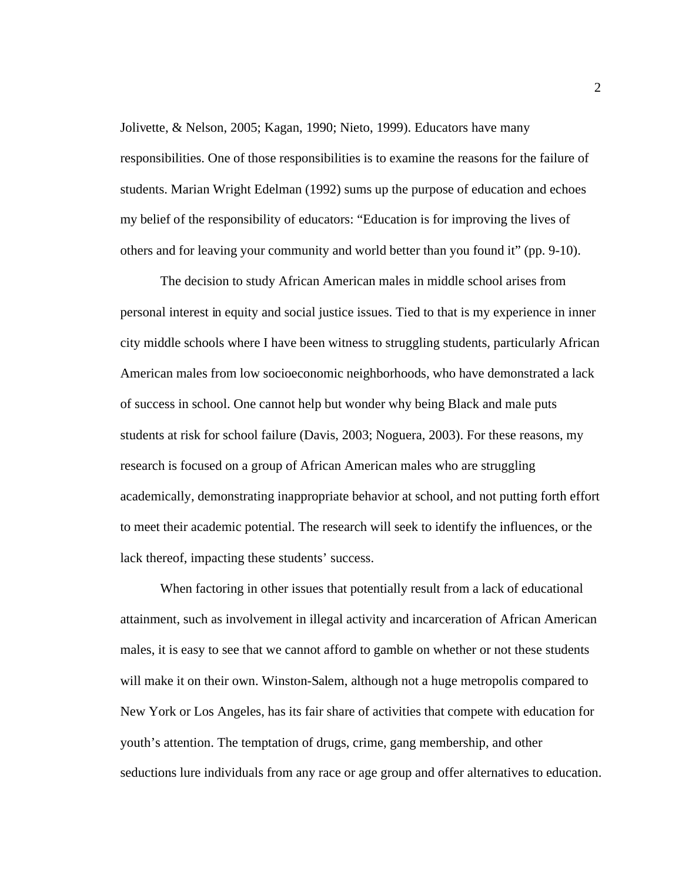Jolivette, & Nelson, 2005; Kagan, 1990; Nieto, 1999). Educators have many responsibilities. One of those responsibilities is to examine the reasons for the failure of students. Marian Wright Edelman (1992) sums up the purpose of education and echoes my belief of the responsibility of educators: “Education is for improving the lives of others and for leaving your community and world better than you found it” (pp. 9-10).

The decision to study African American males in middle school arises from personal interest in equity and social justice issues. Tied to that is my experience in inner city middle schools where I have been witness to struggling students, particularly African American males from low socioeconomic neighborhoods, who have demonstrated a lack of success in school. One cannot help but wonder why being Black and male puts students at risk for school failure (Davis, 2003; Noguera, 2003). For these reasons, my research is focused on a group of African American males who are struggling academically, demonstrating inappropriate behavior at school, and not putting forth effort to meet their academic potential. The research will seek to identify the influences, or the lack thereof, impacting these students’ success.

When factoring in other issues that potentially result from a lack of educational attainment, such as involvement in illegal activity and incarceration of African American males, it is easy to see that we cannot afford to gamble on whether or not these students will make it on their own. Winston-Salem, although not a huge metropolis compared to New York or Los Angeles, has its fair share of activities that compete with education for youth’s attention. The temptation of drugs, crime, gang membership, and other seductions lure individuals from any race or age group and offer alternatives to education.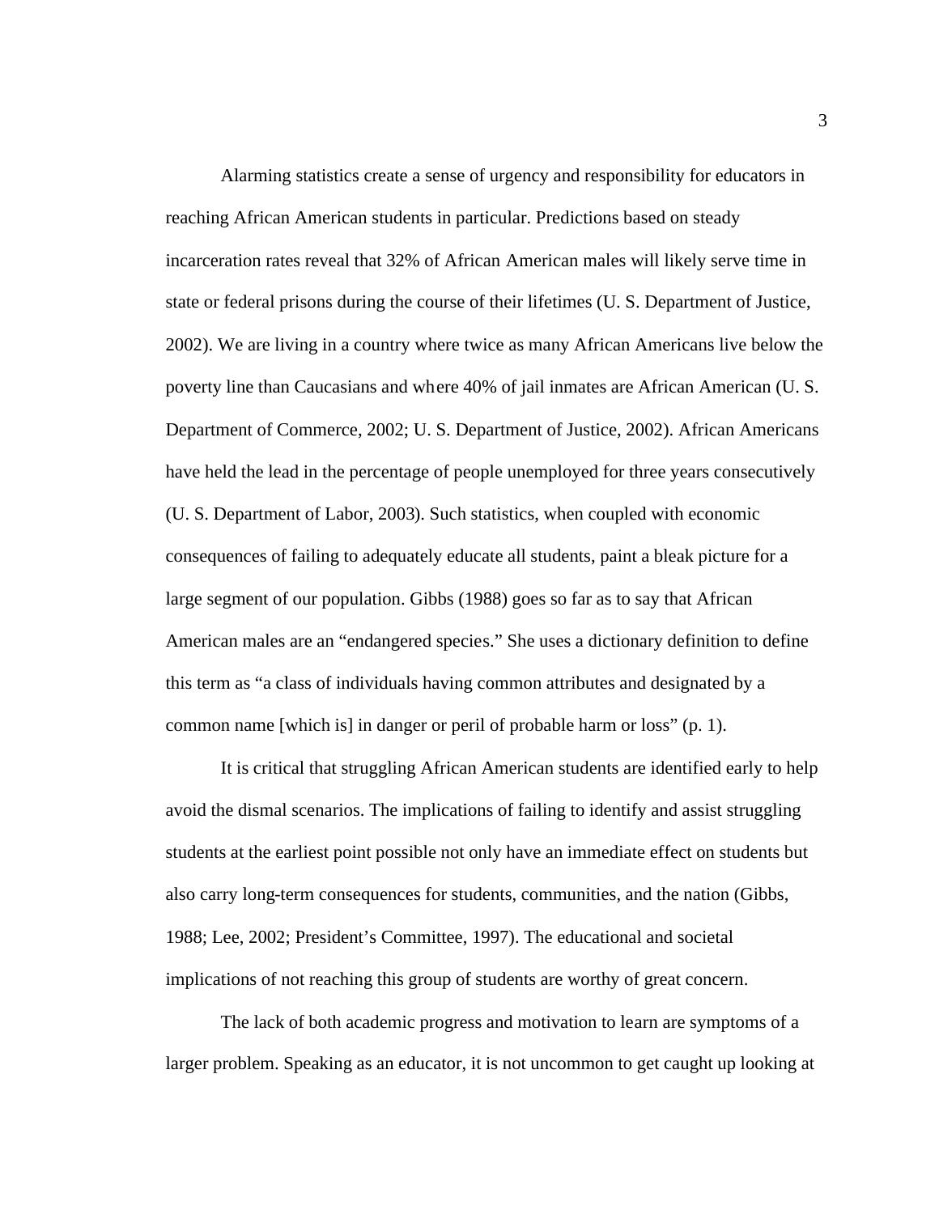Alarming statistics create a sense of urgency and responsibility for educators in reaching African American students in particular. Predictions based on steady incarceration rates reveal that 32% of African American males will likely serve time in state or federal prisons during the course of their lifetimes (U. S. Department of Justice, 2002). We are living in a country where twice as many African Americans live below the poverty line than Caucasians and where 40% of jail inmates are African American (U. S. Department of Commerce, 2002; U. S. Department of Justice, 2002). African Americans have held the lead in the percentage of people unemployed for three years consecutively (U. S. Department of Labor, 2003). Such statistics, when coupled with economic consequences of failing to adequately educate all students, paint a bleak picture for a large segment of our population. Gibbs (1988) goes so far as to say that African American males are an "endangered species." She uses a dictionary definition to define this term as "a class of individuals having common attributes and designated by a common name [which is] in danger or peril of probable harm or loss" (p. 1).

It is critical that struggling African American students are identified early to help avoid the dismal scenarios. The implications of failing to identify and assist struggling students at the earliest point possible not only have an immediate effect on students but also carry long-term consequences for students, communities, and the nation (Gibbs, 1988; Lee, 2002; President's Committee, 1997). The educational and societal implications of not reaching this group of students are worthy of great concern.

The lack of both academic progress and motivation to learn are symptoms of a larger problem. Speaking as an educator, it is not uncommon to get caught up looking at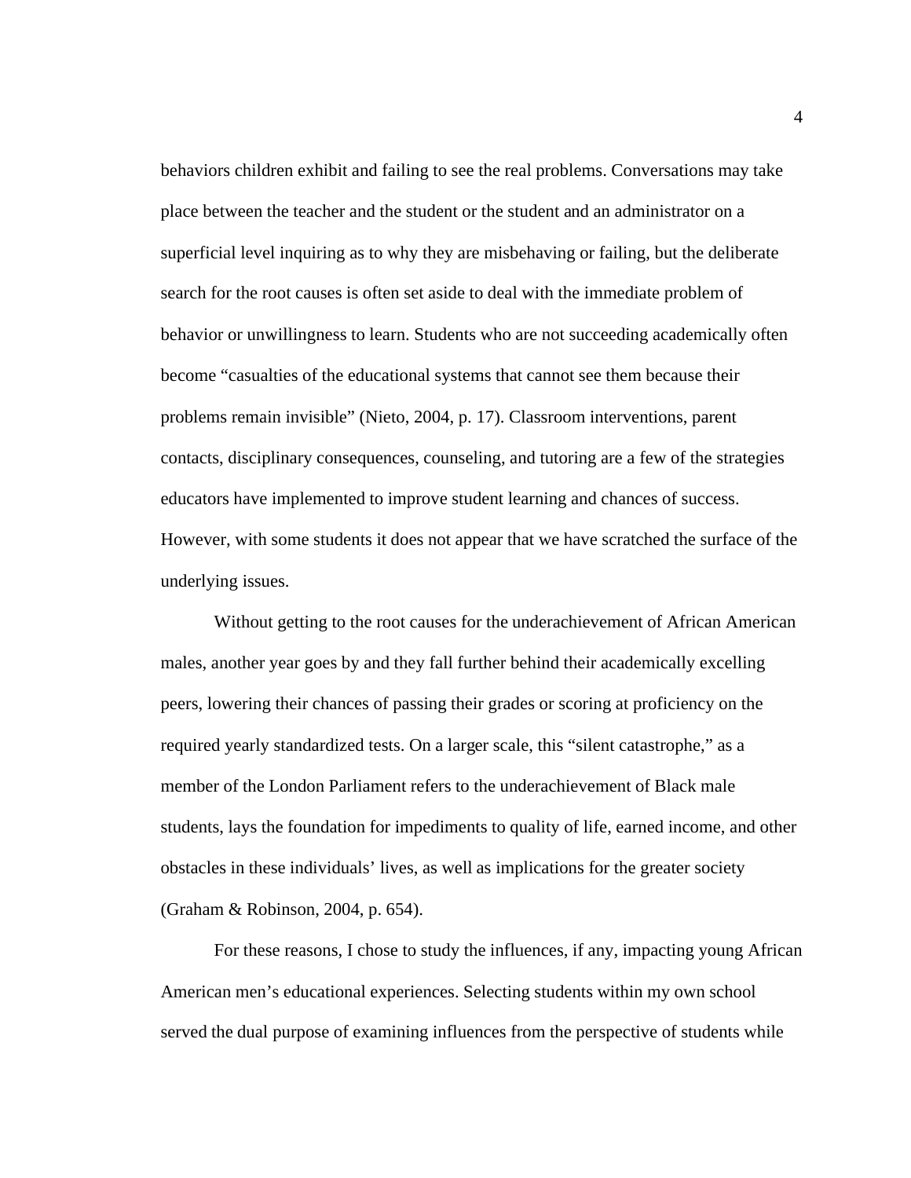behaviors children exhibit and failing to see the real problems. Conversations may take place between the teacher and the student or the student and an administrator on a superficial level inquiring as to why they are misbehaving or failing, but the deliberate search for the root causes is often set aside to deal with the immediate problem of behavior or unwillingness to learn. Students who are not succeeding academically often become "casualties of the educational systems that cannot see them because their problems remain invisible" (Nieto, 2004, p. 17). Classroom interventions, parent contacts, disciplinary consequences, counseling, and tutoring are a few of the strategies educators have implemented to improve student learning and chances of success. However, with some students it does not appear that we have scratched the surface of the underlying issues.

Without getting to the root causes for the underachievement of African American males, another year goes by and they fall further behind their academically excelling peers, lowering their chances of passing their grades or scoring at proficiency on the required yearly standardized tests. On a larger scale, this "silent catastrophe," as a member of the London Parliament refers to the underachievement of Black male students, lays the foundation for impediments to quality of life, earned income, and other obstacles in these individuals' lives, as well as implications for the greater society (Graham & Robinson, 2004, p. 654).

For these reasons, I chose to study the influences, if any, impacting young African American men's educational experiences. Selecting students within my own school served the dual purpose of examining influences from the perspective of students while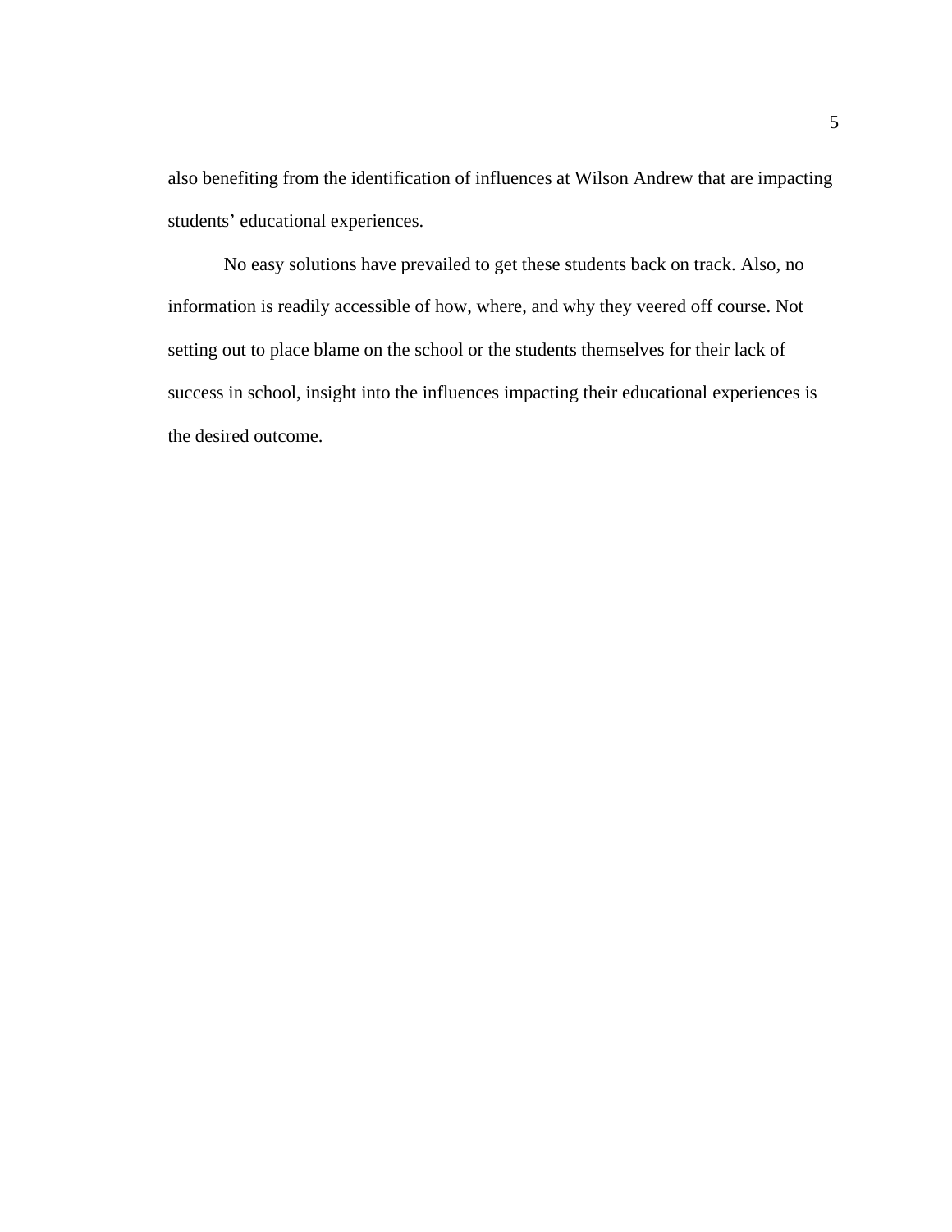also benefiting from the identification of influences at Wilson Andrew that are impacting students' educational experiences.

No easy solutions have prevailed to get these students back on track. Also, no information is readily accessible of how, where, and why they veered off course. Not setting out to place blame on the school or the students themselves for their lack of success in school, insight into the influences impacting their educational experiences is the desired outcome.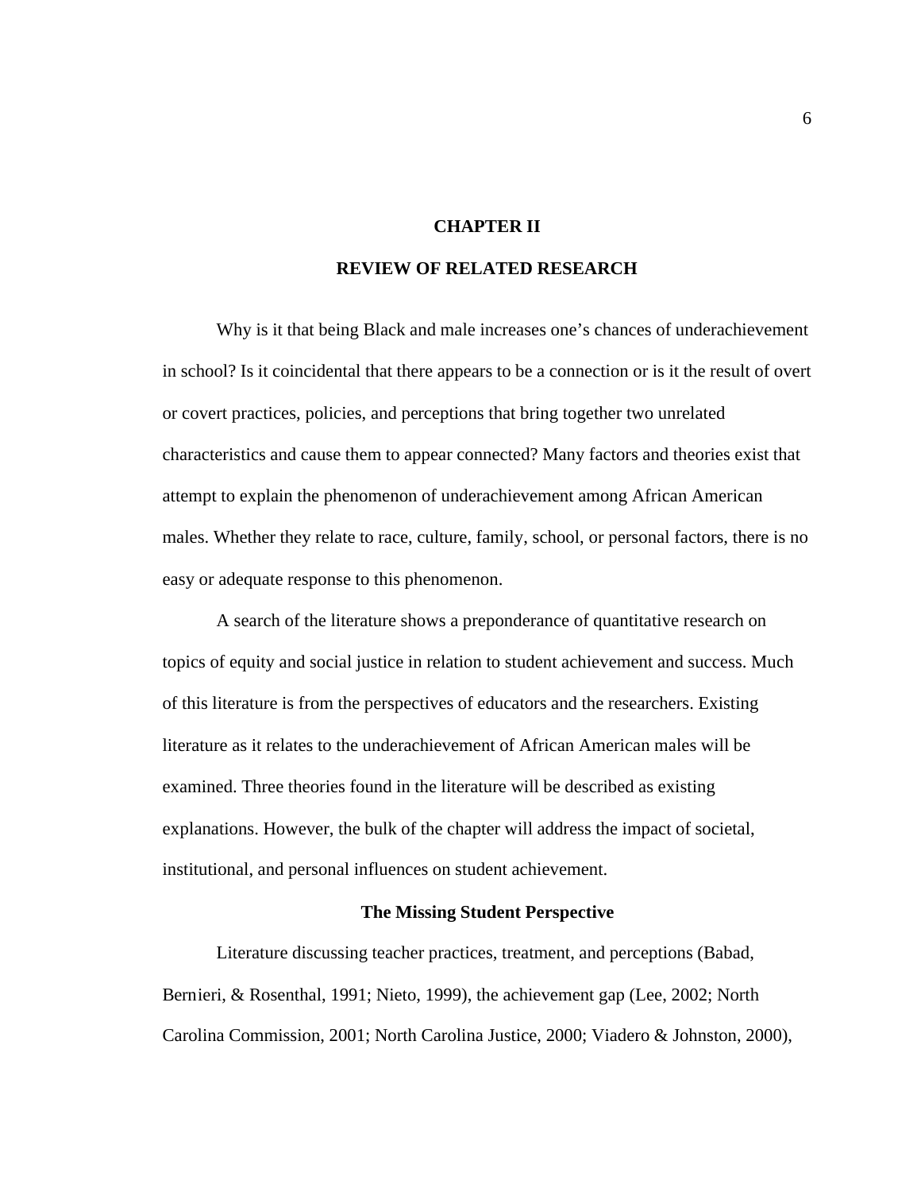# CHAPTER II

# REVIEW OF RELATED RESEARCH

Why is it that being Black and male increases one's chances of underachievement in school? Is it coincidental that there appears to be a connection or is it the result of overt or covert practices, policies, and perceptions that bring together two unrelated characteristics and cause them to appear connected? Many factors and theories exist that attempt to explain the phenomenon of underachievement among African American males. Whether they relate to race, culture, family, school, or personal factors, there is no easy or adequate response to this phenomenon.

A search of the literature shows a preponderance of quantitative research on topics of equity and social justice in relation to student achievement and success. Much of this literature is from the perspectives of educators and the researchers. Existing literature as it relates to the underachievement of African American males will be examined. Three theories found in the literature will be described as existing explanations. However, the bulk of the chapter will address the impact of societal, institutional, and personal influences on student achievement.

## The Missing Student Perspective

Literature discussing teacher practices, treatment, and perceptions (Babad, Bernieri, & Rosenthal, 1991; Nieto, 1999), the achievement gap (Lee, 2002; North Carolina Commission, 2001; North Carolina Justice, 2000; Viadero & Johnston, 2000),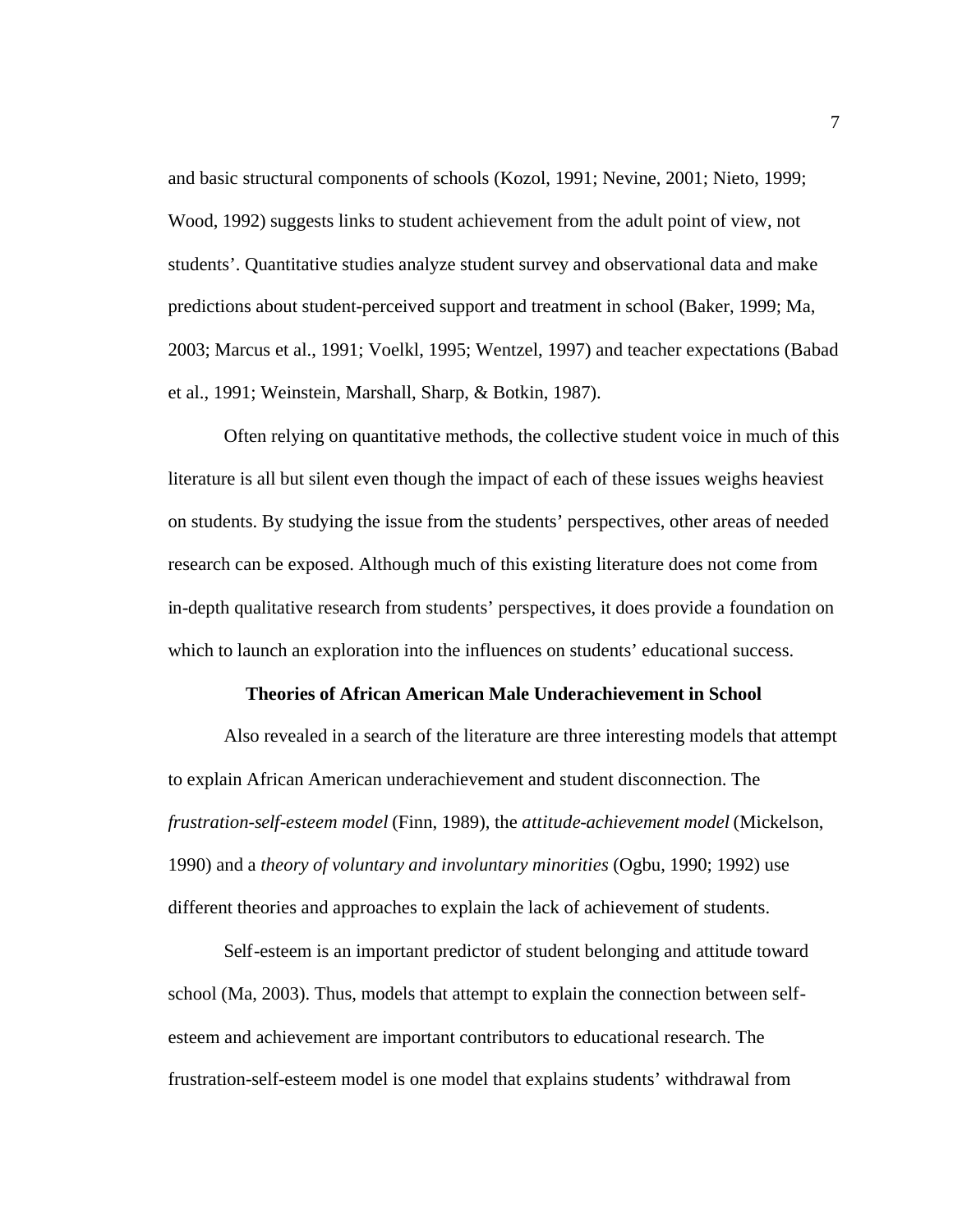and basic structural components of schools (Kozol, 1991; Nevine, 2001; Nieto, 1999; Wood, 1992) suggests links to student achievement from the adult point of view, not students'. Quantitative studies analyze student survey and observational data and make predictions about student-perceived support and treatment in school (Baker, 1999; Ma, 2003; Marcus et al., 1991; Voelkl, 1995; Wentzel, 1997) and teacher expectations (Babad et al., 1991; Weinstein, Marshall, Sharp, & Botkin, 1987).

Often relying on quantitative methods, the collective student voice in much of this literature is all but silent even though the impact of each of these issues weighs heaviest on students. By studying the issue from the students' perspectives, other areas of needed research can be exposed. Although much of this existing literature does not come from in-depth qualitative research from students' perspectives, it does provide a foundation on which to launch an exploration into the influences on students' educational success.

## Theories of African American Male Underachievement in School

Also revealed in a search of the literature are three interesting models that attempt to explain African American underachievement and student disconnection. The *frustration-self-esteem model* (Finn, 1989), the *attitude-achievement model* (Mickelson, 1990) and a *theory of voluntary and involuntary minorities* (Ogbu, 1990; 1992) use different theories and approaches to explain the lack of achievement of students.

Self-esteem is an important predictor of student belonging and attitude toward school (Ma, 2003). Thus, models that attempt to explain the connection between self-esteem and achievement are important contributors to educational research. The frustration-self-esteem model is one model that explains students' withdrawal from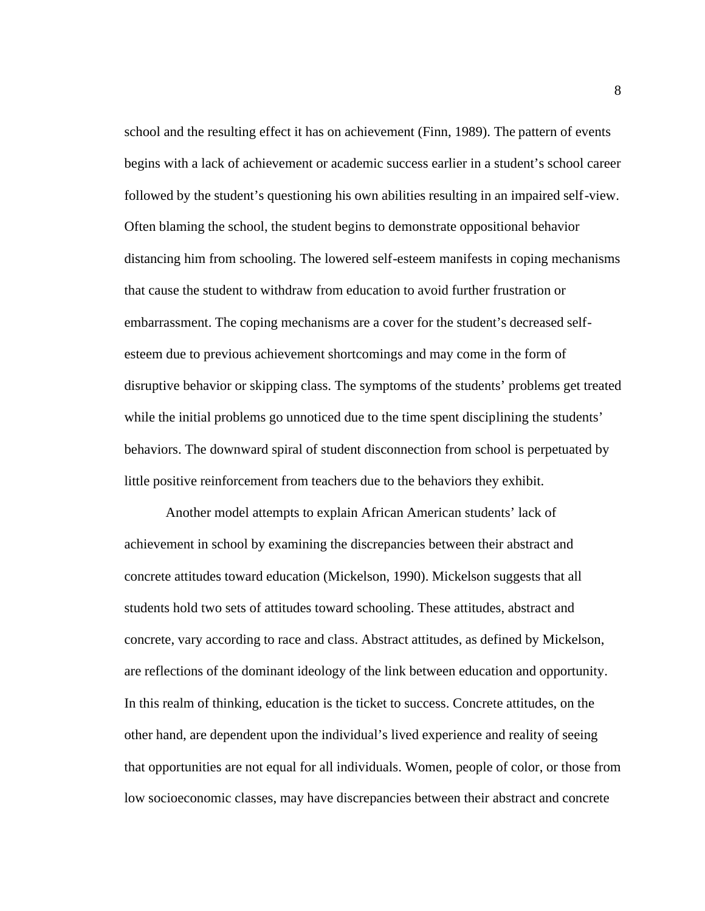school and the resulting effect it has on achievement (Finn, 1989). The pattern of events begins with a lack of achievement or academic success earlier in a student's school career followed by the student's questioning his own abilities resulting in an impaired self-view. Often blaming the school, the student begins to demonstrate oppositional behavior distancing him from schooling. The lowered self-esteem manifests in coping mechanisms that cause the student to withdraw from education to avoid further frustration or embarrassment. The coping mechanisms are a cover for the student's decreased self-esteem due to previous achievement shortcomings and may come in the form of disruptive behavior or skipping class. The symptoms of the students' problems get treated while the initial problems go unnoticed due to the time spent disciplining the students' behaviors. The downward spiral of student disconnection from school is perpetuated by little positive reinforcement from teachers due to the behaviors they exhibit.

Another model attempts to explain African American students' lack of achievement in school by examining the discrepancies between their abstract and concrete attitudes toward education (Mickelson, 1990). Mickelson suggests that all students hold two sets of attitudes toward schooling. These attitudes, abstract and concrete, vary according to race and class. Abstract attitudes, as defined by Mickelson, are reflections of the dominant ideology of the link between education and opportunity. In this realm of thinking, education is the ticket to success. Concrete attitudes, on the other hand, are dependent upon the individual's lived experience and reality of seeing that opportunities are not equal for all individuals. Women, people of color, or those from low socioeconomic classes, may have discrepancies between their abstract and concrete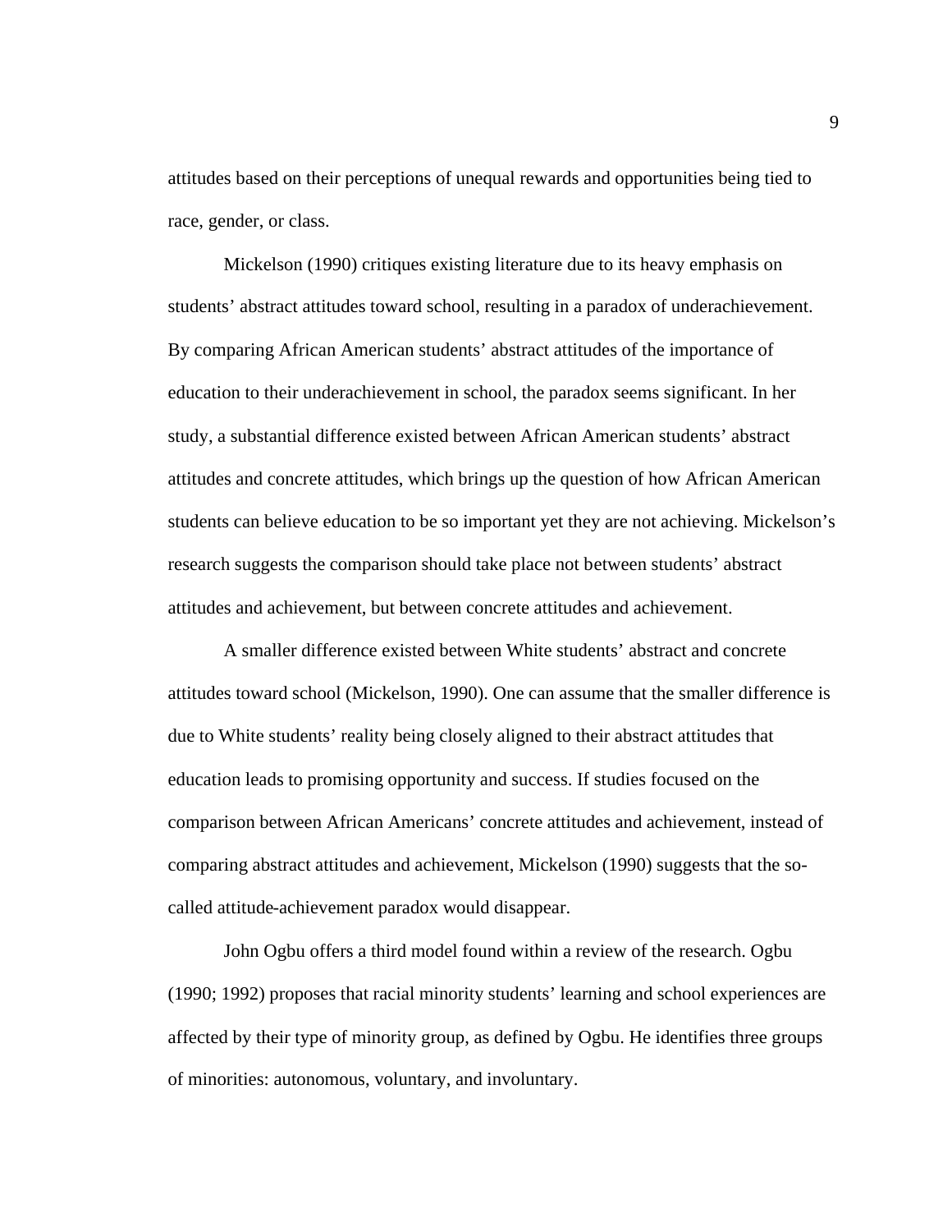attitudes based on their perceptions of unequal rewards and opportunities being tied to race, gender, or class.

Mickelson (1990) critiques existing literature due to its heavy emphasis on students' abstract attitudes toward school, resulting in a paradox of underachievement. By comparing African American students' abstract attitudes of the importance of education to their underachievement in school, the paradox seems significant. In her study, a substantial difference existed between African American students' abstract attitudes and concrete attitudes, which brings up the question of how African American students can believe education to be so important yet they are not achieving. Mickelson's research suggests the comparison should take place not between students' abstract attitudes and achievement, but between concrete attitudes and achievement.

A smaller difference existed between White students' abstract and concrete attitudes toward school (Mickelson, 1990). One can assume that the smaller difference is due to White students' reality being closely aligned to their abstract attitudes that education leads to promising opportunity and success. If studies focused on the comparison between African Americans' concrete attitudes and achievement, instead of comparing abstract attitudes and achievement, Mickelson (1990) suggests that the so-called attitude-achievement paradox would disappear.

John Ogbu offers a third model found within a review of the research. Ogbu (1990; 1992) proposes that racial minority students' learning and school experiences are affected by their type of minority group, as defined by Ogbu. He identifies three groups of minorities: autonomous, voluntary, and involuntary.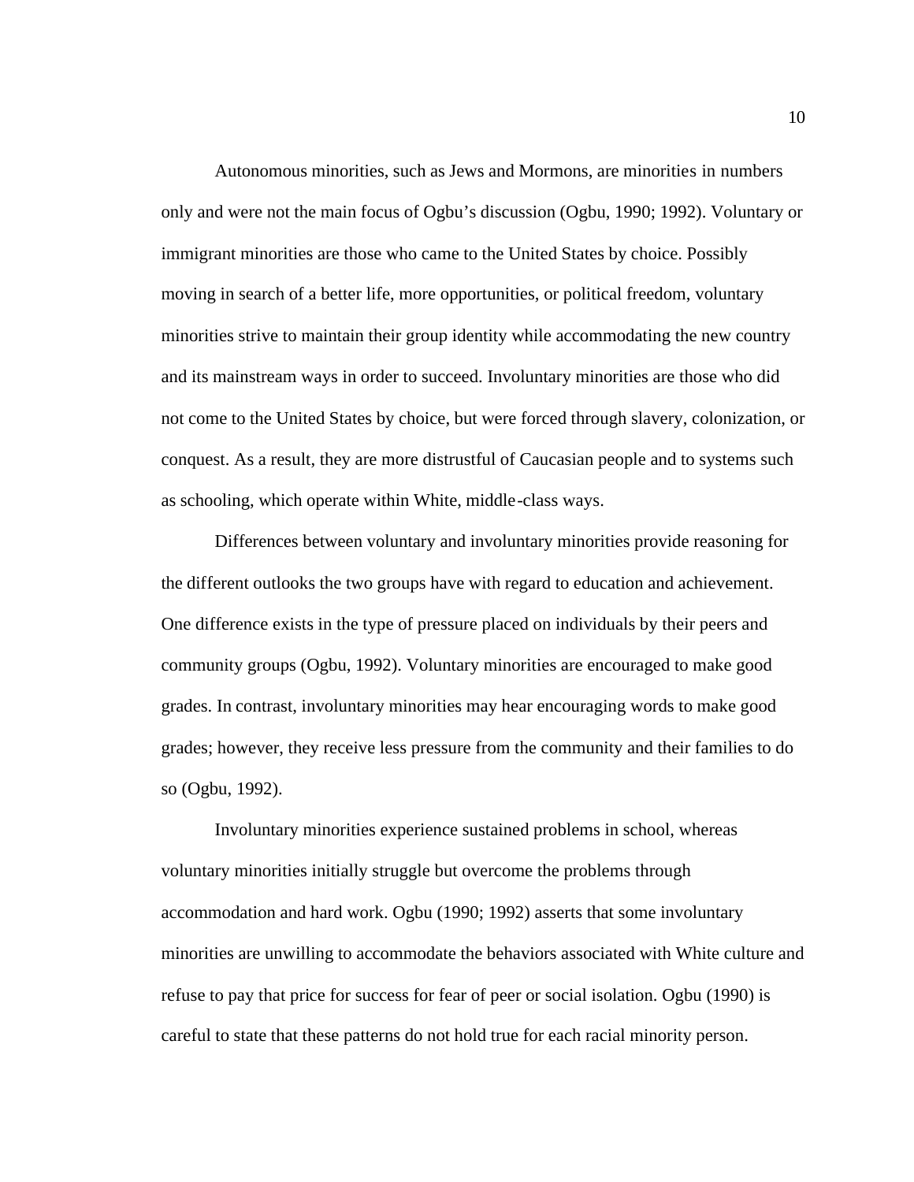Autonomous minorities, such as Jews and Mormons, are minorities in numbers only and were not the main focus of Ogbu’s discussion (Ogbu, 1990; 1992). Voluntary or immigrant minorities are those who came to the United States by choice. Possibly moving in search of a better life, more opportunities, or political freedom, voluntary minorities strive to maintain their group identity while accommodating the new country and its mainstream ways in order to succeed. Involuntary minorities are those who did not come to the United States by choice, but were forced through slavery, colonization, or conquest. As a result, they are more distrustful of Caucasian people and to systems such as schooling, which operate within White, middle-class ways.

Differences between voluntary and involuntary minorities provide reasoning for the different outlooks the two groups have with regard to education and achievement. One difference exists in the type of pressure placed on individuals by their peers and community groups (Ogbu, 1992). Voluntary minorities are encouraged to make good grades. In contrast, involuntary minorities may hear encouraging words to make good grades; however, they receive less pressure from the community and their families to do so (Ogbu, 1992).

Involuntary minorities experience sustained problems in school, whereas voluntary minorities initially struggle but overcome the problems through accommodation and hard work. Ogbu (1990; 1992) asserts that some involuntary minorities are unwilling to accommodate the behaviors associated with White culture and refuse to pay that price for success for fear of peer or social isolation. Ogbu (1990) is careful to state that these patterns do not hold true for each racial minority person.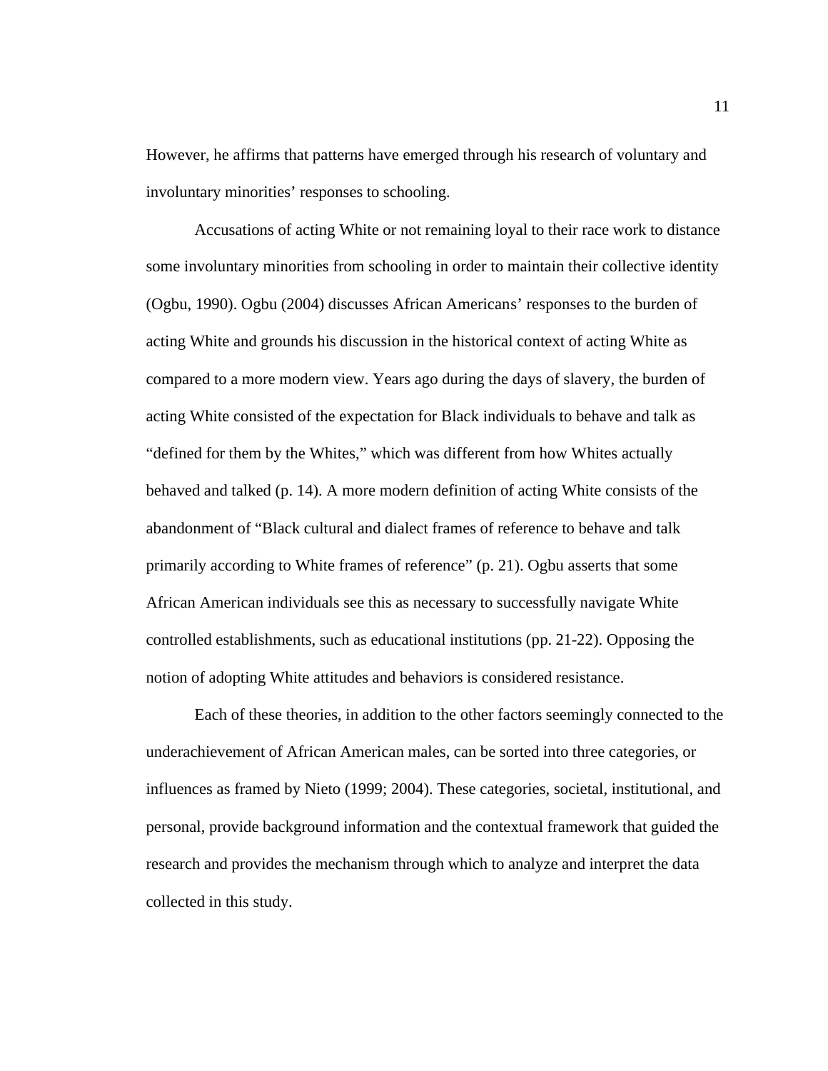However, he affirms that patterns have emerged through his research of voluntary and involuntary minorities' responses to schooling.

Accusations of acting White or not remaining loyal to their race work to distance some involuntary minorities from schooling in order to maintain their collective identity (Ogbu, 1990). Ogbu (2004) discusses African Americans' responses to the burden of acting White and grounds his discussion in the historical context of acting White as compared to a more modern view. Years ago during the days of slavery, the burden of acting White consisted of the expectation for Black individuals to behave and talk as "defined for them by the Whites," which was different from how Whites actually behaved and talked (p. 14). A more modern definition of acting White consists of the abandonment of "Black cultural and dialect frames of reference to behave and talk primarily according to White frames of reference" (p. 21). Ogbu asserts that some African American individuals see this as necessary to successfully navigate White controlled establishments, such as educational institutions (pp. 21-22). Opposing the notion of adopting White attitudes and behaviors is considered resistance.

Each of these theories, in addition to the other factors seemingly connected to the underachievement of African American males, can be sorted into three categories, or influences as framed by Nieto (1999; 2004). These categories, societal, institutional, and personal, provide background information and the contextual framework that guided the research and provides the mechanism through which to analyze and interpret the data collected in this study.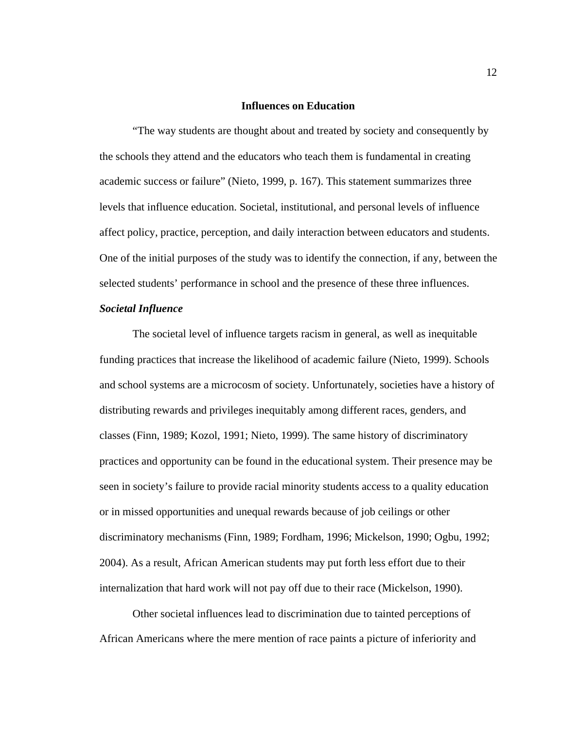## Influences on Education

"The way students are thought about and treated by society and consequently by the schools they attend and the educators who teach them is fundamental in creating academic success or failure" (Nieto, 1999, p. 167). This statement summarizes three levels that influence education. Societal, institutional, and personal levels of influence affect policy, practice, perception, and daily interaction between educators and students. One of the initial purposes of the study was to identify the connection, if any, between the selected students' performance in school and the presence of these three influences.

### *Societal Influence*

The societal level of influence targets racism in general, as well as inequitable funding practices that increase the likelihood of academic failure (Nieto, 1999). Schools and school systems are a microcosm of society. Unfortunately, societies have a history of distributing rewards and privileges inequitably among different races, genders, and classes (Finn, 1989; Kozol, 1991; Nieto, 1999). The same history of discriminatory practices and opportunity can be found in the educational system. Their presence may be seen in society's failure to provide racial minority students access to a quality education or in missed opportunities and unequal rewards because of job ceilings or other discriminatory mechanisms (Finn, 1989; Fordham, 1996; Mickelson, 1990; Ogbu, 1992; 2004). As a result, African American students may put forth less effort due to their internalization that hard work will not pay off due to their race (Mickelson, 1990).

Other societal influences lead to discrimination due to tainted perceptions of African Americans where the mere mention of race paints a picture of inferiority and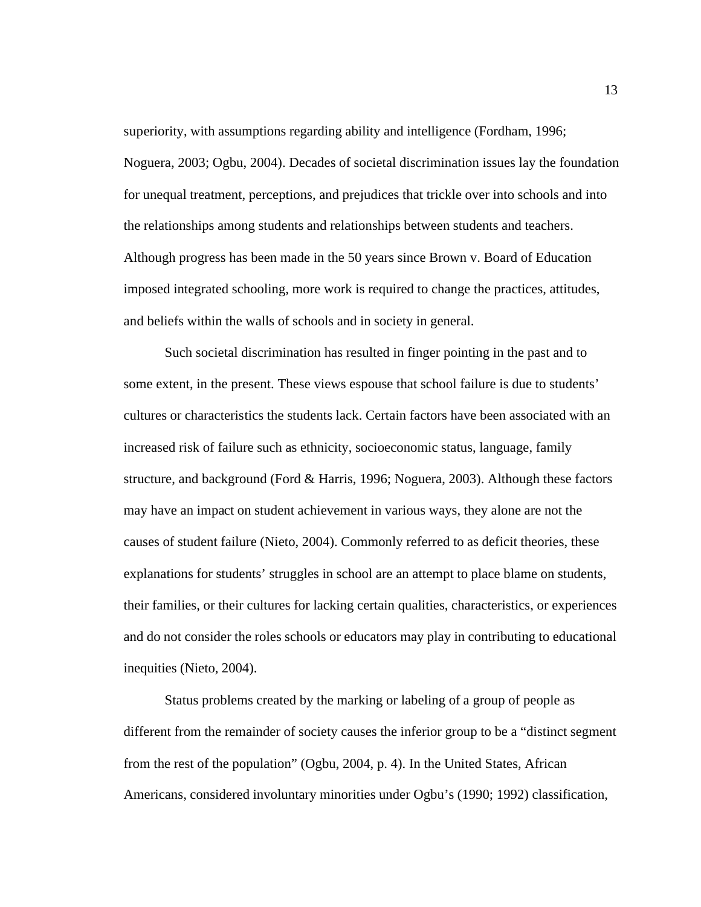superiority, with assumptions regarding ability and intelligence (Fordham, 1996; Noguera, 2003; Ogbu, 2004). Decades of societal discrimination issues lay the foundation for unequal treatment, perceptions, and prejudices that trickle over into schools and into the relationships among students and relationships between students and teachers. Although progress has been made in the 50 years since Brown v. Board of Education imposed integrated schooling, more work is required to change the practices, attitudes, and beliefs within the walls of schools and in society in general.

Such societal discrimination has resulted in finger pointing in the past and to some extent, in the present. These views espouse that school failure is due to students' cultures or characteristics the students lack. Certain factors have been associated with an increased risk of failure such as ethnicity, socioeconomic status, language, family structure, and background (Ford & Harris, 1996; Noguera, 2003). Although these factors may have an impact on student achievement in various ways, they alone are not the causes of student failure (Nieto, 2004). Commonly referred to as deficit theories, these explanations for students' struggles in school are an attempt to place blame on students, their families, or their cultures for lacking certain qualities, characteristics, or experiences and do not consider the roles schools or educators may play in contributing to educational inequities (Nieto, 2004).

Status problems created by the marking or labeling of a group of people as different from the remainder of society causes the inferior group to be a "distinct segment from the rest of the population" (Ogbu, 2004, p. 4). In the United States, African Americans, considered involuntary minorities under Ogbu's (1990; 1992) classification,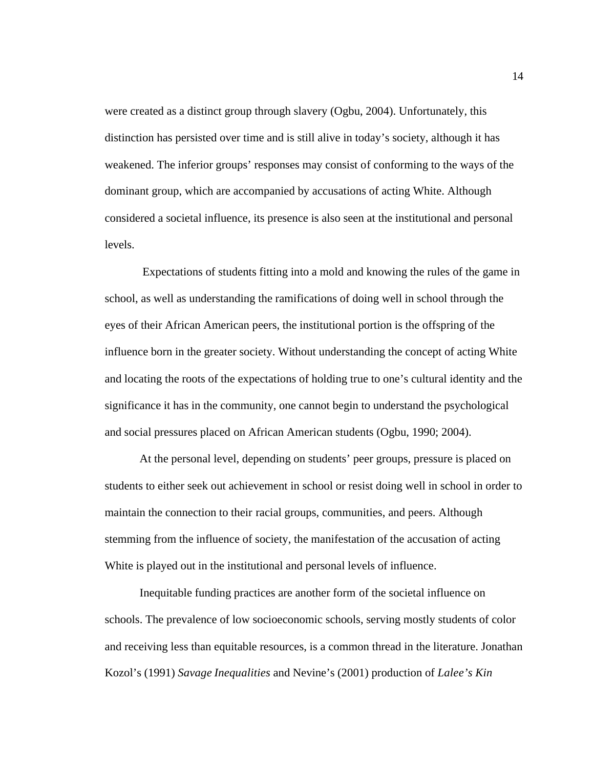were created as a distinct group through slavery (Ogbu, 2004). Unfortunately, this distinction has persisted over time and is still alive in today's society, although it has weakened. The inferior groups' responses may consist of conforming to the ways of the dominant group, which are accompanied by accusations of acting White. Although considered a societal influence, its presence is also seen at the institutional and personal levels.

Expectations of students fitting into a mold and knowing the rules of the game in school, as well as understanding the ramifications of doing well in school through the eyes of their African American peers, the institutional portion is the offspring of the influence born in the greater society. Without understanding the concept of acting White and locating the roots of the expectations of holding true to one's cultural identity and the significance it has in the community, one cannot begin to understand the psychological and social pressures placed on African American students (Ogbu, 1990; 2004).

At the personal level, depending on students' peer groups, pressure is placed on students to either seek out achievement in school or resist doing well in school in order to maintain the connection to their racial groups, communities, and peers. Although stemming from the influence of society, the manifestation of the accusation of acting White is played out in the institutional and personal levels of influence.

Inequitable funding practices are another form of the societal influence on schools. The prevalence of low socioeconomic schools, serving mostly students of color and receiving less than equitable resources, is a common thread in the literature. Jonathan Kozol's (1991) *Savage Inequalities* and Nevine's (2001) production of *Lalee's Kin*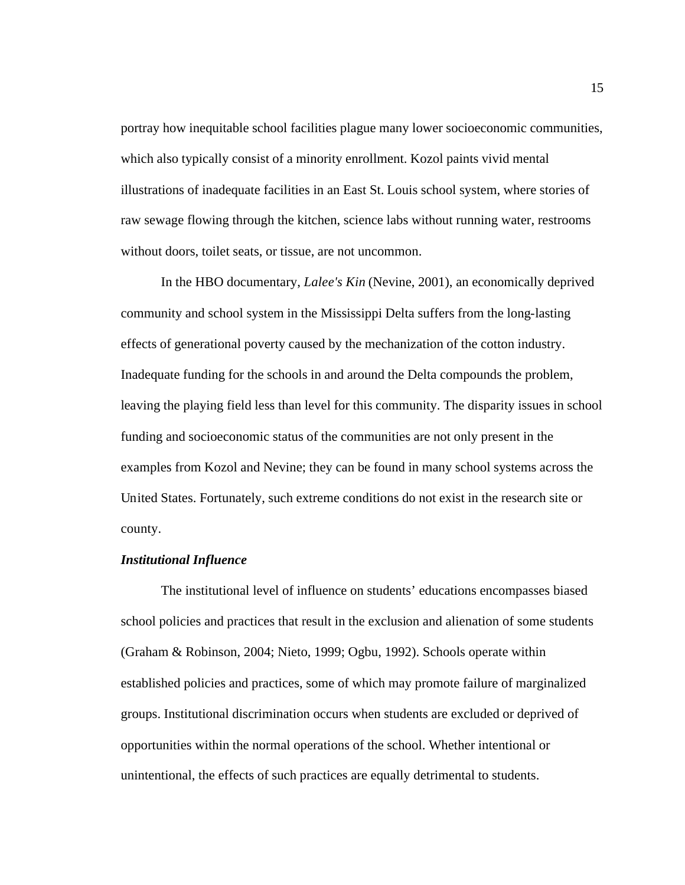portray how inequitable school facilities plague many lower socioeconomic communities, which also typically consist of a minority enrollment. Kozol paints vivid mental illustrations of inadequate facilities in an East St. Louis school system, where stories of raw sewage flowing through the kitchen, science labs without running water, restrooms without doors, toilet seats, or tissue, are not uncommon.

In the HBO documentary, *Lalee's Kin* (Nevine, 2001), an economically deprived community and school system in the Mississippi Delta suffers from the long-lasting effects of generational poverty caused by the mechanization of the cotton industry. Inadequate funding for the schools in and around the Delta compounds the problem, leaving the playing field less than level for this community. The disparity issues in school funding and socioeconomic status of the communities are not only present in the examples from Kozol and Nevine; they can be found in many school systems across the United States. Fortunately, such extreme conditions do not exist in the research site or county.

### ***Institutional Influence***

The institutional level of influence on students' educations encompasses biased school policies and practices that result in the exclusion and alienation of some students (Graham & Robinson, 2004; Nieto, 1999; Ogbu, 1992). Schools operate within established policies and practices, some of which may promote failure of marginalized groups. Institutional discrimination occurs when students are excluded or deprived of opportunities within the normal operations of the school. Whether intentional or unintentional, the effects of such practices are equally detrimental to students.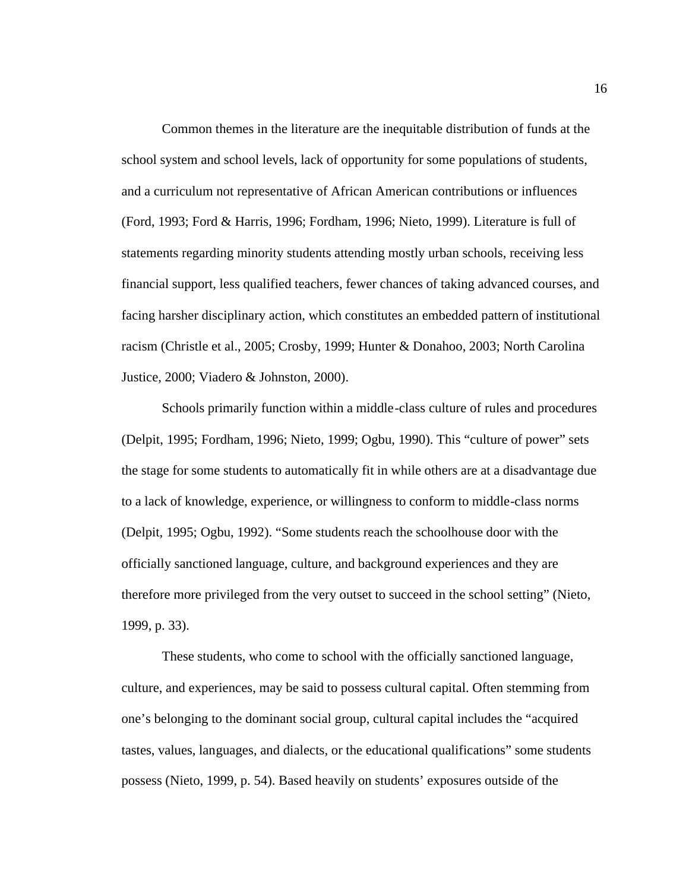Common themes in the literature are the inequitable distribution of funds at the school system and school levels, lack of opportunity for some populations of students, and a curriculum not representative of African American contributions or influences (Ford, 1993; Ford & Harris, 1996; Fordham, 1996; Nieto, 1999). Literature is full of statements regarding minority students attending mostly urban schools, receiving less financial support, less qualified teachers, fewer chances of taking advanced courses, and facing harsher disciplinary action, which constitutes an embedded pattern of institutional racism (Christle et al., 2005; Crosby, 1999; Hunter & Donahoo, 2003; North Carolina Justice, 2000; Viadero & Johnston, 2000).

Schools primarily function within a middle-class culture of rules and procedures (Delpit, 1995; Fordham, 1996; Nieto, 1999; Ogbu, 1990). This "culture of power" sets the stage for some students to automatically fit in while others are at a disadvantage due to a lack of knowledge, experience, or willingness to conform to middle-class norms (Delpit, 1995; Ogbu, 1992). "Some students reach the schoolhouse door with the officially sanctioned language, culture, and background experiences and they are therefore more privileged from the very outset to succeed in the school setting" (Nieto, 1999, p. 33).

These students, who come to school with the officially sanctioned language, culture, and experiences, may be said to possess cultural capital. Often stemming from one's belonging to the dominant social group, cultural capital includes the "acquired tastes, values, languages, and dialects, or the educational qualifications" some students possess (Nieto, 1999, p. 54). Based heavily on students' exposures outside of the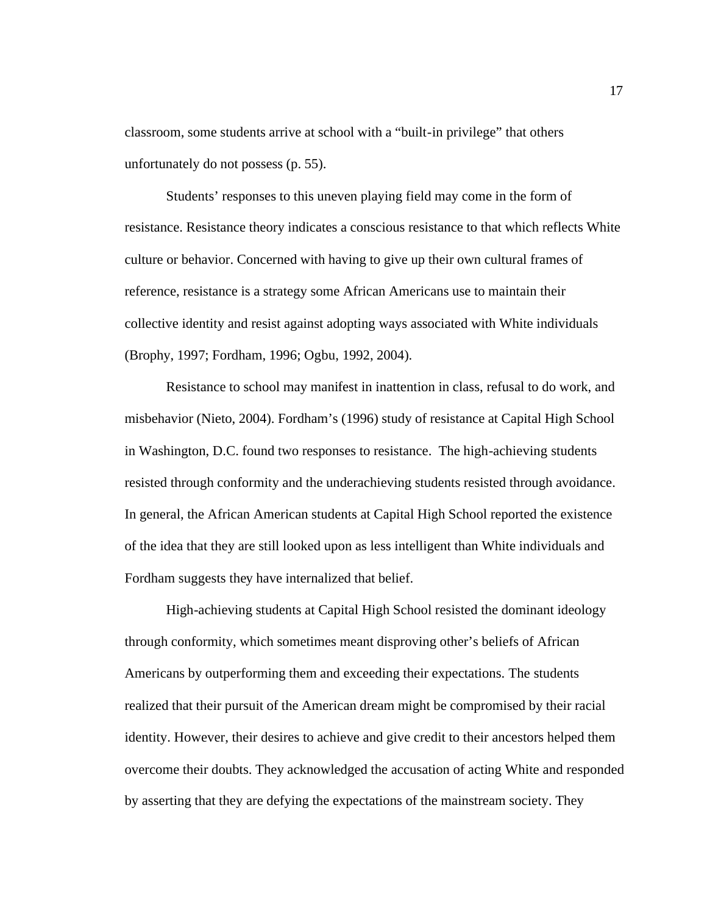classroom, some students arrive at school with a "built-in privilege" that others unfortunately do not possess (p. 55).

Students' responses to this uneven playing field may come in the form of resistance. Resistance theory indicates a conscious resistance to that which reflects White culture or behavior. Concerned with having to give up their own cultural frames of reference, resistance is a strategy some African Americans use to maintain their collective identity and resist against adopting ways associated with White individuals (Brophy, 1997; Fordham, 1996; Ogbu, 1992, 2004).

Resistance to school may manifest in inattention in class, refusal to do work, and misbehavior (Nieto, 2004). Fordham's (1996) study of resistance at Capital High School in Washington, D.C. found two responses to resistance.  The high-achieving students resisted through conformity and the underachieving students resisted through avoidance. In general, the African American students at Capital High School reported the existence of the idea that they are still looked upon as less intelligent than White individuals and Fordham suggests they have internalized that belief.

High-achieving students at Capital High School resisted the dominant ideology through conformity, which sometimes meant disproving other's beliefs of African Americans by outperforming them and exceeding their expectations. The students realized that their pursuit of the American dream might be compromised by their racial identity. However, their desires to achieve and give credit to their ancestors helped them overcome their doubts. They acknowledged the accusation of acting White and responded by asserting that they are defying the expectations of the mainstream society. They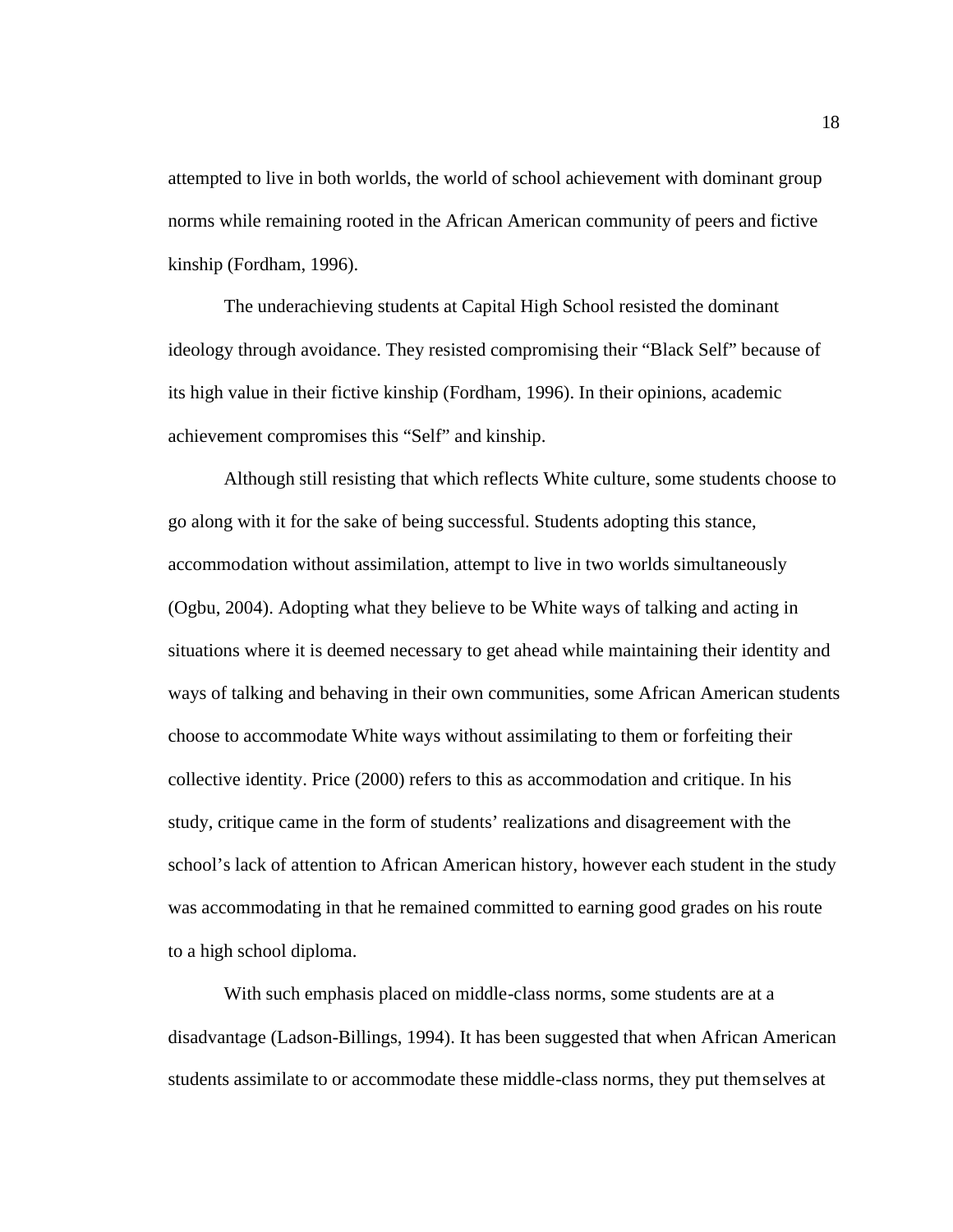attempted to live in both worlds, the world of school achievement with dominant group norms while remaining rooted in the African American community of peers and fictive kinship (Fordham, 1996).

The underachieving students at Capital High School resisted the dominant ideology through avoidance. They resisted compromising their "Black Self" because of its high value in their fictive kinship (Fordham, 1996). In their opinions, academic achievement compromises this "Self" and kinship.

Although still resisting that which reflects White culture, some students choose to go along with it for the sake of being successful. Students adopting this stance, accommodation without assimilation, attempt to live in two worlds simultaneously (Ogbu, 2004). Adopting what they believe to be White ways of talking and acting in situations where it is deemed necessary to get ahead while maintaining their identity and ways of talking and behaving in their own communities, some African American students choose to accommodate White ways without assimilating to them or forfeiting their collective identity. Price (2000) refers to this as accommodation and critique. In his study, critique came in the form of students' realizations and disagreement with the school's lack of attention to African American history, however each student in the study was accommodating in that he remained committed to earning good grades on his route to a high school diploma.

With such emphasis placed on middle-class norms, some students are at a disadvantage (Ladson-Billings, 1994). It has been suggested that when African American students assimilate to or accommodate these middle-class norms, they put themselves at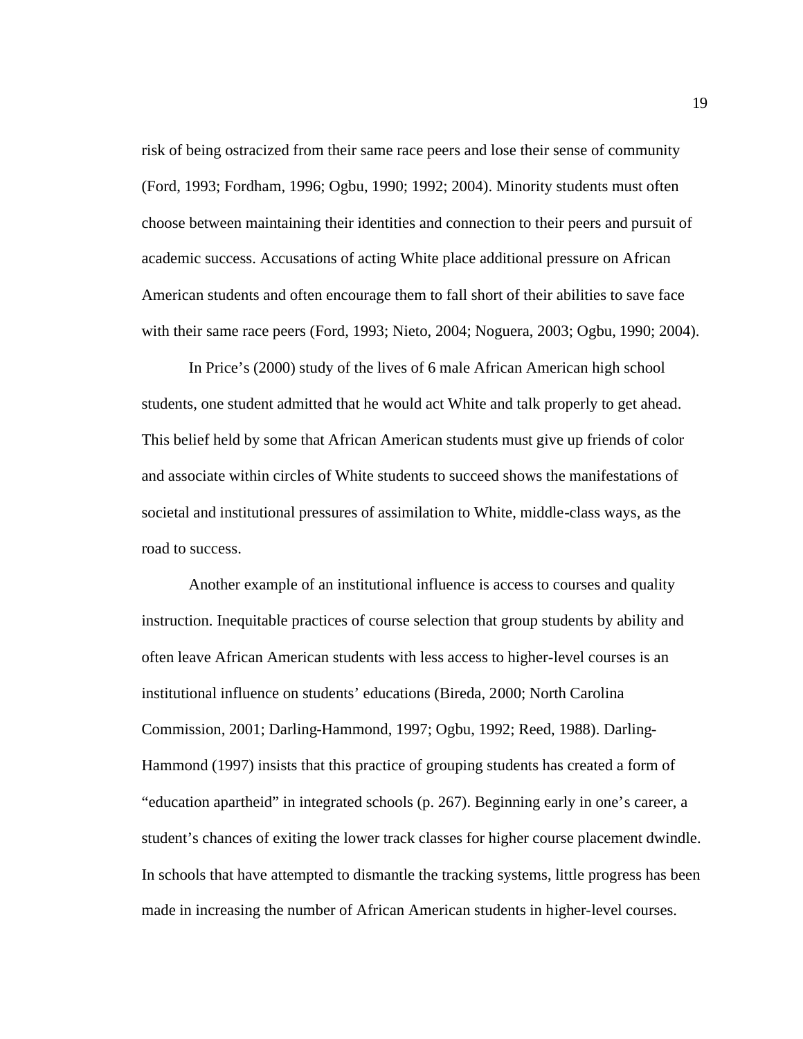risk of being ostracized from their same race peers and lose their sense of community (Ford, 1993; Fordham, 1996; Ogbu, 1990; 1992; 2004). Minority students must often choose between maintaining their identities and connection to their peers and pursuit of academic success. Accusations of acting White place additional pressure on African American students and often encourage them to fall short of their abilities to save face with their same race peers (Ford, 1993; Nieto, 2004; Noguera, 2003; Ogbu, 1990; 2004).

In Price's (2000) study of the lives of 6 male African American high school students, one student admitted that he would act White and talk properly to get ahead. This belief held by some that African American students must give up friends of color and associate within circles of White students to succeed shows the manifestations of societal and institutional pressures of assimilation to White, middle-class ways, as the road to success.

Another example of an institutional influence is access to courses and quality instruction. Inequitable practices of course selection that group students by ability and often leave African American students with less access to higher-level courses is an institutional influence on students' educations (Bireda, 2000; North Carolina Commission, 2001; Darling-Hammond, 1997; Ogbu, 1992; Reed, 1988). Darling-Hammond (1997) insists that this practice of grouping students has created a form of "education apartheid" in integrated schools (p. 267). Beginning early in one's career, a student's chances of exiting the lower track classes for higher course placement dwindle. In schools that have attempted to dismantle the tracking systems, little progress has been made in increasing the number of African American students in higher-level courses.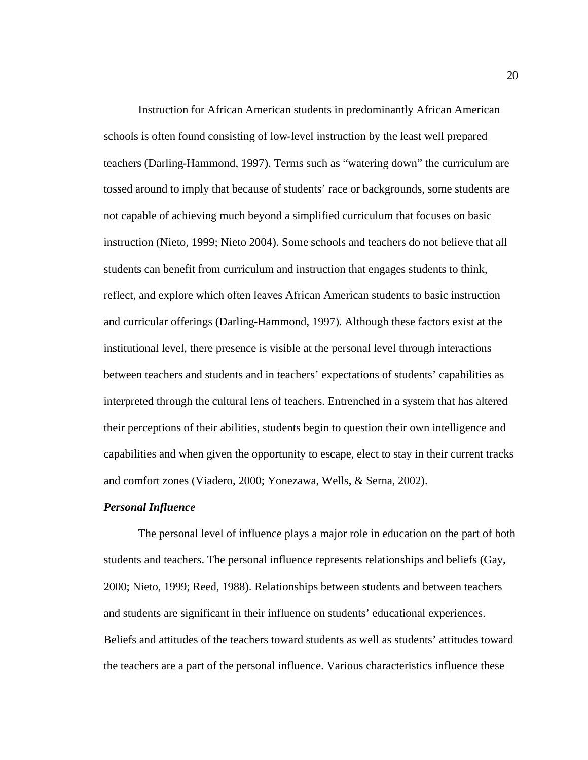Instruction for African American students in predominantly African American schools is often found consisting of low-level instruction by the least well prepared teachers (Darling-Hammond, 1997). Terms such as "watering down" the curriculum are tossed around to imply that because of students' race or backgrounds, some students are not capable of achieving much beyond a simplified curriculum that focuses on basic instruction (Nieto, 1999; Nieto 2004). Some schools and teachers do not believe that all students can benefit from curriculum and instruction that engages students to think, reflect, and explore which often leaves African American students to basic instruction and curricular offerings (Darling-Hammond, 1997). Although these factors exist at the institutional level, there presence is visible at the personal level through interactions between teachers and students and in teachers' expectations of students' capabilities as interpreted through the cultural lens of teachers. Entrenched in a system that has altered their perceptions of their abilities, students begin to question their own intelligence and capabilities and when given the opportunity to escape, elect to stay in their current tracks and comfort zones (Viadero, 2000; Yonezawa, Wells, & Serna, 2002).

***Personal Influence***

The personal level of influence plays a major role in education on the part of both students and teachers. The personal influence represents relationships and beliefs (Gay, 2000; Nieto, 1999; Reed, 1988). Relationships between students and between teachers and students are significant in their influence on students' educational experiences. Beliefs and attitudes of the teachers toward students as well as students' attitudes toward the teachers are a part of the personal influence. Various characteristics influence these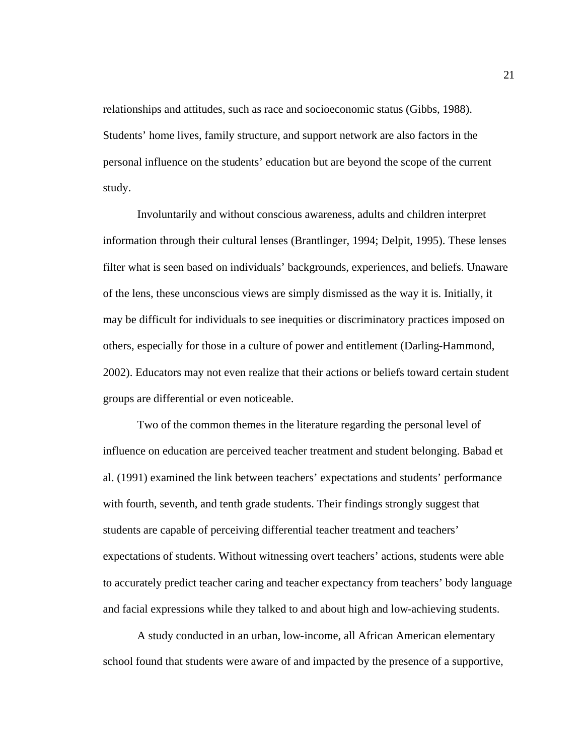relationships and attitudes, such as race and socioeconomic status (Gibbs, 1988). Students' home lives, family structure, and support network are also factors in the personal influence on the students' education but are beyond the scope of the current study.

Involuntarily and without conscious awareness, adults and children interpret information through their cultural lenses (Brantlinger, 1994; Delpit, 1995). These lenses filter what is seen based on individuals' backgrounds, experiences, and beliefs. Unaware of the lens, these unconscious views are simply dismissed as the way it is. Initially, it may be difficult for individuals to see inequities or discriminatory practices imposed on others, especially for those in a culture of power and entitlement (Darling-Hammond, 2002). Educators may not even realize that their actions or beliefs toward certain student groups are differential or even noticeable.

Two of the common themes in the literature regarding the personal level of influence on education are perceived teacher treatment and student belonging. Babad et al. (1991) examined the link between teachers' expectations and students' performance with fourth, seventh, and tenth grade students. Their findings strongly suggest that students are capable of perceiving differential teacher treatment and teachers' expectations of students. Without witnessing overt teachers' actions, students were able to accurately predict teacher caring and teacher expectancy from teachers' body language and facial expressions while they talked to and about high and low-achieving students.

A study conducted in an urban, low-income, all African American elementary school found that students were aware of and impacted by the presence of a supportive,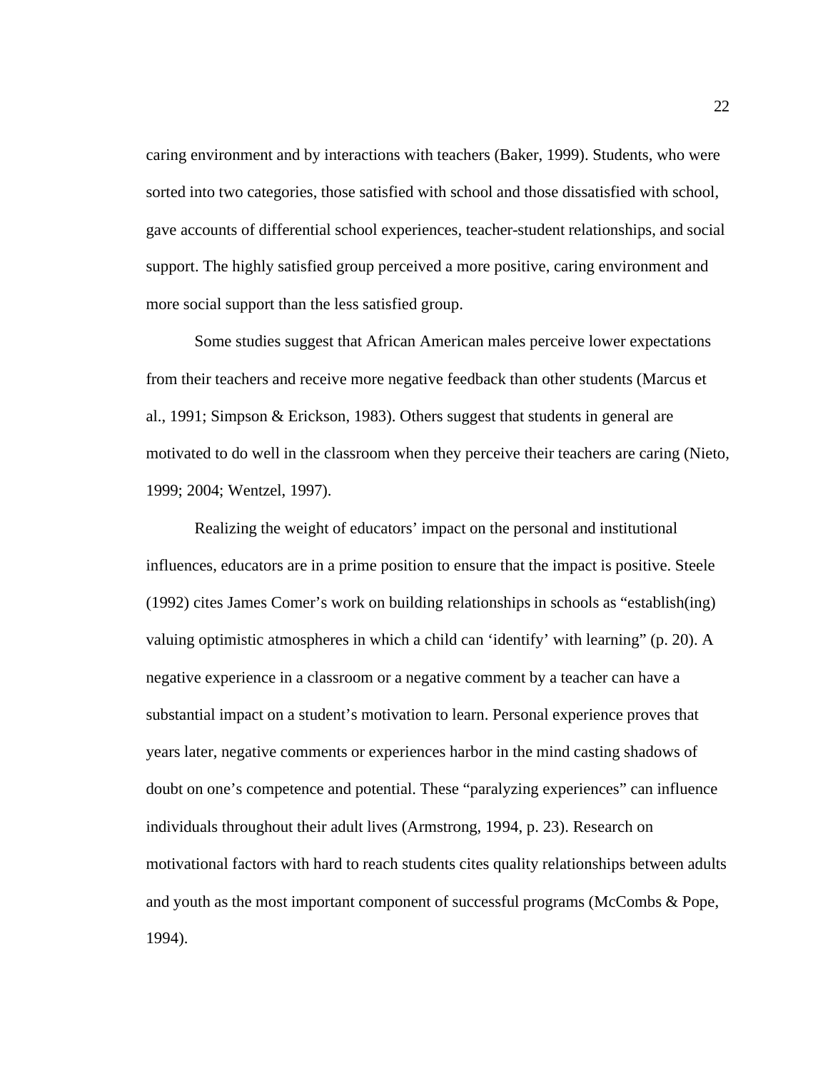caring environment and by interactions with teachers (Baker, 1999). Students, who were sorted into two categories, those satisfied with school and those dissatisfied with school, gave accounts of differential school experiences, teacher-student relationships, and social support. The highly satisfied group perceived a more positive, caring environment and more social support than the less satisfied group.

Some studies suggest that African American males perceive lower expectations from their teachers and receive more negative feedback than other students (Marcus et al., 1991; Simpson & Erickson, 1983). Others suggest that students in general are motivated to do well in the classroom when they perceive their teachers are caring (Nieto, 1999; 2004; Wentzel, 1997).

Realizing the weight of educators' impact on the personal and institutional influences, educators are in a prime position to ensure that the impact is positive. Steele (1992) cites James Comer's work on building relationships in schools as "establish(ing) valuing optimistic atmospheres in which a child can 'identify' with learning" (p. 20). A negative experience in a classroom or a negative comment by a teacher can have a substantial impact on a student's motivation to learn. Personal experience proves that years later, negative comments or experiences harbor in the mind casting shadows of doubt on one's competence and potential. These "paralyzing experiences" can influence individuals throughout their adult lives (Armstrong, 1994, p. 23). Research on motivational factors with hard to reach students cites quality relationships between adults and youth as the most important component of successful programs (McCombs & Pope, 1994).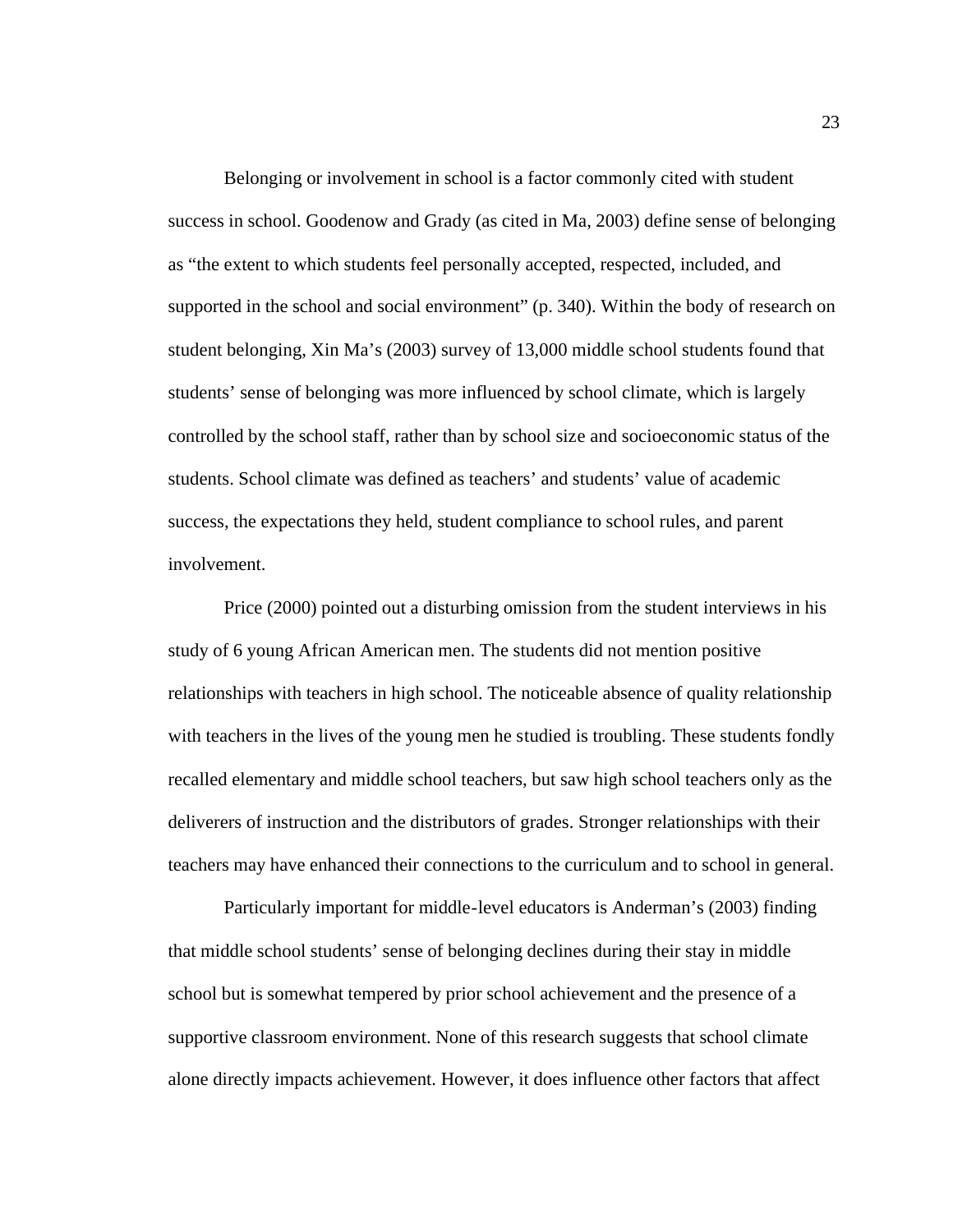Belonging or involvement in school is a factor commonly cited with student success in school. Goodenow and Grady (as cited in Ma, 2003) define sense of belonging as “the extent to which students feel personally accepted, respected, included, and supported in the school and social environment” (p. 340). Within the body of research on student belonging, Xin Ma’s (2003) survey of 13,000 middle school students found that students’ sense of belonging was more influenced by school climate, which is largely controlled by the school staff, rather than by school size and socioeconomic status of the students. School climate was defined as teachers’ and students’ value of academic success, the expectations they held, student compliance to school rules, and parent involvement.

Price (2000) pointed out a disturbing omission from the student interviews in his study of 6 young African American men. The students did not mention positive relationships with teachers in high school. The noticeable absence of quality relationship with teachers in the lives of the young men he studied is troubling. These students fondly recalled elementary and middle school teachers, but saw high school teachers only as the deliverers of instruction and the distributors of grades. Stronger relationships with their teachers may have enhanced their connections to the curriculum and to school in general.

Particularly important for middle-level educators is Anderman’s (2003) finding that middle school students’ sense of belonging declines during their stay in middle school but is somewhat tempered by prior school achievement and the presence of a supportive classroom environment. None of this research suggests that school climate alone directly impacts achievement. However, it does influence other factors that affect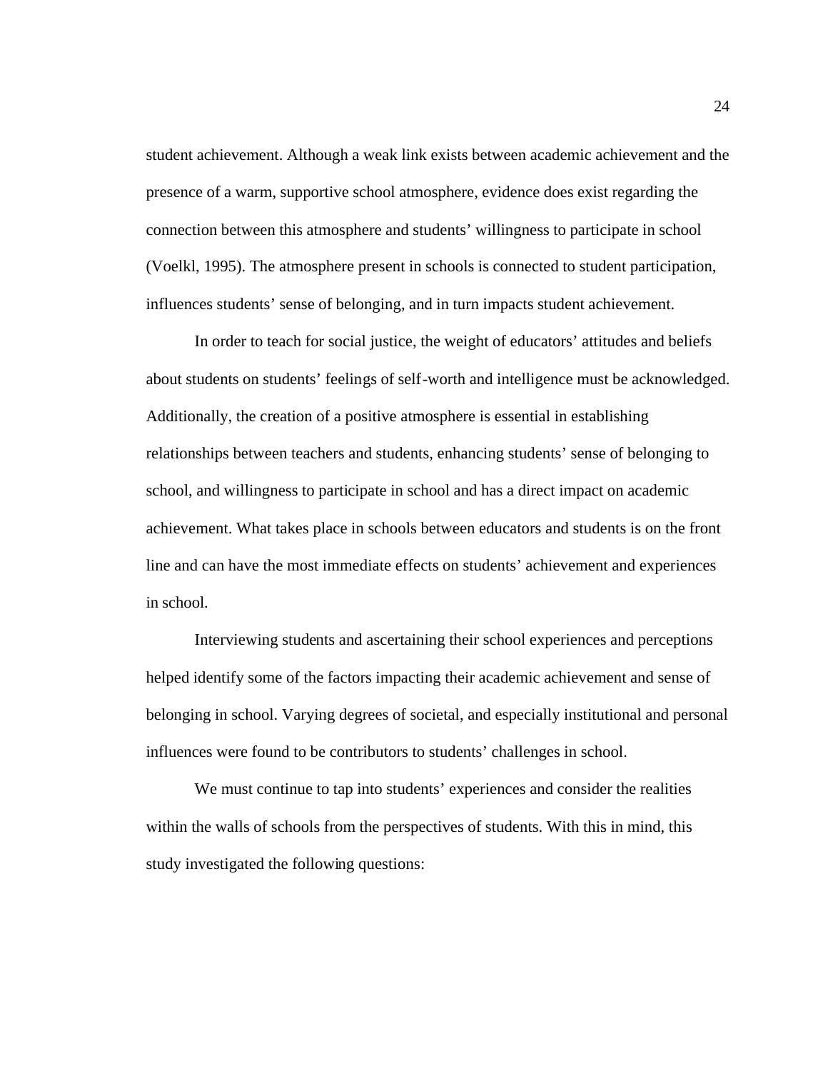student achievement. Although a weak link exists between academic achievement and the presence of a warm, supportive school atmosphere, evidence does exist regarding the connection between this atmosphere and students' willingness to participate in school (Voelkl, 1995). The atmosphere present in schools is connected to student participation, influences students' sense of belonging, and in turn impacts student achievement.

In order to teach for social justice, the weight of educators' attitudes and beliefs about students on students' feelings of self-worth and intelligence must be acknowledged. Additionally, the creation of a positive atmosphere is essential in establishing relationships between teachers and students, enhancing students' sense of belonging to school, and willingness to participate in school and has a direct impact on academic achievement. What takes place in schools between educators and students is on the front line and can have the most immediate effects on students' achievement and experiences in school.

Interviewing students and ascertaining their school experiences and perceptions helped identify some of the factors impacting their academic achievement and sense of belonging in school. Varying degrees of societal, and especially institutional and personal influences were found to be contributors to students' challenges in school.

We must continue to tap into students' experiences and consider the realities within the walls of schools from the perspectives of students. With this in mind, this study investigated the following questions: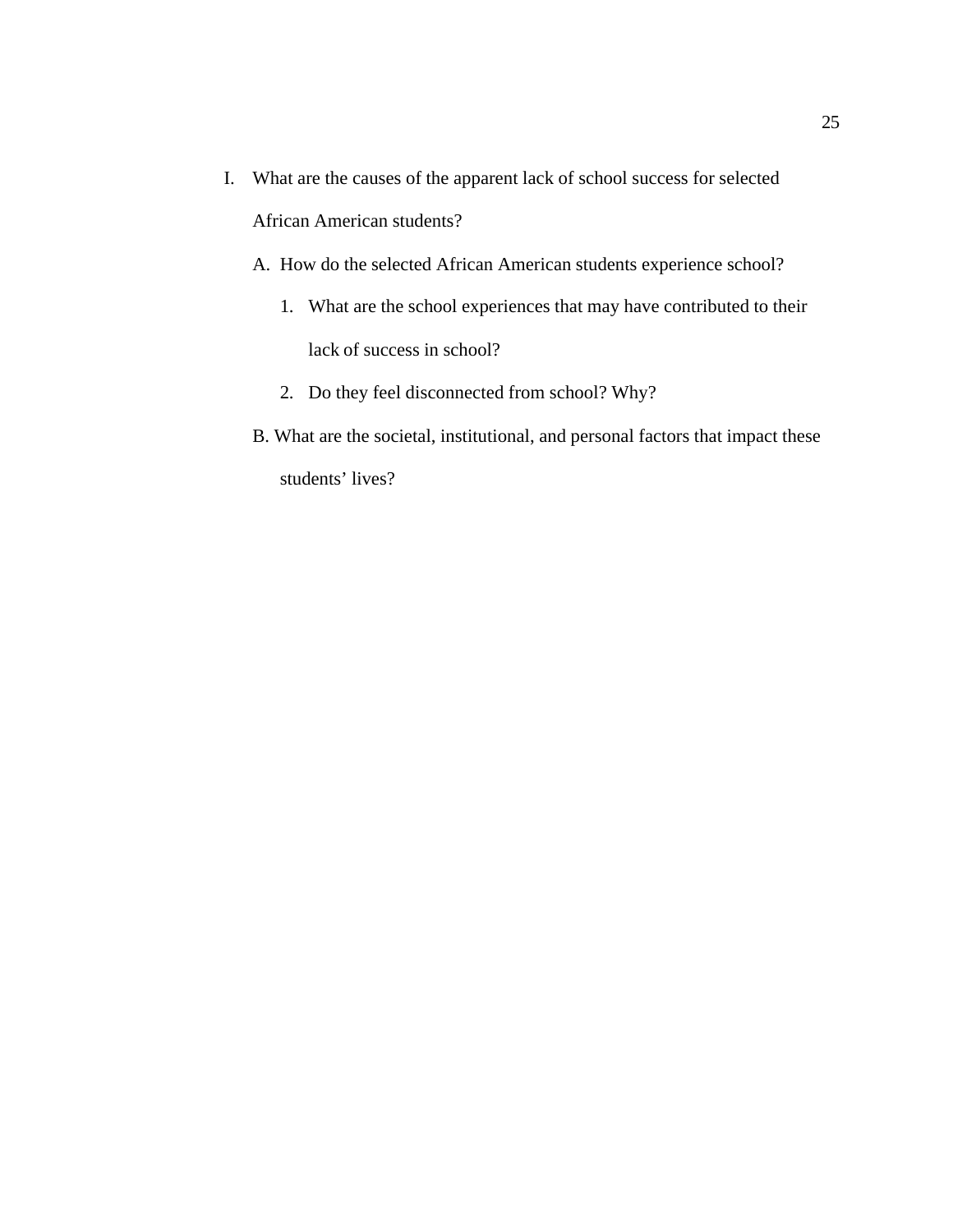I. What are the causes of the apparent lack of school success for selected African American students?

   A. How do the selected African American students experience school?

      1. What are the school experiences that may have contributed to their lack of success in school?

      2. Do they feel disconnected from school? Why?

   B. What are the societal, institutional, and personal factors that impact these students' lives?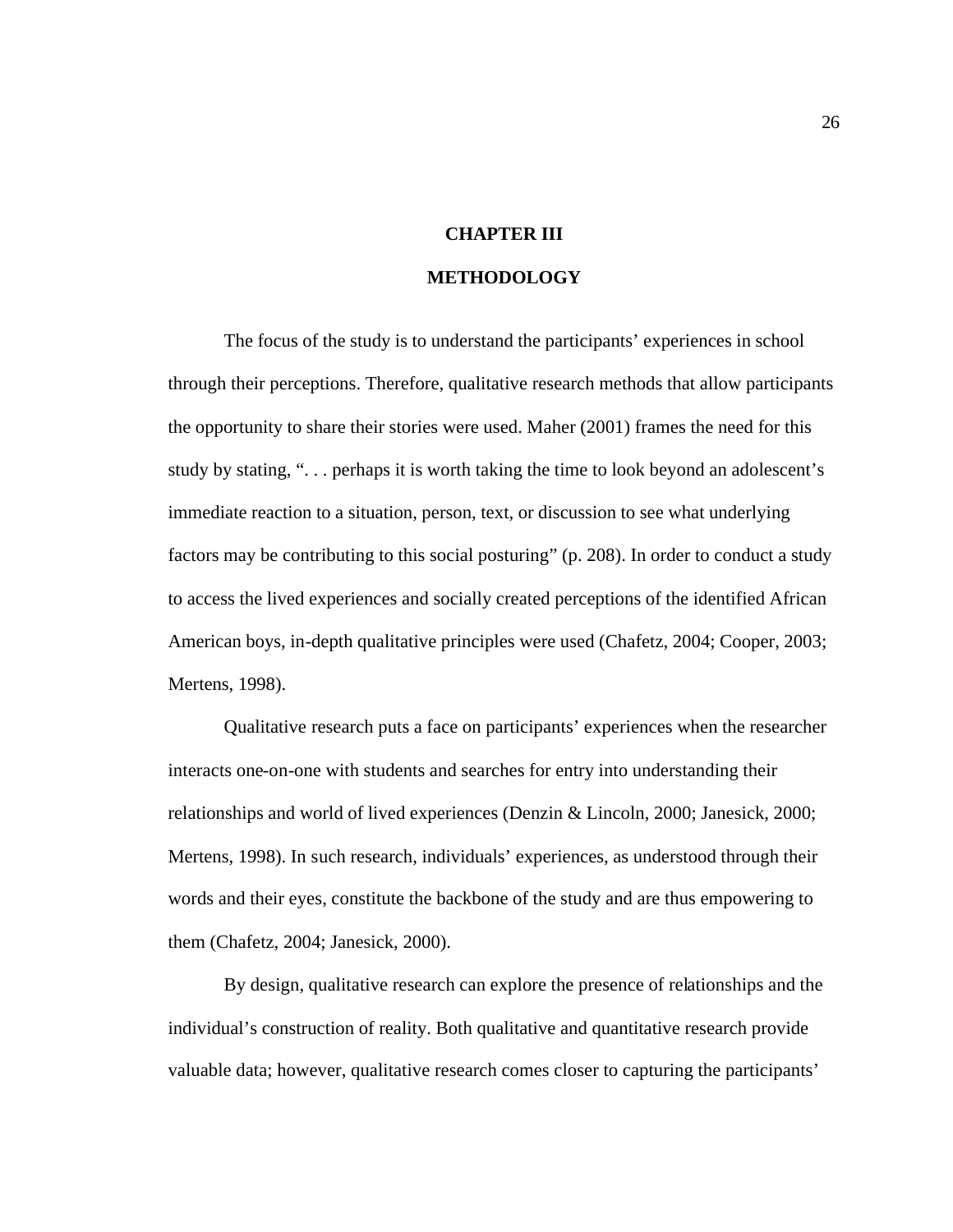# CHAPTER III

# METHODOLOGY

The focus of the study is to understand the participants' experiences in school through their perceptions. Therefore, qualitative research methods that allow participants the opportunity to share their stories were used. Maher (2001) frames the need for this study by stating, ". . . perhaps it is worth taking the time to look beyond an adolescent's immediate reaction to a situation, person, text, or discussion to see what underlying factors may be contributing to this social posturing" (p. 208). In order to conduct a study to access the lived experiences and socially created perceptions of the identified African American boys, in-depth qualitative principles were used (Chafetz, 2004; Cooper, 2003; Mertens, 1998).

Qualitative research puts a face on participants' experiences when the researcher interacts one-on-one with students and searches for entry into understanding their relationships and world of lived experiences (Denzin & Lincoln, 2000; Janesick, 2000; Mertens, 1998). In such research, individuals' experiences, as understood through their words and their eyes, constitute the backbone of the study and are thus empowering to them (Chafetz, 2004; Janesick, 2000).

By design, qualitative research can explore the presence of relationships and the individual's construction of reality. Both qualitative and quantitative research provide valuable data; however, qualitative research comes closer to capturing the participants'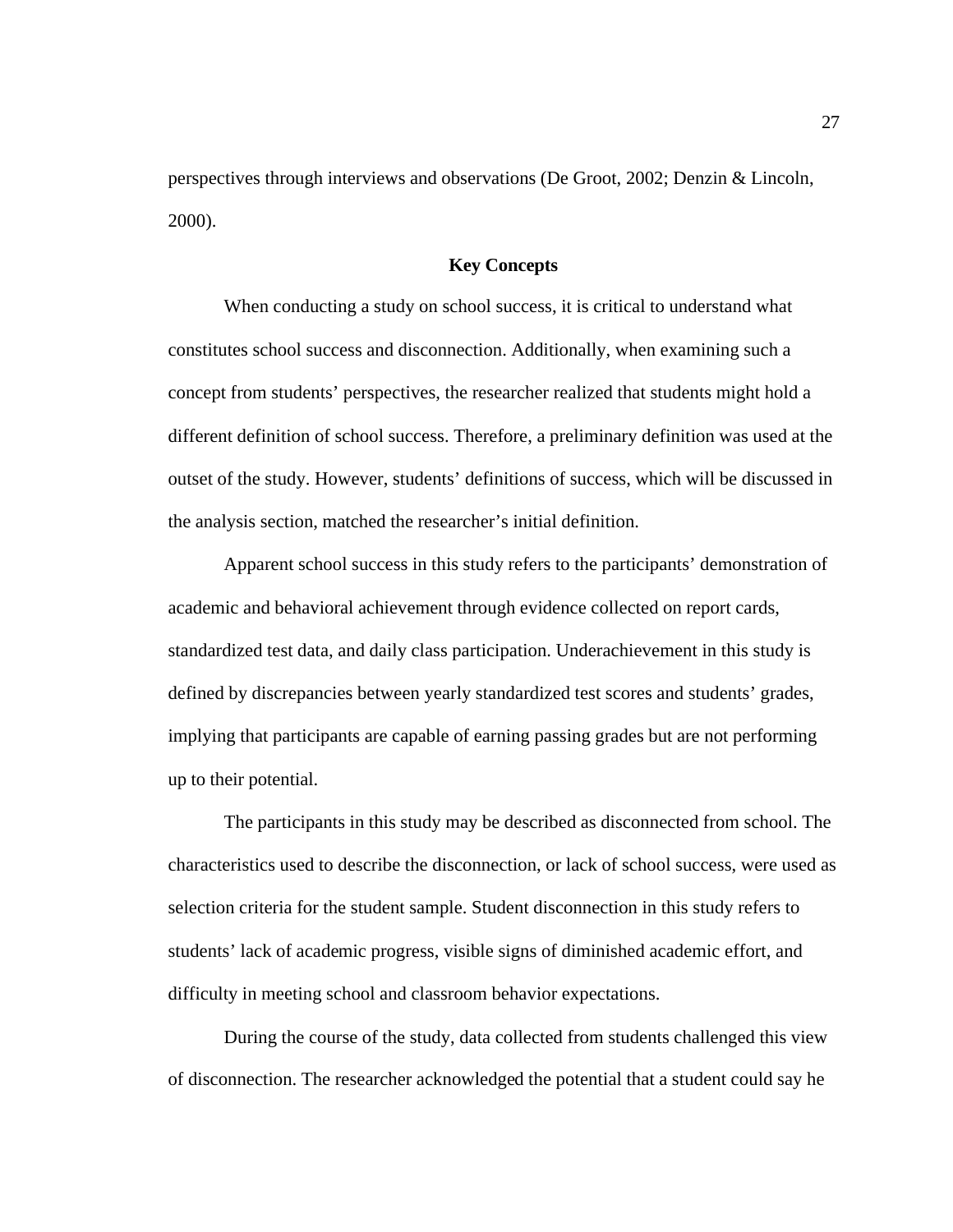perspectives through interviews and observations (De Groot, 2002; Denzin & Lincoln, 2000).

## Key Concepts

When conducting a study on school success, it is critical to understand what constitutes school success and disconnection. Additionally, when examining such a concept from students' perspectives, the researcher realized that students might hold a different definition of school success. Therefore, a preliminary definition was used at the outset of the study. However, students' definitions of success, which will be discussed in the analysis section, matched the researcher's initial definition.

Apparent school success in this study refers to the participants' demonstration of academic and behavioral achievement through evidence collected on report cards, standardized test data, and daily class participation. Underachievement in this study is defined by discrepancies between yearly standardized test scores and students' grades, implying that participants are capable of earning passing grades but are not performing up to their potential.

The participants in this study may be described as disconnected from school. The characteristics used to describe the disconnection, or lack of school success, were used as selection criteria for the student sample. Student disconnection in this study refers to students' lack of academic progress, visible signs of diminished academic effort, and difficulty in meeting school and classroom behavior expectations.

During the course of the study, data collected from students challenged this view of disconnection. The researcher acknowledged the potential that a student could say he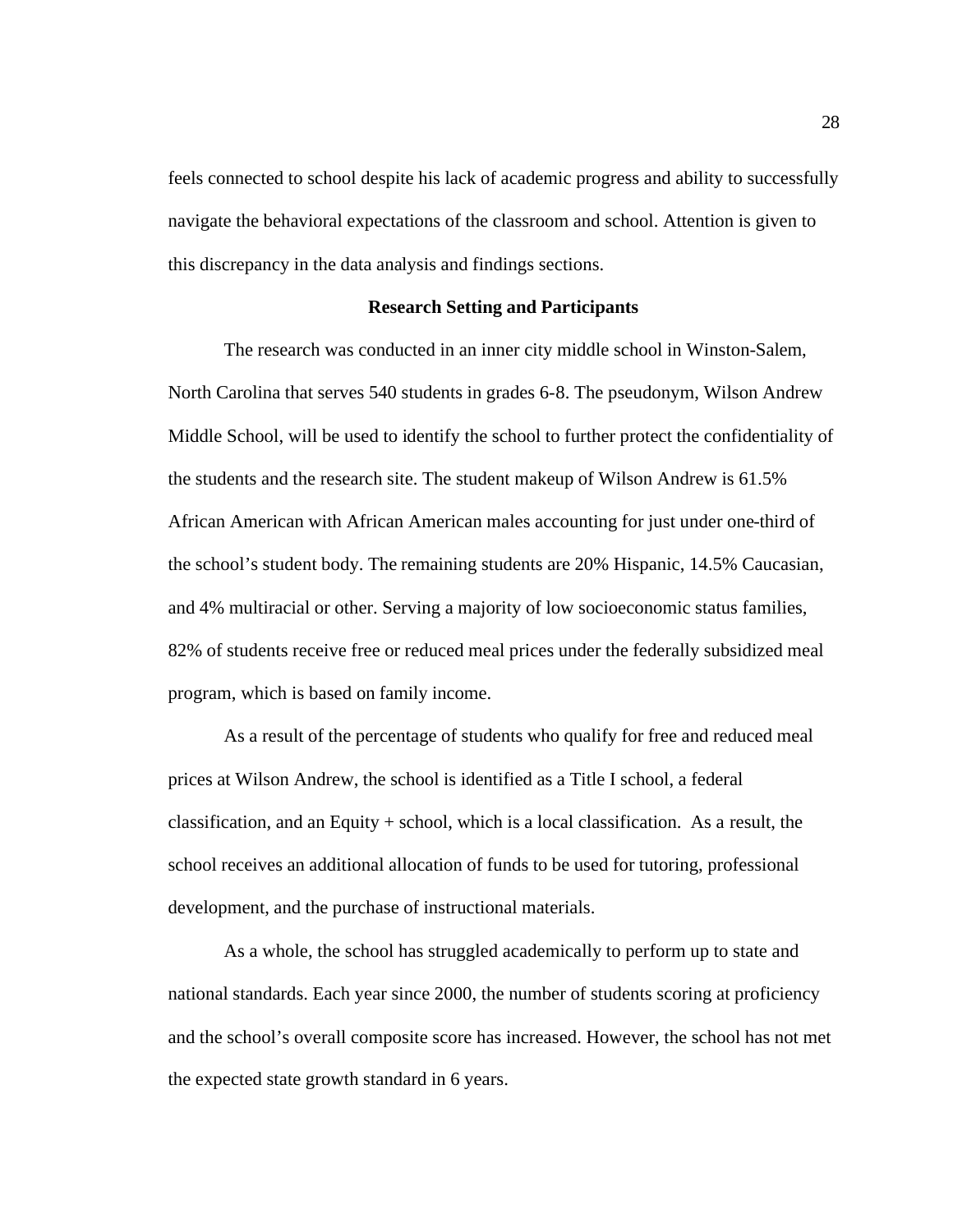feels connected to school despite his lack of academic progress and ability to successfully navigate the behavioral expectations of the classroom and school. Attention is given to this discrepancy in the data analysis and findings sections.

## Research Setting and Participants

The research was conducted in an inner city middle school in Winston-Salem, North Carolina that serves 540 students in grades 6-8. The pseudonym, Wilson Andrew Middle School, will be used to identify the school to further protect the confidentiality of the students and the research site. The student makeup of Wilson Andrew is 61.5% African American with African American males accounting for just under one-third of the school's student body. The remaining students are 20% Hispanic, 14.5% Caucasian, and 4% multiracial or other. Serving a majority of low socioeconomic status families, 82% of students receive free or reduced meal prices under the federally subsidized meal program, which is based on family income.

As a result of the percentage of students who qualify for free and reduced meal prices at Wilson Andrew, the school is identified as a Title I school, a federal classification, and an Equity + school, which is a local classification. As a result, the school receives an additional allocation of funds to be used for tutoring, professional development, and the purchase of instructional materials.

As a whole, the school has struggled academically to perform up to state and national standards. Each year since 2000, the number of students scoring at proficiency and the school's overall composite score has increased. However, the school has not met the expected state growth standard in 6 years.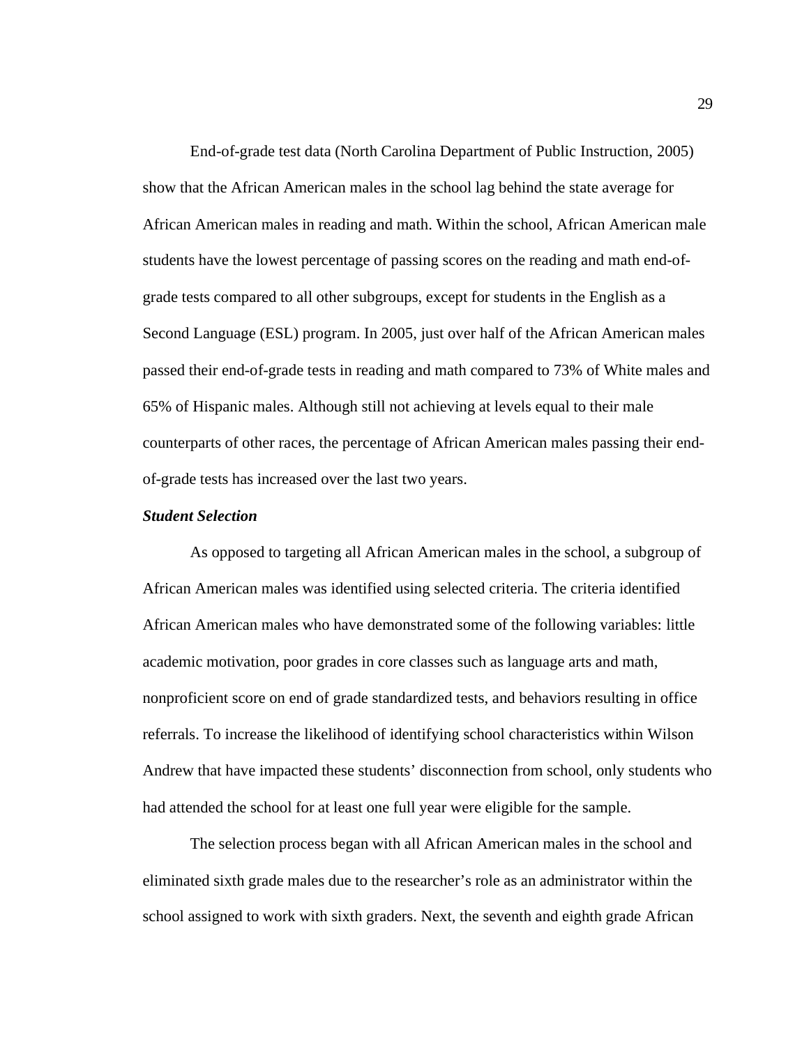End-of-grade test data (North Carolina Department of Public Instruction, 2005) show that the African American males in the school lag behind the state average for African American males in reading and math. Within the school, African American male students have the lowest percentage of passing scores on the reading and math end-of-grade tests compared to all other subgroups, except for students in the English as a Second Language (ESL) program. In 2005, just over half of the African American males passed their end-of-grade tests in reading and math compared to 73% of White males and 65% of Hispanic males. Although still not achieving at levels equal to their male counterparts of other races, the percentage of African American males passing their end-of-grade tests has increased over the last two years.

***Student Selection***

As opposed to targeting all African American males in the school, a subgroup of African American males was identified using selected criteria. The criteria identified African American males who have demonstrated some of the following variables: little academic motivation, poor grades in core classes such as language arts and math, nonproficient score on end of grade standardized tests, and behaviors resulting in office referrals. To increase the likelihood of identifying school characteristics within Wilson Andrew that have impacted these students' disconnection from school, only students who had attended the school for at least one full year were eligible for the sample.

The selection process began with all African American males in the school and eliminated sixth grade males due to the researcher's role as an administrator within the school assigned to work with sixth graders. Next, the seventh and eighth grade African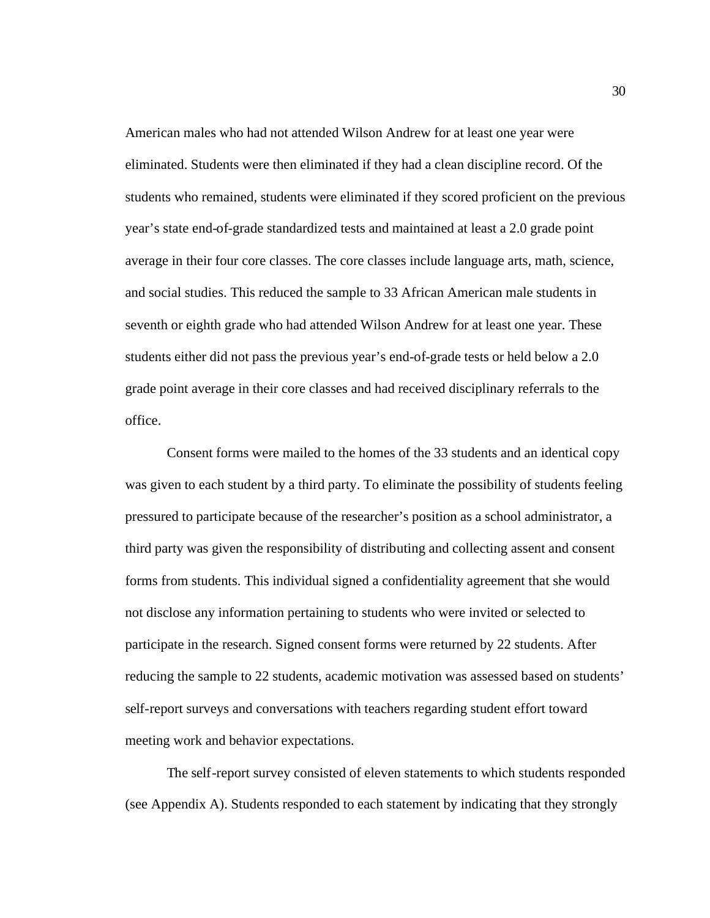American males who had not attended Wilson Andrew for at least one year were eliminated. Students were then eliminated if they had a clean discipline record. Of the students who remained, students were eliminated if they scored proficient on the previous year's state end-of-grade standardized tests and maintained at least a 2.0 grade point average in their four core classes. The core classes include language arts, math, science, and social studies. This reduced the sample to 33 African American male students in seventh or eighth grade who had attended Wilson Andrew for at least one year. These students either did not pass the previous year's end-of-grade tests or held below a 2.0 grade point average in their core classes and had received disciplinary referrals to the office.

Consent forms were mailed to the homes of the 33 students and an identical copy was given to each student by a third party. To eliminate the possibility of students feeling pressured to participate because of the researcher's position as a school administrator, a third party was given the responsibility of distributing and collecting assent and consent forms from students. This individual signed a confidentiality agreement that she would not disclose any information pertaining to students who were invited or selected to participate in the research. Signed consent forms were returned by 22 students. After reducing the sample to 22 students, academic motivation was assessed based on students' self-report surveys and conversations with teachers regarding student effort toward meeting work and behavior expectations.

The self-report survey consisted of eleven statements to which students responded (see Appendix A). Students responded to each statement by indicating that they strongly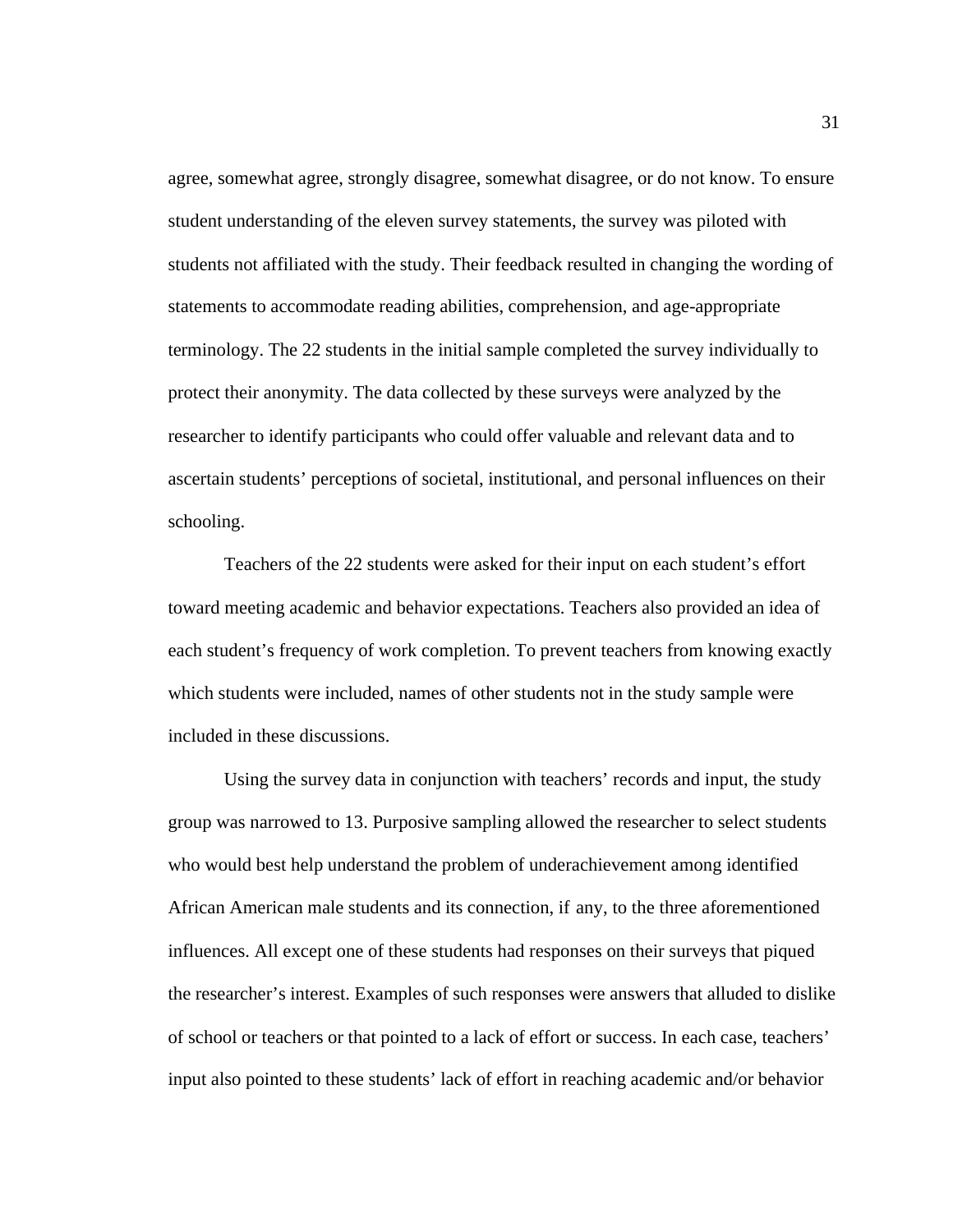agree, somewhat agree, strongly disagree, somewhat disagree, or do not know. To ensure student understanding of the eleven survey statements, the survey was piloted with students not affiliated with the study. Their feedback resulted in changing the wording of statements to accommodate reading abilities, comprehension, and age-appropriate terminology. The 22 students in the initial sample completed the survey individually to protect their anonymity. The data collected by these surveys were analyzed by the researcher to identify participants who could offer valuable and relevant data and to ascertain students' perceptions of societal, institutional, and personal influences on their schooling.

Teachers of the 22 students were asked for their input on each student's effort toward meeting academic and behavior expectations. Teachers also provided an idea of each student's frequency of work completion. To prevent teachers from knowing exactly which students were included, names of other students not in the study sample were included in these discussions.

Using the survey data in conjunction with teachers' records and input, the study group was narrowed to 13. Purposive sampling allowed the researcher to select students who would best help understand the problem of underachievement among identified African American male students and its connection, if any, to the three aforementioned influences. All except one of these students had responses on their surveys that piqued the researcher's interest. Examples of such responses were answers that alluded to dislike of school or teachers or that pointed to a lack of effort or success. In each case, teachers' input also pointed to these students' lack of effort in reaching academic and/or behavior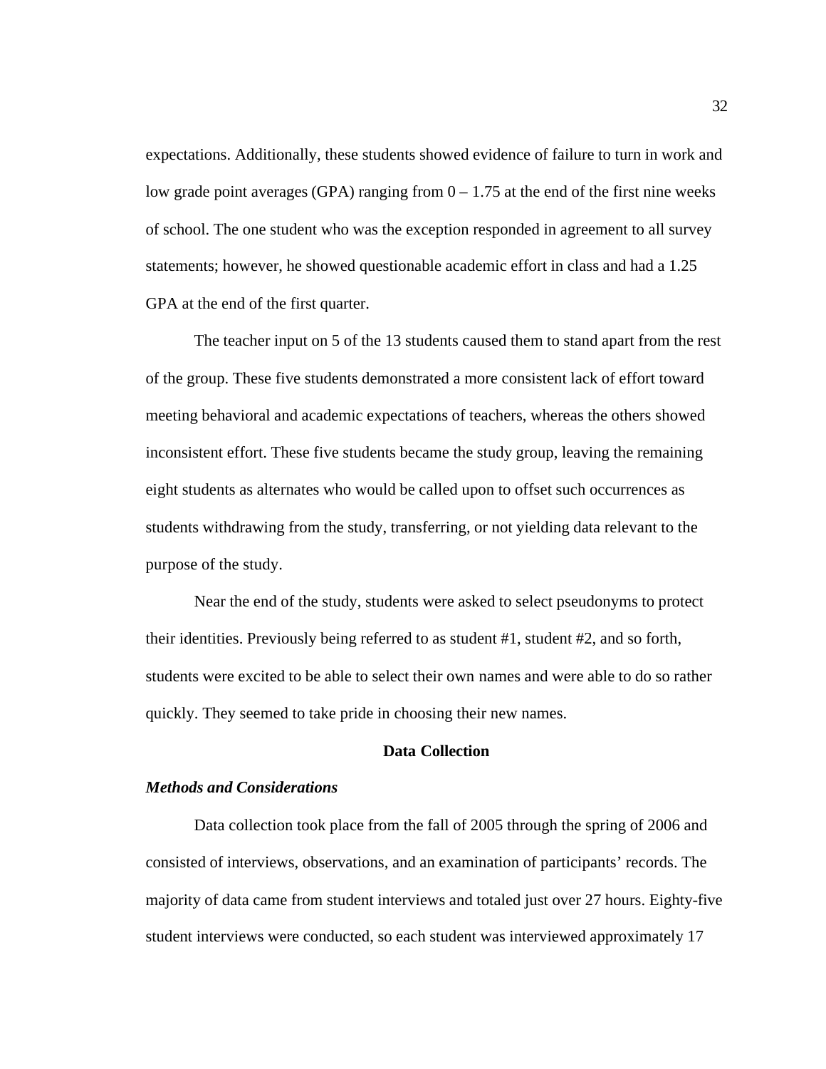expectations. Additionally, these students showed evidence of failure to turn in work and low grade point averages (GPA) ranging from 0 – 1.75 at the end of the first nine weeks of school. The one student who was the exception responded in agreement to all survey statements; however, he showed questionable academic effort in class and had a 1.25 GPA at the end of the first quarter.

The teacher input on 5 of the 13 students caused them to stand apart from the rest of the group. These five students demonstrated a more consistent lack of effort toward meeting behavioral and academic expectations of teachers, whereas the others showed inconsistent effort. These five students became the study group, leaving the remaining eight students as alternates who would be called upon to offset such occurrences as students withdrawing from the study, transferring, or not yielding data relevant to the purpose of the study.

Near the end of the study, students were asked to select pseudonyms to protect their identities. Previously being referred to as student #1, student #2, and so forth, students were excited to be able to select their own names and were able to do so rather quickly. They seemed to take pride in choosing their new names.

## Data Collection

### *Methods and Considerations*

Data collection took place from the fall of 2005 through the spring of 2006 and consisted of interviews, observations, and an examination of participants' records. The majority of data came from student interviews and totaled just over 27 hours. Eighty-five student interviews were conducted, so each student was interviewed approximately 17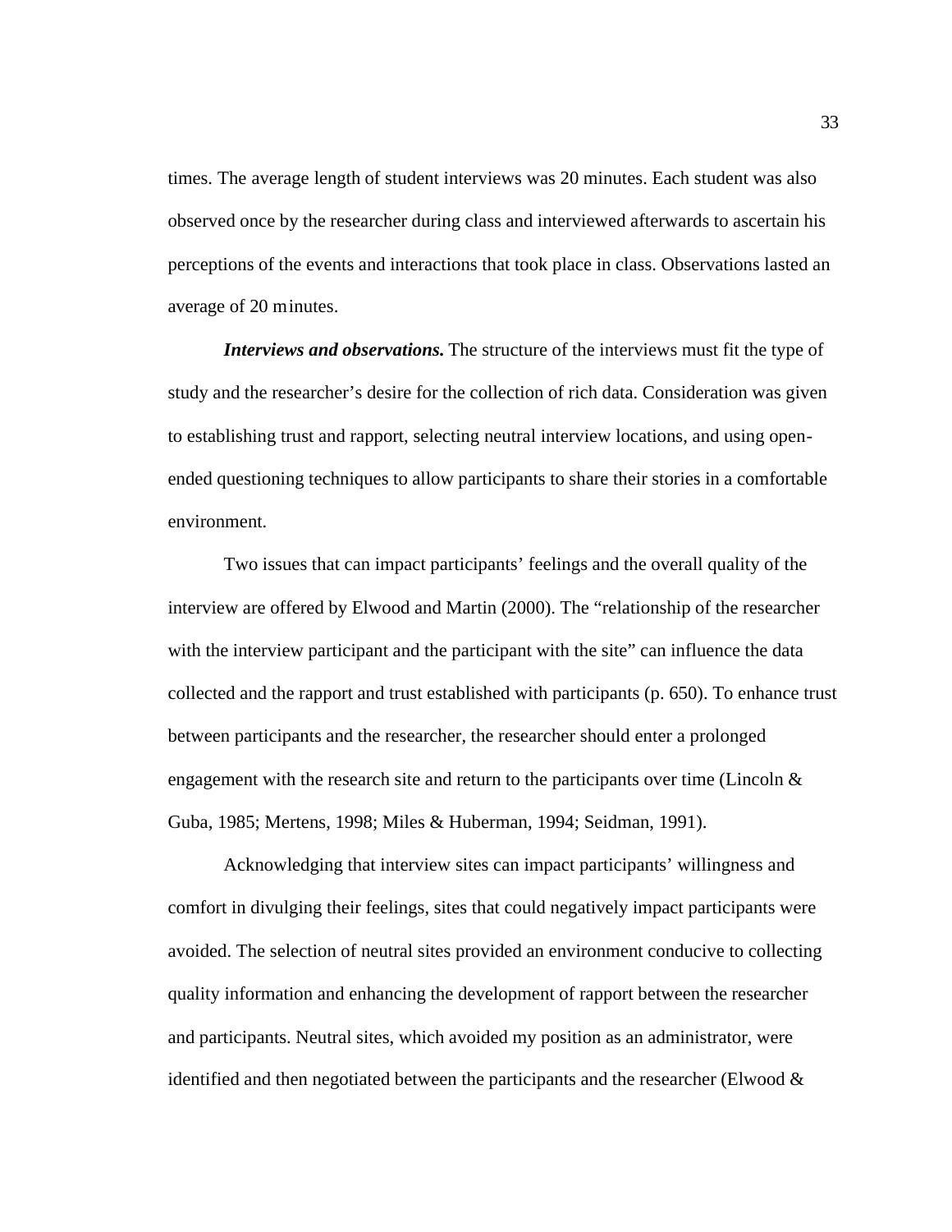times. The average length of student interviews was 20 minutes. Each student was also observed once by the researcher during class and interviewed afterwards to ascertain his perceptions of the events and interactions that took place in class. Observations lasted an average of 20 minutes.

***Interviews and observations.*** The structure of the interviews must fit the type of study and the researcher's desire for the collection of rich data. Consideration was given to establishing trust and rapport, selecting neutral interview locations, and using open-ended questioning techniques to allow participants to share their stories in a comfortable environment.

Two issues that can impact participants' feelings and the overall quality of the interview are offered by Elwood and Martin (2000). The "relationship of the researcher with the interview participant and the participant with the site" can influence the data collected and the rapport and trust established with participants (p. 650). To enhance trust between participants and the researcher, the researcher should enter a prolonged engagement with the research site and return to the participants over time (Lincoln & Guba, 1985; Mertens, 1998; Miles & Huberman, 1994; Seidman, 1991).

Acknowledging that interview sites can impact participants' willingness and comfort in divulging their feelings, sites that could negatively impact participants were avoided. The selection of neutral sites provided an environment conducive to collecting quality information and enhancing the development of rapport between the researcher and participants. Neutral sites, which avoided my position as an administrator, were identified and then negotiated between the participants and the researcher (Elwood &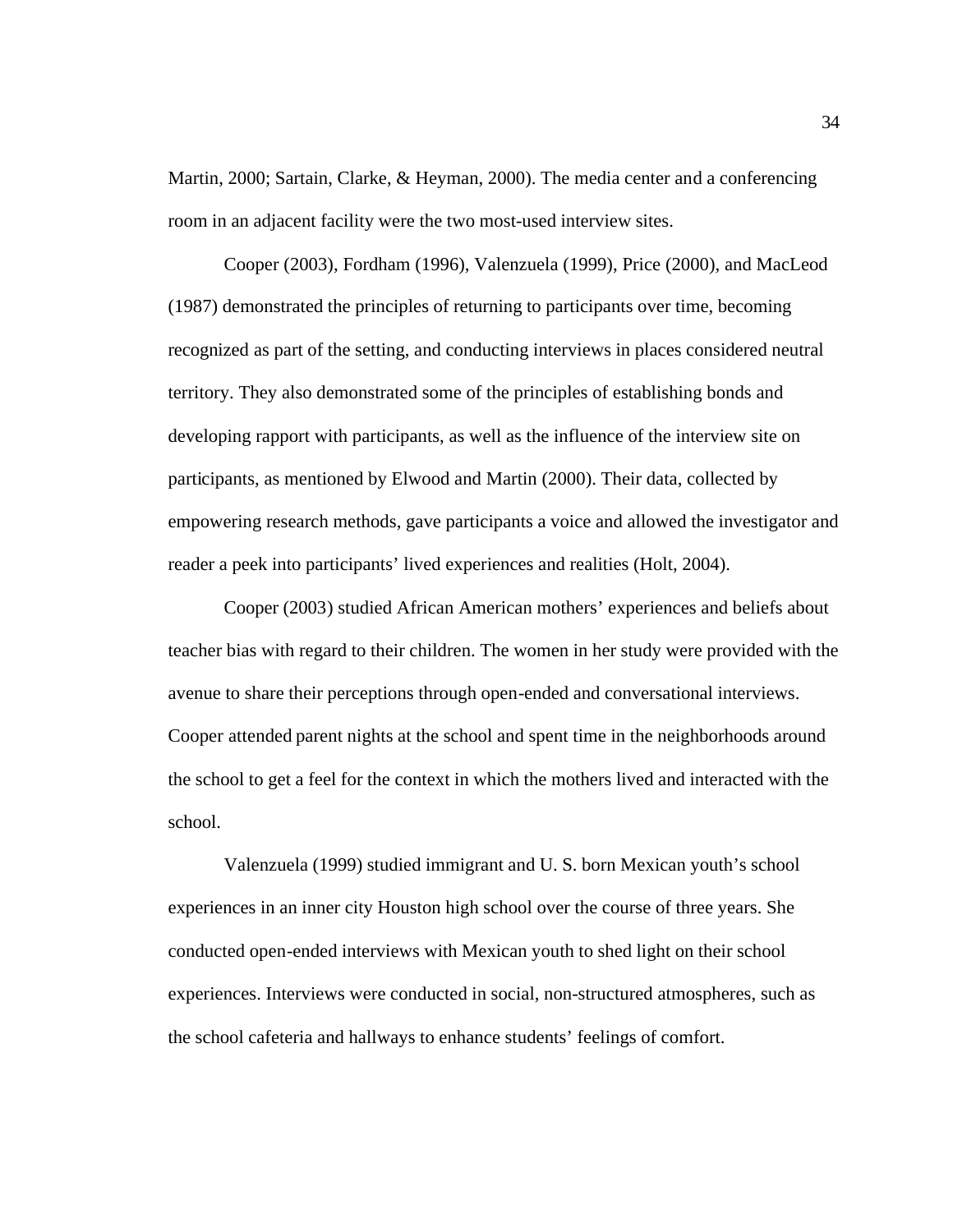Martin, 2000; Sartain, Clarke, & Heyman, 2000). The media center and a conferencing room in an adjacent facility were the two most-used interview sites.

Cooper (2003), Fordham (1996), Valenzuela (1999), Price (2000), and MacLeod (1987) demonstrated the principles of returning to participants over time, becoming recognized as part of the setting, and conducting interviews in places considered neutral territory. They also demonstrated some of the principles of establishing bonds and developing rapport with participants, as well as the influence of the interview site on participants, as mentioned by Elwood and Martin (2000). Their data, collected by empowering research methods, gave participants a voice and allowed the investigator and reader a peek into participants' lived experiences and realities (Holt, 2004).

Cooper (2003) studied African American mothers' experiences and beliefs about teacher bias with regard to their children. The women in her study were provided with the avenue to share their perceptions through open-ended and conversational interviews. Cooper attended parent nights at the school and spent time in the neighborhoods around the school to get a feel for the context in which the mothers lived and interacted with the school.

Valenzuela (1999) studied immigrant and U. S. born Mexican youth's school experiences in an inner city Houston high school over the course of three years. She conducted open-ended interviews with Mexican youth to shed light on their school experiences. Interviews were conducted in social, non-structured atmospheres, such as the school cafeteria and hallways to enhance students' feelings of comfort.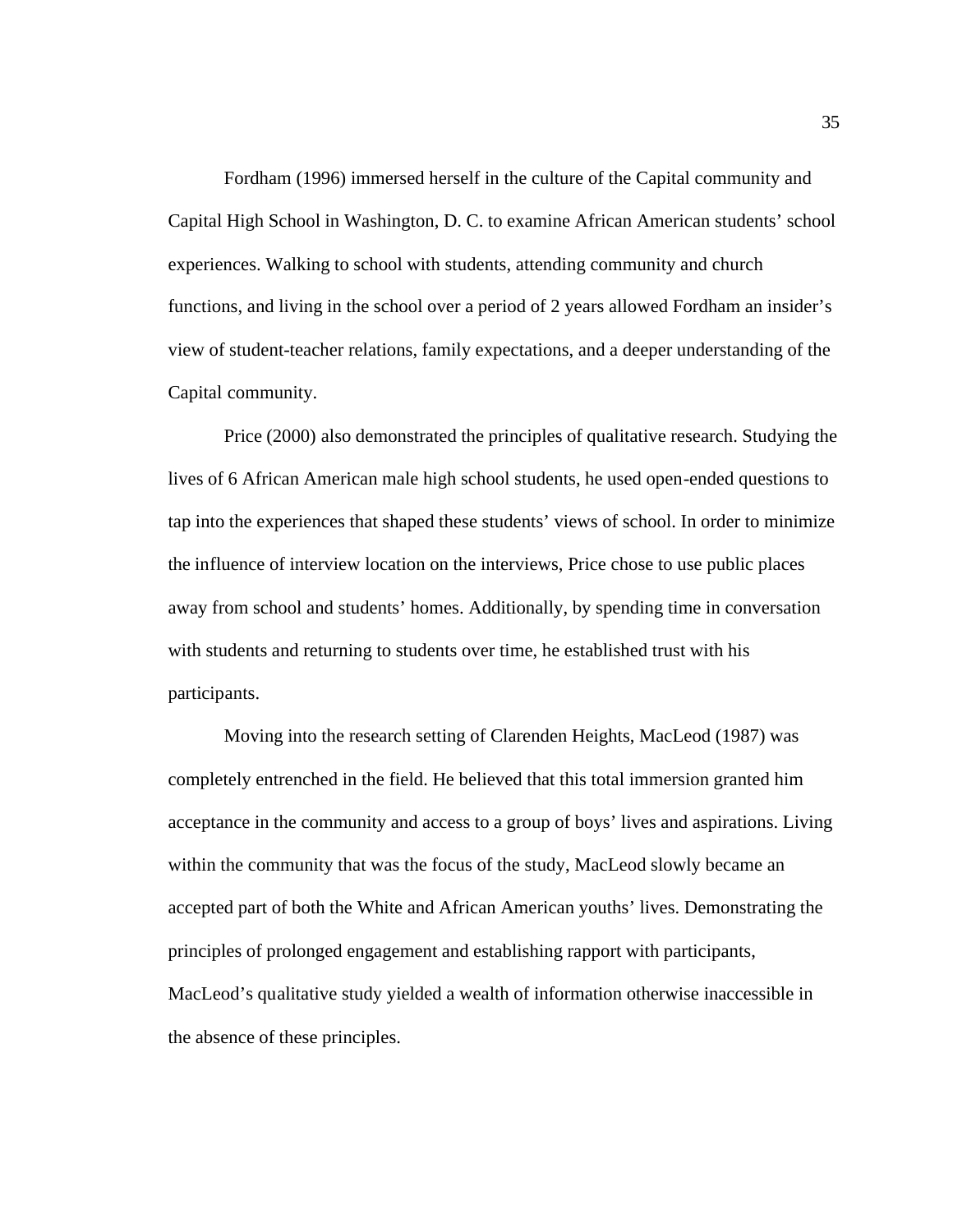Fordham (1996) immersed herself in the culture of the Capital community and Capital High School in Washington, D. C. to examine African American students' school experiences. Walking to school with students, attending community and church functions, and living in the school over a period of 2 years allowed Fordham an insider's view of student-teacher relations, family expectations, and a deeper understanding of the Capital community.

Price (2000) also demonstrated the principles of qualitative research. Studying the lives of 6 African American male high school students, he used open-ended questions to tap into the experiences that shaped these students' views of school. In order to minimize the influence of interview location on the interviews, Price chose to use public places away from school and students' homes. Additionally, by spending time in conversation with students and returning to students over time, he established trust with his participants.

Moving into the research setting of Clarenden Heights, MacLeod (1987) was completely entrenched in the field. He believed that this total immersion granted him acceptance in the community and access to a group of boys' lives and aspirations. Living within the community that was the focus of the study, MacLeod slowly became an accepted part of both the White and African American youths' lives. Demonstrating the principles of prolonged engagement and establishing rapport with participants, MacLeod's qualitative study yielded a wealth of information otherwise inaccessible in the absence of these principles.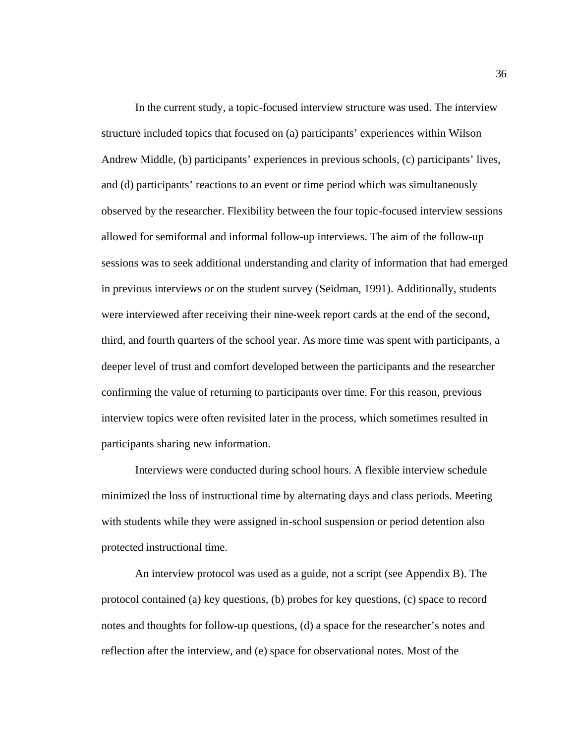In the current study, a topic-focused interview structure was used. The interview structure included topics that focused on (a) participants' experiences within Wilson Andrew Middle, (b) participants' experiences in previous schools, (c) participants' lives, and (d) participants' reactions to an event or time period which was simultaneously observed by the researcher. Flexibility between the four topic-focused interview sessions allowed for semiformal and informal follow-up interviews. The aim of the follow-up sessions was to seek additional understanding and clarity of information that had emerged in previous interviews or on the student survey (Seidman, 1991). Additionally, students were interviewed after receiving their nine-week report cards at the end of the second, third, and fourth quarters of the school year. As more time was spent with participants, a deeper level of trust and comfort developed between the participants and the researcher confirming the value of returning to participants over time. For this reason, previous interview topics were often revisited later in the process, which sometimes resulted in participants sharing new information.

Interviews were conducted during school hours. A flexible interview schedule minimized the loss of instructional time by alternating days and class periods. Meeting with students while they were assigned in-school suspension or period detention also protected instructional time.

An interview protocol was used as a guide, not a script (see Appendix B). The protocol contained (a) key questions, (b) probes for key questions, (c) space to record notes and thoughts for follow-up questions, (d) a space for the researcher's notes and reflection after the interview, and (e) space for observational notes. Most of the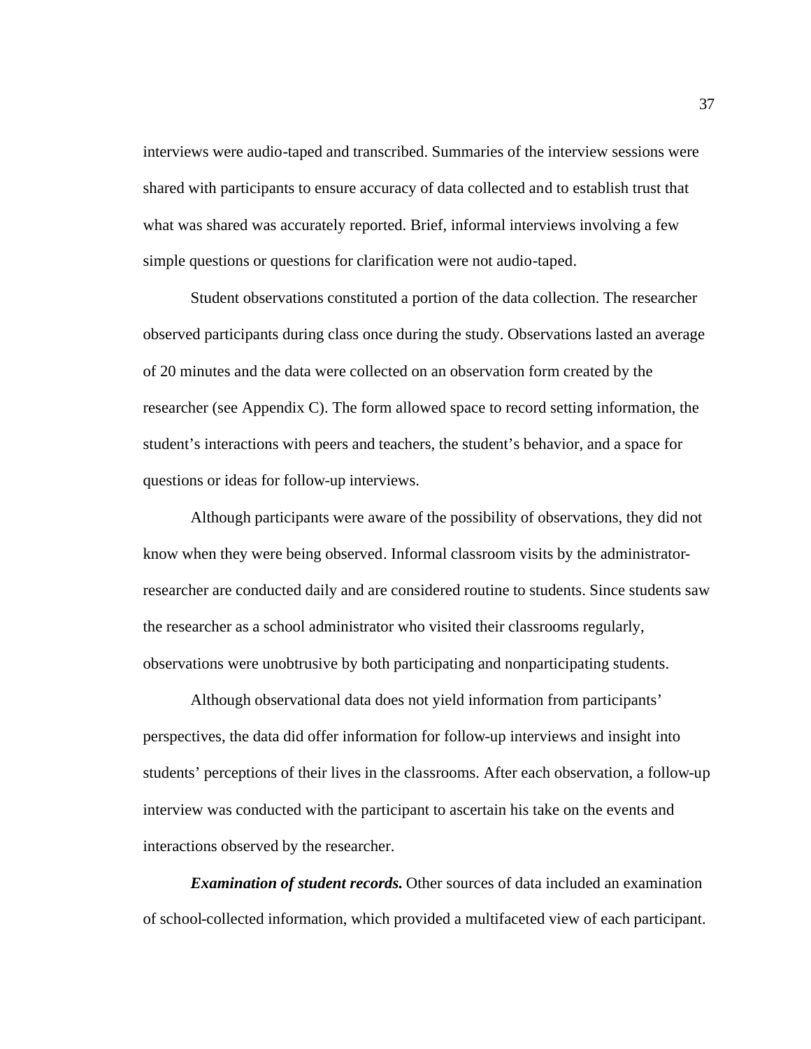interviews were audio-taped and transcribed. Summaries of the interview sessions were shared with participants to ensure accuracy of data collected and to establish trust that what was shared was accurately reported. Brief, informal interviews involving a few simple questions or questions for clarification were not audio-taped.

Student observations constituted a portion of the data collection. The researcher observed participants during class once during the study. Observations lasted an average of 20 minutes and the data were collected on an observation form created by the researcher (see Appendix C). The form allowed space to record setting information, the student's interactions with peers and teachers, the student's behavior, and a space for questions or ideas for follow-up interviews.

Although participants were aware of the possibility of observations, they did not know when they were being observed. Informal classroom visits by the administrator-researcher are conducted daily and are considered routine to students. Since students saw the researcher as a school administrator who visited their classrooms regularly, observations were unobtrusive by both participating and nonparticipating students.

Although observational data does not yield information from participants' perspectives, the data did offer information for follow-up interviews and insight into students' perceptions of their lives in the classrooms. After each observation, a follow-up interview was conducted with the participant to ascertain his take on the events and interactions observed by the researcher.

***Examination of student records.*** Other sources of data included an examination of school-collected information, which provided a multifaceted view of each participant.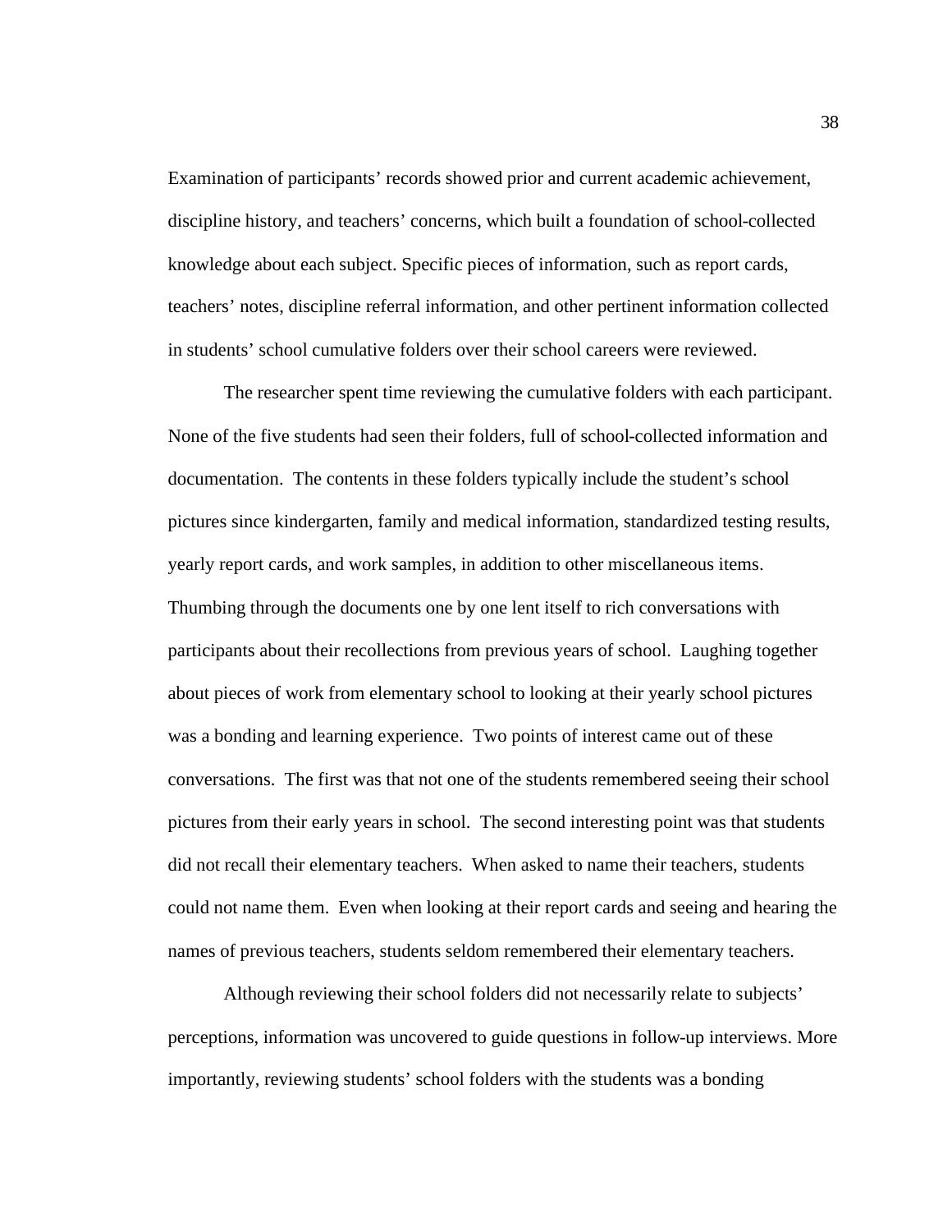Examination of participants' records showed prior and current academic achievement, discipline history, and teachers' concerns, which built a foundation of school-collected knowledge about each subject. Specific pieces of information, such as report cards, teachers' notes, discipline referral information, and other pertinent information collected in students' school cumulative folders over their school careers were reviewed.

The researcher spent time reviewing the cumulative folders with each participant. None of the five students had seen their folders, full of school-collected information and documentation. The contents in these folders typically include the student's school pictures since kindergarten, family and medical information, standardized testing results, yearly report cards, and work samples, in addition to other miscellaneous items. Thumbing through the documents one by one lent itself to rich conversations with participants about their recollections from previous years of school. Laughing together about pieces of work from elementary school to looking at their yearly school pictures was a bonding and learning experience. Two points of interest came out of these conversations. The first was that not one of the students remembered seeing their school pictures from their early years in school. The second interesting point was that students did not recall their elementary teachers. When asked to name their teachers, students could not name them. Even when looking at their report cards and seeing and hearing the names of previous teachers, students seldom remembered their elementary teachers.

Although reviewing their school folders did not necessarily relate to subjects' perceptions, information was uncovered to guide questions in follow-up interviews. More importantly, reviewing students' school folders with the students was a bonding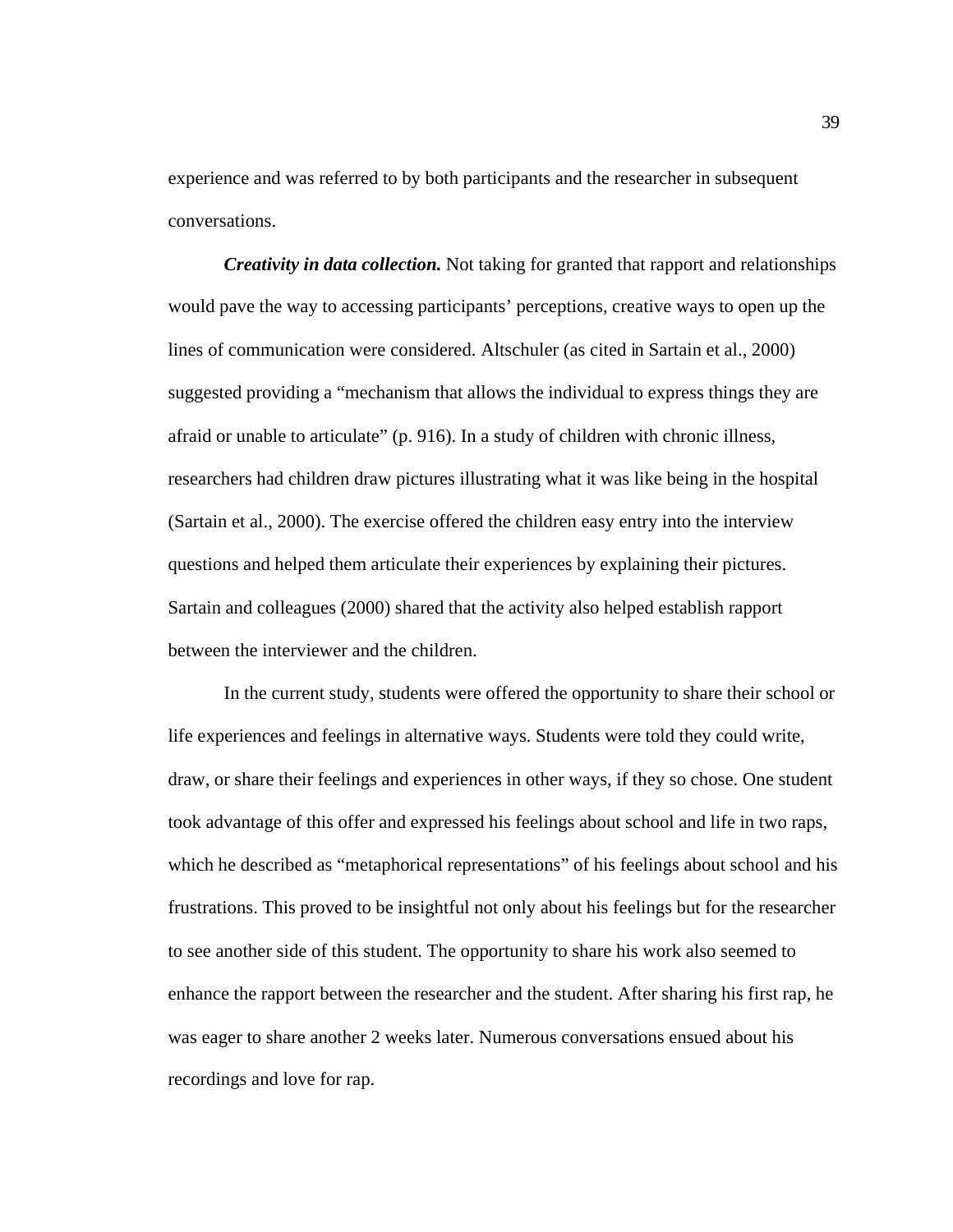experience and was referred to by both participants and the researcher in subsequent conversations.

***Creativity in data collection.*** Not taking for granted that rapport and relationships would pave the way to accessing participants' perceptions, creative ways to open up the lines of communication were considered. Altschuler (as cited in Sartain et al., 2000) suggested providing a "mechanism that allows the individual to express things they are afraid or unable to articulate" (p. 916). In a study of children with chronic illness, researchers had children draw pictures illustrating what it was like being in the hospital (Sartain et al., 2000). The exercise offered the children easy entry into the interview questions and helped them articulate their experiences by explaining their pictures. Sartain and colleagues (2000) shared that the activity also helped establish rapport between the interviewer and the children.

In the current study, students were offered the opportunity to share their school or life experiences and feelings in alternative ways. Students were told they could write, draw, or share their feelings and experiences in other ways, if they so chose. One student took advantage of this offer and expressed his feelings about school and life in two raps, which he described as "metaphorical representations" of his feelings about school and his frustrations. This proved to be insightful not only about his feelings but for the researcher to see another side of this student. The opportunity to share his work also seemed to enhance the rapport between the researcher and the student. After sharing his first rap, he was eager to share another 2 weeks later. Numerous conversations ensued about his recordings and love for rap.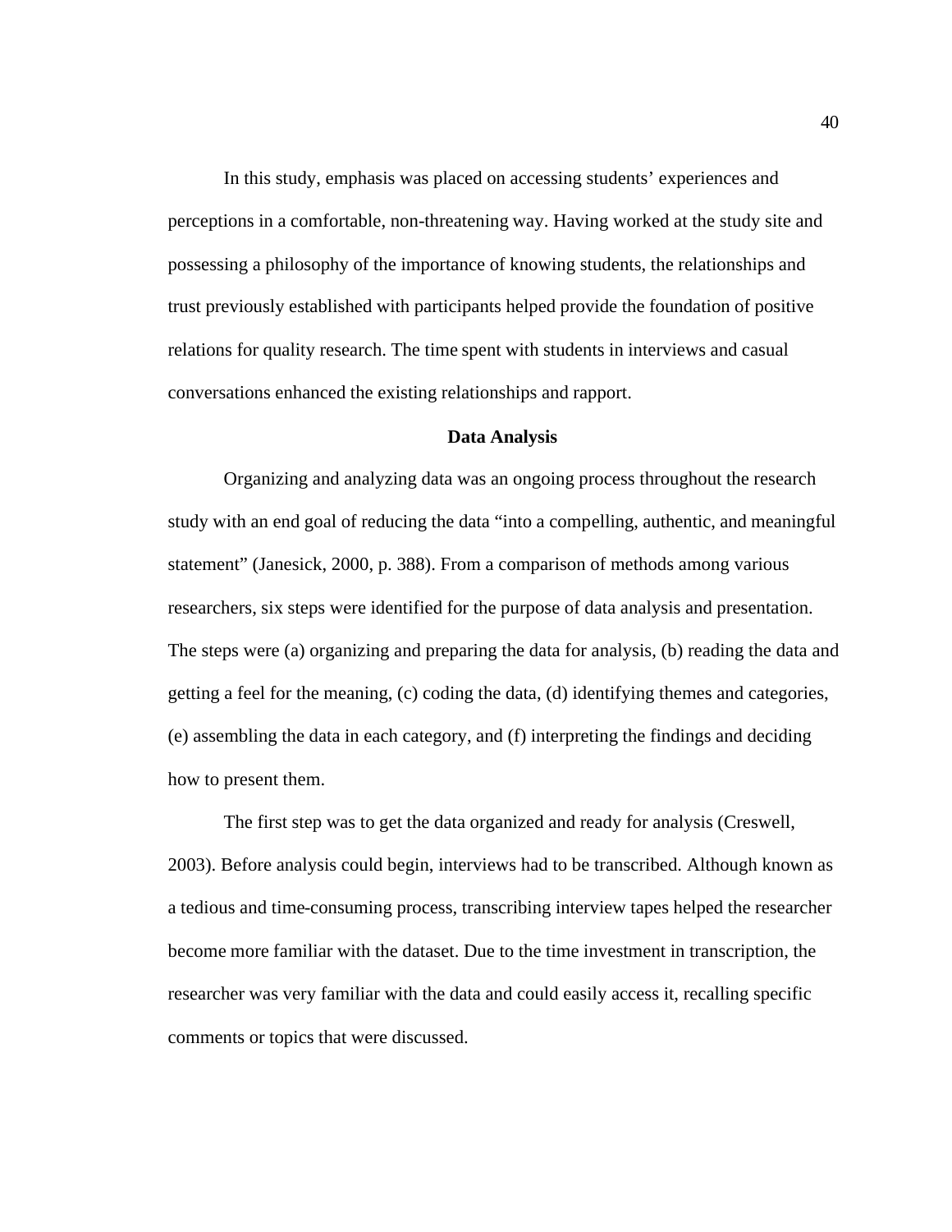In this study, emphasis was placed on accessing students' experiences and perceptions in a comfortable, non-threatening way. Having worked at the study site and possessing a philosophy of the importance of knowing students, the relationships and trust previously established with participants helped provide the foundation of positive relations for quality research. The time spent with students in interviews and casual conversations enhanced the existing relationships and rapport.

## Data Analysis

Organizing and analyzing data was an ongoing process throughout the research study with an end goal of reducing the data "into a compelling, authentic, and meaningful statement" (Janesick, 2000, p. 388). From a comparison of methods among various researchers, six steps were identified for the purpose of data analysis and presentation. The steps were (a) organizing and preparing the data for analysis, (b) reading the data and getting a feel for the meaning, (c) coding the data, (d) identifying themes and categories, (e) assembling the data in each category, and (f) interpreting the findings and deciding how to present them.

The first step was to get the data organized and ready for analysis (Creswell, 2003). Before analysis could begin, interviews had to be transcribed. Although known as a tedious and time-consuming process, transcribing interview tapes helped the researcher become more familiar with the dataset. Due to the time investment in transcription, the researcher was very familiar with the data and could easily access it, recalling specific comments or topics that were discussed.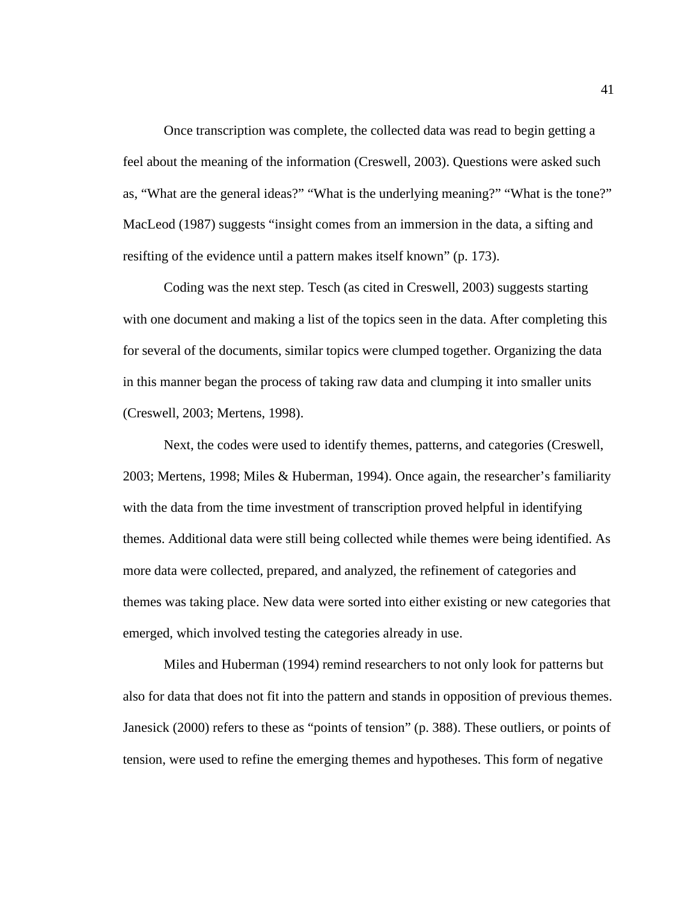Once transcription was complete, the collected data was read to begin getting a feel about the meaning of the information (Creswell, 2003). Questions were asked such as, “What are the general ideas?” “What is the underlying meaning?” “What is the tone?” MacLeod (1987) suggests “insight comes from an immersion in the data, a sifting and resifting of the evidence until a pattern makes itself known” (p. 173).

Coding was the next step. Tesch (as cited in Creswell, 2003) suggests starting with one document and making a list of the topics seen in the data. After completing this for several of the documents, similar topics were clumped together. Organizing the data in this manner began the process of taking raw data and clumping it into smaller units (Creswell, 2003; Mertens, 1998).

Next, the codes were used to identify themes, patterns, and categories (Creswell, 2003; Mertens, 1998; Miles & Huberman, 1994). Once again, the researcher’s familiarity with the data from the time investment of transcription proved helpful in identifying themes. Additional data were still being collected while themes were being identified. As more data were collected, prepared, and analyzed, the refinement of categories and themes was taking place. New data were sorted into either existing or new categories that emerged, which involved testing the categories already in use.

Miles and Huberman (1994) remind researchers to not only look for patterns but also for data that does not fit into the pattern and stands in opposition of previous themes. Janesick (2000) refers to these as “points of tension” (p. 388). These outliers, or points of tension, were used to refine the emerging themes and hypotheses. This form of negative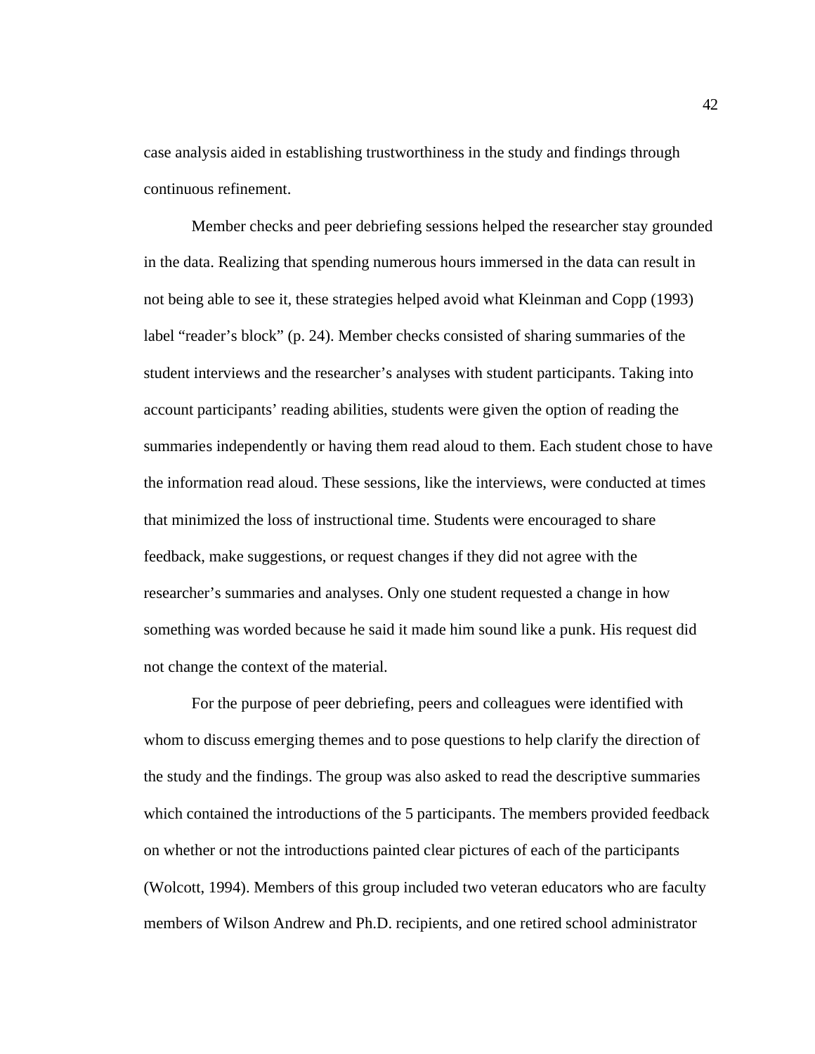case analysis aided in establishing trustworthiness in the study and findings through continuous refinement.

Member checks and peer debriefing sessions helped the researcher stay grounded in the data. Realizing that spending numerous hours immersed in the data can result in not being able to see it, these strategies helped avoid what Kleinman and Copp (1993) label “reader’s block” (p. 24). Member checks consisted of sharing summaries of the student interviews and the researcher’s analyses with student participants. Taking into account participants’ reading abilities, students were given the option of reading the summaries independently or having them read aloud to them. Each student chose to have the information read aloud. These sessions, like the interviews, were conducted at times that minimized the loss of instructional time. Students were encouraged to share feedback, make suggestions, or request changes if they did not agree with the researcher’s summaries and analyses. Only one student requested a change in how something was worded because he said it made him sound like a punk. His request did not change the context of the material.

For the purpose of peer debriefing, peers and colleagues were identified with whom to discuss emerging themes and to pose questions to help clarify the direction of the study and the findings. The group was also asked to read the descriptive summaries which contained the introductions of the 5 participants. The members provided feedback on whether or not the introductions painted clear pictures of each of the participants (Wolcott, 1994). Members of this group included two veteran educators who are faculty members of Wilson Andrew and Ph.D. recipients, and one retired school administrator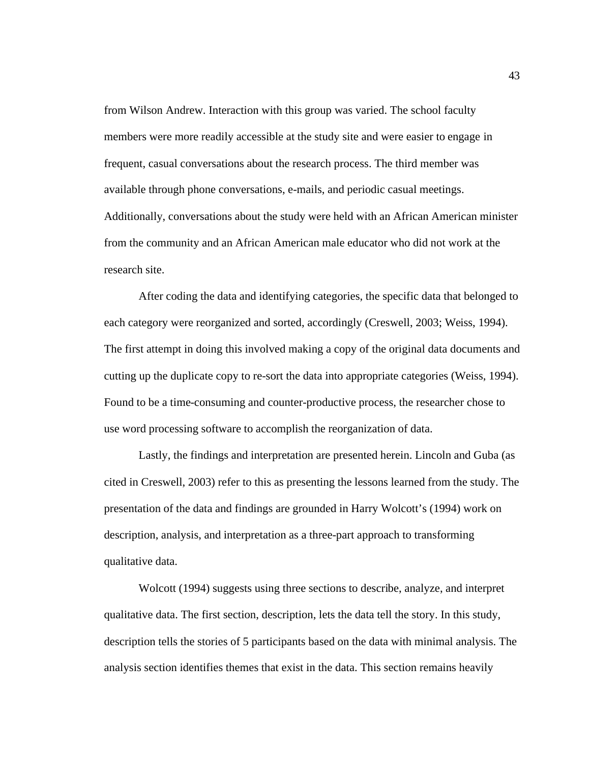from Wilson Andrew. Interaction with this group was varied. The school faculty members were more readily accessible at the study site and were easier to engage in frequent, casual conversations about the research process. The third member was available through phone conversations, e-mails, and periodic casual meetings. Additionally, conversations about the study were held with an African American minister from the community and an African American male educator who did not work at the research site.

After coding the data and identifying categories, the specific data that belonged to each category were reorganized and sorted, accordingly (Creswell, 2003; Weiss, 1994). The first attempt in doing this involved making a copy of the original data documents and cutting up the duplicate copy to re-sort the data into appropriate categories (Weiss, 1994). Found to be a time-consuming and counter-productive process, the researcher chose to use word processing software to accomplish the reorganization of data.

Lastly, the findings and interpretation are presented herein. Lincoln and Guba (as cited in Creswell, 2003) refer to this as presenting the lessons learned from the study. The presentation of the data and findings are grounded in Harry Wolcott's (1994) work on description, analysis, and interpretation as a three-part approach to transforming qualitative data.

Wolcott (1994) suggests using three sections to describe, analyze, and interpret qualitative data. The first section, description, lets the data tell the story. In this study, description tells the stories of 5 participants based on the data with minimal analysis. The analysis section identifies themes that exist in the data. This section remains heavily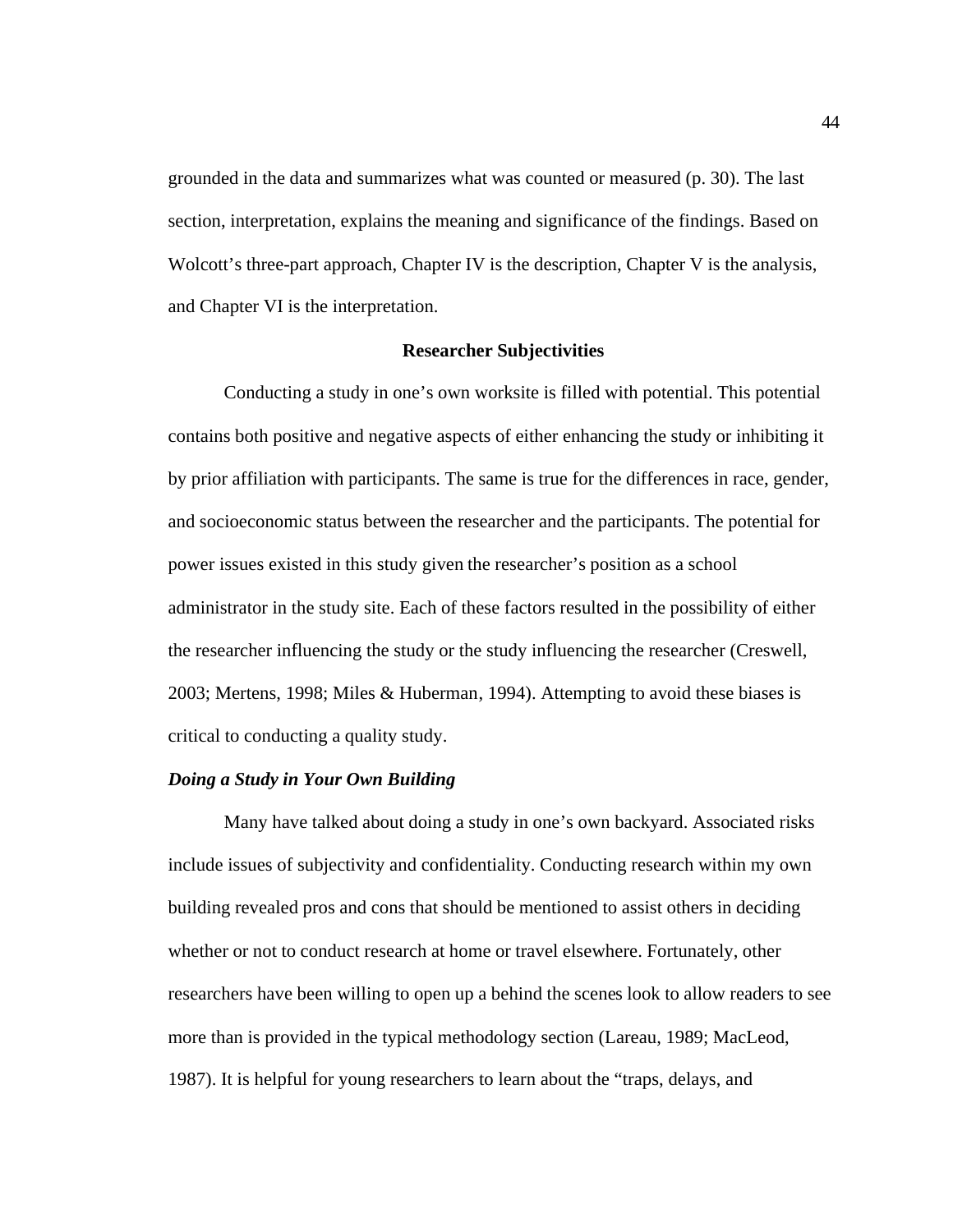grounded in the data and summarizes what was counted or measured (p. 30). The last section, interpretation, explains the meaning and significance of the findings. Based on Wolcott's three-part approach, Chapter IV is the description, Chapter V is the analysis, and Chapter VI is the interpretation.

## Researcher Subjectivities

Conducting a study in one's own worksite is filled with potential. This potential contains both positive and negative aspects of either enhancing the study or inhibiting it by prior affiliation with participants. The same is true for the differences in race, gender, and socioeconomic status between the researcher and the participants. The potential for power issues existed in this study given the researcher's position as a school administrator in the study site. Each of these factors resulted in the possibility of either the researcher influencing the study or the study influencing the researcher (Creswell, 2003; Mertens, 1998; Miles & Huberman, 1994). Attempting to avoid these biases is critical to conducting a quality study.

### *Doing a Study in Your Own Building*

Many have talked about doing a study in one's own backyard. Associated risks include issues of subjectivity and confidentiality. Conducting research within my own building revealed pros and cons that should be mentioned to assist others in deciding whether or not to conduct research at home or travel elsewhere. Fortunately, other researchers have been willing to open up a behind the scenes look to allow readers to see more than is provided in the typical methodology section (Lareau, 1989; MacLeod, 1987). It is helpful for young researchers to learn about the "traps, delays, and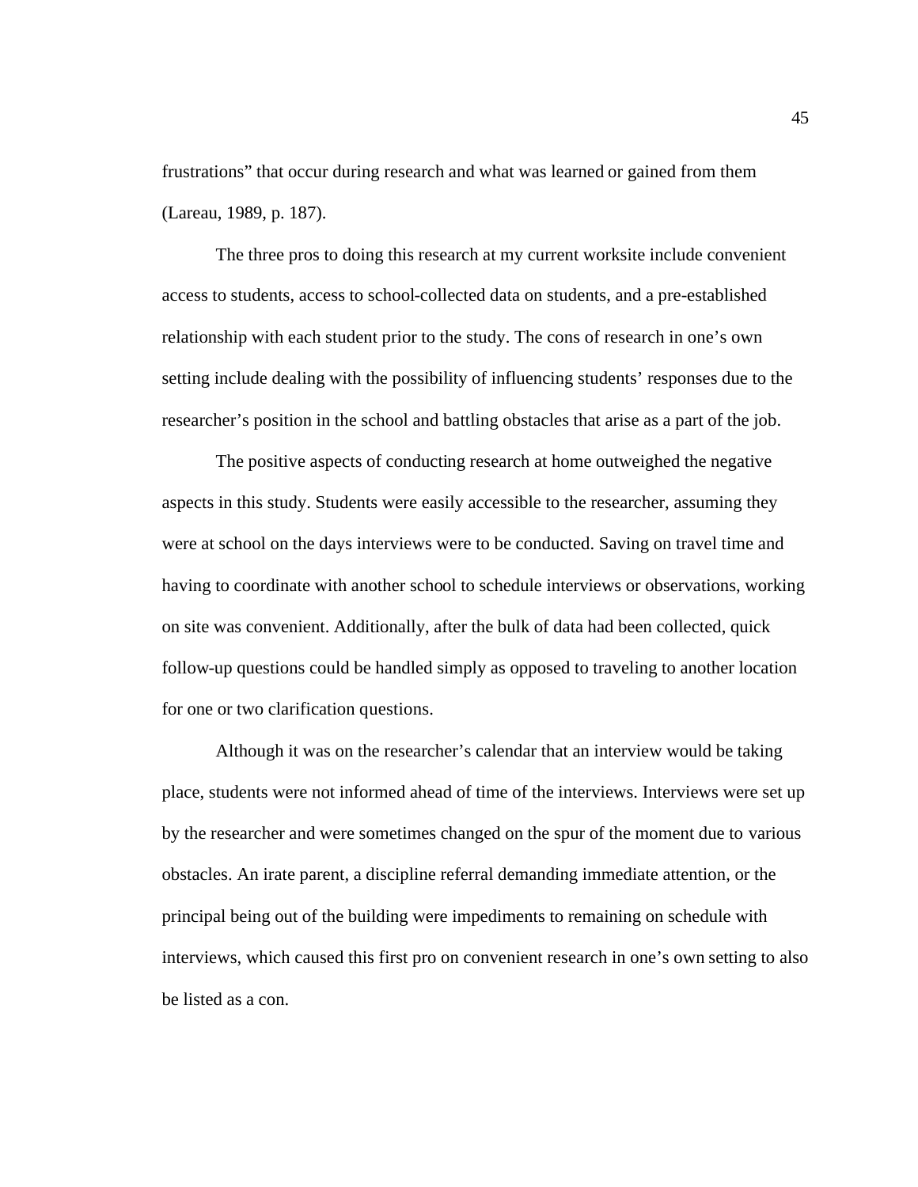frustrations" that occur during research and what was learned or gained from them (Lareau, 1989, p. 187).

The three pros to doing this research at my current worksite include convenient access to students, access to school-collected data on students, and a pre-established relationship with each student prior to the study. The cons of research in one's own setting include dealing with the possibility of influencing students' responses due to the researcher's position in the school and battling obstacles that arise as a part of the job.

The positive aspects of conducting research at home outweighed the negative aspects in this study. Students were easily accessible to the researcher, assuming they were at school on the days interviews were to be conducted. Saving on travel time and having to coordinate with another school to schedule interviews or observations, working on site was convenient. Additionally, after the bulk of data had been collected, quick follow-up questions could be handled simply as opposed to traveling to another location for one or two clarification questions.

Although it was on the researcher's calendar that an interview would be taking place, students were not informed ahead of time of the interviews. Interviews were set up by the researcher and were sometimes changed on the spur of the moment due to various obstacles. An irate parent, a discipline referral demanding immediate attention, or the principal being out of the building were impediments to remaining on schedule with interviews, which caused this first pro on convenient research in one's own setting to also be listed as a con.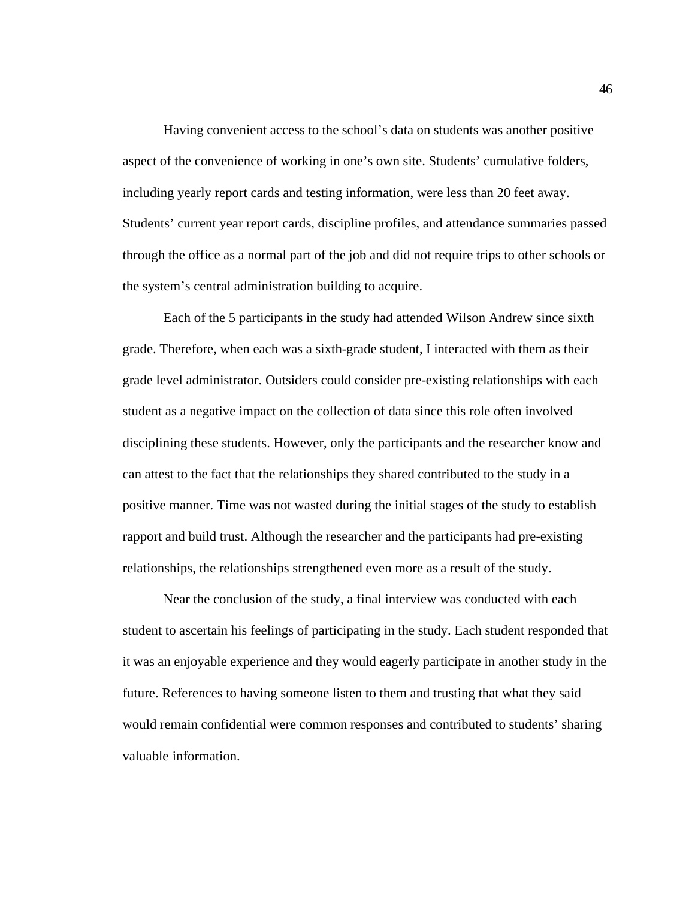Having convenient access to the school's data on students was another positive aspect of the convenience of working in one's own site. Students' cumulative folders, including yearly report cards and testing information, were less than 20 feet away. Students' current year report cards, discipline profiles, and attendance summaries passed through the office as a normal part of the job and did not require trips to other schools or the system's central administration building to acquire.

Each of the 5 participants in the study had attended Wilson Andrew since sixth grade. Therefore, when each was a sixth-grade student, I interacted with them as their grade level administrator. Outsiders could consider pre-existing relationships with each student as a negative impact on the collection of data since this role often involved disciplining these students. However, only the participants and the researcher know and can attest to the fact that the relationships they shared contributed to the study in a positive manner. Time was not wasted during the initial stages of the study to establish rapport and build trust. Although the researcher and the participants had pre-existing relationships, the relationships strengthened even more as a result of the study.

Near the conclusion of the study, a final interview was conducted with each student to ascertain his feelings of participating in the study. Each student responded that it was an enjoyable experience and they would eagerly participate in another study in the future. References to having someone listen to them and trusting that what they said would remain confidential were common responses and contributed to students' sharing valuable information.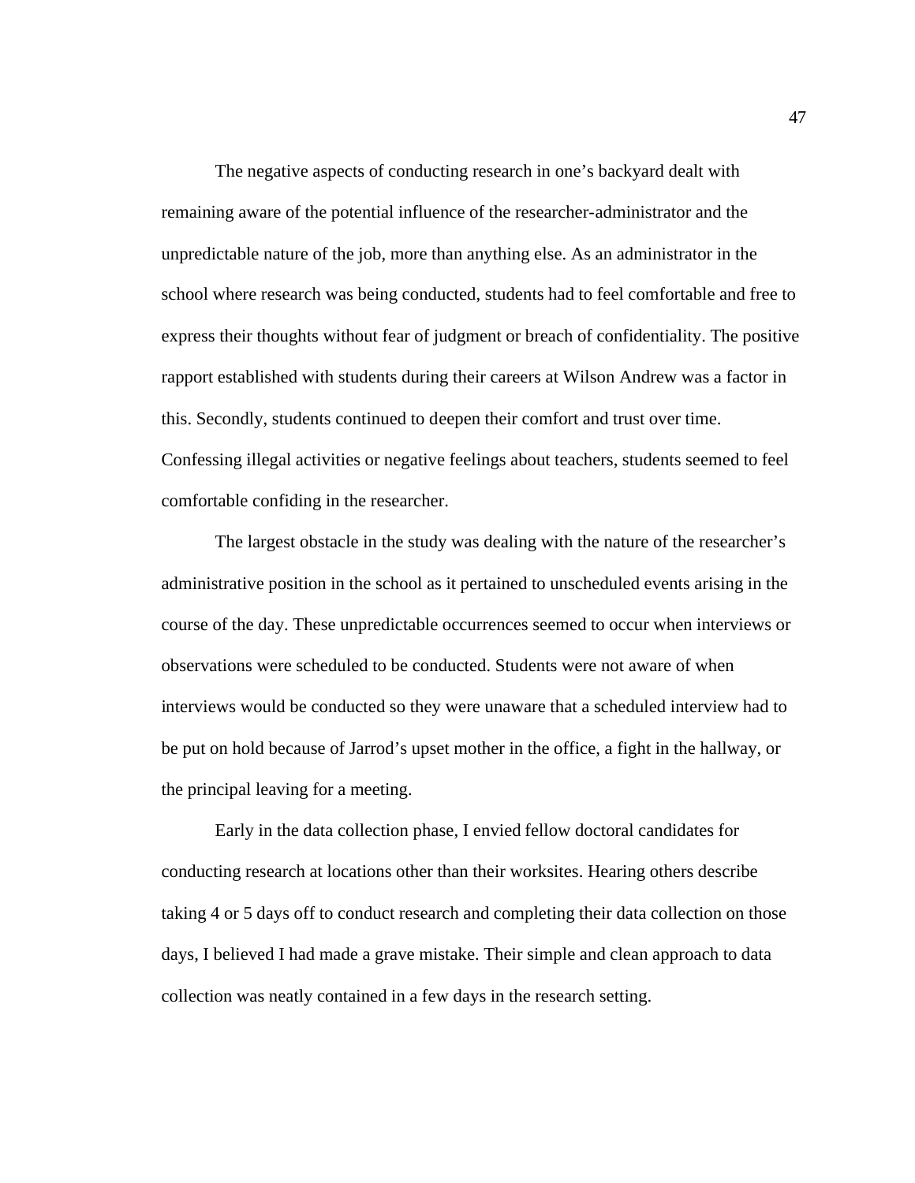The negative aspects of conducting research in one's backyard dealt with remaining aware of the potential influence of the researcher-administrator and the unpredictable nature of the job, more than anything else. As an administrator in the school where research was being conducted, students had to feel comfortable and free to express their thoughts without fear of judgment or breach of confidentiality. The positive rapport established with students during their careers at Wilson Andrew was a factor in this. Secondly, students continued to deepen their comfort and trust over time. Confessing illegal activities or negative feelings about teachers, students seemed to feel comfortable confiding in the researcher.

The largest obstacle in the study was dealing with the nature of the researcher's administrative position in the school as it pertained to unscheduled events arising in the course of the day. These unpredictable occurrences seemed to occur when interviews or observations were scheduled to be conducted. Students were not aware of when interviews would be conducted so they were unaware that a scheduled interview had to be put on hold because of Jarrod's upset mother in the office, a fight in the hallway, or the principal leaving for a meeting.

Early in the data collection phase, I envied fellow doctoral candidates for conducting research at locations other than their worksites. Hearing others describe taking 4 or 5 days off to conduct research and completing their data collection on those days, I believed I had made a grave mistake. Their simple and clean approach to data collection was neatly contained in a few days in the research setting.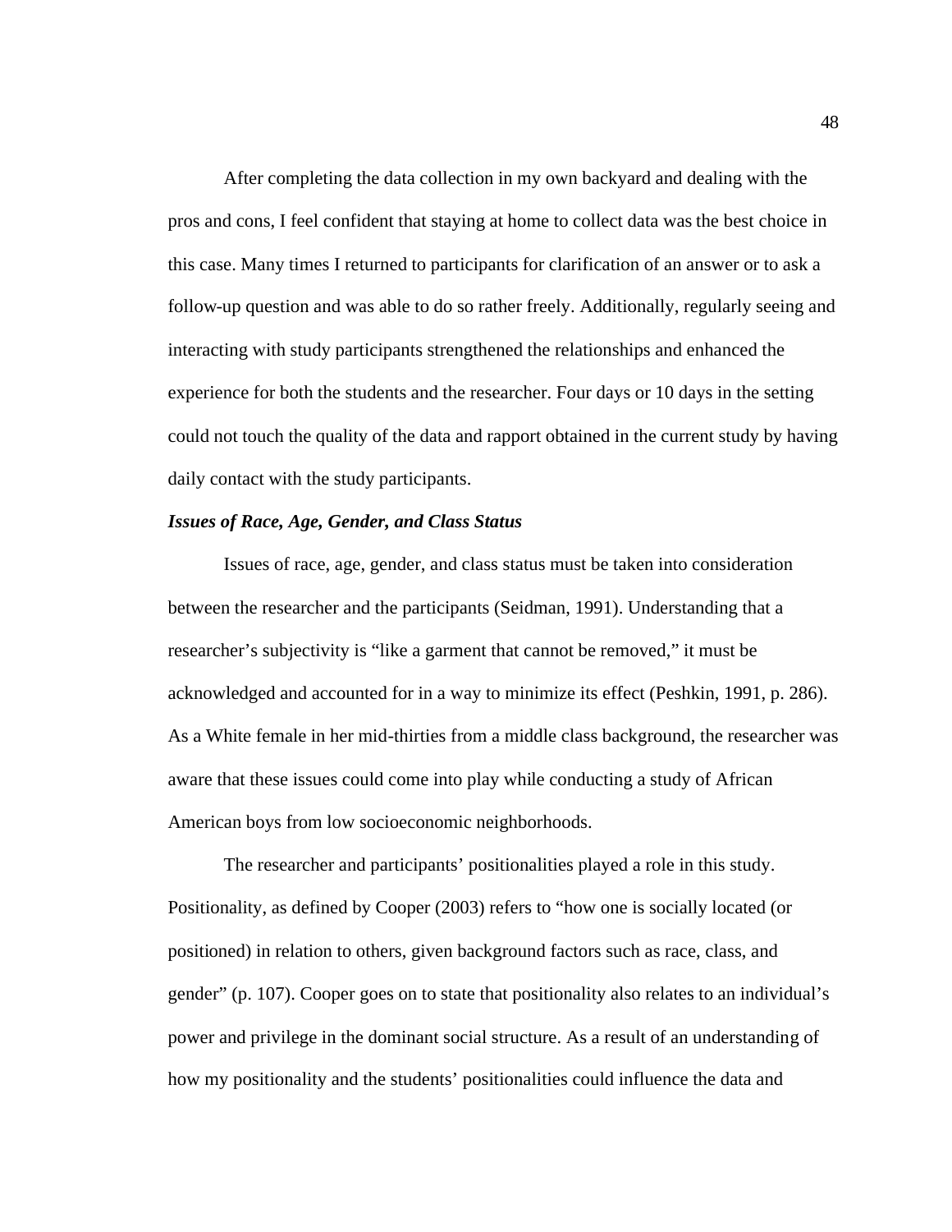After completing the data collection in my own backyard and dealing with the pros and cons, I feel confident that staying at home to collect data was the best choice in this case. Many times I returned to participants for clarification of an answer or to ask a follow-up question and was able to do so rather freely. Additionally, regularly seeing and interacting with study participants strengthened the relationships and enhanced the experience for both the students and the researcher. Four days or 10 days in the setting could not touch the quality of the data and rapport obtained in the current study by having daily contact with the study participants.

***Issues of Race, Age, Gender, and Class Status***

Issues of race, age, gender, and class status must be taken into consideration between the researcher and the participants (Seidman, 1991). Understanding that a researcher's subjectivity is "like a garment that cannot be removed," it must be acknowledged and accounted for in a way to minimize its effect (Peshkin, 1991, p. 286). As a White female in her mid-thirties from a middle class background, the researcher was aware that these issues could come into play while conducting a study of African American boys from low socioeconomic neighborhoods.

The researcher and participants' positionalities played a role in this study. Positionality, as defined by Cooper (2003) refers to "how one is socially located (or positioned) in relation to others, given background factors such as race, class, and gender" (p. 107). Cooper goes on to state that positionality also relates to an individual's power and privilege in the dominant social structure. As a result of an understanding of how my positionality and the students' positionalities could influence the data and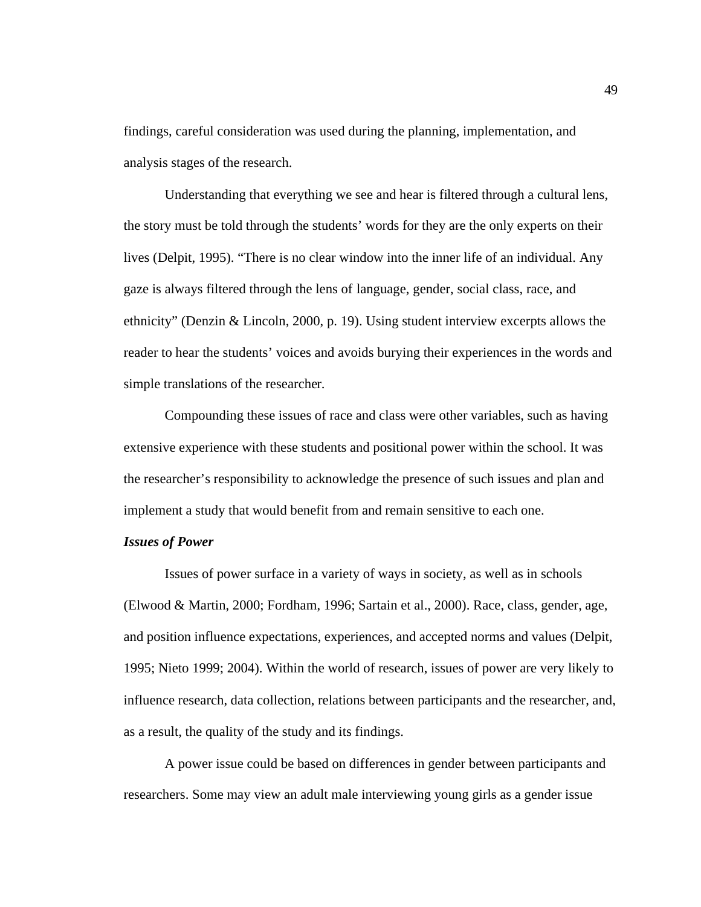findings, careful consideration was used during the planning, implementation, and analysis stages of the research.

Understanding that everything we see and hear is filtered through a cultural lens, the story must be told through the students' words for they are the only experts on their lives (Delpit, 1995). "There is no clear window into the inner life of an individual. Any gaze is always filtered through the lens of language, gender, social class, race, and ethnicity" (Denzin & Lincoln, 2000, p. 19). Using student interview excerpts allows the reader to hear the students' voices and avoids burying their experiences in the words and simple translations of the researcher.

Compounding these issues of race and class were other variables, such as having extensive experience with these students and positional power within the school. It was the researcher's responsibility to acknowledge the presence of such issues and plan and implement a study that would benefit from and remain sensitive to each one.

***Issues of Power***

Issues of power surface in a variety of ways in society, as well as in schools (Elwood & Martin, 2000; Fordham, 1996; Sartain et al., 2000). Race, class, gender, age, and position influence expectations, experiences, and accepted norms and values (Delpit, 1995; Nieto 1999; 2004). Within the world of research, issues of power are very likely to influence research, data collection, relations between participants and the researcher, and, as a result, the quality of the study and its findings.

A power issue could be based on differences in gender between participants and researchers. Some may view an adult male interviewing young girls as a gender issue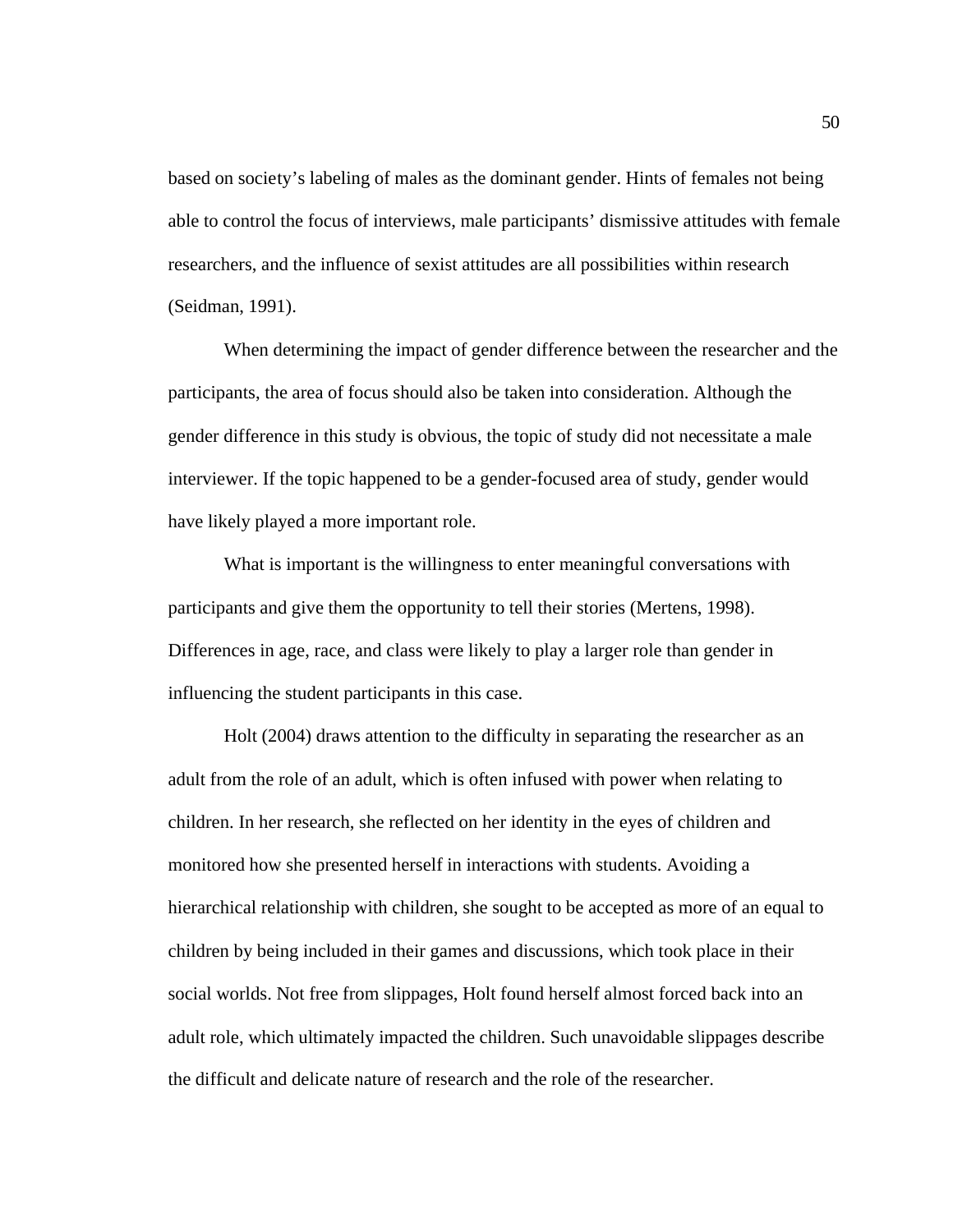based on society's labeling of males as the dominant gender. Hints of females not being able to control the focus of interviews, male participants' dismissive attitudes with female researchers, and the influence of sexist attitudes are all possibilities within research (Seidman, 1991).

When determining the impact of gender difference between the researcher and the participants, the area of focus should also be taken into consideration. Although the gender difference in this study is obvious, the topic of study did not necessitate a male interviewer. If the topic happened to be a gender-focused area of study, gender would have likely played a more important role.

What is important is the willingness to enter meaningful conversations with participants and give them the opportunity to tell their stories (Mertens, 1998). Differences in age, race, and class were likely to play a larger role than gender in influencing the student participants in this case.

Holt (2004) draws attention to the difficulty in separating the researcher as an adult from the role of an adult, which is often infused with power when relating to children. In her research, she reflected on her identity in the eyes of children and monitored how she presented herself in interactions with students. Avoiding a hierarchical relationship with children, she sought to be accepted as more of an equal to children by being included in their games and discussions, which took place in their social worlds. Not free from slippages, Holt found herself almost forced back into an adult role, which ultimately impacted the children. Such unavoidable slippages describe the difficult and delicate nature of research and the role of the researcher.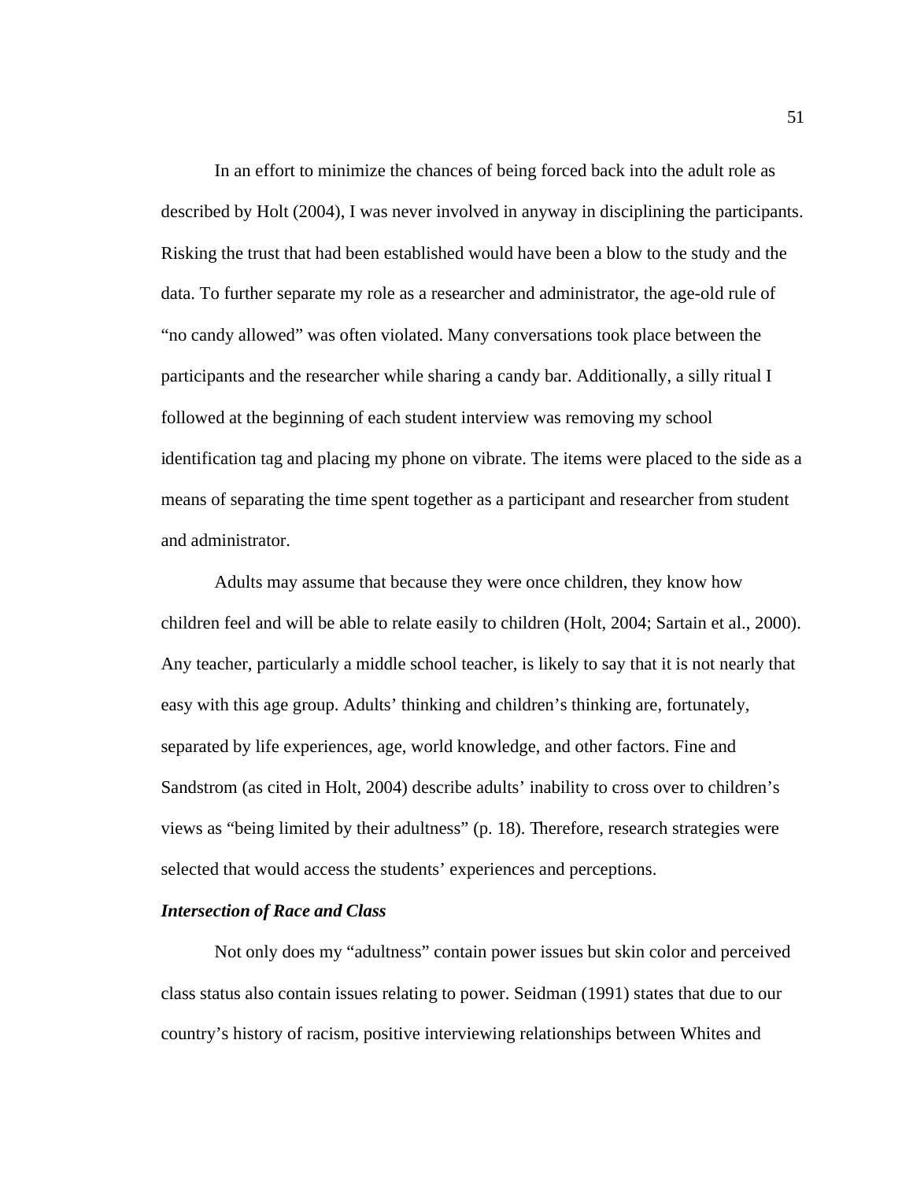In an effort to minimize the chances of being forced back into the adult role as described by Holt (2004), I was never involved in anyway in disciplining the participants. Risking the trust that had been established would have been a blow to the study and the data. To further separate my role as a researcher and administrator, the age-old rule of "no candy allowed" was often violated. Many conversations took place between the participants and the researcher while sharing a candy bar. Additionally, a silly ritual I followed at the beginning of each student interview was removing my school identification tag and placing my phone on vibrate. The items were placed to the side as a means of separating the time spent together as a participant and researcher from student and administrator.

Adults may assume that because they were once children, they know how children feel and will be able to relate easily to children (Holt, 2004; Sartain et al., 2000). Any teacher, particularly a middle school teacher, is likely to say that it is not nearly that easy with this age group. Adults' thinking and children's thinking are, fortunately, separated by life experiences, age, world knowledge, and other factors. Fine and Sandstrom (as cited in Holt, 2004) describe adults' inability to cross over to children's views as "being limited by their adultness" (p. 18). Therefore, research strategies were selected that would access the students' experiences and perceptions.

***Intersection of Race and Class***

Not only does my "adultness" contain power issues but skin color and perceived class status also contain issues relating to power. Seidman (1991) states that due to our country's history of racism, positive interviewing relationships between Whites and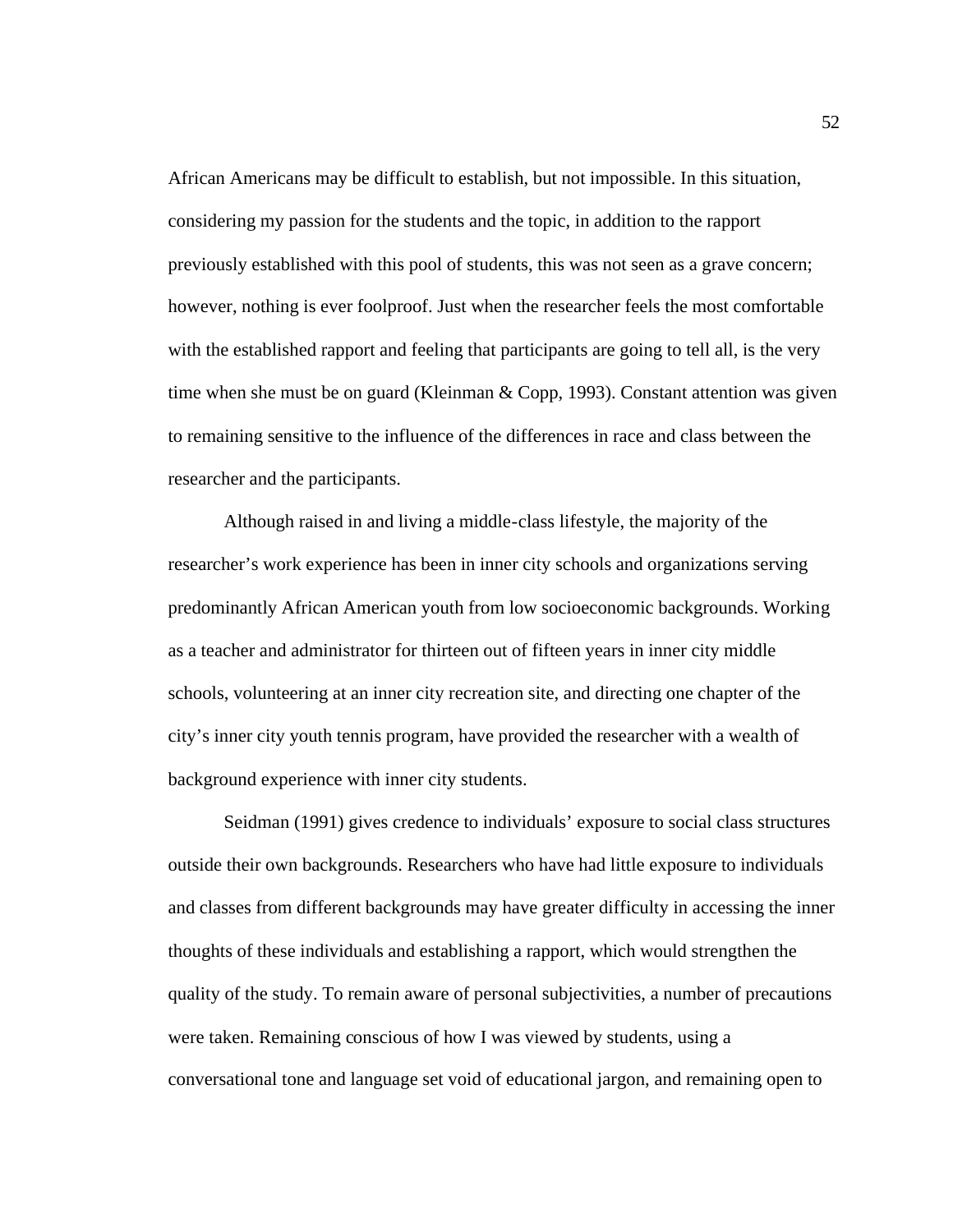African Americans may be difficult to establish, but not impossible. In this situation, considering my passion for the students and the topic, in addition to the rapport previously established with this pool of students, this was not seen as a grave concern; however, nothing is ever foolproof. Just when the researcher feels the most comfortable with the established rapport and feeling that participants are going to tell all, is the very time when she must be on guard (Kleinman & Copp, 1993). Constant attention was given to remaining sensitive to the influence of the differences in race and class between the researcher and the participants.

Although raised in and living a middle-class lifestyle, the majority of the researcher's work experience has been in inner city schools and organizations serving predominantly African American youth from low socioeconomic backgrounds. Working as a teacher and administrator for thirteen out of fifteen years in inner city middle schools, volunteering at an inner city recreation site, and directing one chapter of the city's inner city youth tennis program, have provided the researcher with a wealth of background experience with inner city students.

Seidman (1991) gives credence to individuals' exposure to social class structures outside their own backgrounds. Researchers who have had little exposure to individuals and classes from different backgrounds may have greater difficulty in accessing the inner thoughts of these individuals and establishing a rapport, which would strengthen the quality of the study. To remain aware of personal subjectivities, a number of precautions were taken. Remaining conscious of how I was viewed by students, using a conversational tone and language set void of educational jargon, and remaining open to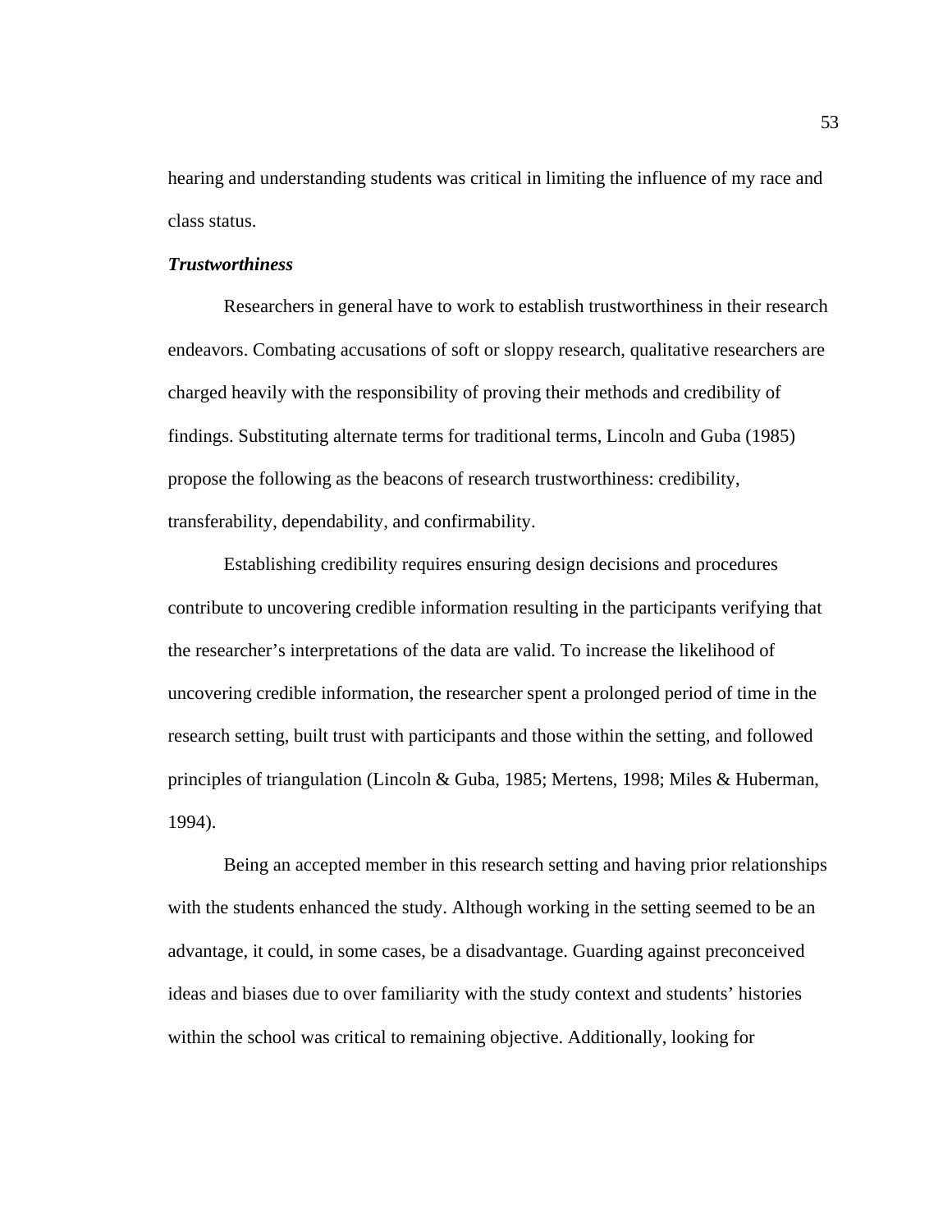hearing and understanding students was critical in limiting the influence of my race and class status.

### ***Trustworthiness***

Researchers in general have to work to establish trustworthiness in their research endeavors. Combating accusations of soft or sloppy research, qualitative researchers are charged heavily with the responsibility of proving their methods and credibility of findings. Substituting alternate terms for traditional terms, Lincoln and Guba (1985) propose the following as the beacons of research trustworthiness: credibility, transferability, dependability, and confirmability.

Establishing credibility requires ensuring design decisions and procedures contribute to uncovering credible information resulting in the participants verifying that the researcher's interpretations of the data are valid. To increase the likelihood of uncovering credible information, the researcher spent a prolonged period of time in the research setting, built trust with participants and those within the setting, and followed principles of triangulation (Lincoln & Guba, 1985; Mertens, 1998; Miles & Huberman, 1994).

Being an accepted member in this research setting and having prior relationships with the students enhanced the study. Although working in the setting seemed to be an advantage, it could, in some cases, be a disadvantage. Guarding against preconceived ideas and biases due to over familiarity with the study context and students' histories within the school was critical to remaining objective. Additionally, looking for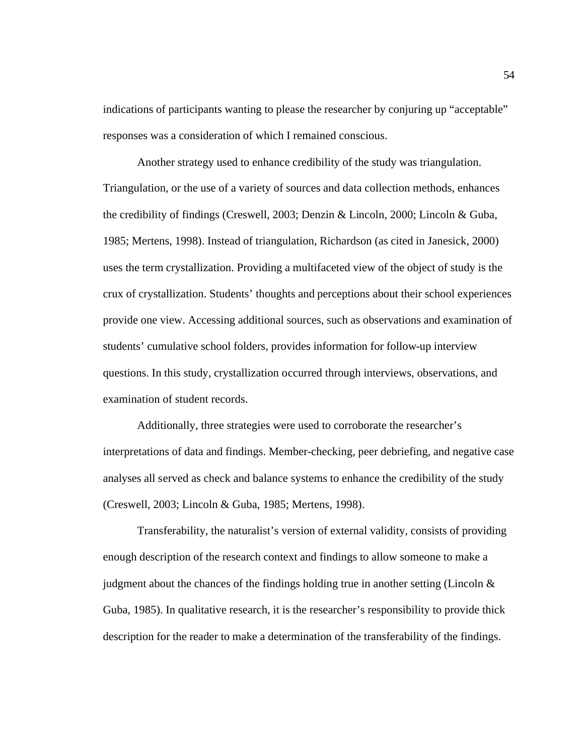indications of participants wanting to please the researcher by conjuring up "acceptable" responses was a consideration of which I remained conscious.

Another strategy used to enhance credibility of the study was triangulation. Triangulation, or the use of a variety of sources and data collection methods, enhances the credibility of findings (Creswell, 2003; Denzin & Lincoln, 2000; Lincoln & Guba, 1985; Mertens, 1998). Instead of triangulation, Richardson (as cited in Janesick, 2000) uses the term crystallization. Providing a multifaceted view of the object of study is the crux of crystallization. Students' thoughts and perceptions about their school experiences provide one view. Accessing additional sources, such as observations and examination of students' cumulative school folders, provides information for follow-up interview questions. In this study, crystallization occurred through interviews, observations, and examination of student records.

Additionally, three strategies were used to corroborate the researcher's interpretations of data and findings. Member-checking, peer debriefing, and negative case analyses all served as check and balance systems to enhance the credibility of the study (Creswell, 2003; Lincoln & Guba, 1985; Mertens, 1998).

Transferability, the naturalist's version of external validity, consists of providing enough description of the research context and findings to allow someone to make a judgment about the chances of the findings holding true in another setting (Lincoln & Guba, 1985). In qualitative research, it is the researcher's responsibility to provide thick description for the reader to make a determination of the transferability of the findings.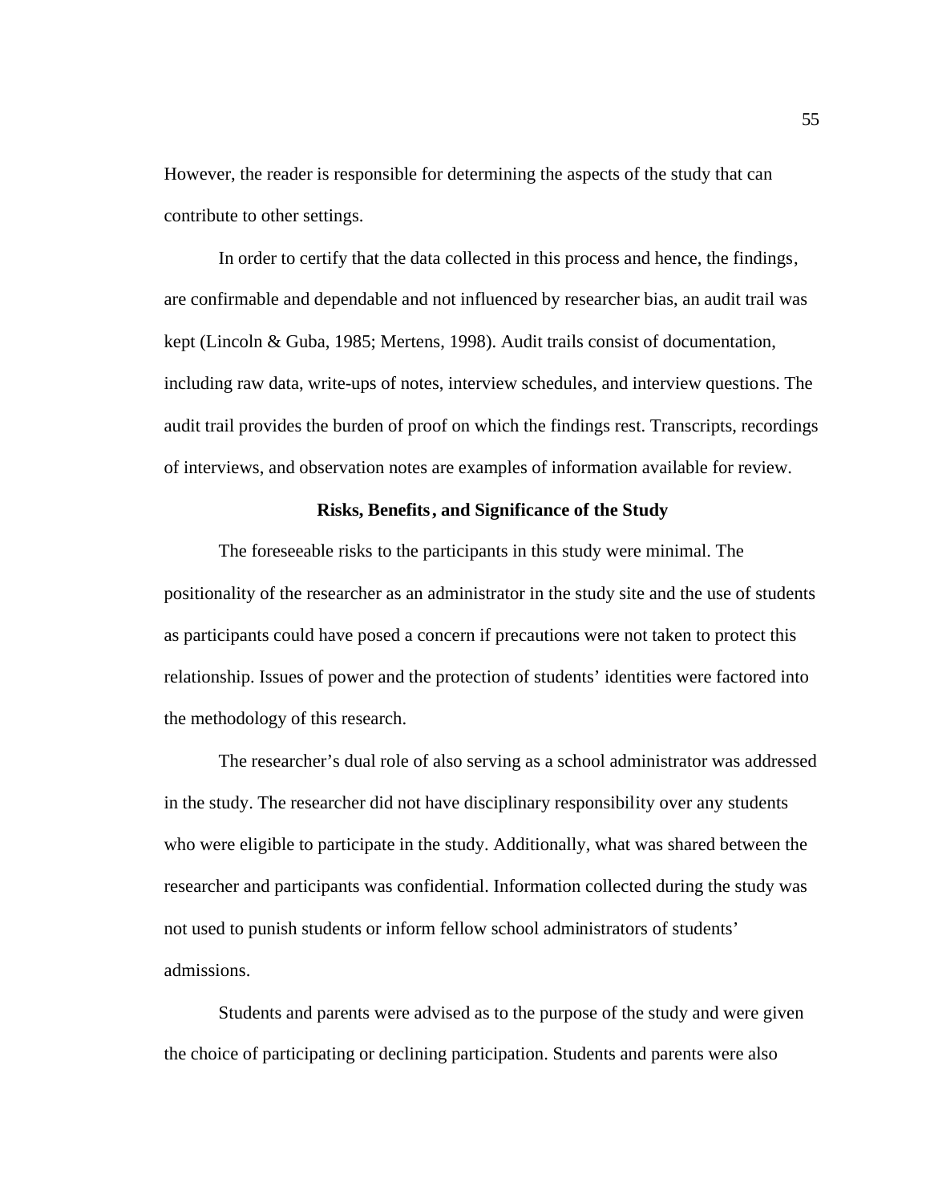However, the reader is responsible for determining the aspects of the study that can contribute to other settings.

In order to certify that the data collected in this process and hence, the findings, are confirmable and dependable and not influenced by researcher bias, an audit trail was kept (Lincoln & Guba, 1985; Mertens, 1998). Audit trails consist of documentation, including raw data, write-ups of notes, interview schedules, and interview questions. The audit trail provides the burden of proof on which the findings rest. Transcripts, recordings of interviews, and observation notes are examples of information available for review.

## Risks, Benefits, and Significance of the Study

The foreseeable risks to the participants in this study were minimal. The positionality of the researcher as an administrator in the study site and the use of students as participants could have posed a concern if precautions were not taken to protect this relationship. Issues of power and the protection of students' identities were factored into the methodology of this research.

The researcher's dual role of also serving as a school administrator was addressed in the study. The researcher did not have disciplinary responsibility over any students who were eligible to participate in the study. Additionally, what was shared between the researcher and participants was confidential. Information collected during the study was not used to punish students or inform fellow school administrators of students' admissions.

Students and parents were advised as to the purpose of the study and were given the choice of participating or declining participation. Students and parents were also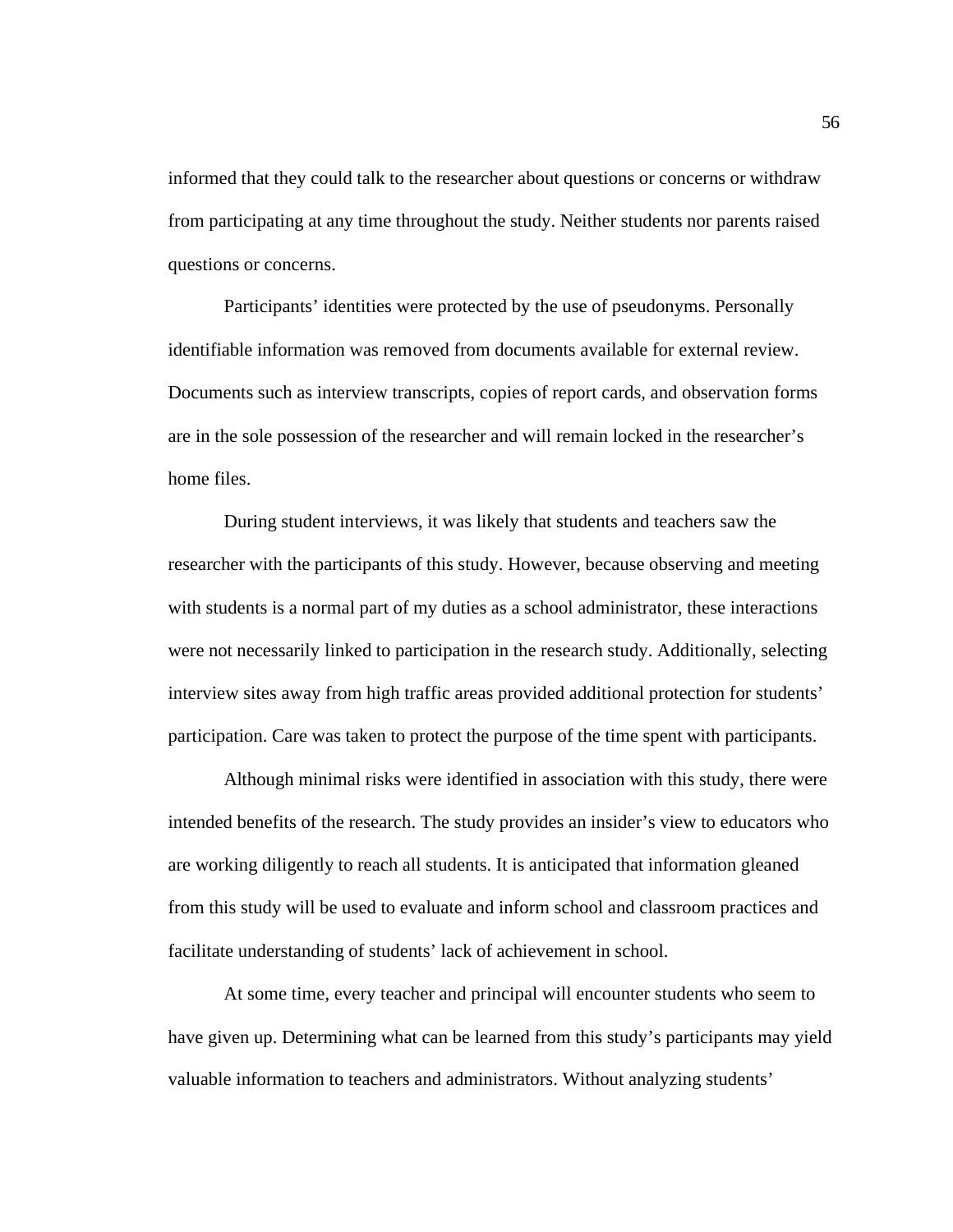informed that they could talk to the researcher about questions or concerns or withdraw from participating at any time throughout the study. Neither students nor parents raised questions or concerns.

Participants' identities were protected by the use of pseudonyms. Personally identifiable information was removed from documents available for external review. Documents such as interview transcripts, copies of report cards, and observation forms are in the sole possession of the researcher and will remain locked in the researcher's home files.

During student interviews, it was likely that students and teachers saw the researcher with the participants of this study. However, because observing and meeting with students is a normal part of my duties as a school administrator, these interactions were not necessarily linked to participation in the research study. Additionally, selecting interview sites away from high traffic areas provided additional protection for students' participation. Care was taken to protect the purpose of the time spent with participants.

Although minimal risks were identified in association with this study, there were intended benefits of the research. The study provides an insider's view to educators who are working diligently to reach all students. It is anticipated that information gleaned from this study will be used to evaluate and inform school and classroom practices and facilitate understanding of students' lack of achievement in school.

At some time, every teacher and principal will encounter students who seem to have given up. Determining what can be learned from this study's participants may yield valuable information to teachers and administrators. Without analyzing students'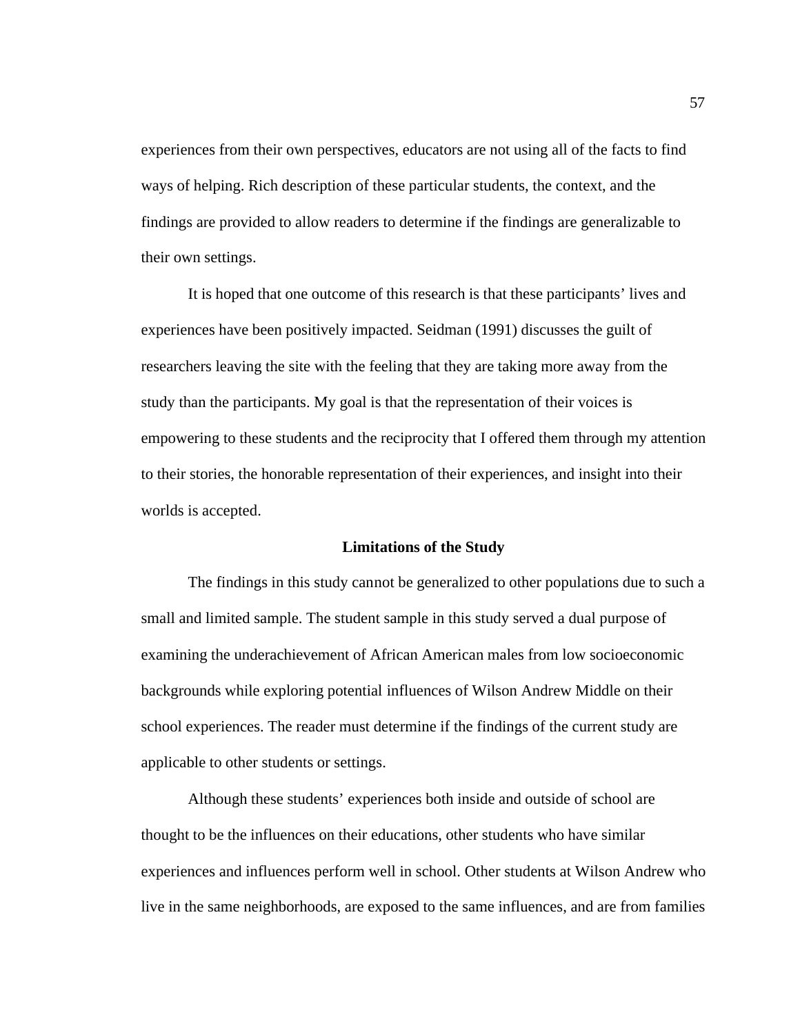experiences from their own perspectives, educators are not using all of the facts to find ways of helping. Rich description of these particular students, the context, and the findings are provided to allow readers to determine if the findings are generalizable to their own settings.

It is hoped that one outcome of this research is that these participants' lives and experiences have been positively impacted. Seidman (1991) discusses the guilt of researchers leaving the site with the feeling that they are taking more away from the study than the participants. My goal is that the representation of their voices is empowering to these students and the reciprocity that I offered them through my attention to their stories, the honorable representation of their experiences, and insight into their worlds is accepted.

## Limitations of the Study

The findings in this study cannot be generalized to other populations due to such a small and limited sample. The student sample in this study served a dual purpose of examining the underachievement of African American males from low socioeconomic backgrounds while exploring potential influences of Wilson Andrew Middle on their school experiences. The reader must determine if the findings of the current study are applicable to other students or settings.

Although these students' experiences both inside and outside of school are thought to be the influences on their educations, other students who have similar experiences and influences perform well in school. Other students at Wilson Andrew who live in the same neighborhoods, are exposed to the same influences, and are from families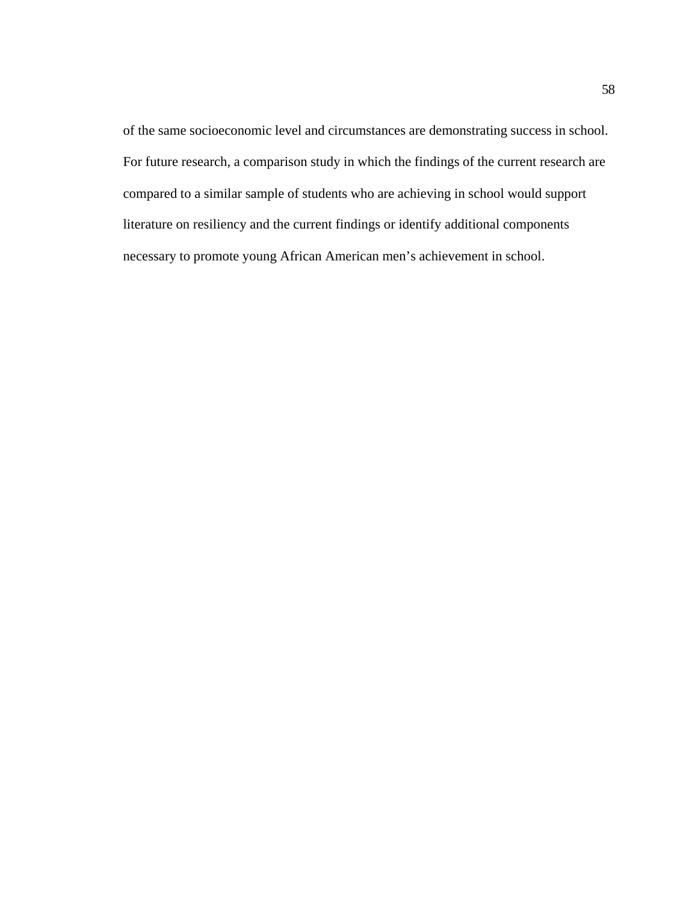of the same socioeconomic level and circumstances are demonstrating success in school. For future research, a comparison study in which the findings of the current research are compared to a similar sample of students who are achieving in school would support literature on resiliency and the current findings or identify additional components necessary to promote young African American men’s achievement in school.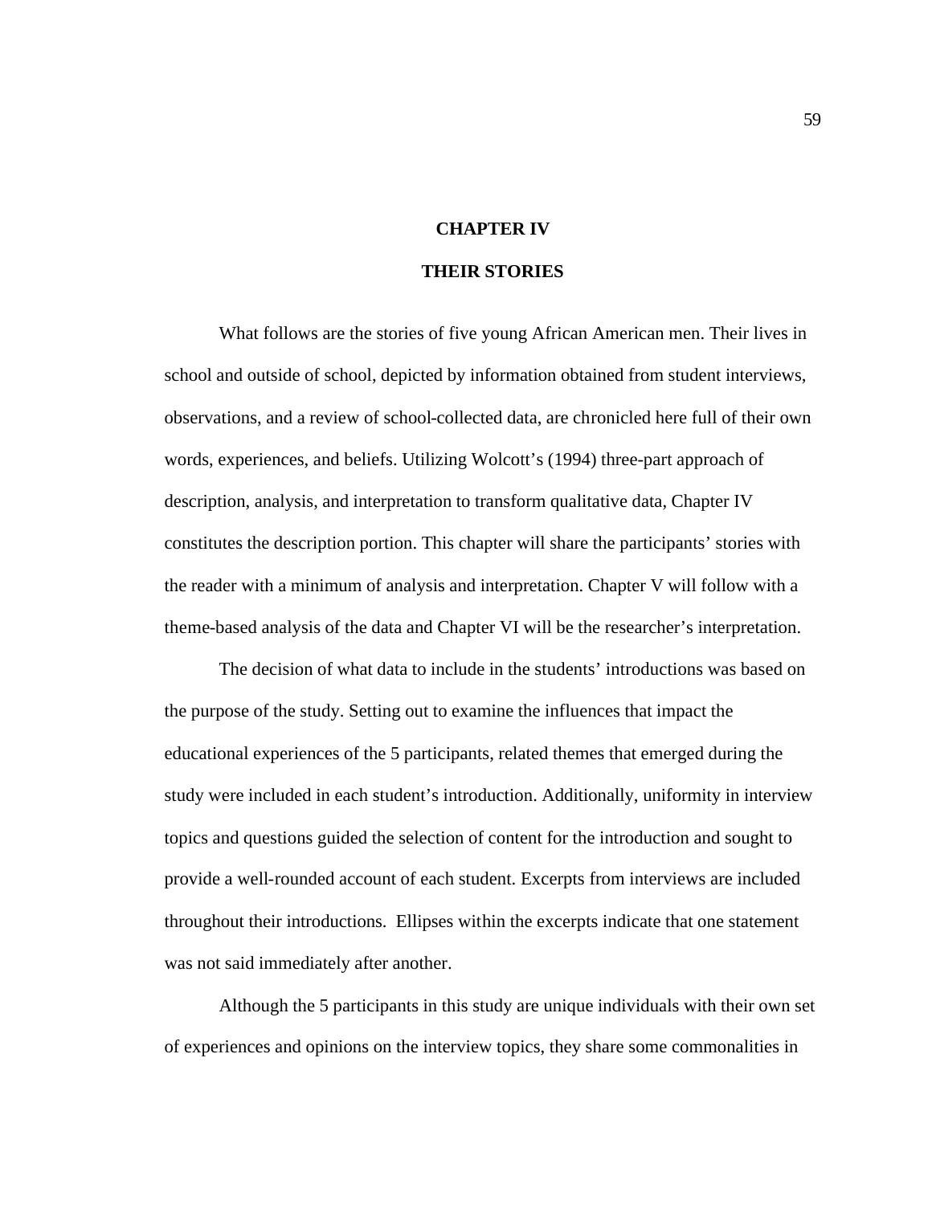# CHAPTER IV

# THEIR STORIES

What follows are the stories of five young African American men. Their lives in school and outside of school, depicted by information obtained from student interviews, observations, and a review of school-collected data, are chronicled here full of their own words, experiences, and beliefs. Utilizing Wolcott's (1994) three-part approach of description, analysis, and interpretation to transform qualitative data, Chapter IV constitutes the description portion. This chapter will share the participants' stories with the reader with a minimum of analysis and interpretation. Chapter V will follow with a theme-based analysis of the data and Chapter VI will be the researcher's interpretation.

The decision of what data to include in the students' introductions was based on the purpose of the study. Setting out to examine the influences that impact the educational experiences of the 5 participants, related themes that emerged during the study were included in each student's introduction. Additionally, uniformity in interview topics and questions guided the selection of content for the introduction and sought to provide a well-rounded account of each student. Excerpts from interviews are included throughout their introductions. Ellipses within the excerpts indicate that one statement was not said immediately after another.

Although the 5 participants in this study are unique individuals with their own set of experiences and opinions on the interview topics, they share some commonalities in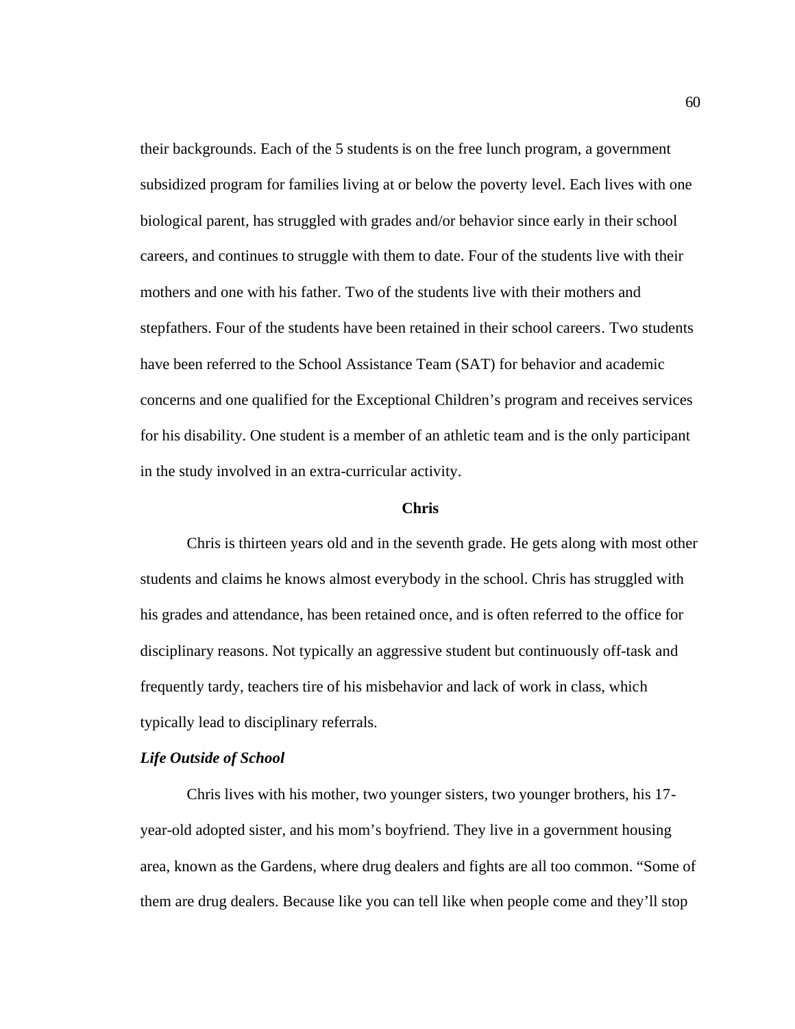their backgrounds. Each of the 5 students is on the free lunch program, a government subsidized program for families living at or below the poverty level. Each lives with one biological parent, has struggled with grades and/or behavior since early in their school careers, and continues to struggle with them to date. Four of the students live with their mothers and one with his father. Two of the students live with their mothers and stepfathers. Four of the students have been retained in their school careers. Two students have been referred to the School Assistance Team (SAT) for behavior and academic concerns and one qualified for the Exceptional Children's program and receives services for his disability. One student is a member of an athletic team and is the only participant in the study involved in an extra-curricular activity.

## Chris

Chris is thirteen years old and in the seventh grade. He gets along with most other students and claims he knows almost everybody in the school. Chris has struggled with his grades and attendance, has been retained once, and is often referred to the office for disciplinary reasons. Not typically an aggressive student but continuously off-task and frequently tardy, teachers tire of his misbehavior and lack of work in class, which typically lead to disciplinary referrals.

### *Life Outside of School*

Chris lives with his mother, two younger sisters, two younger brothers, his 17-year-old adopted sister, and his mom's boyfriend. They live in a government housing area, known as the Gardens, where drug dealers and fights are all too common. "Some of them are drug dealers. Because like you can tell like when people come and they'll stop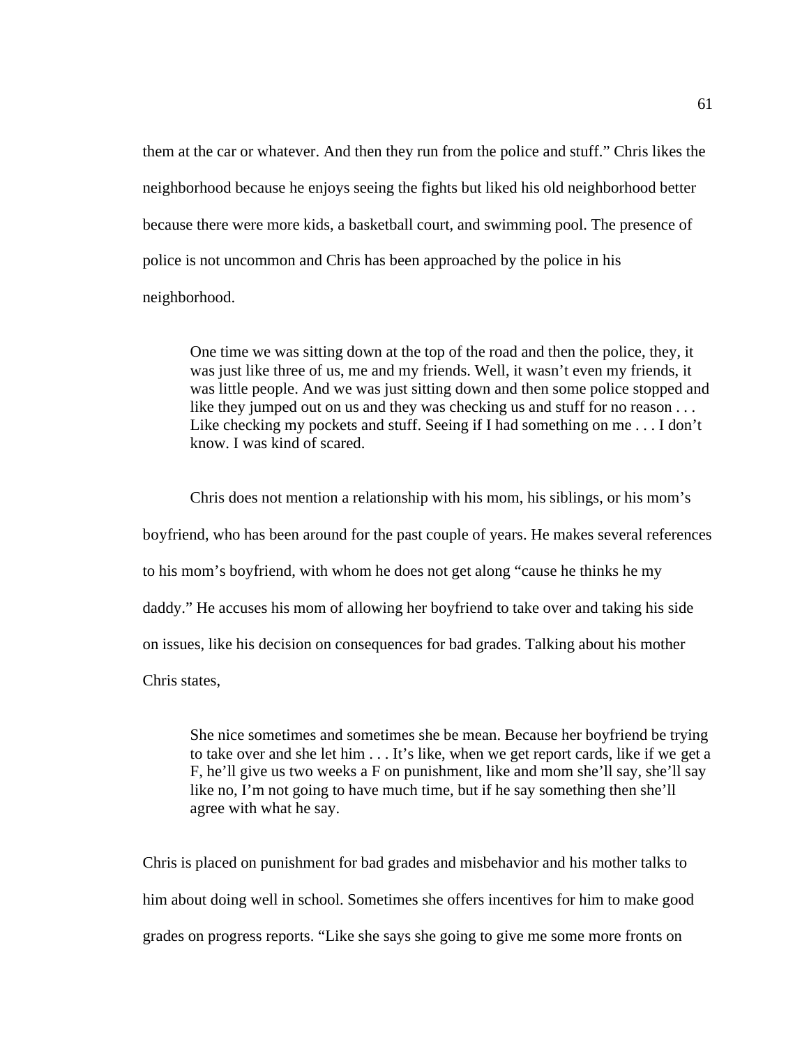them at the car or whatever. And then they run from the police and stuff." Chris likes the neighborhood because he enjoys seeing the fights but liked his old neighborhood better because there were more kids, a basketball court, and swimming pool. The presence of police is not uncommon and Chris has been approached by the police in his neighborhood.

> One time we was sitting down at the top of the road and then the police, they, it was just like three of us, me and my friends. Well, it wasn't even my friends, it was little people. And we was just sitting down and then some police stopped and like they jumped out on us and they was checking us and stuff for no reason . . . Like checking my pockets and stuff. Seeing if I had something on me . . . I don't know. I was kind of scared.

Chris does not mention a relationship with his mom, his siblings, or his mom's boyfriend, who has been around for the past couple of years. He makes several references to his mom's boyfriend, with whom he does not get along "cause he thinks he my daddy." He accuses his mom of allowing her boyfriend to take over and taking his side on issues, like his decision on consequences for bad grades. Talking about his mother Chris states,

> She nice sometimes and sometimes she be mean. Because her boyfriend be trying to take over and she let him . . . It's like, when we get report cards, like if we get a F, he'll give us two weeks a F on punishment, like and mom she'll say, she'll say like no, I'm not going to have much time, but if he say something then she'll agree with what he say.

Chris is placed on punishment for bad grades and misbehavior and his mother talks to him about doing well in school. Sometimes she offers incentives for him to make good grades on progress reports. "Like she says she going to give me some more fronts on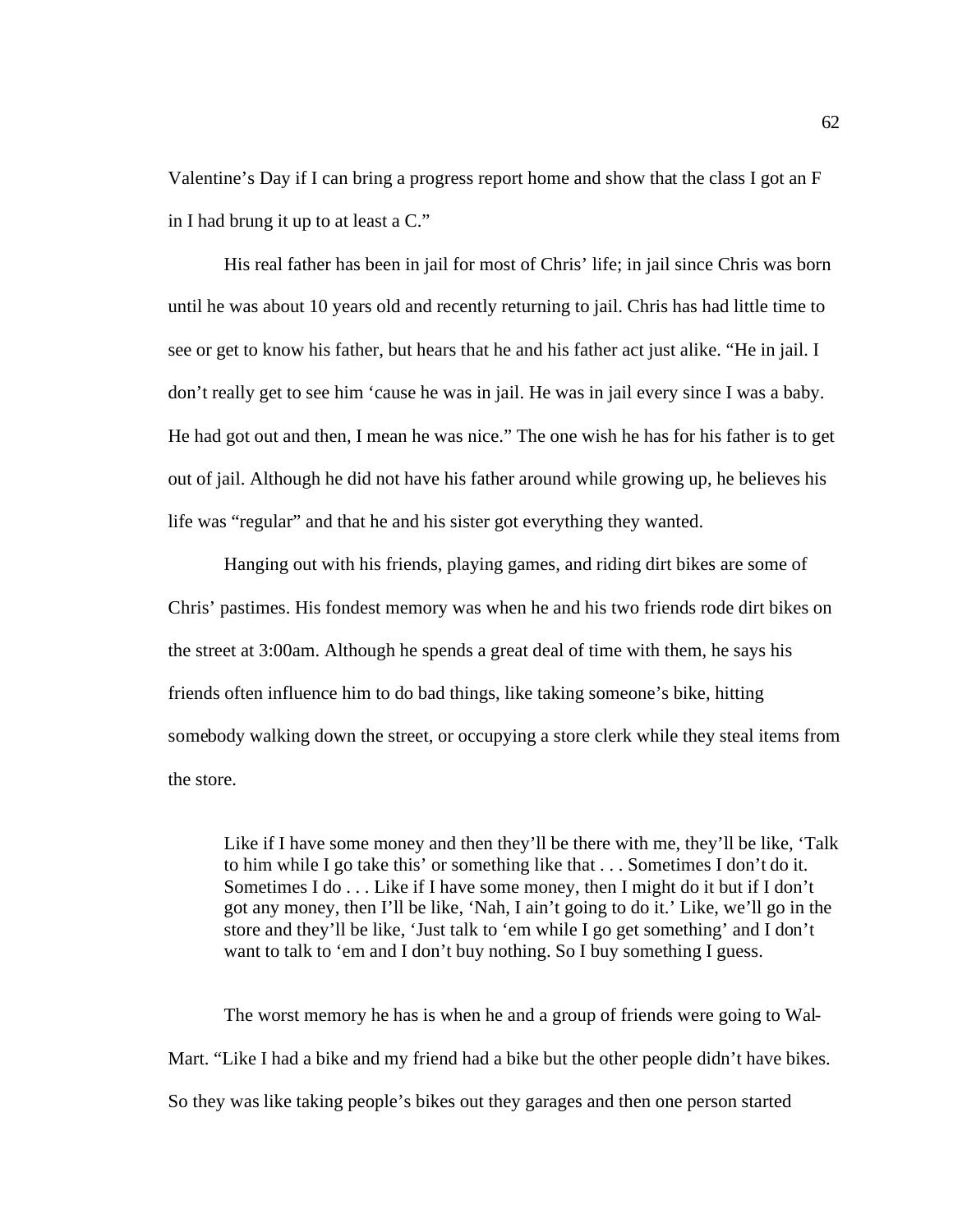Valentine's Day if I can bring a progress report home and show that the class I got an F in I had brung it up to at least a C."

His real father has been in jail for most of Chris' life; in jail since Chris was born until he was about 10 years old and recently returning to jail. Chris has had little time to see or get to know his father, but hears that he and his father act just alike. "He in jail. I don't really get to see him 'cause he was in jail. He was in jail every since I was a baby. He had got out and then, I mean he was nice." The one wish he has for his father is to get out of jail. Although he did not have his father around while growing up, he believes his life was "regular" and that he and his sister got everything they wanted.

Hanging out with his friends, playing games, and riding dirt bikes are some of Chris' pastimes. His fondest memory was when he and his two friends rode dirt bikes on the street at 3:00am. Although he spends a great deal of time with them, he says his friends often influence him to do bad things, like taking someone's bike, hitting somebody walking down the street, or occupying a store clerk while they steal items from the store.

> Like if I have some money and then they'll be there with me, they'll be like, 'Talk to him while I go take this' or something like that . . . Sometimes I don't do it. Sometimes I do . . . Like if I have some money, then I might do it but if I don't got any money, then I'll be like, 'Nah, I ain't going to do it.' Like, we'll go in the store and they'll be like, 'Just talk to 'em while I go get something' and I don't want to talk to 'em and I don't buy nothing. So I buy something I guess.

The worst memory he has is when he and a group of friends were going to Wal-Mart. "Like I had a bike and my friend had a bike but the other people didn't have bikes. So they was like taking people's bikes out they garages and then one person started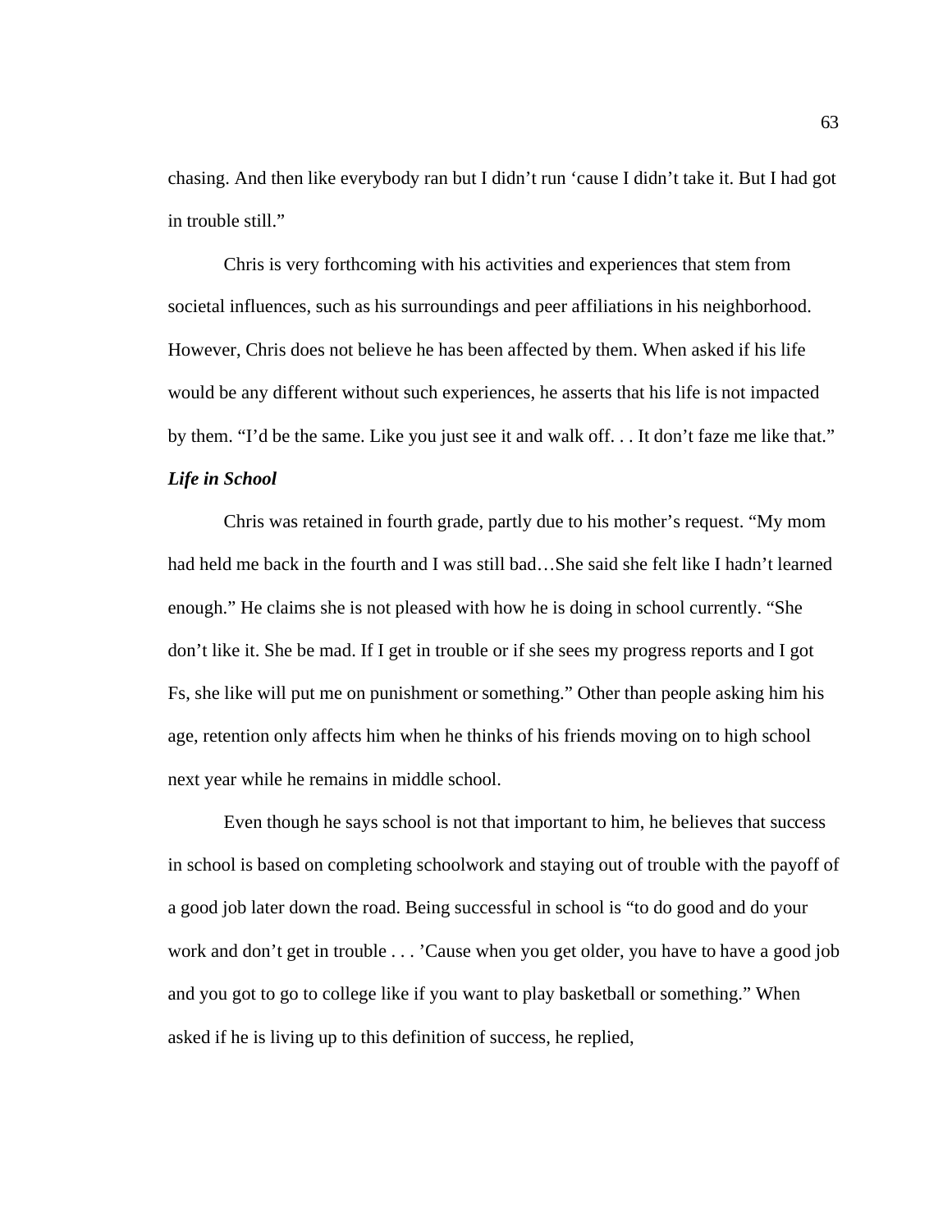chasing. And then like everybody ran but I didn't run 'cause I didn't take it. But I had got in trouble still."

Chris is very forthcoming with his activities and experiences that stem from societal influences, such as his surroundings and peer affiliations in his neighborhood. However, Chris does not believe he has been affected by them. When asked if his life would be any different without such experiences, he asserts that his life is not impacted by them. "I'd be the same. Like you just see it and walk off. . . It don't faze me like that."

***Life in School***

Chris was retained in fourth grade, partly due to his mother's request. "My mom had held me back in the fourth and I was still bad…She said she felt like I hadn't learned enough." He claims she is not pleased with how he is doing in school currently. "She don't like it. She be mad. If I get in trouble or if she sees my progress reports and I got Fs, she like will put me on punishment or something." Other than people asking him his age, retention only affects him when he thinks of his friends moving on to high school next year while he remains in middle school.

Even though he says school is not that important to him, he believes that success in school is based on completing schoolwork and staying out of trouble with the payoff of a good job later down the road. Being successful in school is "to do good and do your work and don't get in trouble . . . 'Cause when you get older, you have to have a good job and you got to go to college like if you want to play basketball or something." When asked if he is living up to this definition of success, he replied,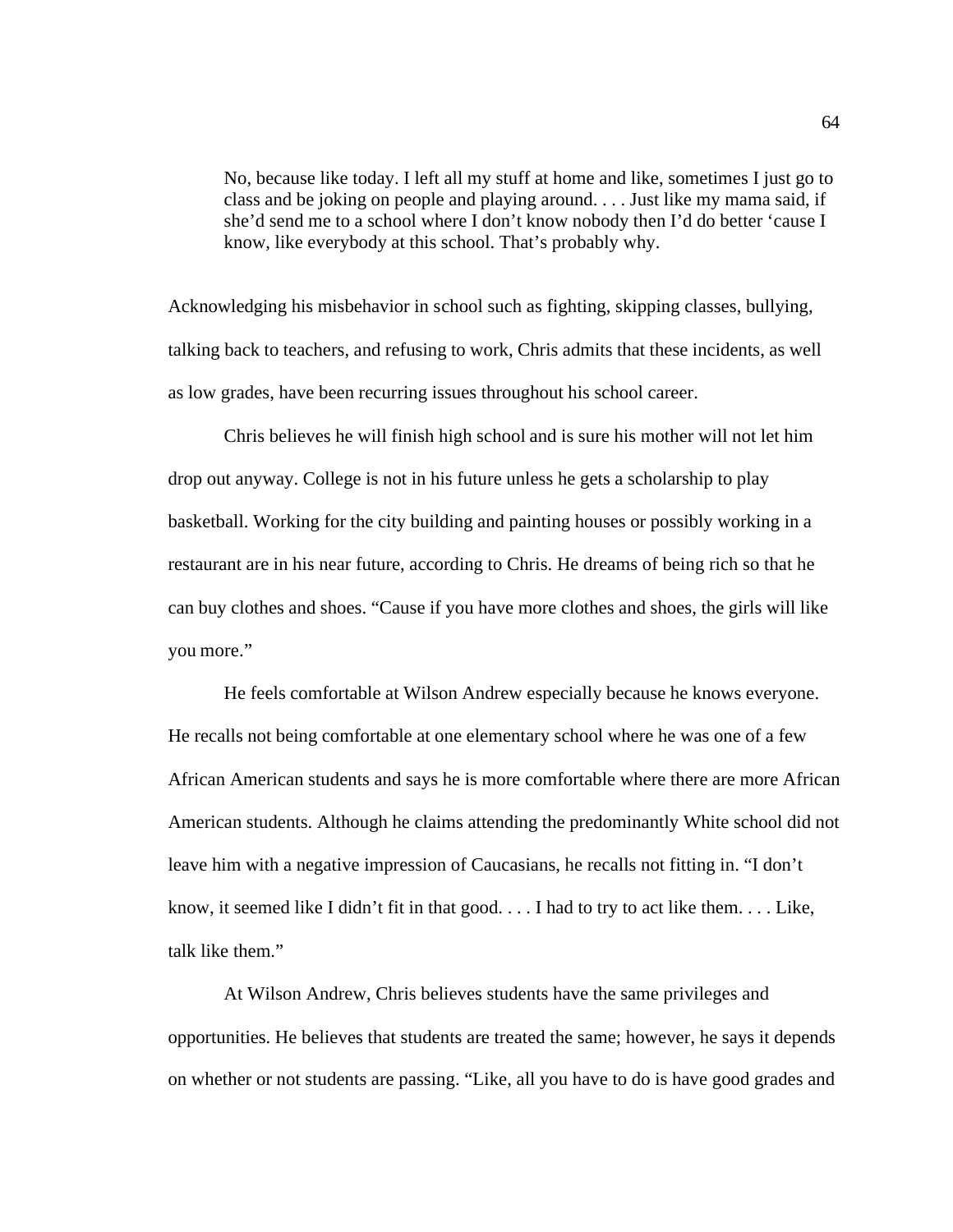> No, because like today. I left all my stuff at home and like, sometimes I just go to class and be joking on people and playing around. . . . Just like my mama said, if she'd send me to a school where I don't know nobody then I'd do better 'cause I know, like everybody at this school. That's probably why.

Acknowledging his misbehavior in school such as fighting, skipping classes, bullying, talking back to teachers, and refusing to work, Chris admits that these incidents, as well as low grades, have been recurring issues throughout his school career.

Chris believes he will finish high school and is sure his mother will not let him drop out anyway. College is not in his future unless he gets a scholarship to play basketball. Working for the city building and painting houses or possibly working in a restaurant are in his near future, according to Chris. He dreams of being rich so that he can buy clothes and shoes. "Cause if you have more clothes and shoes, the girls will like you more."

He feels comfortable at Wilson Andrew especially because he knows everyone. He recalls not being comfortable at one elementary school where he was one of a few African American students and says he is more comfortable where there are more African American students. Although he claims attending the predominantly White school did not leave him with a negative impression of Caucasians, he recalls not fitting in. "I don't know, it seemed like I didn't fit in that good. . . . I had to try to act like them. . . . Like, talk like them."

At Wilson Andrew, Chris believes students have the same privileges and opportunities. He believes that students are treated the same; however, he says it depends on whether or not students are passing. "Like, all you have to do is have good grades and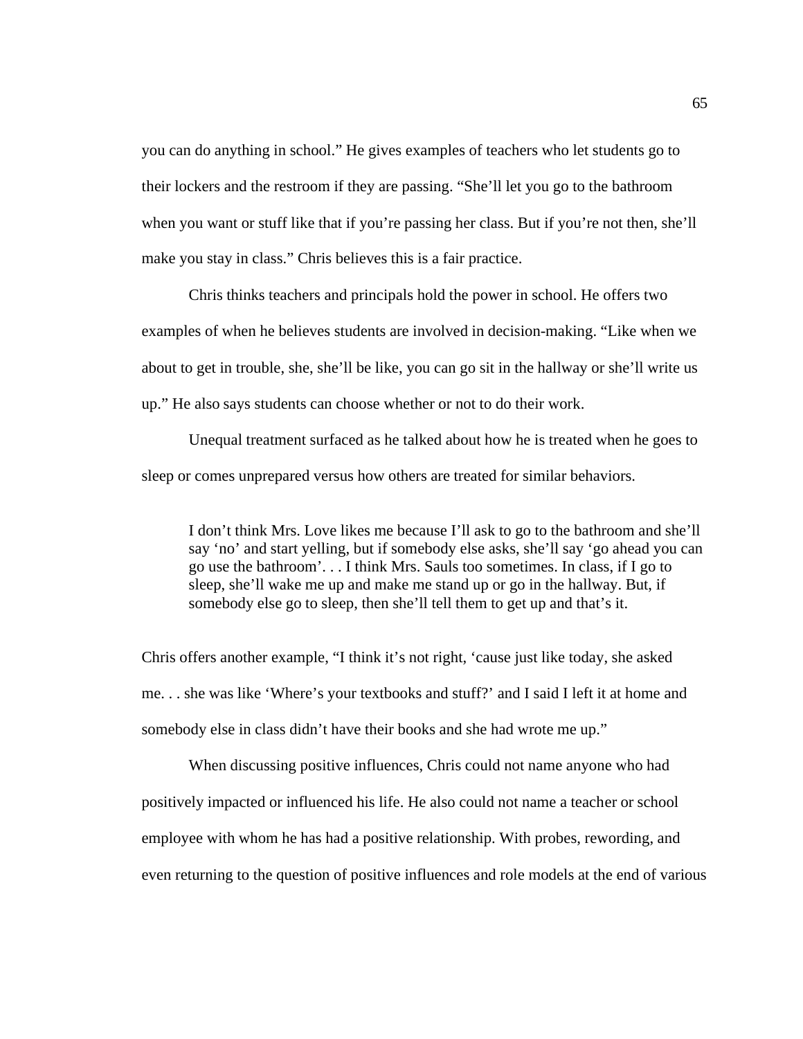you can do anything in school." He gives examples of teachers who let students go to their lockers and the restroom if they are passing. "She'll let you go to the bathroom when you want or stuff like that if you're passing her class. But if you're not then, she'll make you stay in class." Chris believes this is a fair practice.

Chris thinks teachers and principals hold the power in school. He offers two examples of when he believes students are involved in decision-making. "Like when we about to get in trouble, she, she'll be like, you can go sit in the hallway or she'll write us up." He also says students can choose whether or not to do their work.

Unequal treatment surfaced as he talked about how he is treated when he goes to sleep or comes unprepared versus how others are treated for similar behaviors.

> I don't think Mrs. Love likes me because I'll ask to go to the bathroom and she'll say 'no' and start yelling, but if somebody else asks, she'll say 'go ahead you can go use the bathroom'. . . I think Mrs. Sauls too sometimes. In class, if I go to sleep, she'll wake me up and make me stand up or go in the hallway. But, if somebody else go to sleep, then she'll tell them to get up and that's it.

Chris offers another example, "I think it's not right, 'cause just like today, she asked me. . . she was like 'Where's your textbooks and stuff?' and I said I left it at home and somebody else in class didn't have their books and she had wrote me up."

When discussing positive influences, Chris could not name anyone who had positively impacted or influenced his life. He also could not name a teacher or school employee with whom he has had a positive relationship. With probes, rewording, and even returning to the question of positive influences and role models at the end of various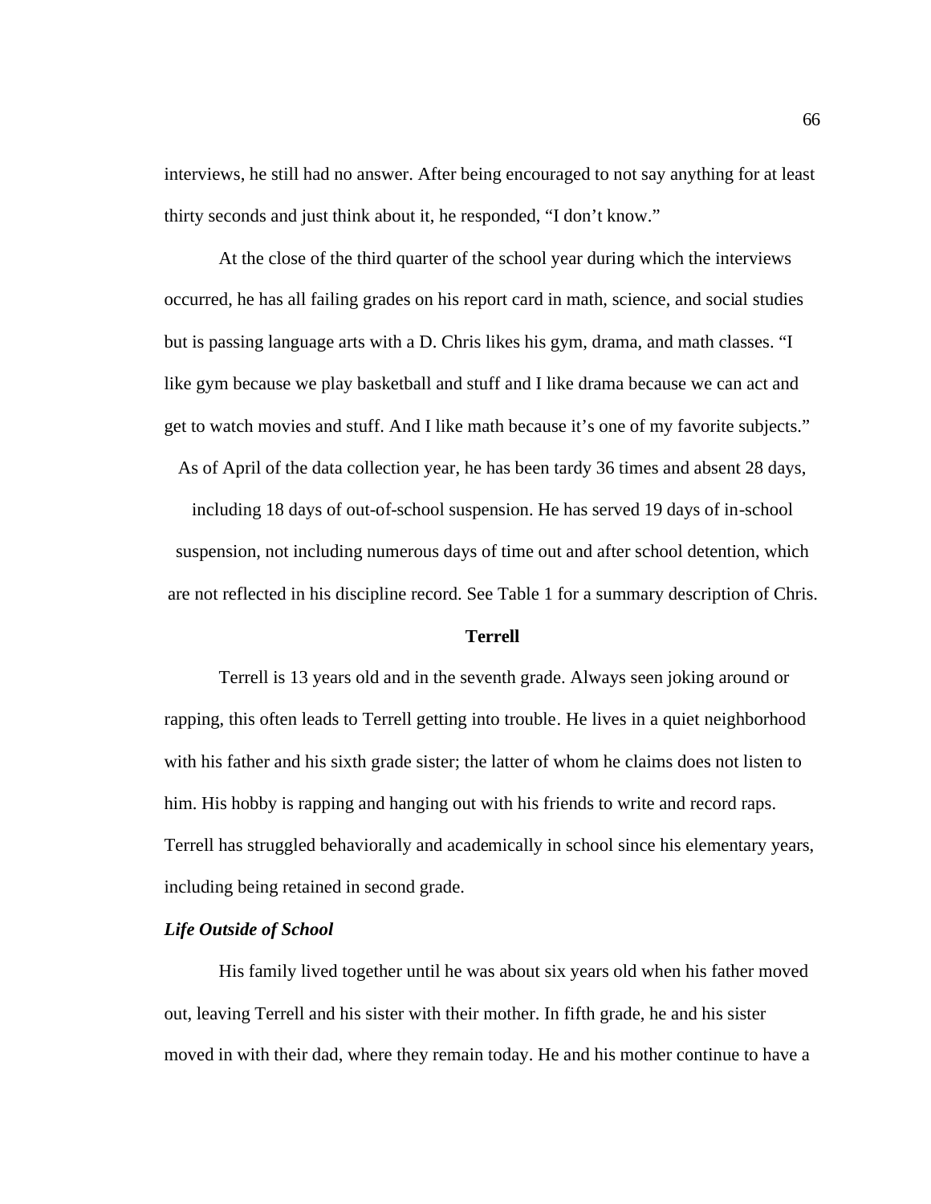interviews, he still had no answer. After being encouraged to not say anything for at least thirty seconds and just think about it, he responded, "I don't know."

At the close of the third quarter of the school year during which the interviews occurred, he has all failing grades on his report card in math, science, and social studies but is passing language arts with a D. Chris likes his gym, drama, and math classes. "I like gym because we play basketball and stuff and I like drama because we can act and get to watch movies and stuff. And I like math because it's one of my favorite subjects." As of April of the data collection year, he has been tardy 36 times and absent 28 days, including 18 days of out-of-school suspension. He has served 19 days of in-school suspension, not including numerous days of time out and after school detention, which are not reflected in his discipline record. See Table 1 for a summary description of Chris.

## Terrell

Terrell is 13 years old and in the seventh grade. Always seen joking around or rapping, this often leads to Terrell getting into trouble. He lives in a quiet neighborhood with his father and his sixth grade sister; the latter of whom he claims does not listen to him. His hobby is rapping and hanging out with his friends to write and record raps. Terrell has struggled behaviorally and academically in school since his elementary years, including being retained in second grade.

### *Life Outside of School*

His family lived together until he was about six years old when his father moved out, leaving Terrell and his sister with their mother. In fifth grade, he and his sister moved in with their dad, where they remain today. He and his mother continue to have a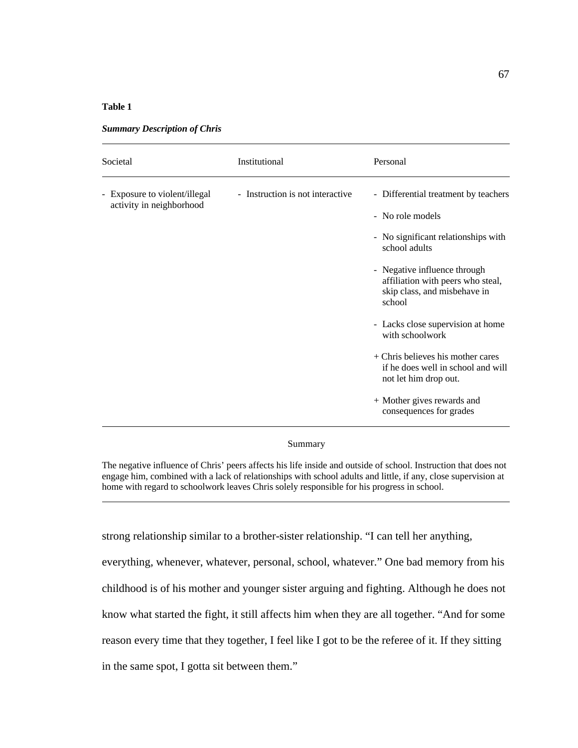**Table 1**

***Summary Description of Chris***

| Societal | Institutional | Personal |
|---|---|---|
| - Exposure to violent/illegal activity in neighborhood | - Instruction is not interactive | - Differential treatment by teachers |
| | | - No role models |
| | | - No significant relationships with school adults |
| | | - Negative influence through affiliation with peers who steal, skip class, and misbehave in school |
| | | - Lacks close supervision at home with schoolwork |
| | | + Chris believes his mother cares if he does well in school and will not let him drop out. |
| | | + Mother gives rewards and consequences for grades |

Summary

The negative influence of Chris' peers affects his life inside and outside of school. Instruction that does not engage him, combined with a lack of relationships with school adults and little, if any, close supervision at home with regard to schoolwork leaves Chris solely responsible for his progress in school.

strong relationship similar to a brother-sister relationship. “I can tell her anything, everything, whenever, whatever, personal, school, whatever.” One bad memory from his childhood is of his mother and younger sister arguing and fighting. Although he does not know what started the fight, it still affects him when they are all together. “And for some reason every time that they together, I feel like I got to be the referee of it. If they sitting in the same spot, I gotta sit between them.”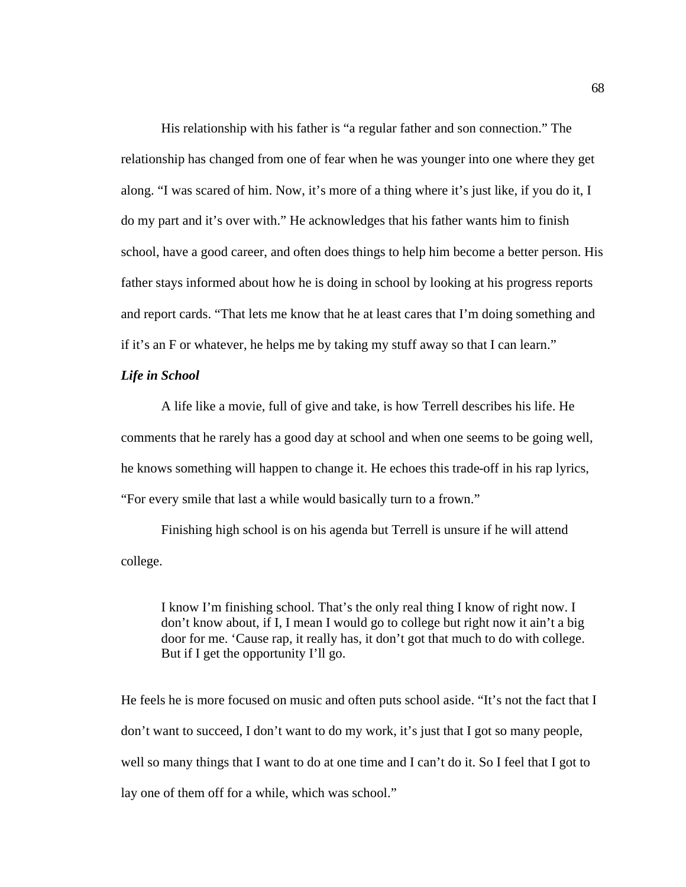His relationship with his father is "a regular father and son connection." The relationship has changed from one of fear when he was younger into one where they get along. "I was scared of him. Now, it's more of a thing where it's just like, if you do it, I do my part and it's over with." He acknowledges that his father wants him to finish school, have a good career, and often does things to help him become a better person. His father stays informed about how he is doing in school by looking at his progress reports and report cards. "That lets me know that he at least cares that I'm doing something and if it's an F or whatever, he helps me by taking my stuff away so that I can learn."

***Life in School***

A life like a movie, full of give and take, is how Terrell describes his life. He comments that he rarely has a good day at school and when one seems to be going well, he knows something will happen to change it. He echoes this trade-off in his rap lyrics, "For every smile that last a while would basically turn to a frown."

Finishing high school is on his agenda but Terrell is unsure if he will attend college.

> I know I'm finishing school. That's the only real thing I know of right now. I don't know about, if I, I mean I would go to college but right now it ain't a big door for me. 'Cause rap, it really has, it don't got that much to do with college. But if I get the opportunity I'll go.

He feels he is more focused on music and often puts school aside. "It's not the fact that I don't want to succeed, I don't want to do my work, it's just that I got so many people, well so many things that I want to do at one time and I can't do it. So I feel that I got to lay one of them off for a while, which was school."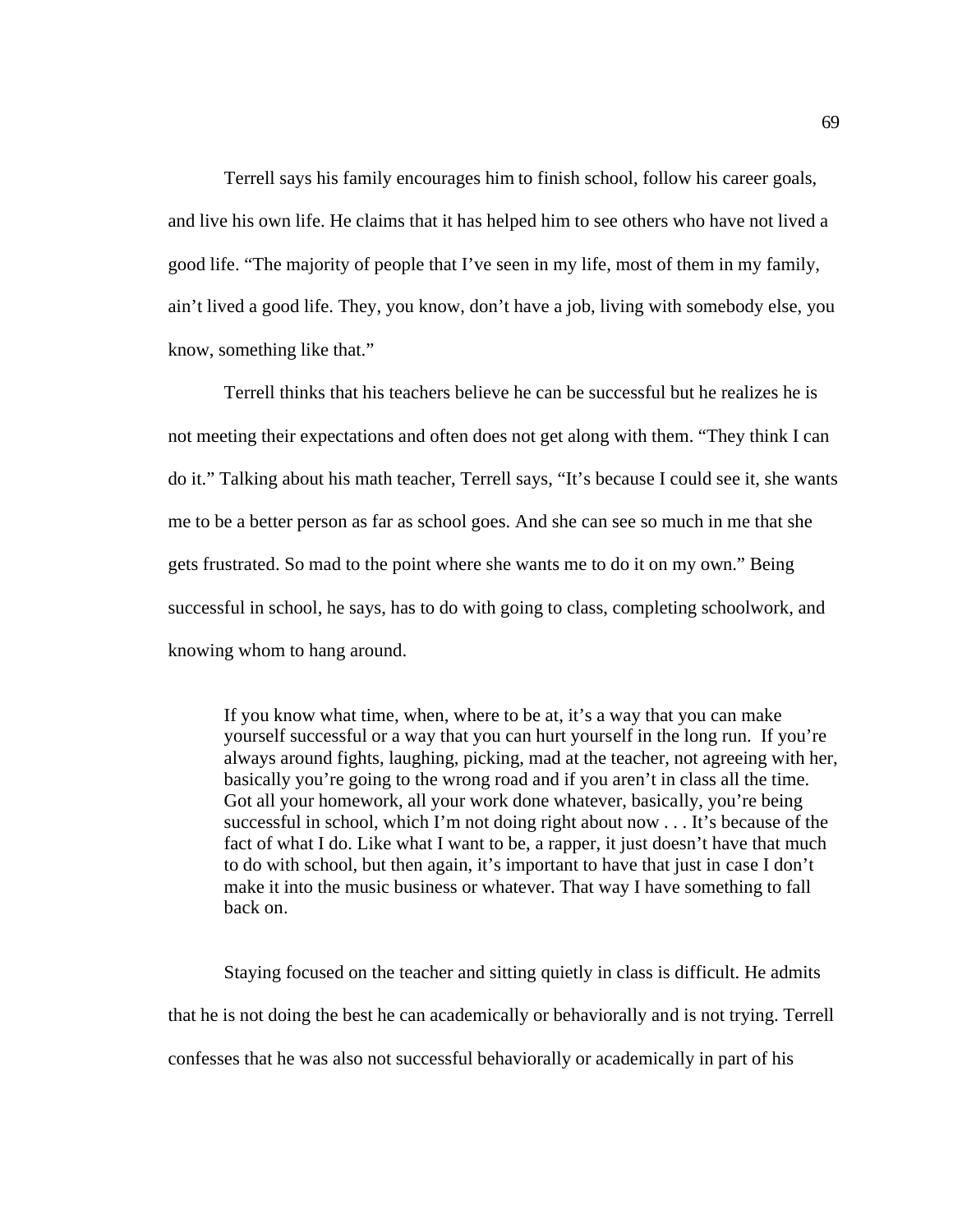Terrell says his family encourages him to finish school, follow his career goals, and live his own life. He claims that it has helped him to see others who have not lived a good life. "The majority of people that I've seen in my life, most of them in my family, ain't lived a good life. They, you know, don't have a job, living with somebody else, you know, something like that."

Terrell thinks that his teachers believe he can be successful but he realizes he is not meeting their expectations and often does not get along with them. "They think I can do it." Talking about his math teacher, Terrell says, "It's because I could see it, she wants me to be a better person as far as school goes. And she can see so much in me that she gets frustrated. So mad to the point where she wants me to do it on my own." Being successful in school, he says, has to do with going to class, completing schoolwork, and knowing whom to hang around.

> If you know what time, when, where to be at, it's a way that you can make yourself successful or a way that you can hurt yourself in the long run. If you're always around fights, laughing, picking, mad at the teacher, not agreeing with her, basically you're going to the wrong road and if you aren't in class all the time. Got all your homework, all your work done whatever, basically, you're being successful in school, which I'm not doing right about now . . . It's because of the fact of what I do. Like what I want to be, a rapper, it just doesn't have that much to do with school, but then again, it's important to have that just in case I don't make it into the music business or whatever. That way I have something to fall back on.

Staying focused on the teacher and sitting quietly in class is difficult. He admits that he is not doing the best he can academically or behaviorally and is not trying. Terrell confesses that he was also not successful behaviorally or academically in part of his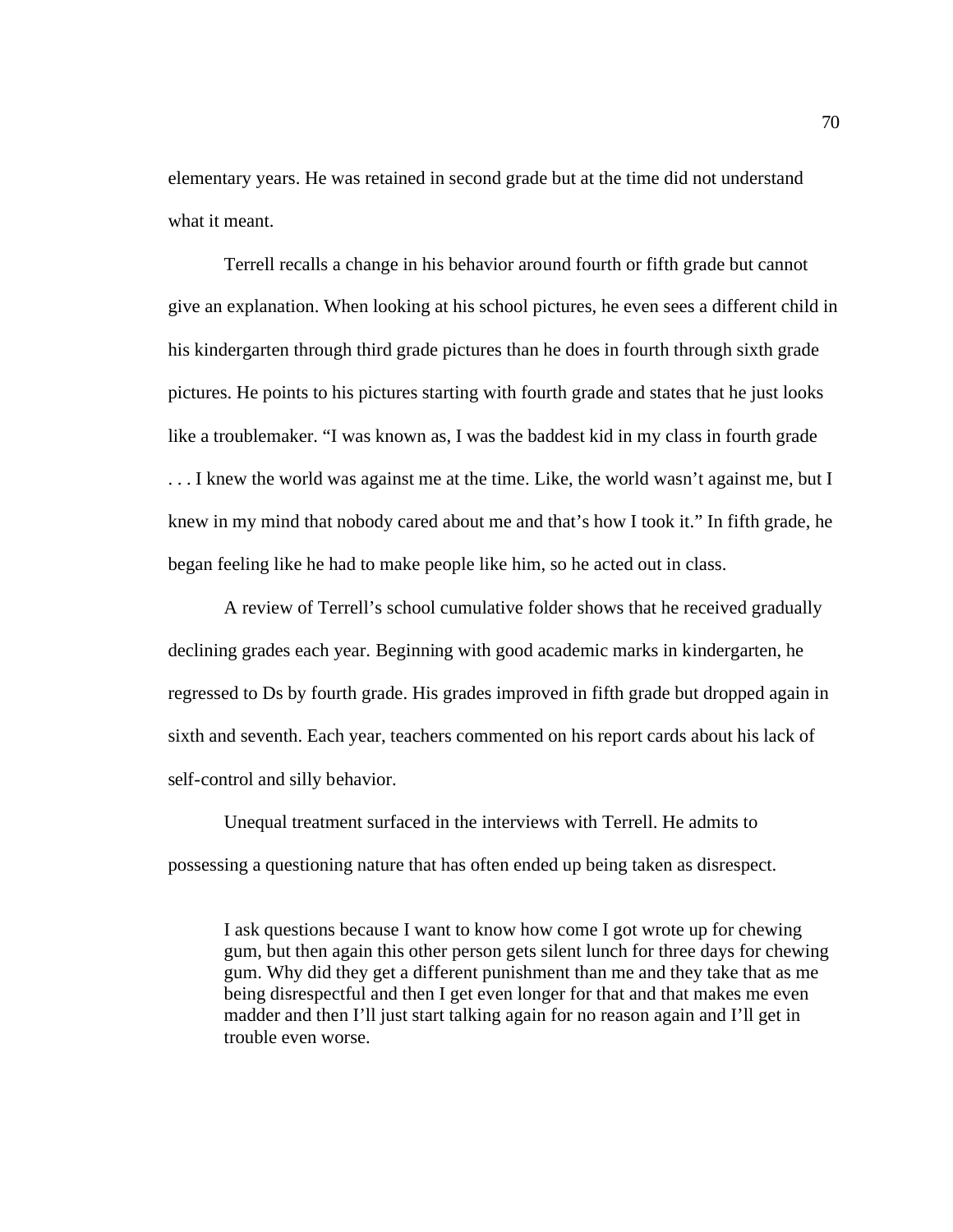elementary years. He was retained in second grade but at the time did not understand what it meant.

Terrell recalls a change in his behavior around fourth or fifth grade but cannot give an explanation. When looking at his school pictures, he even sees a different child in his kindergarten through third grade pictures than he does in fourth through sixth grade pictures. He points to his pictures starting with fourth grade and states that he just looks like a troublemaker. “I was known as, I was the baddest kid in my class in fourth grade . . . I knew the world was against me at the time. Like, the world wasn’t against me, but I knew in my mind that nobody cared about me and that’s how I took it.” In fifth grade, he began feeling like he had to make people like him, so he acted out in class.

A review of Terrell’s school cumulative folder shows that he received gradually declining grades each year. Beginning with good academic marks in kindergarten, he regressed to Ds by fourth grade. His grades improved in fifth grade but dropped again in sixth and seventh. Each year, teachers commented on his report cards about his lack of self-control and silly behavior.

Unequal treatment surfaced in the interviews with Terrell. He admits to possessing a questioning nature that has often ended up being taken as disrespect.

> I ask questions because I want to know how come I got wrote up for chewing gum, but then again this other person gets silent lunch for three days for chewing gum. Why did they get a different punishment than me and they take that as me being disrespectful and then I get even longer for that and that makes me even madder and then I’ll just start talking again for no reason again and I’ll get in trouble even worse.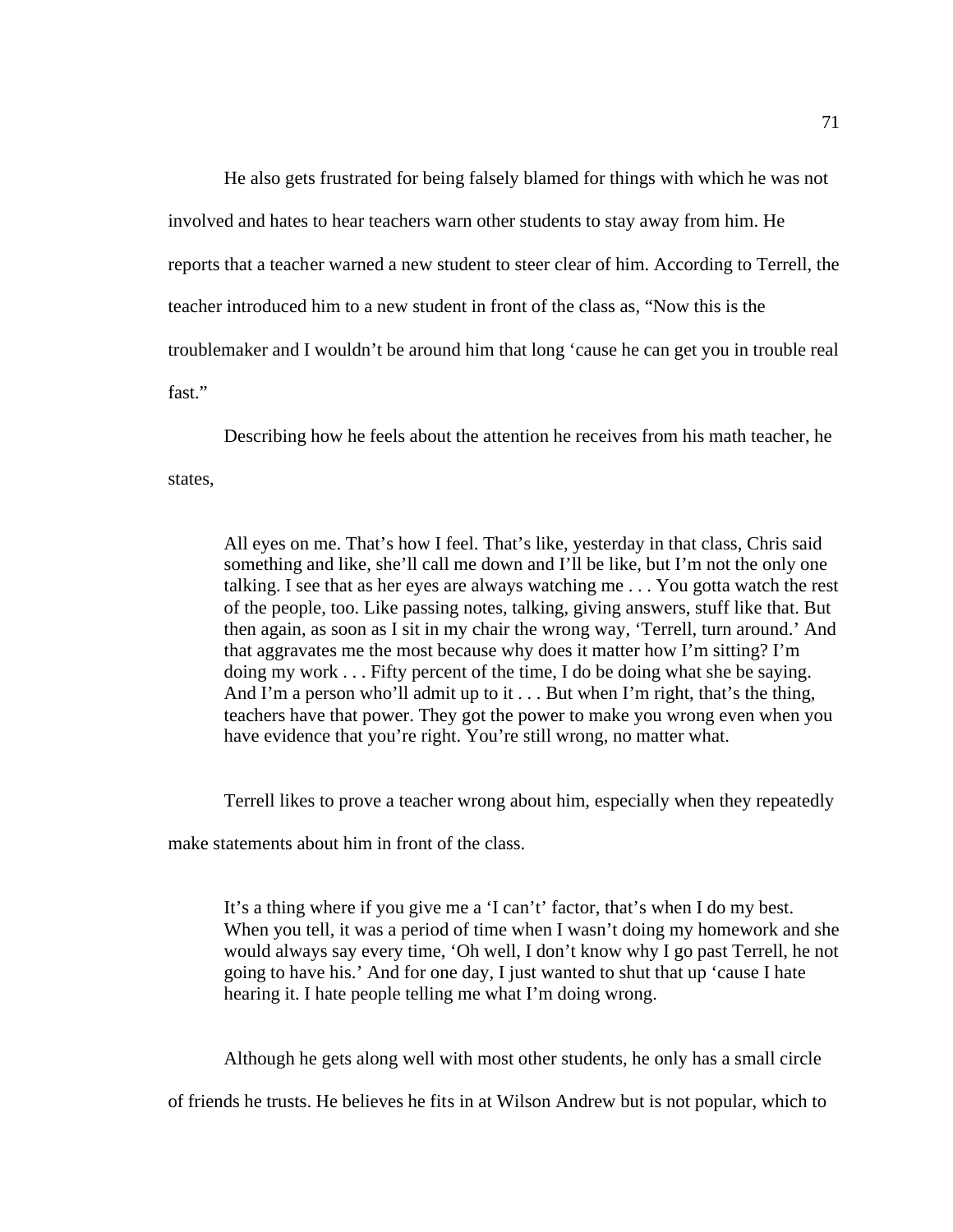He also gets frustrated for being falsely blamed for things with which he was not involved and hates to hear teachers warn other students to stay away from him. He reports that a teacher warned a new student to steer clear of him. According to Terrell, the teacher introduced him to a new student in front of the class as, "Now this is the troublemaker and I wouldn't be around him that long 'cause he can get you in trouble real fast."

Describing how he feels about the attention he receives from his math teacher, he states,

> All eyes on me. That's how I feel. That's like, yesterday in that class, Chris said something and like, she'll call me down and I'll be like, but I'm not the only one talking. I see that as her eyes are always watching me . . . You gotta watch the rest of the people, too. Like passing notes, talking, giving answers, stuff like that. But then again, as soon as I sit in my chair the wrong way, 'Terrell, turn around.' And that aggravates me the most because why does it matter how I'm sitting? I'm doing my work . . . Fifty percent of the time, I do be doing what she be saying. And I'm a person who'll admit up to it . . . But when I'm right, that's the thing, teachers have that power. They got the power to make you wrong even when you have evidence that you're right. You're still wrong, no matter what.

Terrell likes to prove a teacher wrong about him, especially when they repeatedly make statements about him in front of the class.

> It's a thing where if you give me a 'I can't' factor, that's when I do my best. When you tell, it was a period of time when I wasn't doing my homework and she would always say every time, 'Oh well, I don't know why I go past Terrell, he not going to have his.' And for one day, I just wanted to shut that up 'cause I hate hearing it. I hate people telling me what I'm doing wrong.

Although he gets along well with most other students, he only has a small circle of friends he trusts. He believes he fits in at Wilson Andrew but is not popular, which to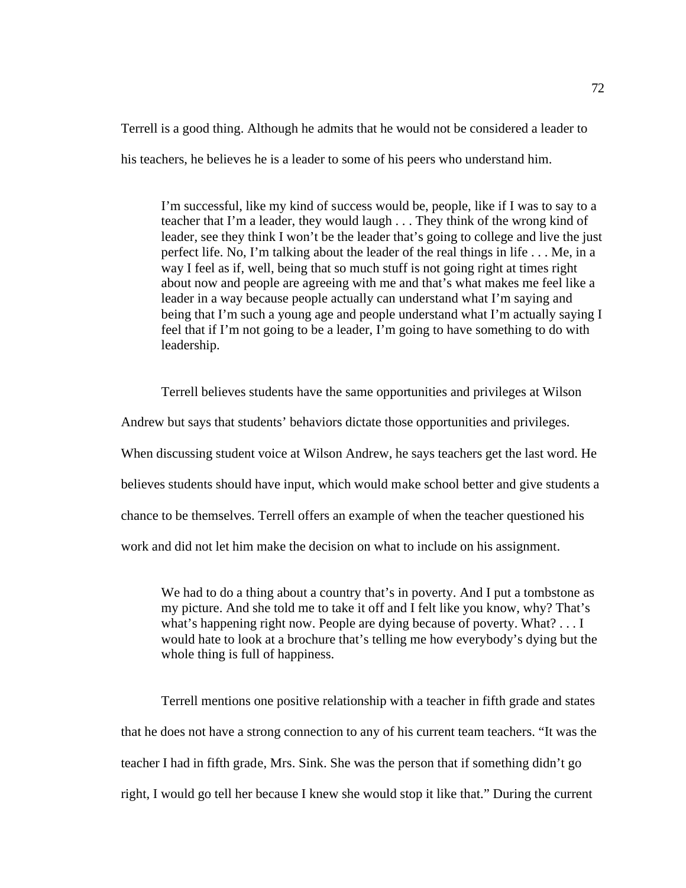Terrell is a good thing. Although he admits that he would not be considered a leader to his teachers, he believes he is a leader to some of his peers who understand him.

> I'm successful, like my kind of success would be, people, like if I was to say to a teacher that I'm a leader, they would laugh . . . They think of the wrong kind of leader, see they think I won't be the leader that's going to college and live the just perfect life. No, I'm talking about the leader of the real things in life . . . Me, in a way I feel as if, well, being that so much stuff is not going right at times right about now and people are agreeing with me and that's what makes me feel like a leader in a way because people actually can understand what I'm saying and being that I'm such a young age and people understand what I'm actually saying I feel that if I'm not going to be a leader, I'm going to have something to do with leadership.

Terrell believes students have the same opportunities and privileges at Wilson Andrew but says that students' behaviors dictate those opportunities and privileges. When discussing student voice at Wilson Andrew, he says teachers get the last word. He believes students should have input, which would make school better and give students a chance to be themselves. Terrell offers an example of when the teacher questioned his work and did not let him make the decision on what to include on his assignment.

> We had to do a thing about a country that's in poverty. And I put a tombstone as my picture. And she told me to take it off and I felt like you know, why? That's what's happening right now. People are dying because of poverty. What? . . . I would hate to look at a brochure that's telling me how everybody's dying but the whole thing is full of happiness.

Terrell mentions one positive relationship with a teacher in fifth grade and states that he does not have a strong connection to any of his current team teachers. "It was the teacher I had in fifth grade, Mrs. Sink. She was the person that if something didn't go right, I would go tell her because I knew she would stop it like that." During the current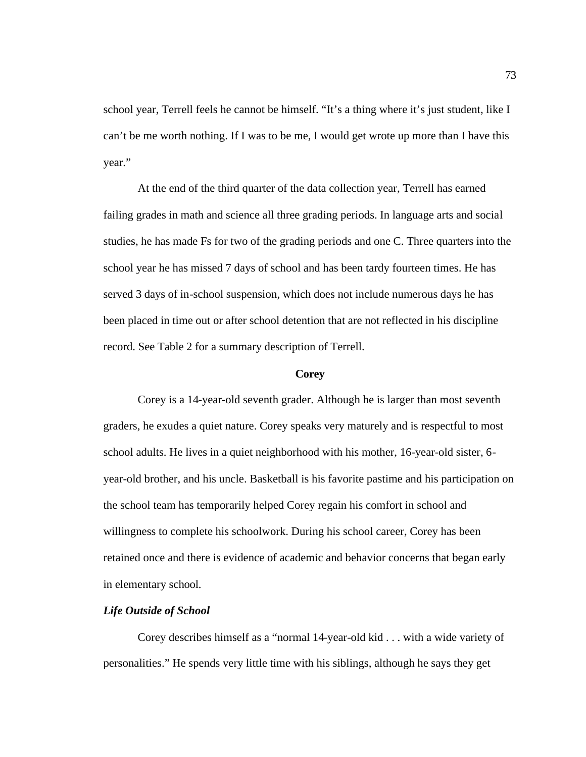school year, Terrell feels he cannot be himself. "It's a thing where it's just student, like I can't be me worth nothing. If I was to be me, I would get wrote up more than I have this year."

At the end of the third quarter of the data collection year, Terrell has earned failing grades in math and science all three grading periods. In language arts and social studies, he has made Fs for two of the grading periods and one C. Three quarters into the school year he has missed 7 days of school and has been tardy fourteen times. He has served 3 days of in-school suspension, which does not include numerous days he has been placed in time out or after school detention that are not reflected in his discipline record. See Table 2 for a summary description of Terrell.

## Corey

Corey is a 14-year-old seventh grader. Although he is larger than most seventh graders, he exudes a quiet nature. Corey speaks very maturely and is respectful to most school adults. He lives in a quiet neighborhood with his mother, 16-year-old sister, 6-year-old brother, and his uncle. Basketball is his favorite pastime and his participation on the school team has temporarily helped Corey regain his comfort in school and willingness to complete his schoolwork. During his school career, Corey has been retained once and there is evidence of academic and behavior concerns that began early in elementary school.

### *Life Outside of School*

Corey describes himself as a "normal 14-year-old kid . . . with a wide variety of personalities." He spends very little time with his siblings, although he says they get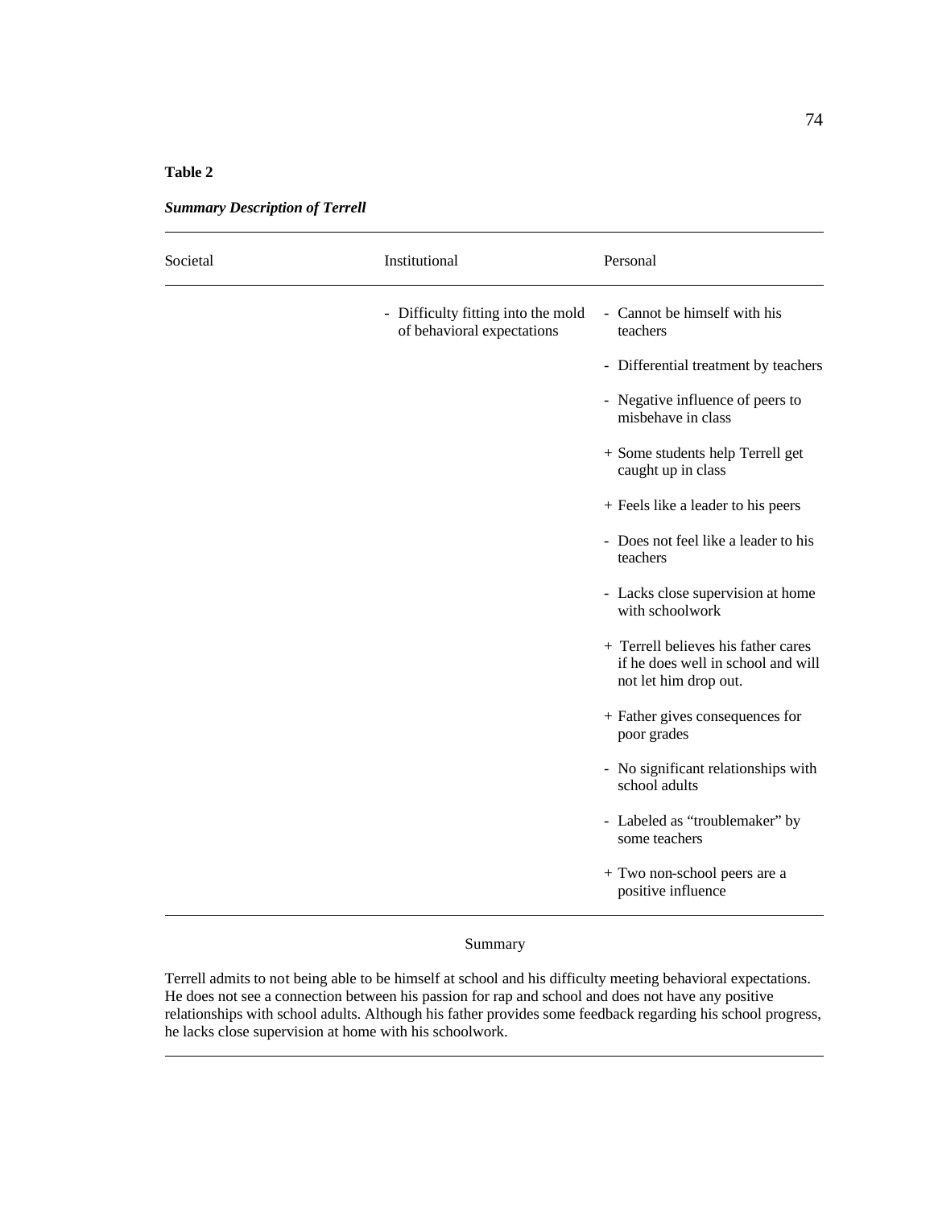**Table 2**

***Summary Description of Terrell***

| Societal | Institutional | Personal |
|---|---|---|
| | - Difficulty fitting into the mold of behavioral expectations | - Cannot be himself with his teachers |
| | | - Differential treatment by teachers |
| | | - Negative influence of peers to misbehave in class |
| | | + Some students help Terrell get caught up in class |
| | | + Feels like a leader to his peers |
| | | - Does not feel like a leader to his teachers |
| | | - Lacks close supervision at home with schoolwork |
| | | + Terrell believes his father cares if he does well in school and will not let him drop out. |
| | | + Father gives consequences for poor grades |
| | | - No significant relationships with school adults |
| | | - Labeled as "troublemaker" by some teachers |
| | | + Two non-school peers are a positive influence |

Summary

Terrell admits to not being able to be himself at school and his difficulty meeting behavioral expectations. He does not see a connection between his passion for rap and school and does not have any positive relationships with school adults. Although his father provides some feedback regarding his school progress, he lacks close supervision at home with his schoolwork.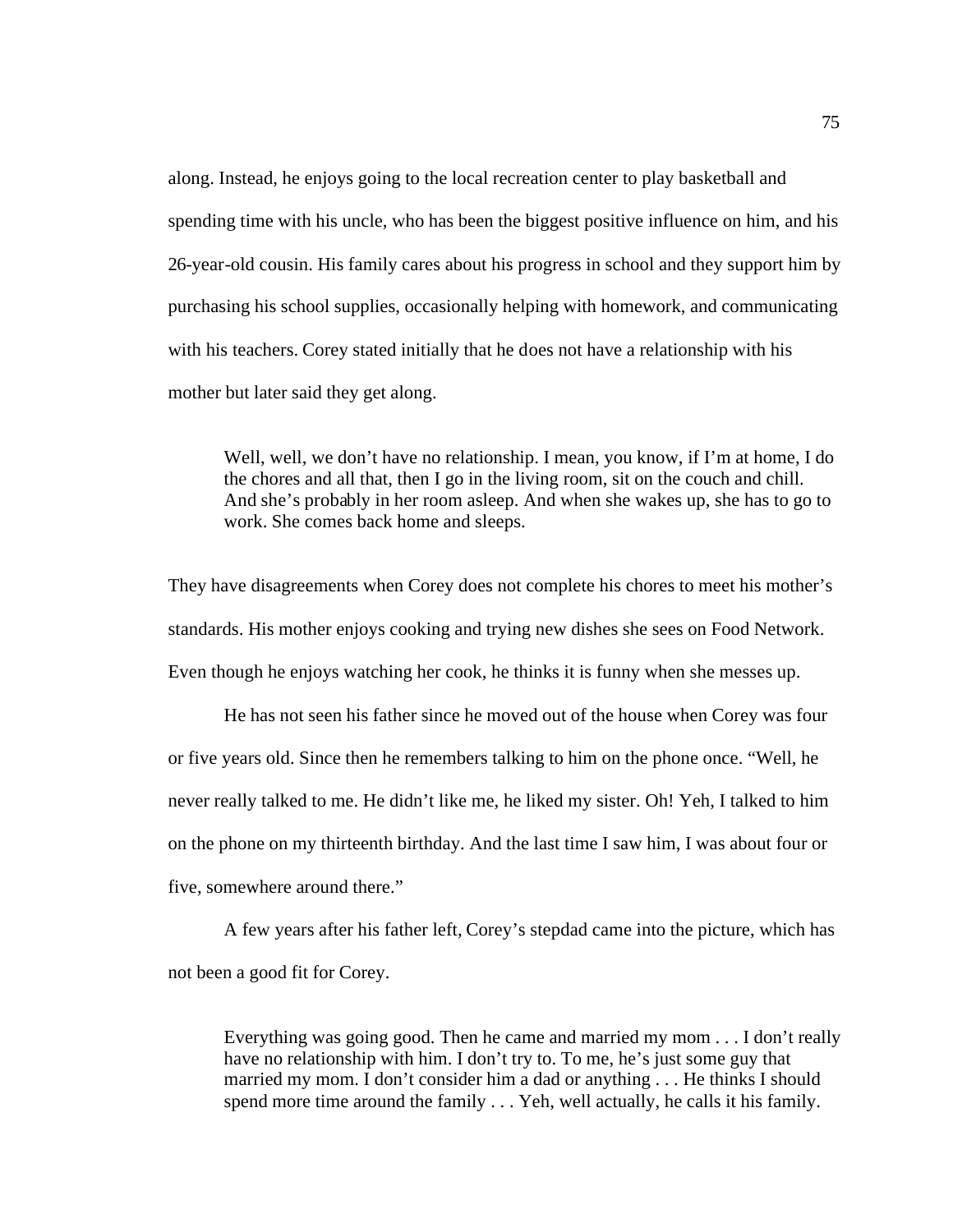along. Instead, he enjoys going to the local recreation center to play basketball and spending time with his uncle, who has been the biggest positive influence on him, and his 26-year-old cousin. His family cares about his progress in school and they support him by purchasing his school supplies, occasionally helping with homework, and communicating with his teachers. Corey stated initially that he does not have a relationship with his mother but later said they get along.

> Well, well, we don't have no relationship. I mean, you know, if I'm at home, I do the chores and all that, then I go in the living room, sit on the couch and chill. And she's probably in her room asleep. And when she wakes up, she has to go to work. She comes back home and sleeps.

They have disagreements when Corey does not complete his chores to meet his mother's standards. His mother enjoys cooking and trying new dishes she sees on Food Network. Even though he enjoys watching her cook, he thinks it is funny when she messes up.

He has not seen his father since he moved out of the house when Corey was four or five years old. Since then he remembers talking to him on the phone once. "Well, he never really talked to me. He didn't like me, he liked my sister. Oh! Yeh, I talked to him on the phone on my thirteenth birthday. And the last time I saw him, I was about four or five, somewhere around there."

A few years after his father left, Corey's stepdad came into the picture, which has not been a good fit for Corey.

> Everything was going good. Then he came and married my mom . . . I don't really have no relationship with him. I don't try to. To me, he's just some guy that married my mom. I don't consider him a dad or anything . . . He thinks I should spend more time around the family . . . Yeh, well actually, he calls it his family.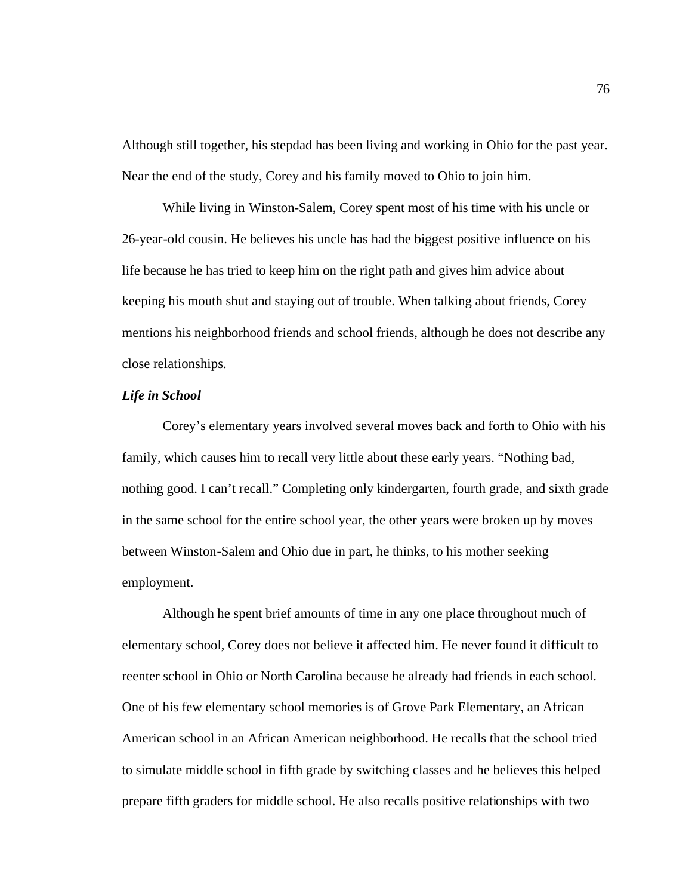Although still together, his stepdad has been living and working in Ohio for the past year. Near the end of the study, Corey and his family moved to Ohio to join him.

While living in Winston-Salem, Corey spent most of his time with his uncle or 26-year-old cousin. He believes his uncle has had the biggest positive influence on his life because he has tried to keep him on the right path and gives him advice about keeping his mouth shut and staying out of trouble. When talking about friends, Corey mentions his neighborhood friends and school friends, although he does not describe any close relationships.

### *Life in School*

Corey's elementary years involved several moves back and forth to Ohio with his family, which causes him to recall very little about these early years. "Nothing bad, nothing good. I can't recall." Completing only kindergarten, fourth grade, and sixth grade in the same school for the entire school year, the other years were broken up by moves between Winston-Salem and Ohio due in part, he thinks, to his mother seeking employment.

Although he spent brief amounts of time in any one place throughout much of elementary school, Corey does not believe it affected him. He never found it difficult to reenter school in Ohio or North Carolina because he already had friends in each school. One of his few elementary school memories is of Grove Park Elementary, an African American school in an African American neighborhood. He recalls that the school tried to simulate middle school in fifth grade by switching classes and he believes this helped prepare fifth graders for middle school. He also recalls positive relationships with two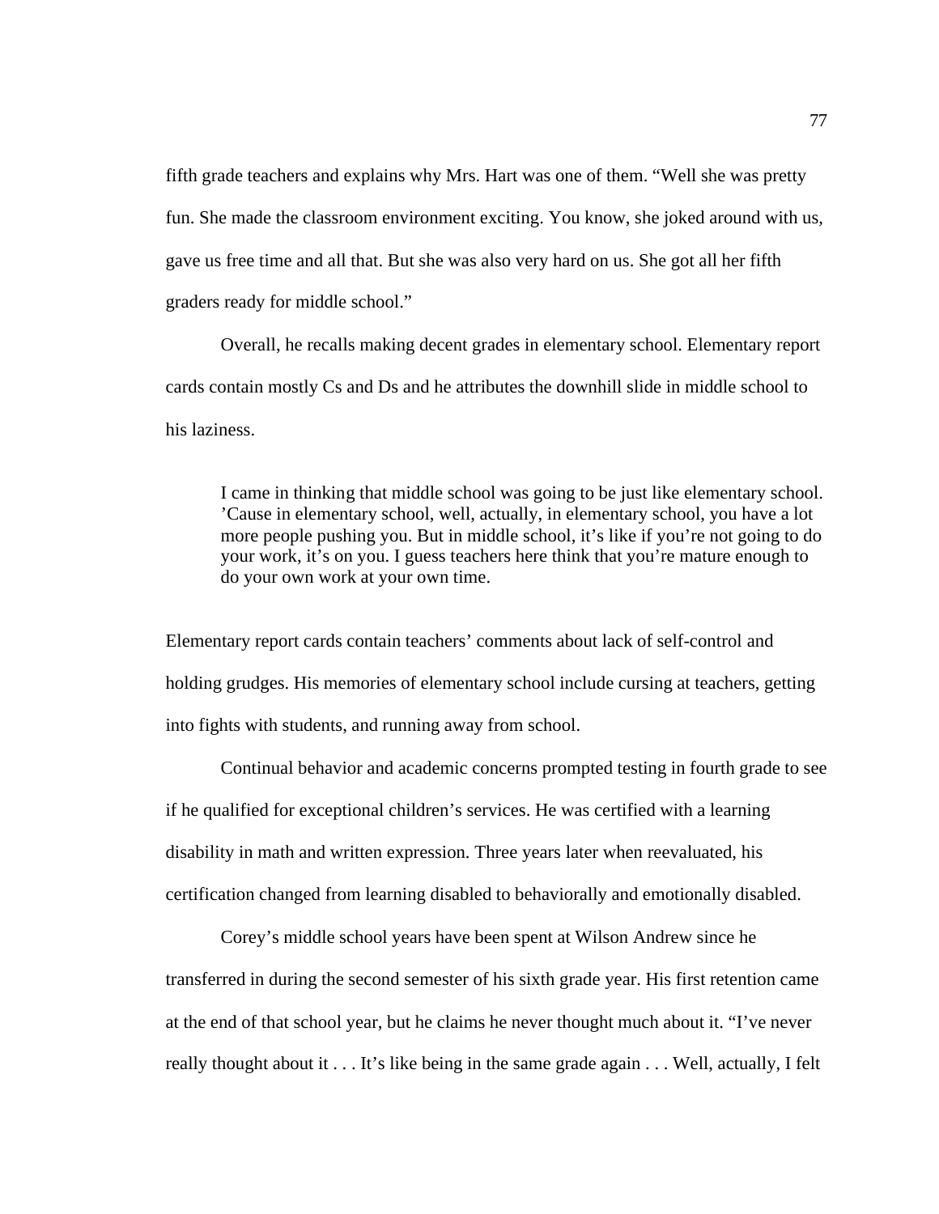fifth grade teachers and explains why Mrs. Hart was one of them. “Well she was pretty fun. She made the classroom environment exciting. You know, she joked around with us, gave us free time and all that. But she was also very hard on us. She got all her fifth graders ready for middle school.”

Overall, he recalls making decent grades in elementary school. Elementary report cards contain mostly Cs and Ds and he attributes the downhill slide in middle school to his laziness.

> I came in thinking that middle school was going to be just like elementary school. ’Cause in elementary school, well, actually, in elementary school, you have a lot more people pushing you. But in middle school, it’s like if you’re not going to do your work, it’s on you. I guess teachers here think that you’re mature enough to do your own work at your own time.

Elementary report cards contain teachers’ comments about lack of self-control and holding grudges. His memories of elementary school include cursing at teachers, getting into fights with students, and running away from school.

Continual behavior and academic concerns prompted testing in fourth grade to see if he qualified for exceptional children’s services. He was certified with a learning disability in math and written expression. Three years later when reevaluated, his certification changed from learning disabled to behaviorally and emotionally disabled.

Corey’s middle school years have been spent at Wilson Andrew since he transferred in during the second semester of his sixth grade year. His first retention came at the end of that school year, but he claims he never thought much about it. “I’ve never really thought about it . . . It’s like being in the same grade again . . . Well, actually, I felt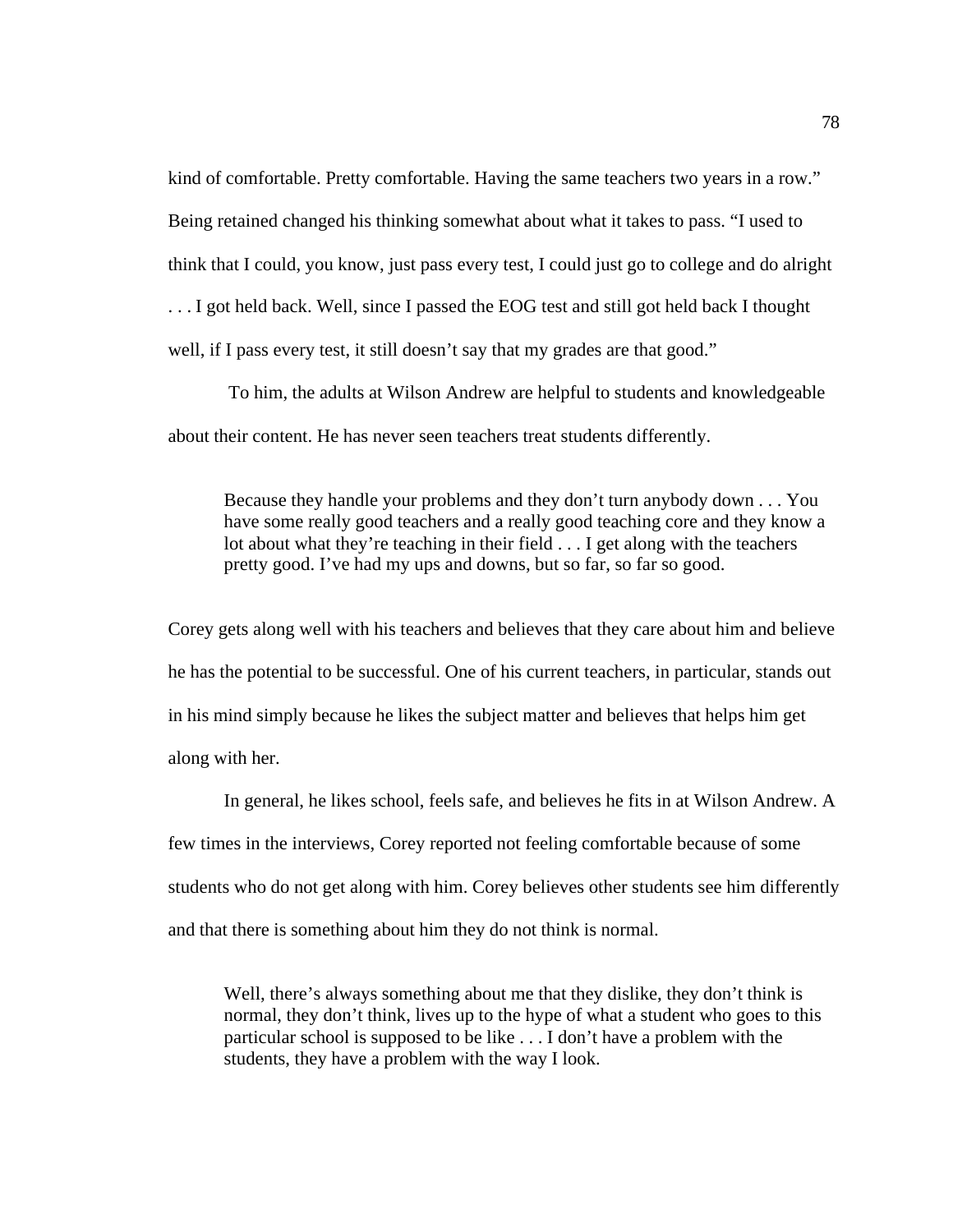kind of comfortable. Pretty comfortable. Having the same teachers two years in a row." Being retained changed his thinking somewhat about what it takes to pass. "I used to think that I could, you know, just pass every test, I could just go to college and do alright . . . I got held back. Well, since I passed the EOG test and still got held back I thought well, if I pass every test, it still doesn't say that my grades are that good."

To him, the adults at Wilson Andrew are helpful to students and knowledgeable about their content. He has never seen teachers treat students differently.

> Because they handle your problems and they don't turn anybody down . . . You have some really good teachers and a really good teaching core and they know a lot about what they're teaching in their field . . . I get along with the teachers pretty good. I've had my ups and downs, but so far, so far so good.

Corey gets along well with his teachers and believes that they care about him and believe he has the potential to be successful. One of his current teachers, in particular, stands out in his mind simply because he likes the subject matter and believes that helps him get along with her.

In general, he likes school, feels safe, and believes he fits in at Wilson Andrew. A few times in the interviews, Corey reported not feeling comfortable because of some students who do not get along with him. Corey believes other students see him differently and that there is something about him they do not think is normal.

> Well, there's always something about me that they dislike, they don't think is normal, they don't think, lives up to the hype of what a student who goes to this particular school is supposed to be like . . . I don't have a problem with the students, they have a problem with the way I look.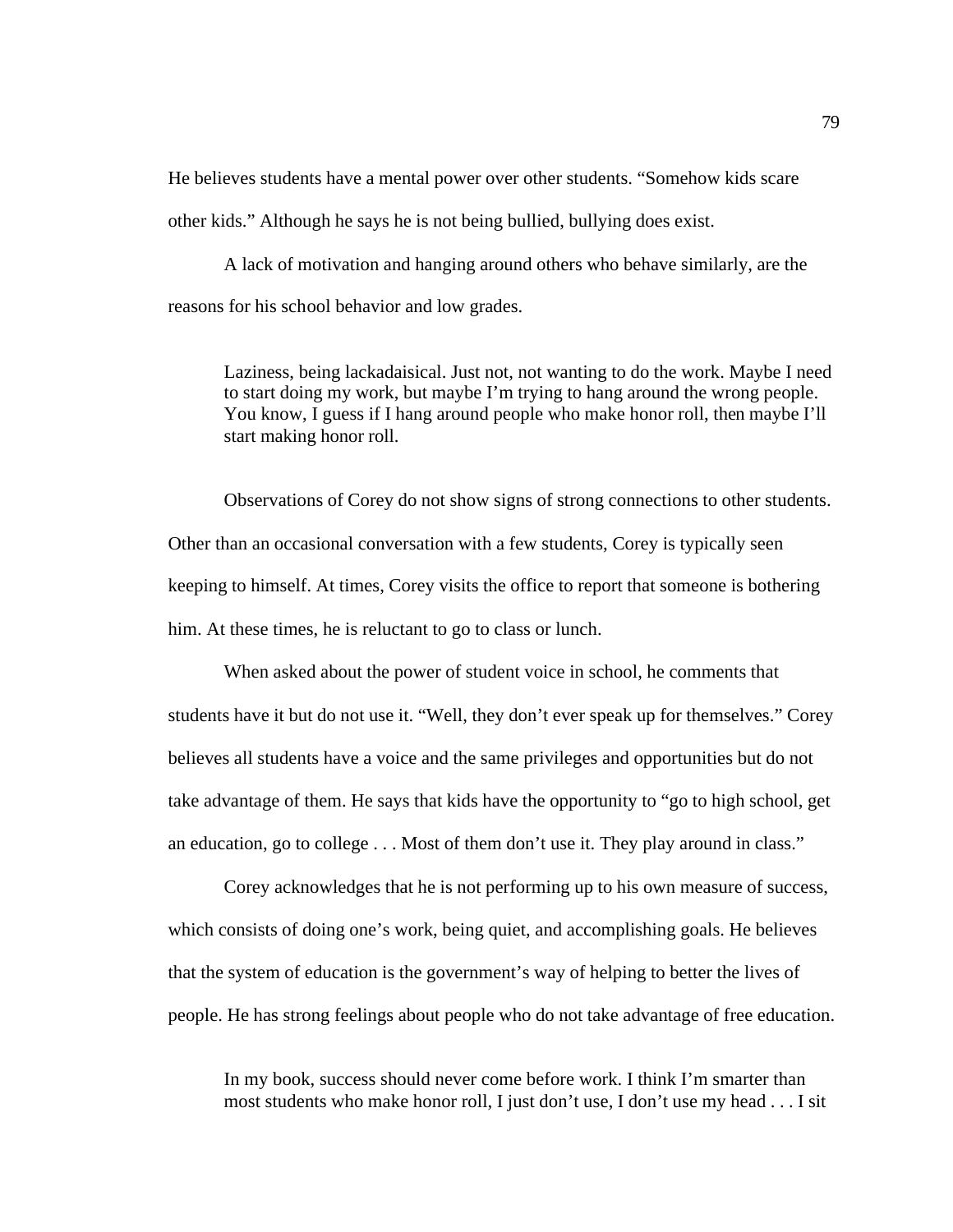He believes students have a mental power over other students. “Somehow kids scare other kids.” Although he says he is not being bullied, bullying does exist.

A lack of motivation and hanging around others who behave similarly, are the reasons for his school behavior and low grades.

> Laziness, being lackadaisical. Just not, not wanting to do the work. Maybe I need to start doing my work, but maybe I’m trying to hang around the wrong people. You know, I guess if I hang around people who make honor roll, then maybe I’ll start making honor roll.

Observations of Corey do not show signs of strong connections to other students. Other than an occasional conversation with a few students, Corey is typically seen keeping to himself. At times, Corey visits the office to report that someone is bothering him. At these times, he is reluctant to go to class or lunch.

When asked about the power of student voice in school, he comments that students have it but do not use it. “Well, they don’t ever speak up for themselves.” Corey believes all students have a voice and the same privileges and opportunities but do not take advantage of them. He says that kids have the opportunity to “go to high school, get an education, go to college . . . Most of them don’t use it. They play around in class.”

Corey acknowledges that he is not performing up to his own measure of success, which consists of doing one’s work, being quiet, and accomplishing goals. He believes that the system of education is the government’s way of helping to better the lives of people. He has strong feelings about people who do not take advantage of free education.

> In my book, success should never come before work. I think I’m smarter than most students who make honor roll, I just don’t use, I don’t use my head . . . I sit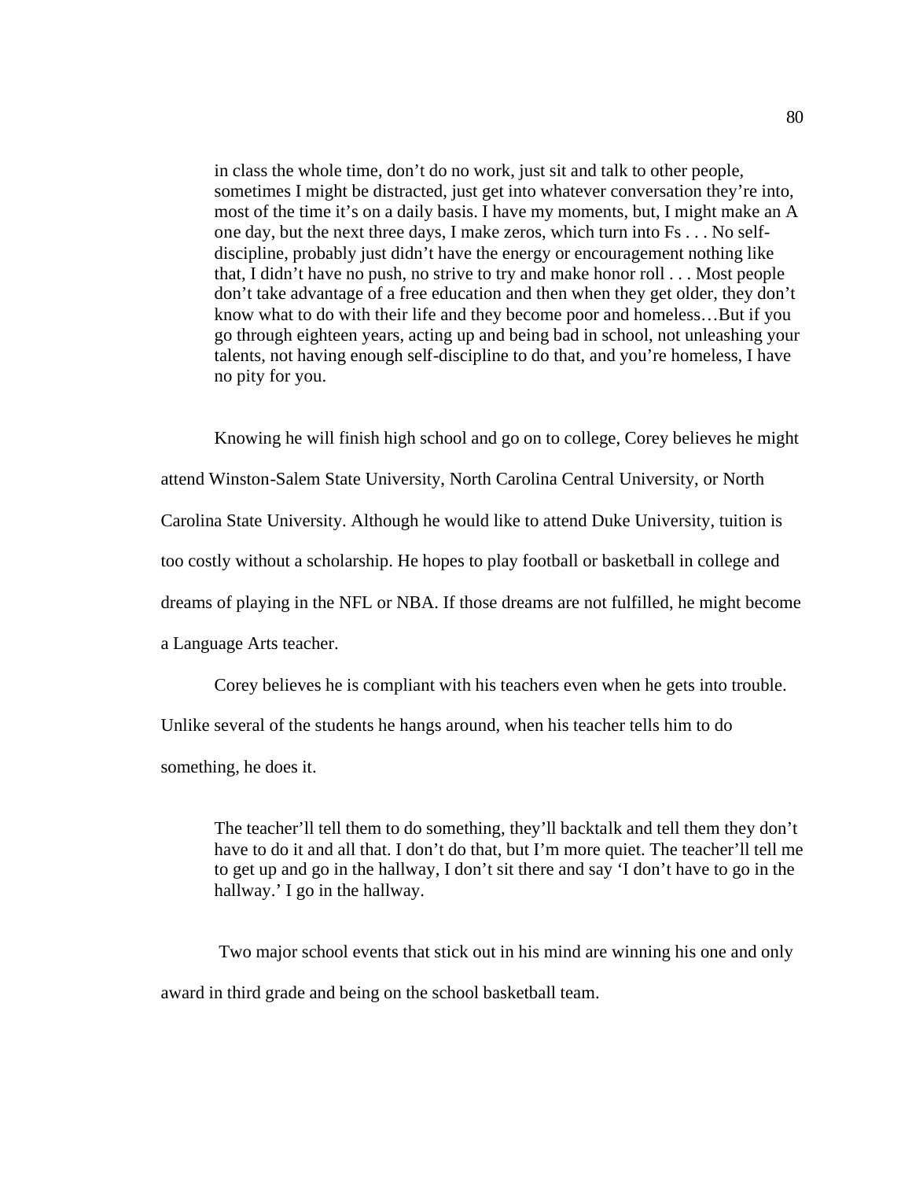> in class the whole time, don't do no work, just sit and talk to other people, sometimes I might be distracted, just get into whatever conversation they're into, most of the time it's on a daily basis. I have my moments, but, I might make an A one day, but the next three days, I make zeros, which turn into Fs . . . No self-discipline, probably just didn't have the energy or encouragement nothing like that, I didn't have no push, no strive to try and make honor roll . . . Most people don't take advantage of a free education and then when they get older, they don't know what to do with their life and they become poor and homeless…But if you go through eighteen years, acting up and being bad in school, not unleashing your talents, not having enough self-discipline to do that, and you're homeless, I have no pity for you.

Knowing he will finish high school and go on to college, Corey believes he might attend Winston-Salem State University, North Carolina Central University, or North Carolina State University. Although he would like to attend Duke University, tuition is too costly without a scholarship. He hopes to play football or basketball in college and dreams of playing in the NFL or NBA. If those dreams are not fulfilled, he might become a Language Arts teacher.

Corey believes he is compliant with his teachers even when he gets into trouble. Unlike several of the students he hangs around, when his teacher tells him to do something, he does it.

> The teacher'll tell them to do something, they'll backtalk and tell them they don't have to do it and all that. I don't do that, but I'm more quiet. The teacher'll tell me to get up and go in the hallway, I don't sit there and say 'I don't have to go in the hallway.' I go in the hallway.

Two major school events that stick out in his mind are winning his one and only award in third grade and being on the school basketball team.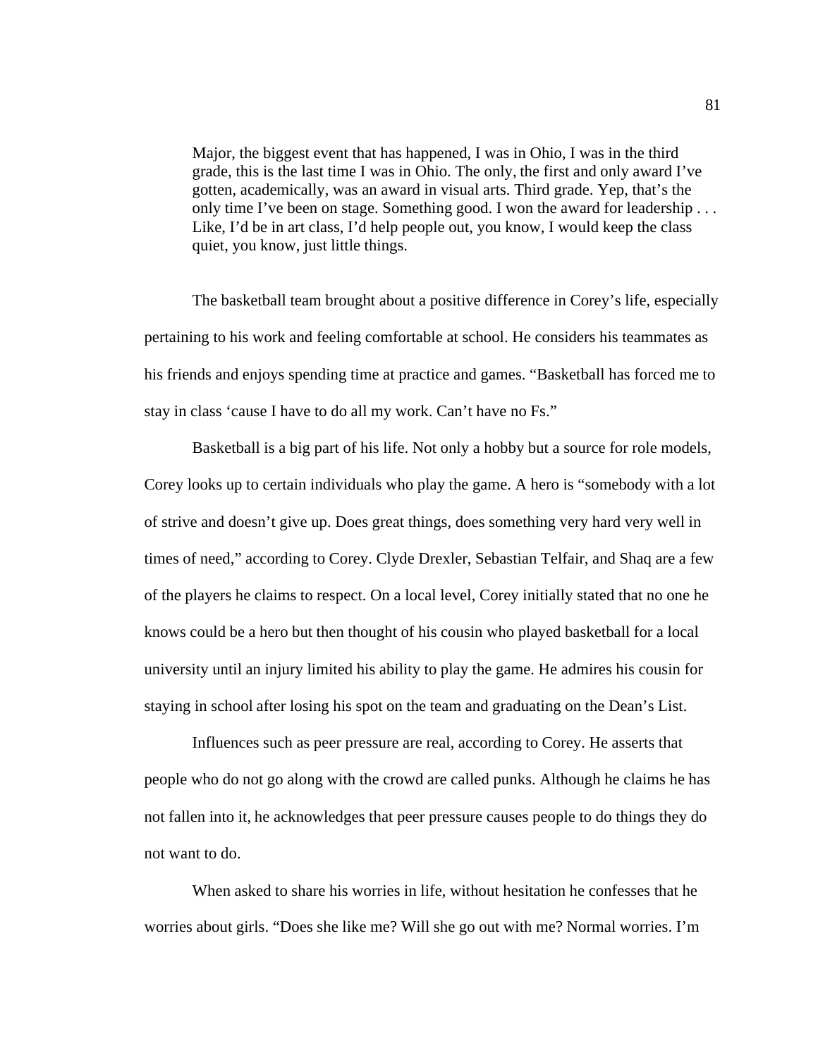> Major, the biggest event that has happened, I was in Ohio, I was in the third grade, this is the last time I was in Ohio. The only, the first and only award I've gotten, academically, was an award in visual arts. Third grade. Yep, that's the only time I've been on stage. Something good. I won the award for leadership . . . Like, I'd be in art class, I'd help people out, you know, I would keep the class quiet, you know, just little things.

The basketball team brought about a positive difference in Corey's life, especially pertaining to his work and feeling comfortable at school. He considers his teammates as his friends and enjoys spending time at practice and games. "Basketball has forced me to stay in class 'cause I have to do all my work. Can't have no Fs."

Basketball is a big part of his life. Not only a hobby but a source for role models, Corey looks up to certain individuals who play the game. A hero is "somebody with a lot of strive and doesn't give up. Does great things, does something very hard very well in times of need," according to Corey. Clyde Drexler, Sebastian Telfair, and Shaq are a few of the players he claims to respect. On a local level, Corey initially stated that no one he knows could be a hero but then thought of his cousin who played basketball for a local university until an injury limited his ability to play the game. He admires his cousin for staying in school after losing his spot on the team and graduating on the Dean's List.

Influences such as peer pressure are real, according to Corey. He asserts that people who do not go along with the crowd are called punks. Although he claims he has not fallen into it, he acknowledges that peer pressure causes people to do things they do not want to do.

When asked to share his worries in life, without hesitation he confesses that he worries about girls. "Does she like me? Will she go out with me? Normal worries. I'm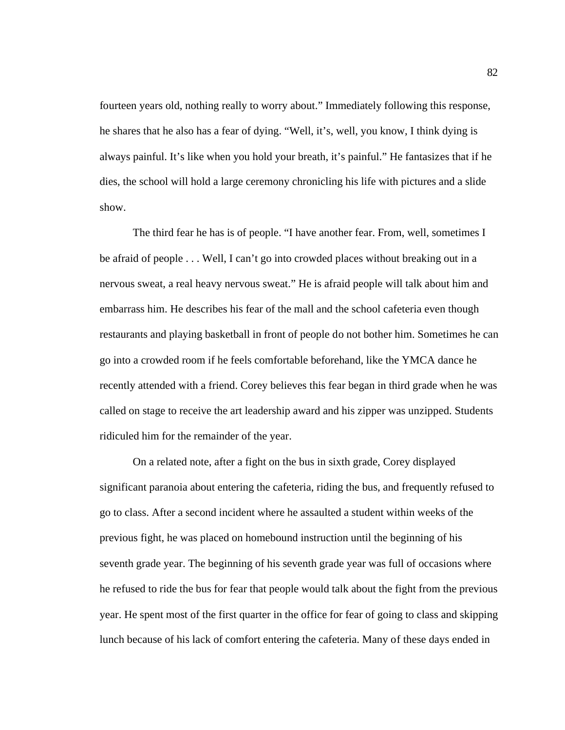fourteen years old, nothing really to worry about." Immediately following this response, he shares that he also has a fear of dying. "Well, it's, well, you know, I think dying is always painful. It's like when you hold your breath, it's painful." He fantasizes that if he dies, the school will hold a large ceremony chronicling his life with pictures and a slide show.

The third fear he has is of people. "I have another fear. From, well, sometimes I be afraid of people . . . Well, I can't go into crowded places without breaking out in a nervous sweat, a real heavy nervous sweat." He is afraid people will talk about him and embarrass him. He describes his fear of the mall and the school cafeteria even though restaurants and playing basketball in front of people do not bother him. Sometimes he can go into a crowded room if he feels comfortable beforehand, like the YMCA dance he recently attended with a friend. Corey believes this fear began in third grade when he was called on stage to receive the art leadership award and his zipper was unzipped. Students ridiculed him for the remainder of the year.

On a related note, after a fight on the bus in sixth grade, Corey displayed significant paranoia about entering the cafeteria, riding the bus, and frequently refused to go to class. After a second incident where he assaulted a student within weeks of the previous fight, he was placed on homebound instruction until the beginning of his seventh grade year. The beginning of his seventh grade year was full of occasions where he refused to ride the bus for fear that people would talk about the fight from the previous year. He spent most of the first quarter in the office for fear of going to class and skipping lunch because of his lack of comfort entering the cafeteria. Many of these days ended in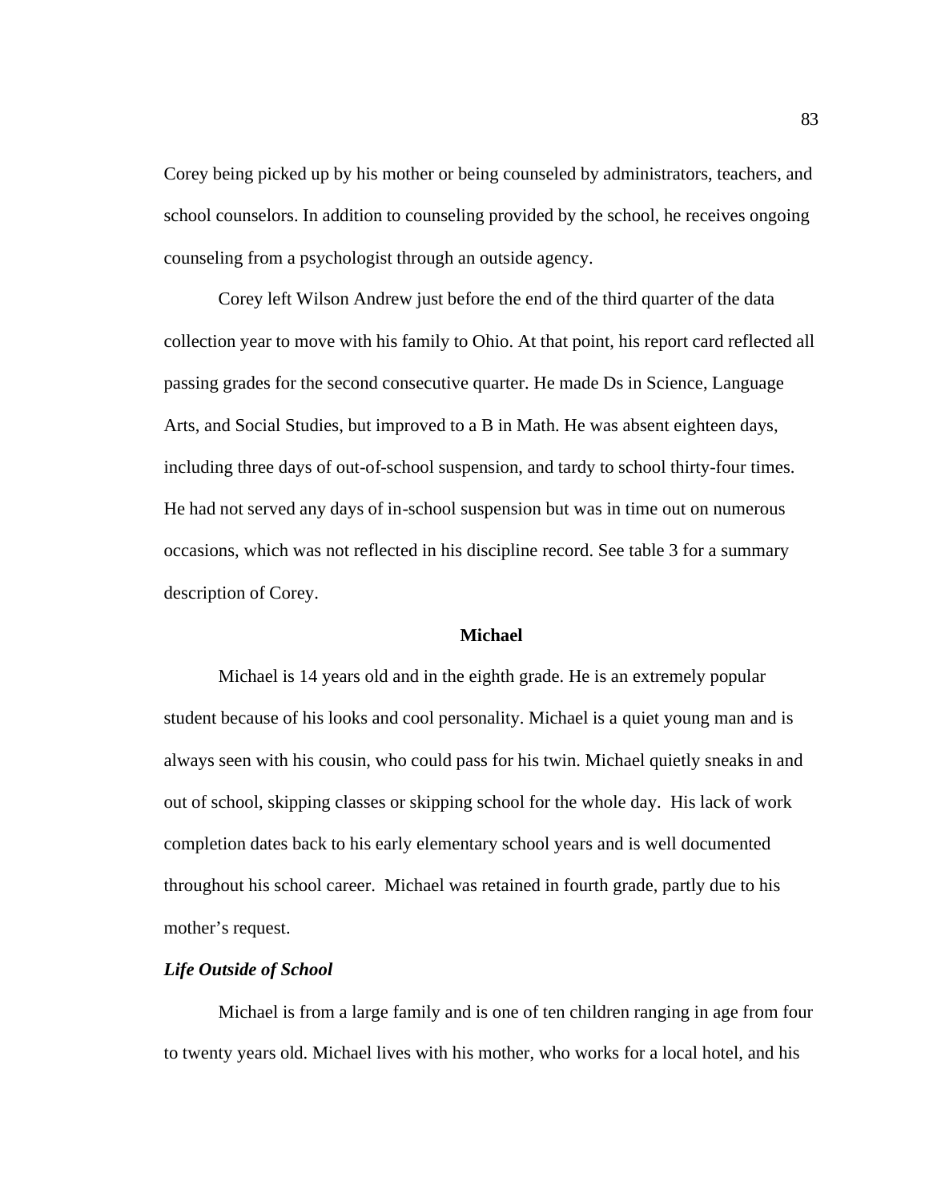Corey being picked up by his mother or being counseled by administrators, teachers, and school counselors. In addition to counseling provided by the school, he receives ongoing counseling from a psychologist through an outside agency.

Corey left Wilson Andrew just before the end of the third quarter of the data collection year to move with his family to Ohio. At that point, his report card reflected all passing grades for the second consecutive quarter. He made Ds in Science, Language Arts, and Social Studies, but improved to a B in Math. He was absent eighteen days, including three days of out-of-school suspension, and tardy to school thirty-four times. He had not served any days of in-school suspension but was in time out on numerous occasions, which was not reflected in his discipline record. See table 3 for a summary description of Corey.

## Michael

Michael is 14 years old and in the eighth grade. He is an extremely popular student because of his looks and cool personality. Michael is a quiet young man and is always seen with his cousin, who could pass for his twin. Michael quietly sneaks in and out of school, skipping classes or skipping school for the whole day. His lack of work completion dates back to his early elementary school years and is well documented throughout his school career. Michael was retained in fourth grade, partly due to his mother's request.

### *Life Outside of School*

Michael is from a large family and is one of ten children ranging in age from four to twenty years old. Michael lives with his mother, who works for a local hotel, and his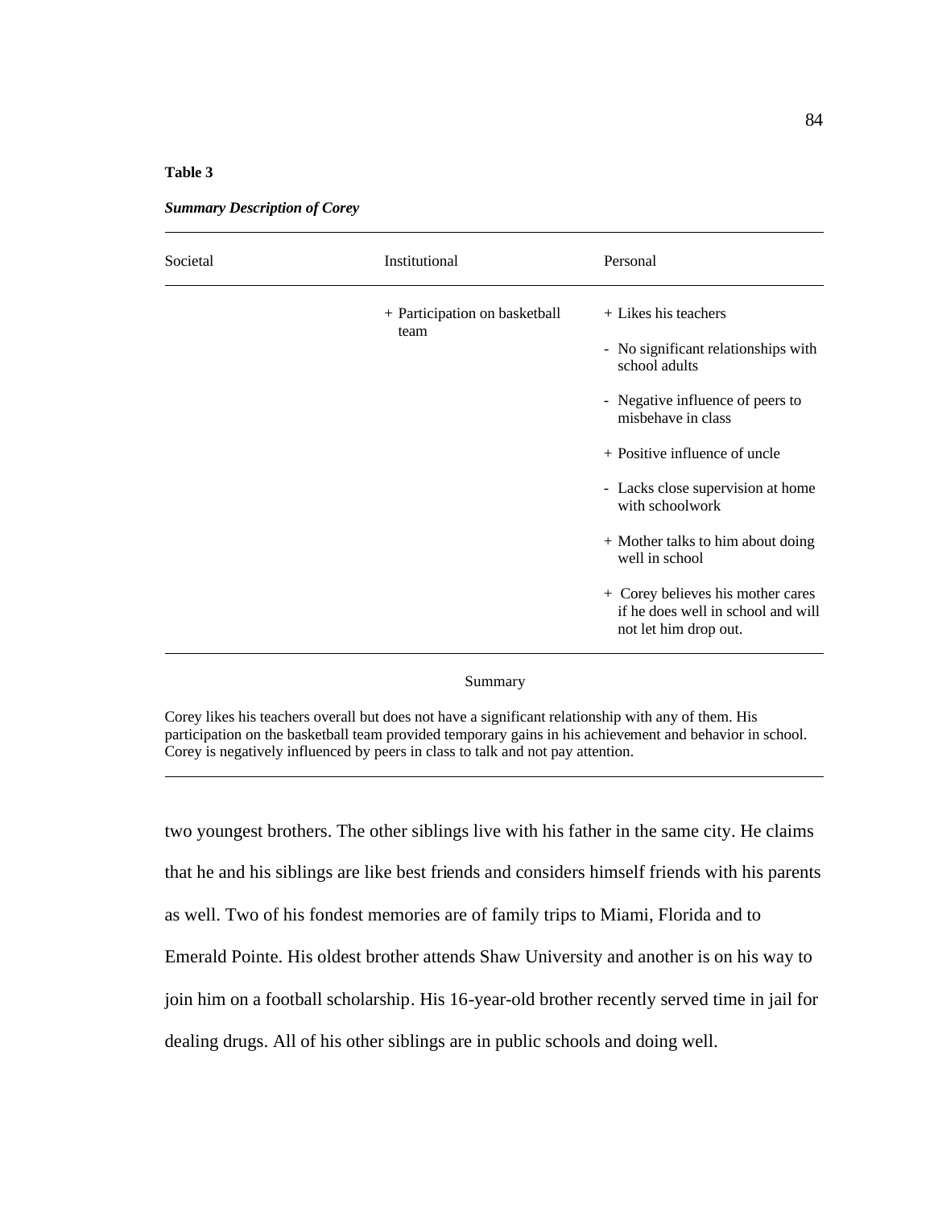**Table 3**

***Summary Description of Corey***

| Societal | Institutional | Personal |
|---|---|---|
| | + Participation on basketball team | + Likes his teachers |
| | | - No significant relationships with school adults |
| | | - Negative influence of peers to misbehave in class |
| | | + Positive influence of uncle |
| | | - Lacks close supervision at home with schoolwork |
| | | + Mother talks to him about doing well in school |
| | | + Corey believes his mother cares if he does well in school and will not let him drop out. |

Summary

Corey likes his teachers overall but does not have a significant relationship with any of them. His participation on the basketball team provided temporary gains in his achievement and behavior in school. Corey is negatively influenced by peers in class to talk and not pay attention.

two youngest brothers. The other siblings live with his father in the same city. He claims that he and his siblings are like best friends and considers himself friends with his parents as well. Two of his fondest memories are of family trips to Miami, Florida and to Emerald Pointe. His oldest brother attends Shaw University and another is on his way to join him on a football scholarship. His 16-year-old brother recently served time in jail for dealing drugs. All of his other siblings are in public schools and doing well.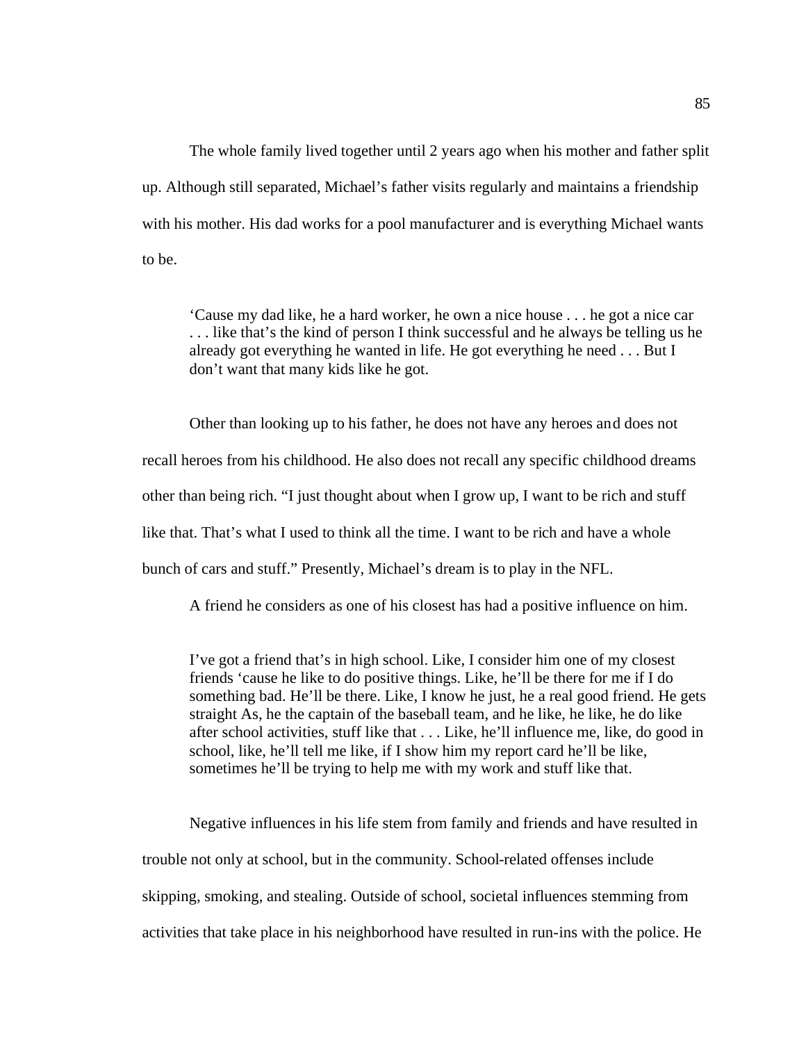The whole family lived together until 2 years ago when his mother and father split up. Although still separated, Michael's father visits regularly and maintains a friendship with his mother. His dad works for a pool manufacturer and is everything Michael wants to be.

> 'Cause my dad like, he a hard worker, he own a nice house . . . he got a nice car . . . like that's the kind of person I think successful and he always be telling us he already got everything he wanted in life. He got everything he need . . . But I don't want that many kids like he got.

Other than looking up to his father, he does not have any heroes and does not recall heroes from his childhood. He also does not recall any specific childhood dreams other than being rich. "I just thought about when I grow up, I want to be rich and stuff like that. That's what I used to think all the time. I want to be rich and have a whole bunch of cars and stuff." Presently, Michael's dream is to play in the NFL.

A friend he considers as one of his closest has had a positive influence on him.

> I've got a friend that's in high school. Like, I consider him one of my closest friends 'cause he like to do positive things. Like, he'll be there for me if I do something bad. He'll be there. Like, I know he just, he a real good friend. He gets straight As, he the captain of the baseball team, and he like, he like, he do like after school activities, stuff like that . . . Like, he'll influence me, like, do good in school, like, he'll tell me like, if I show him my report card he'll be like, sometimes he'll be trying to help me with my work and stuff like that.

Negative influences in his life stem from family and friends and have resulted in trouble not only at school, but in the community. School-related offenses include skipping, smoking, and stealing. Outside of school, societal influences stemming from activities that take place in his neighborhood have resulted in run-ins with the police. He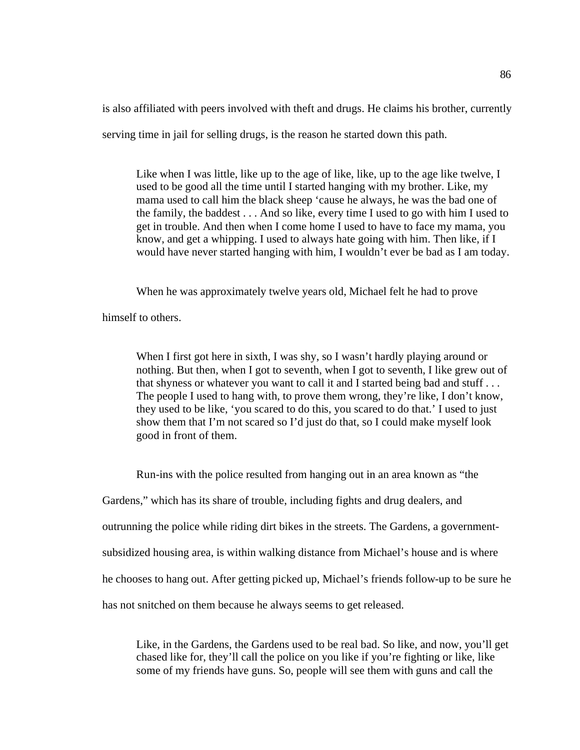is also affiliated with peers involved with theft and drugs. He claims his brother, currently serving time in jail for selling drugs, is the reason he started down this path.

> Like when I was little, like up to the age of like, like, up to the age like twelve, I used to be good all the time until I started hanging with my brother. Like, my mama used to call him the black sheep 'cause he always, he was the bad one of the family, the baddest . . . And so like, every time I used to go with him I used to get in trouble. And then when I come home I used to have to face my mama, you know, and get a whipping. I used to always hate going with him. Then like, if I would have never started hanging with him, I wouldn't ever be bad as I am today.

When he was approximately twelve years old, Michael felt he had to prove himself to others.

> When I first got here in sixth, I was shy, so I wasn't hardly playing around or nothing. But then, when I got to seventh, when I got to seventh, I like grew out of that shyness or whatever you want to call it and I started being bad and stuff . . . The people I used to hang with, to prove them wrong, they're like, I don't know, they used to be like, 'you scared to do this, you scared to do that.' I used to just show them that I'm not scared so I'd just do that, so I could make myself look good in front of them.

Run-ins with the police resulted from hanging out in an area known as "the Gardens," which has its share of trouble, including fights and drug dealers, and outrunning the police while riding dirt bikes in the streets. The Gardens, a government-subsidized housing area, is within walking distance from Michael's house and is where he chooses to hang out. After getting picked up, Michael's friends follow-up to be sure he has not snitched on them because he always seems to get released.

> Like, in the Gardens, the Gardens used to be real bad. So like, and now, you'll get chased like for, they'll call the police on you like if you're fighting or like, like some of my friends have guns. So, people will see them with guns and call the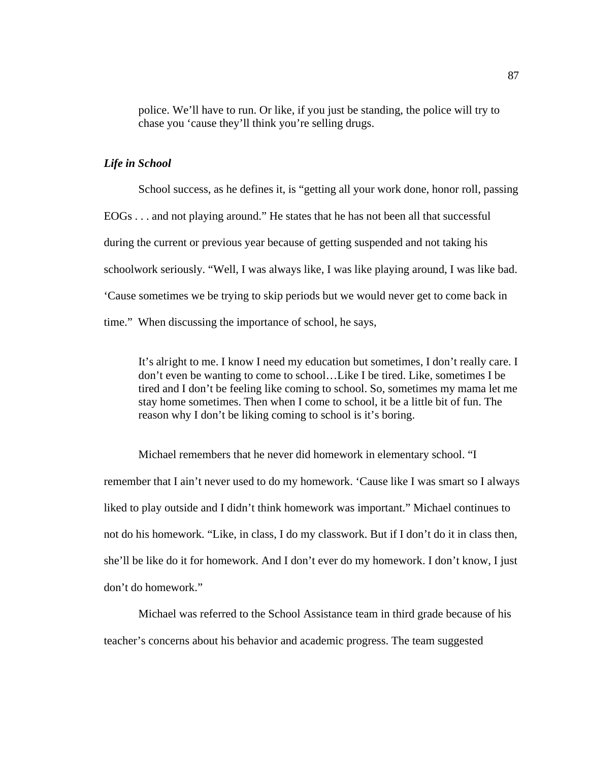> police. We'll have to run. Or like, if you just be standing, the police will try to chase you 'cause they'll think you're selling drugs.

***Life in School***

School success, as he defines it, is "getting all your work done, honor roll, passing EOGs . . . and not playing around." He states that he has not been all that successful during the current or previous year because of getting suspended and not taking his schoolwork seriously. "Well, I was always like, I was like playing around, I was like bad. 'Cause sometimes we be trying to skip periods but we would never get to come back in time." When discussing the importance of school, he says,

> It's alright to me. I know I need my education but sometimes, I don't really care. I don't even be wanting to come to school…Like I be tired. Like, sometimes I be tired and I don't be feeling like coming to school. So, sometimes my mama let me stay home sometimes. Then when I come to school, it be a little bit of fun. The reason why I don't be liking coming to school is it's boring.

Michael remembers that he never did homework in elementary school. "I remember that I ain't never used to do my homework. 'Cause like I was smart so I always liked to play outside and I didn't think homework was important." Michael continues to not do his homework. "Like, in class, I do my classwork. But if I don't do it in class then, she'll be like do it for homework. And I don't ever do my homework. I don't know, I just don't do homework."

Michael was referred to the School Assistance team in third grade because of his teacher's concerns about his behavior and academic progress. The team suggested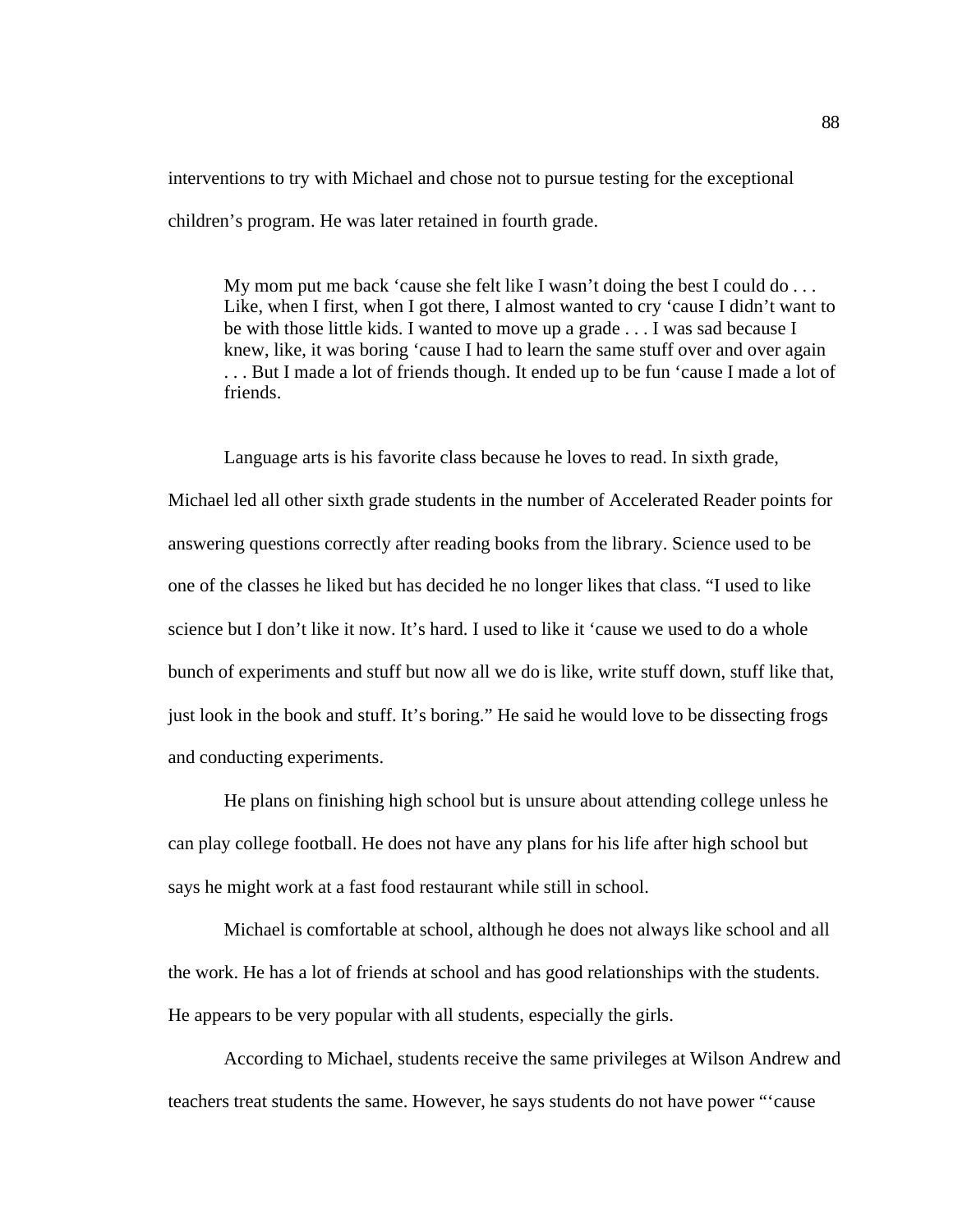interventions to try with Michael and chose not to pursue testing for the exceptional children's program. He was later retained in fourth grade.

> My mom put me back 'cause she felt like I wasn't doing the best I could do . . . Like, when I first, when I got there, I almost wanted to cry 'cause I didn't want to be with those little kids. I wanted to move up a grade . . . I was sad because I knew, like, it was boring 'cause I had to learn the same stuff over and over again . . . But I made a lot of friends though. It ended up to be fun 'cause I made a lot of friends.

Language arts is his favorite class because he loves to read. In sixth grade, Michael led all other sixth grade students in the number of Accelerated Reader points for answering questions correctly after reading books from the library. Science used to be one of the classes he liked but has decided he no longer likes that class. "I used to like science but I don't like it now. It's hard. I used to like it 'cause we used to do a whole bunch of experiments and stuff but now all we do is like, write stuff down, stuff like that, just look in the book and stuff. It's boring." He said he would love to be dissecting frogs and conducting experiments.

He plans on finishing high school but is unsure about attending college unless he can play college football. He does not have any plans for his life after high school but says he might work at a fast food restaurant while still in school.

Michael is comfortable at school, although he does not always like school and all the work. He has a lot of friends at school and has good relationships with the students. He appears to be very popular with all students, especially the girls.

According to Michael, students receive the same privileges at Wilson Andrew and teachers treat students the same. However, he says students do not have power "'cause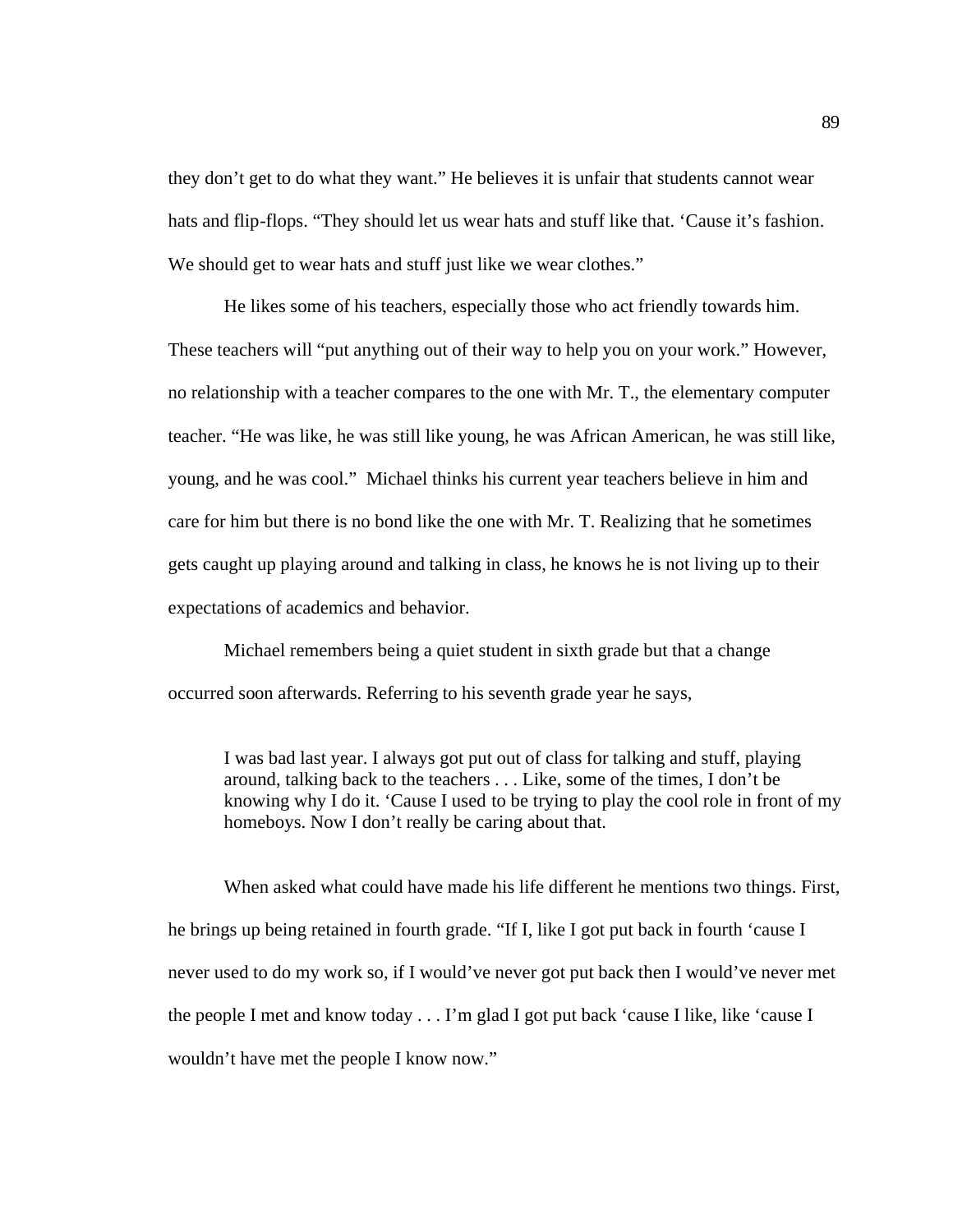they don't get to do what they want." He believes it is unfair that students cannot wear hats and flip-flops. "They should let us wear hats and stuff like that. 'Cause it's fashion. We should get to wear hats and stuff just like we wear clothes."

He likes some of his teachers, especially those who act friendly towards him. These teachers will "put anything out of their way to help you on your work." However, no relationship with a teacher compares to the one with Mr. T., the elementary computer teacher. "He was like, he was still like young, he was African American, he was still like, young, and he was cool." Michael thinks his current year teachers believe in him and care for him but there is no bond like the one with Mr. T. Realizing that he sometimes gets caught up playing around and talking in class, he knows he is not living up to their expectations of academics and behavior.

Michael remembers being a quiet student in sixth grade but that a change occurred soon afterwards. Referring to his seventh grade year he says,

> I was bad last year. I always got put out of class for talking and stuff, playing around, talking back to the teachers . . . Like, some of the times, I don't be knowing why I do it. 'Cause I used to be trying to play the cool role in front of my homeboys. Now I don't really be caring about that.

When asked what could have made his life different he mentions two things. First, he brings up being retained in fourth grade. "If I, like I got put back in fourth 'cause I never used to do my work so, if I would've never got put back then I would've never met the people I met and know today . . . I'm glad I got put back 'cause I like, like 'cause I wouldn't have met the people I know now."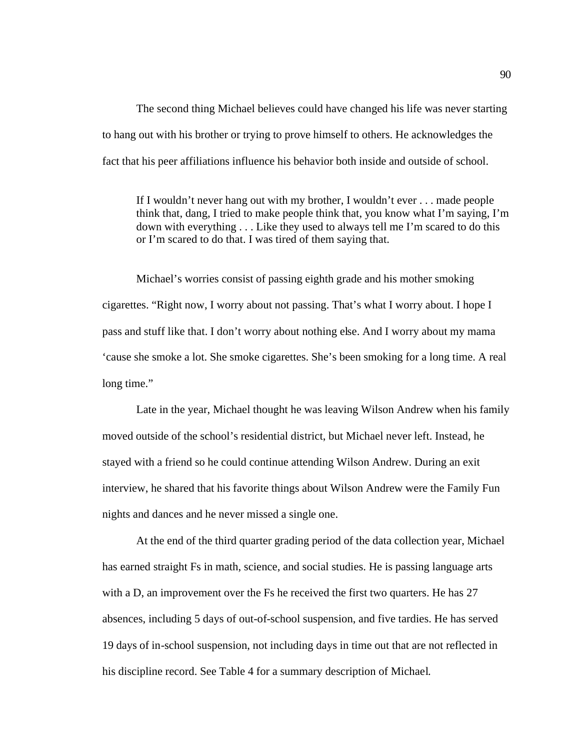The second thing Michael believes could have changed his life was never starting to hang out with his brother or trying to prove himself to others. He acknowledges the fact that his peer affiliations influence his behavior both inside and outside of school.

> If I wouldn't never hang out with my brother, I wouldn't ever . . . made people think that, dang, I tried to make people think that, you know what I'm saying, I'm down with everything . . . Like they used to always tell me I'm scared to do this or I'm scared to do that. I was tired of them saying that.

Michael's worries consist of passing eighth grade and his mother smoking cigarettes. "Right now, I worry about not passing. That's what I worry about. I hope I pass and stuff like that. I don't worry about nothing else. And I worry about my mama 'cause she smoke a lot. She smoke cigarettes. She's been smoking for a long time. A real long time."

Late in the year, Michael thought he was leaving Wilson Andrew when his family moved outside of the school's residential district, but Michael never left. Instead, he stayed with a friend so he could continue attending Wilson Andrew. During an exit interview, he shared that his favorite things about Wilson Andrew were the Family Fun nights and dances and he never missed a single one.

At the end of the third quarter grading period of the data collection year, Michael has earned straight Fs in math, science, and social studies. He is passing language arts with a D, an improvement over the Fs he received the first two quarters. He has 27 absences, including 5 days of out-of-school suspension, and five tardies. He has served 19 days of in-school suspension, not including days in time out that are not reflected in his discipline record. See Table 4 for a summary description of Michael.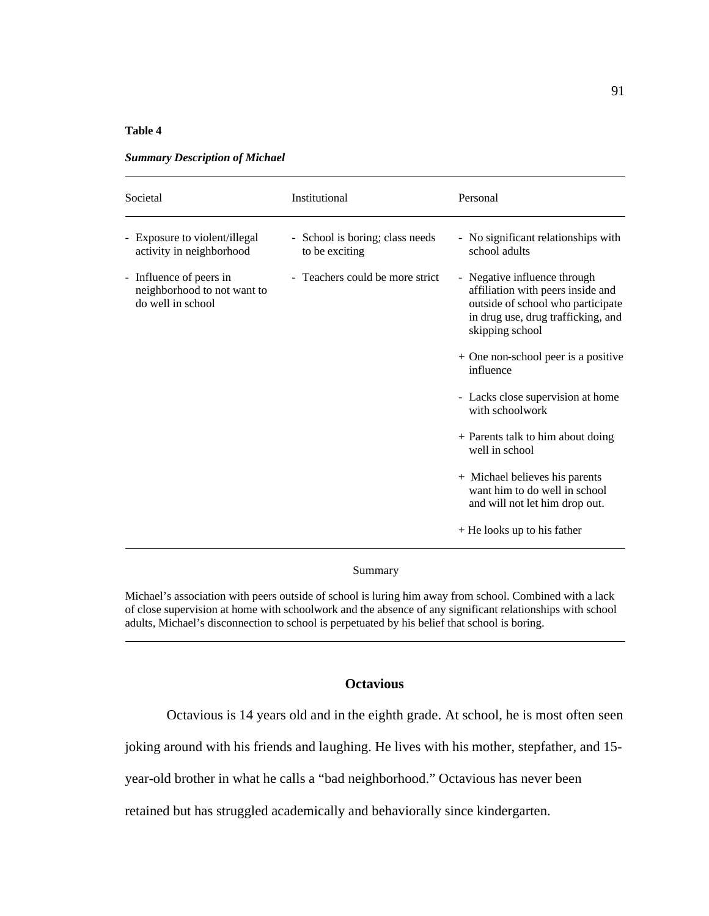**Table 4**

***Summary Description of Michael***

| Societal | Institutional | Personal |
|---|---|---|
| - Exposure to violent/illegal activity in neighborhood | - School is boring; class needs to be exciting | - No significant relationships with school adults |
| - Influence of peers in neighborhood to not want to do well in school | - Teachers could be more strict | - Negative influence through affiliation with peers inside and outside of school who participate in drug use, drug trafficking, and skipping school |
| | | + One non-school peer is a positive influence |
| | | - Lacks close supervision at home with schoolwork |
| | | + Parents talk to him about doing well in school |
| | | + Michael believes his parents want him to do well in school and will not let him drop out. |
| | | + He looks up to his father |

Summary

Michael's association with peers outside of school is luring him away from school. Combined with a lack of close supervision at home with schoolwork and the absence of any significant relationships with school adults, Michael's disconnection to school is perpetuated by his belief that school is boring.

## Octavious

Octavious is 14 years old and in the eighth grade. At school, he is most often seen joking around with his friends and laughing. He lives with his mother, stepfather, and 15-year-old brother in what he calls a "bad neighborhood." Octavious has never been retained but has struggled academically and behaviorally since kindergarten.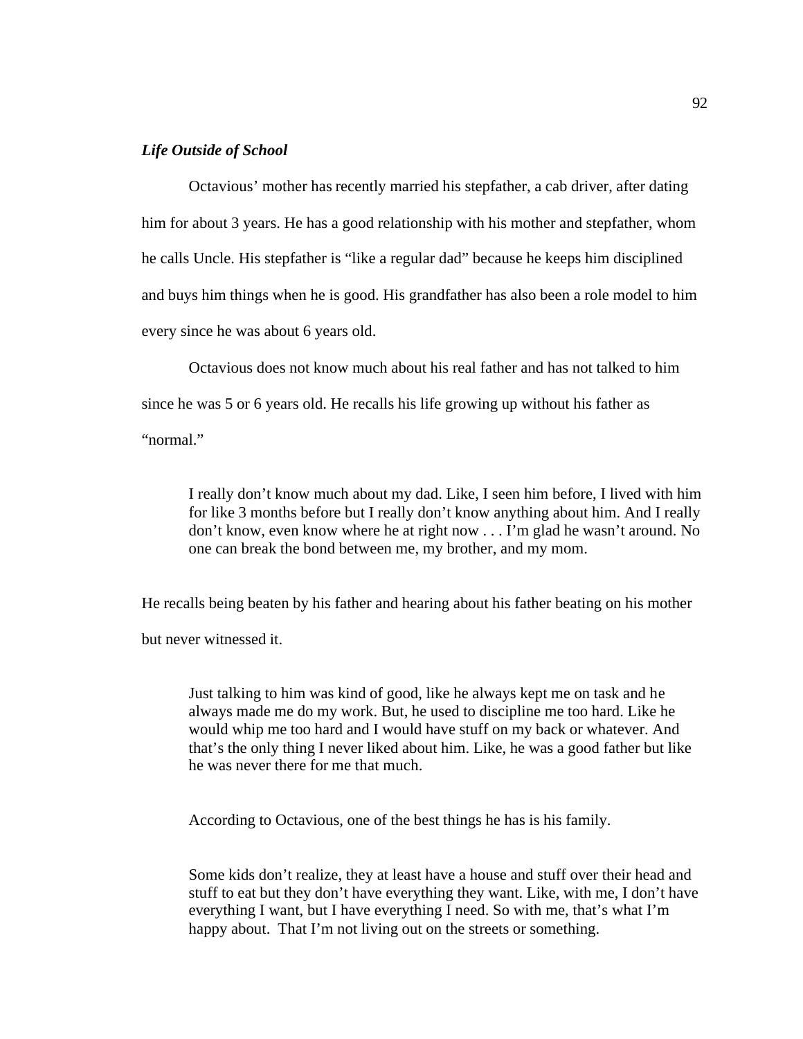***Life Outside of School***

Octavious' mother has recently married his stepfather, a cab driver, after dating him for about 3 years. He has a good relationship with his mother and stepfather, whom he calls Uncle. His stepfather is "like a regular dad" because he keeps him disciplined and buys him things when he is good. His grandfather has also been a role model to him every since he was about 6 years old.

Octavious does not know much about his real father and has not talked to him since he was 5 or 6 years old. He recalls his life growing up without his father as "normal."

> I really don't know much about my dad. Like, I seen him before, I lived with him for like 3 months before but I really don't know anything about him. And I really don't know, even know where he at right now . . . I'm glad he wasn't around. No one can break the bond between me, my brother, and my mom.

He recalls being beaten by his father and hearing about his father beating on his mother but never witnessed it.

> Just talking to him was kind of good, like he always kept me on task and he always made me do my work. But, he used to discipline me too hard. Like he would whip me too hard and I would have stuff on my back or whatever. And that's the only thing I never liked about him. Like, he was a good father but like he was never there for me that much.

According to Octavious, one of the best things he has is his family.

> Some kids don't realize, they at least have a house and stuff over their head and stuff to eat but they don't have everything they want. Like, with me, I don't have everything I want, but I have everything I need. So with me, that's what I'm happy about. That I'm not living out on the streets or something.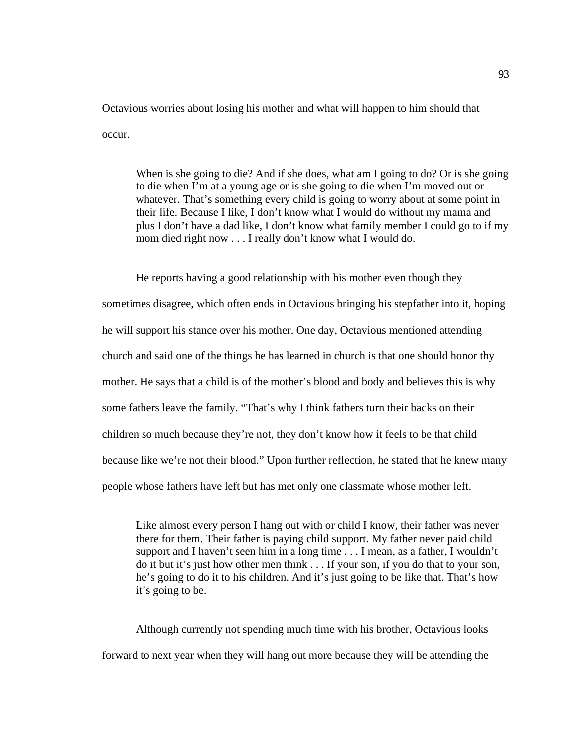Octavious worries about losing his mother and what will happen to him should that occur.

> When is she going to die? And if she does, what am I going to do? Or is she going to die when I'm at a young age or is she going to die when I'm moved out or whatever. That's something every child is going to worry about at some point in their life. Because I like, I don't know what I would do without my mama and plus I don't have a dad like, I don't know what family member I could go to if my mom died right now . . . I really don't know what I would do.

He reports having a good relationship with his mother even though they sometimes disagree, which often ends in Octavious bringing his stepfather into it, hoping he will support his stance over his mother. One day, Octavious mentioned attending church and said one of the things he has learned in church is that one should honor thy mother. He says that a child is of the mother's blood and body and believes this is why some fathers leave the family. "That's why I think fathers turn their backs on their children so much because they're not, they don't know how it feels to be that child because like we're not their blood." Upon further reflection, he stated that he knew many people whose fathers have left but has met only one classmate whose mother left.

> Like almost every person I hang out with or child I know, their father was never there for them. Their father is paying child support. My father never paid child support and I haven't seen him in a long time . . . I mean, as a father, I wouldn't do it but it's just how other men think . . . If your son, if you do that to your son, he's going to do it to his children. And it's just going to be like that. That's how it's going to be.

Although currently not spending much time with his brother, Octavious looks forward to next year when they will hang out more because they will be attending the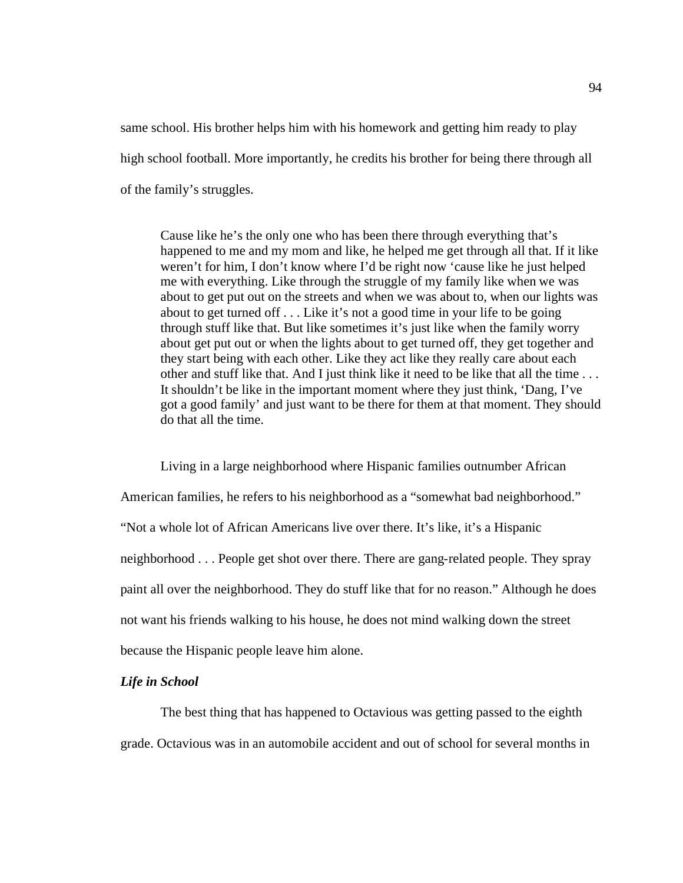same school. His brother helps him with his homework and getting him ready to play high school football. More importantly, he credits his brother for being there through all of the family's struggles.

> Cause like he's the only one who has been there through everything that's happened to me and my mom and like, he helped me get through all that. If it like weren't for him, I don't know where I'd be right now 'cause like he just helped me with everything. Like through the struggle of my family like when we was about to get put out on the streets and when we was about to, when our lights was about to get turned off . . . Like it's not a good time in your life to be going through stuff like that. But like sometimes it's just like when the family worry about get put out or when the lights about to get turned off, they get together and they start being with each other. Like they act like they really care about each other and stuff like that. And I just think like it need to be like that all the time . . . It shouldn't be like in the important moment where they just think, 'Dang, I've got a good family' and just want to be there for them at that moment. They should do that all the time.

Living in a large neighborhood where Hispanic families outnumber African American families, he refers to his neighborhood as a "somewhat bad neighborhood." "Not a whole lot of African Americans live over there. It's like, it's a Hispanic neighborhood . . . People get shot over there. There are gang-related people. They spray paint all over the neighborhood. They do stuff like that for no reason." Although he does not want his friends walking to his house, he does not mind walking down the street because the Hispanic people leave him alone.

***Life in School***

The best thing that has happened to Octavious was getting passed to the eighth grade. Octavious was in an automobile accident and out of school for several months in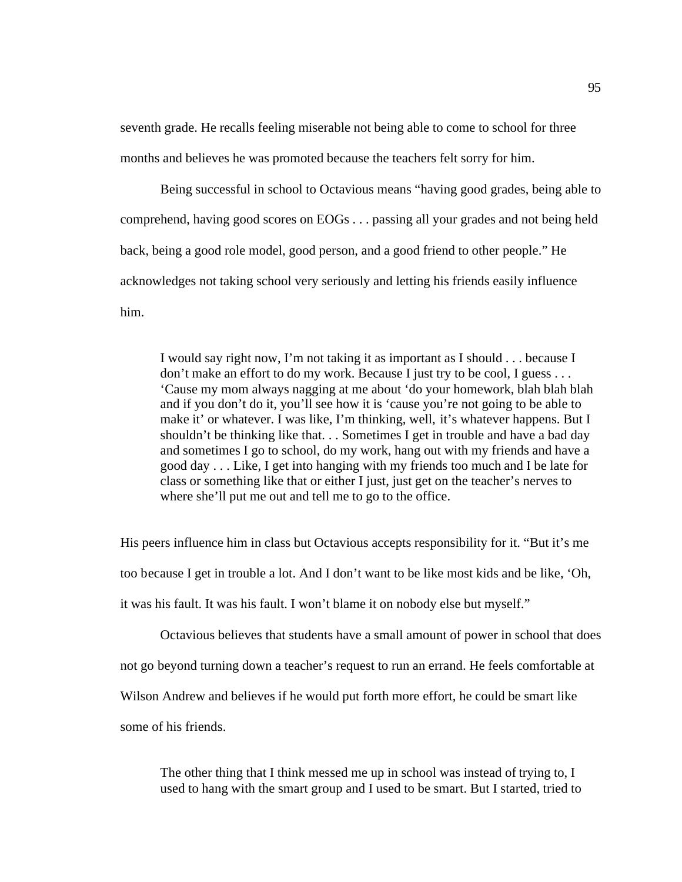seventh grade. He recalls feeling miserable not being able to come to school for three months and believes he was promoted because the teachers felt sorry for him.

Being successful in school to Octavious means "having good grades, being able to comprehend, having good scores on EOGs . . . passing all your grades and not being held back, being a good role model, good person, and a good friend to other people." He acknowledges not taking school very seriously and letting his friends easily influence him.

> I would say right now, I'm not taking it as important as I should . . . because I don't make an effort to do my work. Because I just try to be cool, I guess . . . 'Cause my mom always nagging at me about 'do your homework, blah blah blah and if you don't do it, you'll see how it is 'cause you're not going to be able to make it' or whatever. I was like, I'm thinking, well, it's whatever happens. But I shouldn't be thinking like that. . . Sometimes I get in trouble and have a bad day and sometimes I go to school, do my work, hang out with my friends and have a good day . . . Like, I get into hanging with my friends too much and I be late for class or something like that or either I just, just get on the teacher's nerves to where she'll put me out and tell me to go to the office.

His peers influence him in class but Octavious accepts responsibility for it. "But it's me too because I get in trouble a lot. And I don't want to be like most kids and be like, 'Oh, it was his fault. It was his fault. I won't blame it on nobody else but myself."

Octavious believes that students have a small amount of power in school that does not go beyond turning down a teacher's request to run an errand. He feels comfortable at Wilson Andrew and believes if he would put forth more effort, he could be smart like some of his friends.

> The other thing that I think messed me up in school was instead of trying to, I used to hang with the smart group and I used to be smart. But I started, tried to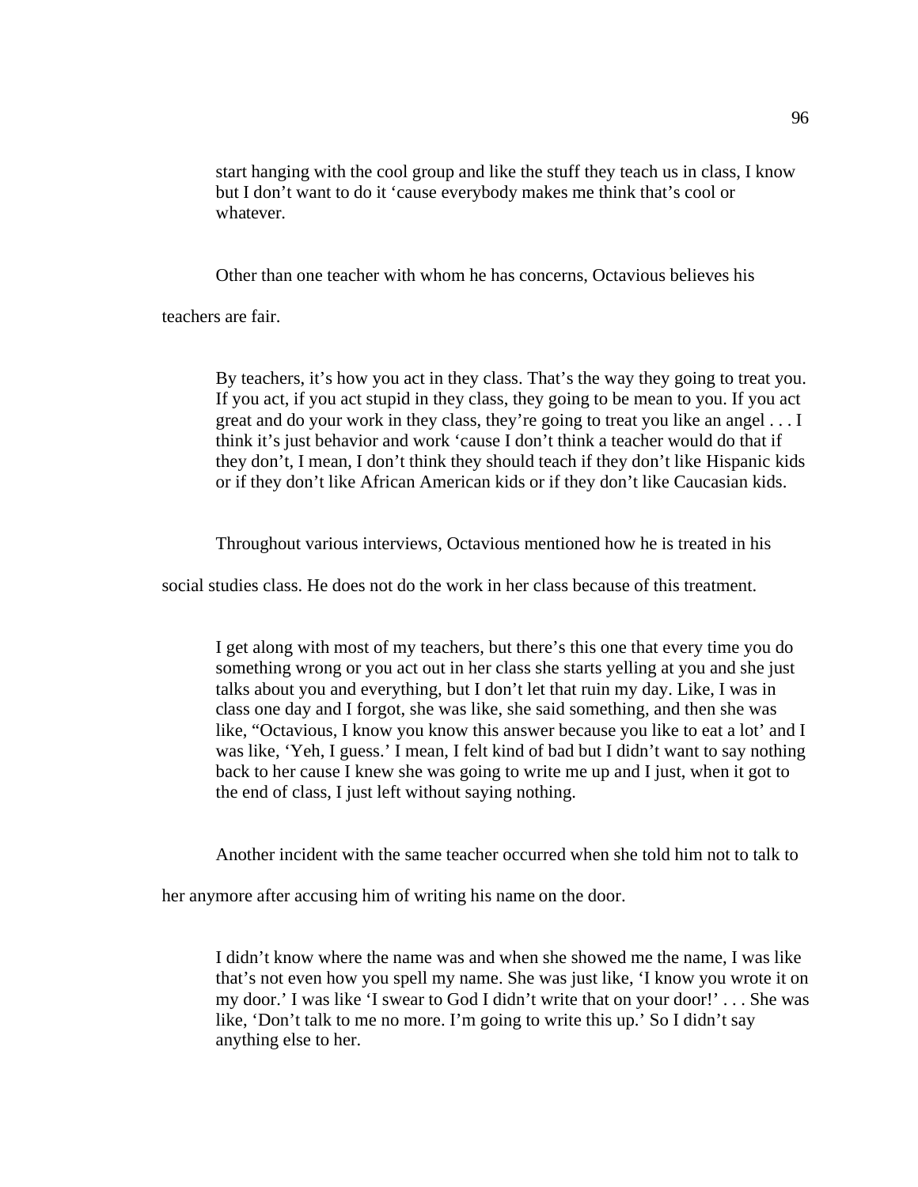> start hanging with the cool group and like the stuff they teach us in class, I know but I don't want to do it 'cause everybody makes me think that's cool or whatever.

Other than one teacher with whom he has concerns, Octavious believes his teachers are fair.

> By teachers, it's how you act in they class. That's the way they going to treat you. If you act, if you act stupid in they class, they going to be mean to you. If you act great and do your work in they class, they're going to treat you like an angel . . . I think it's just behavior and work 'cause I don't think a teacher would do that if they don't, I mean, I don't think they should teach if they don't like Hispanic kids or if they don't like African American kids or if they don't like Caucasian kids.

Throughout various interviews, Octavious mentioned how he is treated in his social studies class. He does not do the work in her class because of this treatment.

> I get along with most of my teachers, but there's this one that every time you do something wrong or you act out in her class she starts yelling at you and she just talks about you and everything, but I don't let that ruin my day. Like, I was in class one day and I forgot, she was like, she said something, and then she was like, "Octavious, I know you know this answer because you like to eat a lot' and I was like, 'Yeh, I guess.' I mean, I felt kind of bad but I didn't want to say nothing back to her cause I knew she was going to write me up and I just, when it got to the end of class, I just left without saying nothing.

Another incident with the same teacher occurred when she told him not to talk to her anymore after accusing him of writing his name on the door.

> I didn't know where the name was and when she showed me the name, I was like that's not even how you spell my name. She was just like, 'I know you wrote it on my door.' I was like 'I swear to God I didn't write that on your door!' . . . She was like, 'Don't talk to me no more. I'm going to write this up.' So I didn't say anything else to her.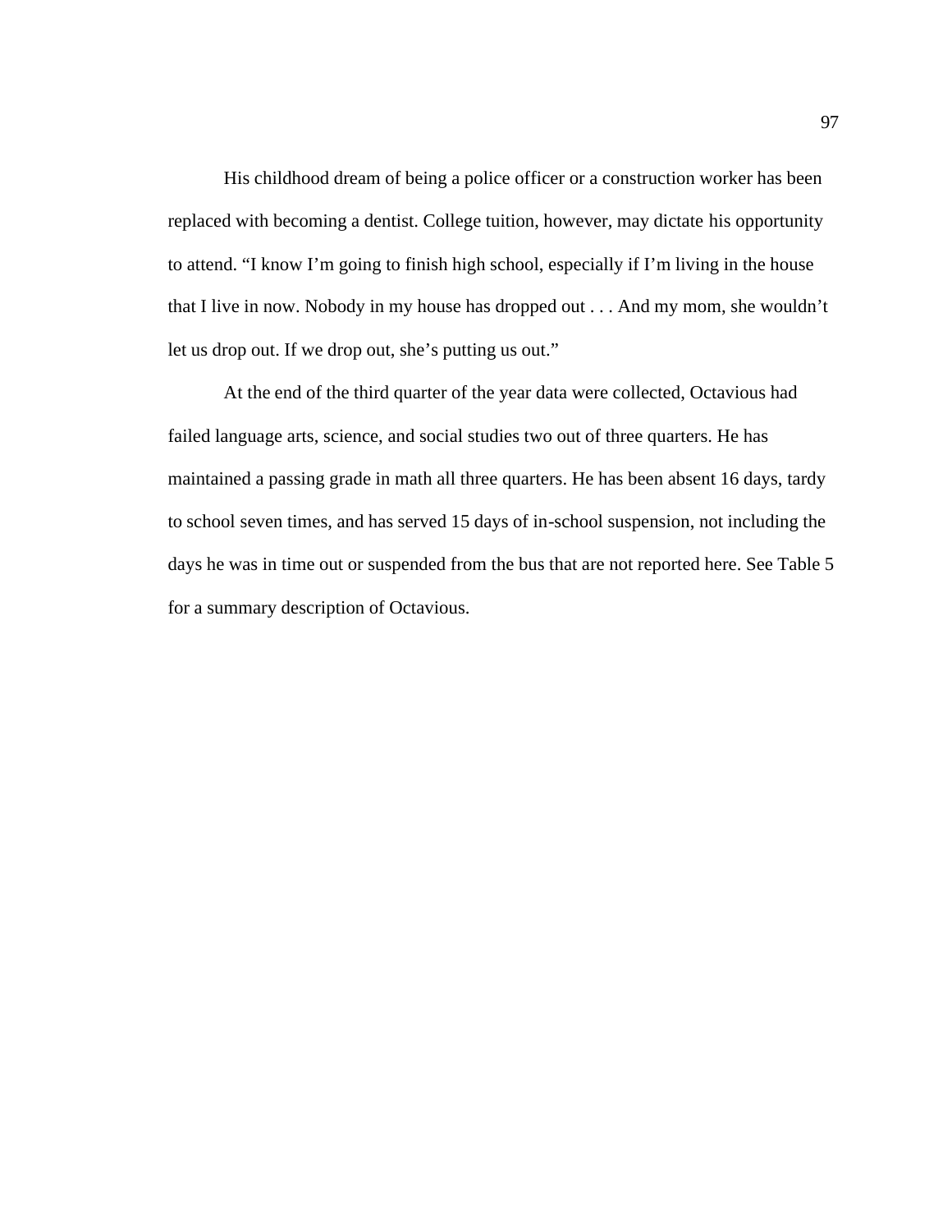His childhood dream of being a police officer or a construction worker has been replaced with becoming a dentist. College tuition, however, may dictate his opportunity to attend. “I know I’m going to finish high school, especially if I’m living in the house that I live in now. Nobody in my house has dropped out . . . And my mom, she wouldn’t let us drop out. If we drop out, she’s putting us out.”

At the end of the third quarter of the year data were collected, Octavious had failed language arts, science, and social studies two out of three quarters. He has maintained a passing grade in math all three quarters. He has been absent 16 days, tardy to school seven times, and has served 15 days of in-school suspension, not including the days he was in time out or suspended from the bus that are not reported here. See Table 5 for a summary description of Octavious.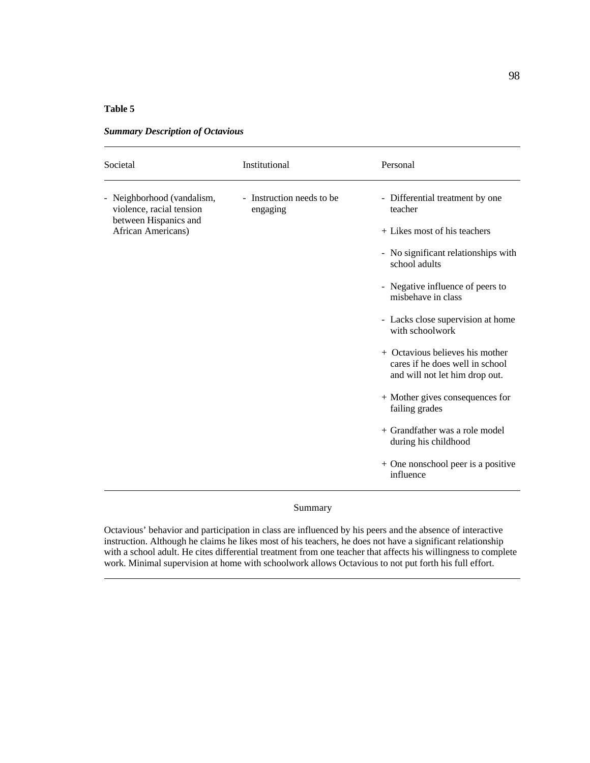**Table 5**

***Summary Description of Octavious***

| Societal | Institutional | Personal |
| --- | --- | --- |
| - Neighborhood (vandalism, violence, racial tension between Hispanics and African Americans) | - Instruction needs to be engaging | - Differential treatment by one teacher |
| | | + Likes most of his teachers |
| | | - No significant relationships with school adults |
| | | - Negative influence of peers to misbehave in class |
| | | - Lacks close supervision at home with schoolwork |
| | | + Octavious believes his mother cares if he does well in school and will not let him drop out. |
| | | + Mother gives consequences for failing grades |
| | | + Grandfather was a role model during his childhood |
| | | + One nonschool peer is a positive influence |

Summary

Octavious' behavior and participation in class are influenced by his peers and the absence of interactive instruction. Although he claims he likes most of his teachers, he does not have a significant relationship with a school adult. He cites differential treatment from one teacher that affects his willingness to complete work. Minimal supervision at home with schoolwork allows Octavious to not put forth his full effort.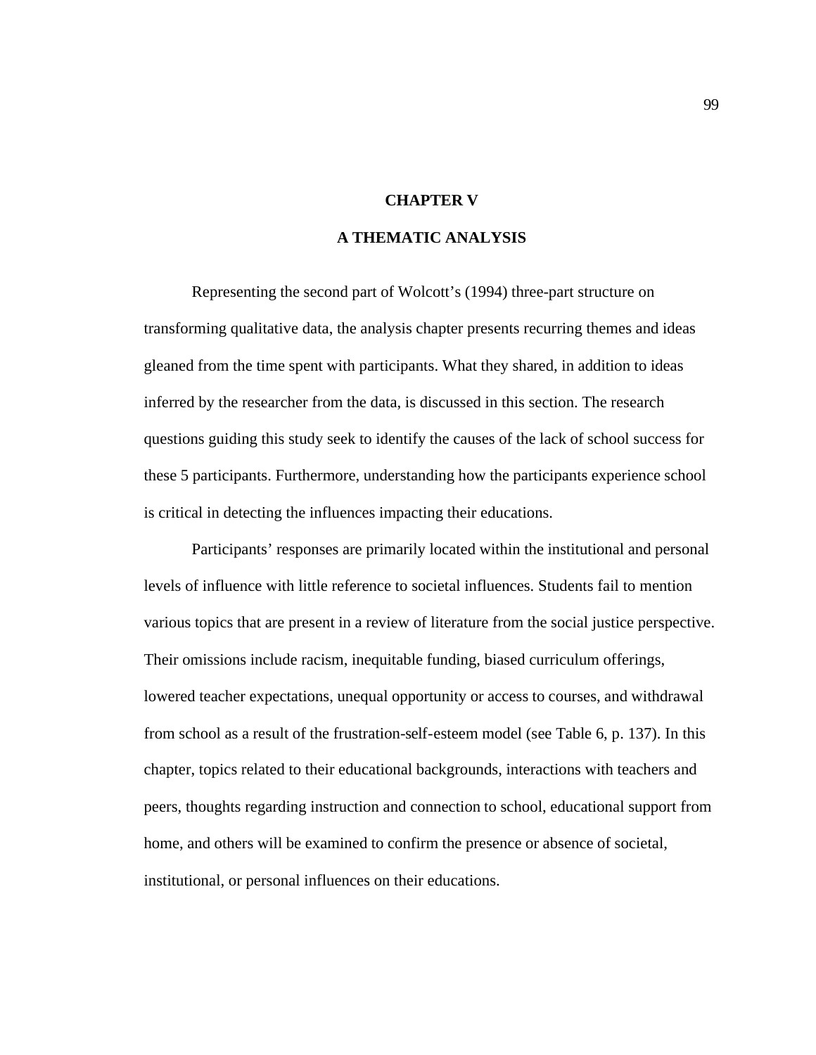# CHAPTER V

# A THEMATIC ANALYSIS

Representing the second part of Wolcott's (1994) three-part structure on transforming qualitative data, the analysis chapter presents recurring themes and ideas gleaned from the time spent with participants. What they shared, in addition to ideas inferred by the researcher from the data, is discussed in this section. The research questions guiding this study seek to identify the causes of the lack of school success for these 5 participants. Furthermore, understanding how the participants experience school is critical in detecting the influences impacting their educations.

Participants' responses are primarily located within the institutional and personal levels of influence with little reference to societal influences. Students fail to mention various topics that are present in a review of literature from the social justice perspective. Their omissions include racism, inequitable funding, biased curriculum offerings, lowered teacher expectations, unequal opportunity or access to courses, and withdrawal from school as a result of the frustration-self-esteem model (see Table 6, p. 137). In this chapter, topics related to their educational backgrounds, interactions with teachers and peers, thoughts regarding instruction and connection to school, educational support from home, and others will be examined to confirm the presence or absence of societal, institutional, or personal influences on their educations.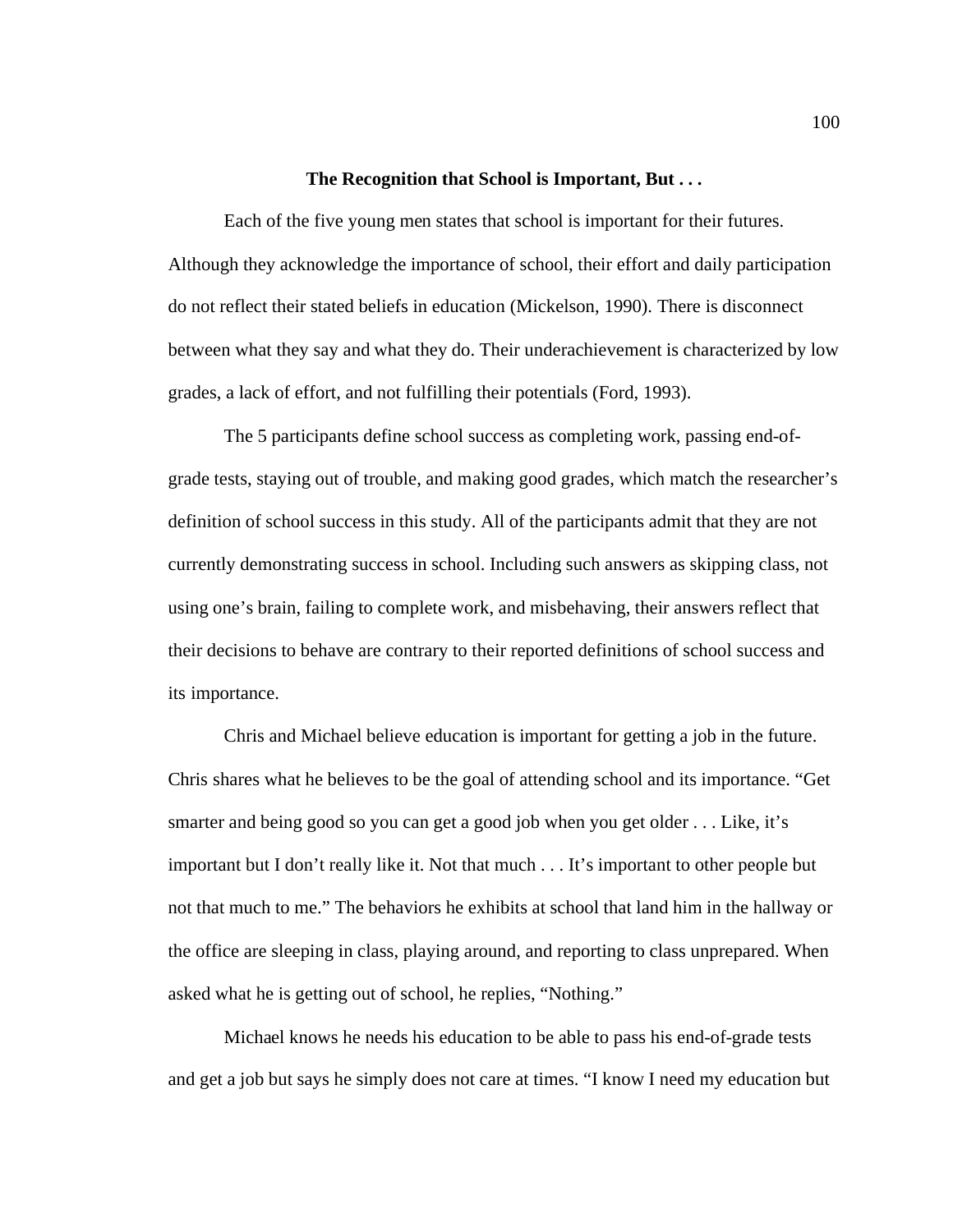## The Recognition that School is Important, But . . .

Each of the five young men states that school is important for their futures. Although they acknowledge the importance of school, their effort and daily participation do not reflect their stated beliefs in education (Mickelson, 1990). There is disconnect between what they say and what they do. Their underachievement is characterized by low grades, a lack of effort, and not fulfilling their potentials (Ford, 1993).

The 5 participants define school success as completing work, passing end-of-grade tests, staying out of trouble, and making good grades, which match the researcher's definition of school success in this study. All of the participants admit that they are not currently demonstrating success in school. Including such answers as skipping class, not using one's brain, failing to complete work, and misbehaving, their answers reflect that their decisions to behave are contrary to their reported definitions of school success and its importance.

Chris and Michael believe education is important for getting a job in the future. Chris shares what he believes to be the goal of attending school and its importance. "Get smarter and being good so you can get a good job when you get older . . . Like, it's important but I don't really like it. Not that much . . . It's important to other people but not that much to me." The behaviors he exhibits at school that land him in the hallway or the office are sleeping in class, playing around, and reporting to class unprepared. When asked what he is getting out of school, he replies, "Nothing."

Michael knows he needs his education to be able to pass his end-of-grade tests and get a job but says he simply does not care at times. "I know I need my education but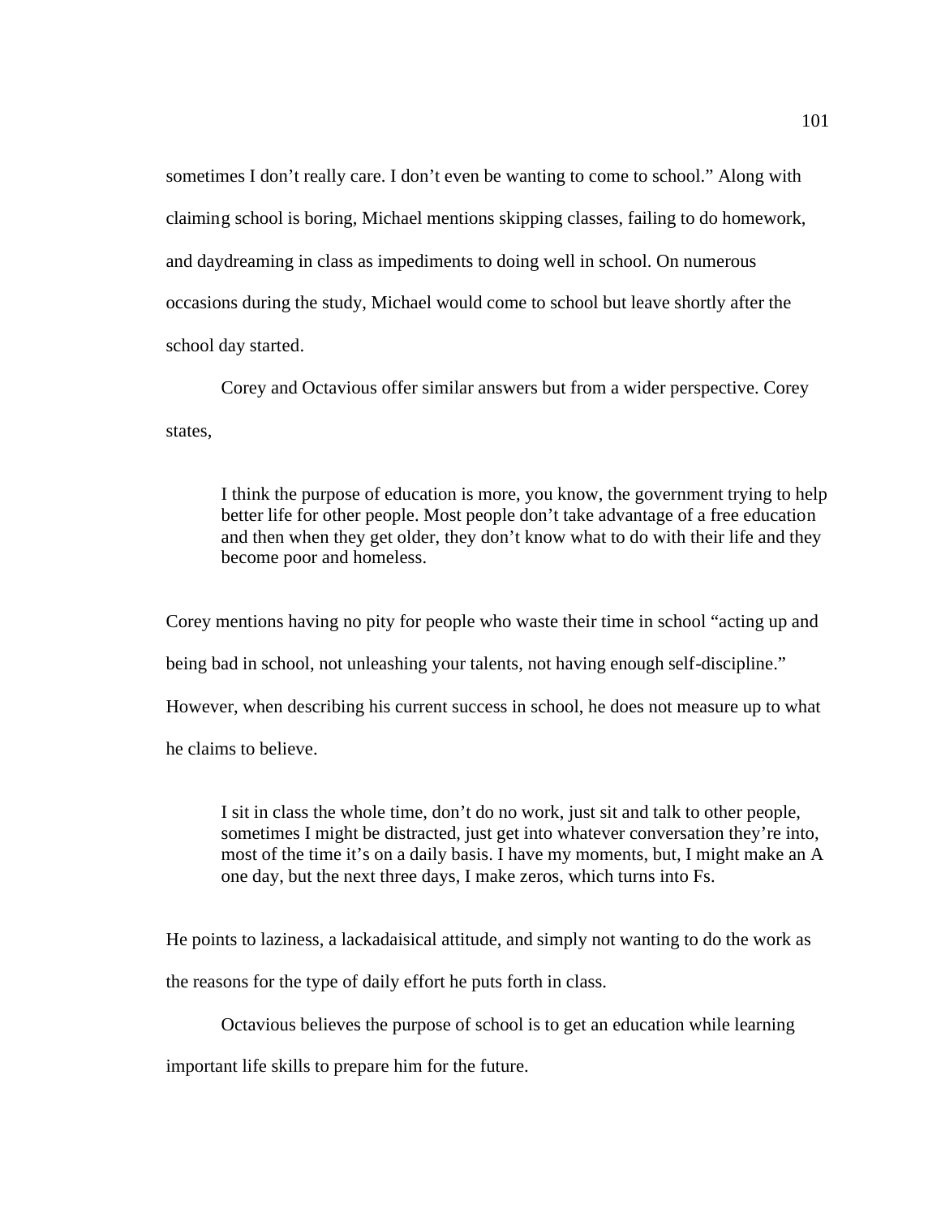sometimes I don't really care. I don't even be wanting to come to school." Along with claiming school is boring, Michael mentions skipping classes, failing to do homework, and daydreaming in class as impediments to doing well in school. On numerous occasions during the study, Michael would come to school but leave shortly after the school day started.

Corey and Octavious offer similar answers but from a wider perspective. Corey states,

> I think the purpose of education is more, you know, the government trying to help better life for other people. Most people don't take advantage of a free education and then when they get older, they don't know what to do with their life and they become poor and homeless.

Corey mentions having no pity for people who waste their time in school "acting up and being bad in school, not unleashing your talents, not having enough self-discipline." However, when describing his current success in school, he does not measure up to what he claims to believe.

> I sit in class the whole time, don't do no work, just sit and talk to other people, sometimes I might be distracted, just get into whatever conversation they're into, most of the time it's on a daily basis. I have my moments, but, I might make an A one day, but the next three days, I make zeros, which turns into Fs.

He points to laziness, a lackadaisical attitude, and simply not wanting to do the work as the reasons for the type of daily effort he puts forth in class.

Octavious believes the purpose of school is to get an education while learning important life skills to prepare him for the future.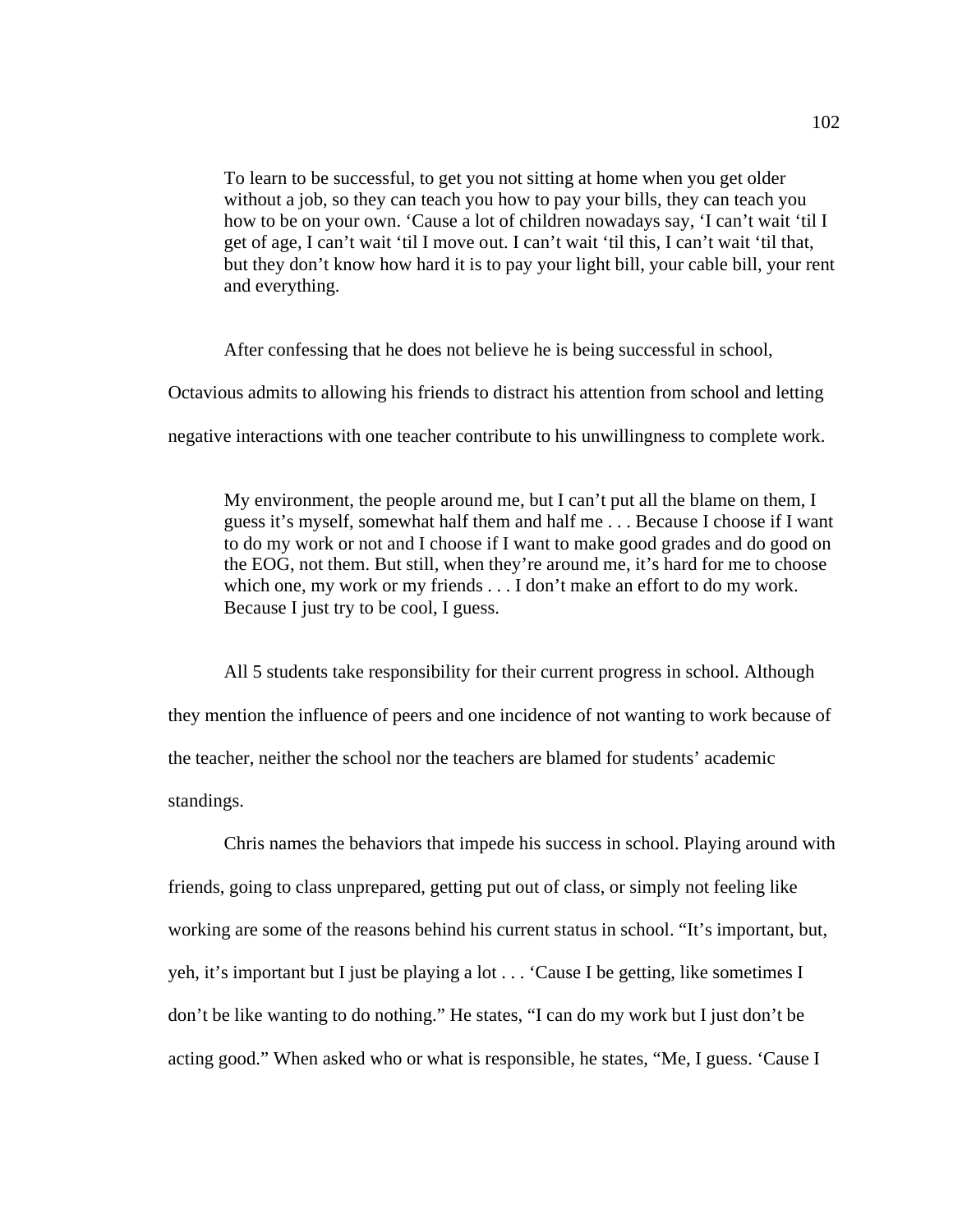> To learn to be successful, to get you not sitting at home when you get older without a job, so they can teach you how to pay your bills, they can teach you how to be on your own. 'Cause a lot of children nowadays say, 'I can't wait 'til I get of age, I can't wait 'til I move out. I can't wait 'til this, I can't wait 'til that, but they don't know how hard it is to pay your light bill, your cable bill, your rent and everything.

After confessing that he does not believe he is being successful in school, Octavious admits to allowing his friends to distract his attention from school and letting negative interactions with one teacher contribute to his unwillingness to complete work.

> My environment, the people around me, but I can't put all the blame on them, I guess it's myself, somewhat half them and half me . . . Because I choose if I want to do my work or not and I choose if I want to make good grades and do good on the EOG, not them. But still, when they're around me, it's hard for me to choose which one, my work or my friends . . . I don't make an effort to do my work. Because I just try to be cool, I guess.

All 5 students take responsibility for their current progress in school. Although they mention the influence of peers and one incidence of not wanting to work because of the teacher, neither the school nor the teachers are blamed for students' academic standings.

Chris names the behaviors that impede his success in school. Playing around with friends, going to class unprepared, getting put out of class, or simply not feeling like working are some of the reasons behind his current status in school. "It's important, but, yeh, it's important but I just be playing a lot . . . 'Cause I be getting, like sometimes I don't be like wanting to do nothing." He states, "I can do my work but I just don't be acting good." When asked who or what is responsible, he states, "Me, I guess. 'Cause I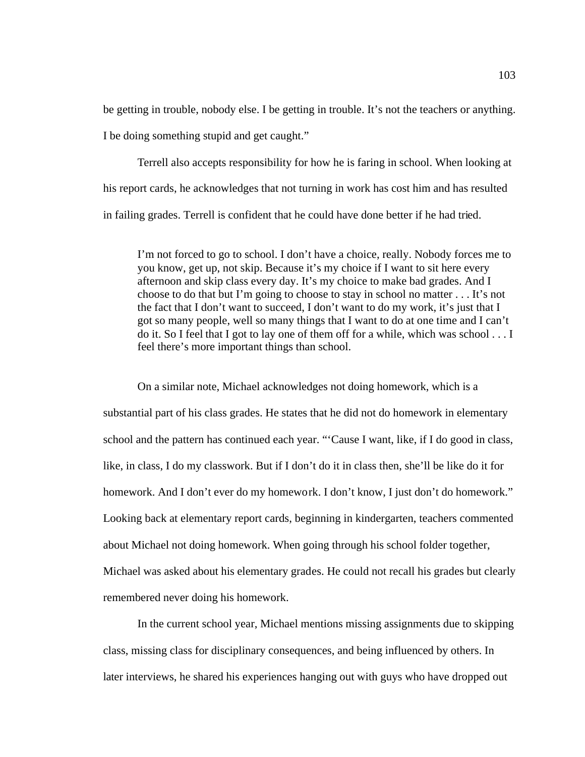be getting in trouble, nobody else. I be getting in trouble. It's not the teachers or anything. I be doing something stupid and get caught."

Terrell also accepts responsibility for how he is faring in school. When looking at his report cards, he acknowledges that not turning in work has cost him and has resulted in failing grades. Terrell is confident that he could have done better if he had tried.

> I'm not forced to go to school. I don't have a choice, really. Nobody forces me to you know, get up, not skip. Because it's my choice if I want to sit here every afternoon and skip class every day. It's my choice to make bad grades. And I choose to do that but I'm going to choose to stay in school no matter . . . It's not the fact that I don't want to succeed, I don't want to do my work, it's just that I got so many people, well so many things that I want to do at one time and I can't do it. So I feel that I got to lay one of them off for a while, which was school . . . I feel there's more important things than school.

On a similar note, Michael acknowledges not doing homework, which is a substantial part of his class grades. He states that he did not do homework in elementary school and the pattern has continued each year. "'Cause I want, like, if I do good in class, like, in class, I do my classwork. But if I don't do it in class then, she'll be like do it for homework. And I don't ever do my homework. I don't know, I just don't do homework." Looking back at elementary report cards, beginning in kindergarten, teachers commented about Michael not doing homework. When going through his school folder together, Michael was asked about his elementary grades. He could not recall his grades but clearly remembered never doing his homework.

In the current school year, Michael mentions missing assignments due to skipping class, missing class for disciplinary consequences, and being influenced by others. In later interviews, he shared his experiences hanging out with guys who have dropped out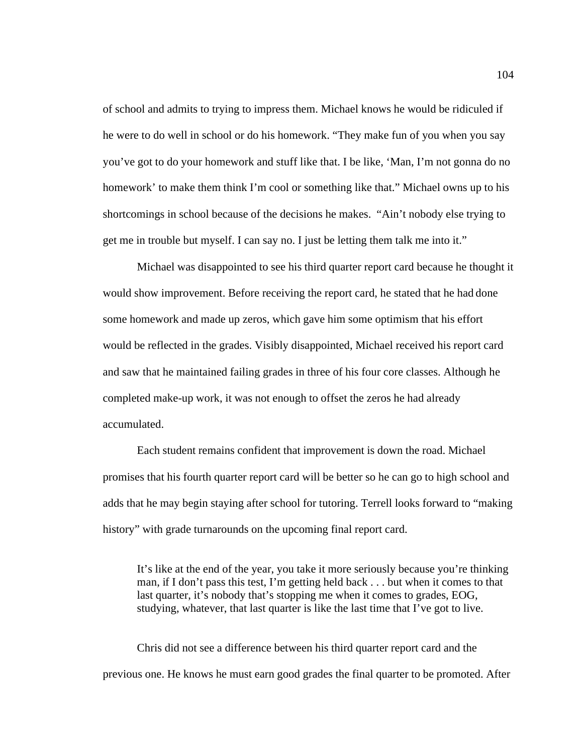of school and admits to trying to impress them. Michael knows he would be ridiculed if he were to do well in school or do his homework. "They make fun of you when you say you've got to do your homework and stuff like that. I be like, 'Man, I'm not gonna do no homework' to make them think I'm cool or something like that." Michael owns up to his shortcomings in school because of the decisions he makes. "Ain't nobody else trying to get me in trouble but myself. I can say no. I just be letting them talk me into it."

Michael was disappointed to see his third quarter report card because he thought it would show improvement. Before receiving the report card, he stated that he had done some homework and made up zeros, which gave him some optimism that his effort would be reflected in the grades. Visibly disappointed, Michael received his report card and saw that he maintained failing grades in three of his four core classes. Although he completed make-up work, it was not enough to offset the zeros he had already accumulated.

Each student remains confident that improvement is down the road. Michael promises that his fourth quarter report card will be better so he can go to high school and adds that he may begin staying after school for tutoring. Terrell looks forward to "making history" with grade turnarounds on the upcoming final report card.

> It's like at the end of the year, you take it more seriously because you're thinking man, if I don't pass this test, I'm getting held back . . . but when it comes to that last quarter, it's nobody that's stopping me when it comes to grades, EOG, studying, whatever, that last quarter is like the last time that I've got to live.

Chris did not see a difference between his third quarter report card and the previous one. He knows he must earn good grades the final quarter to be promoted. After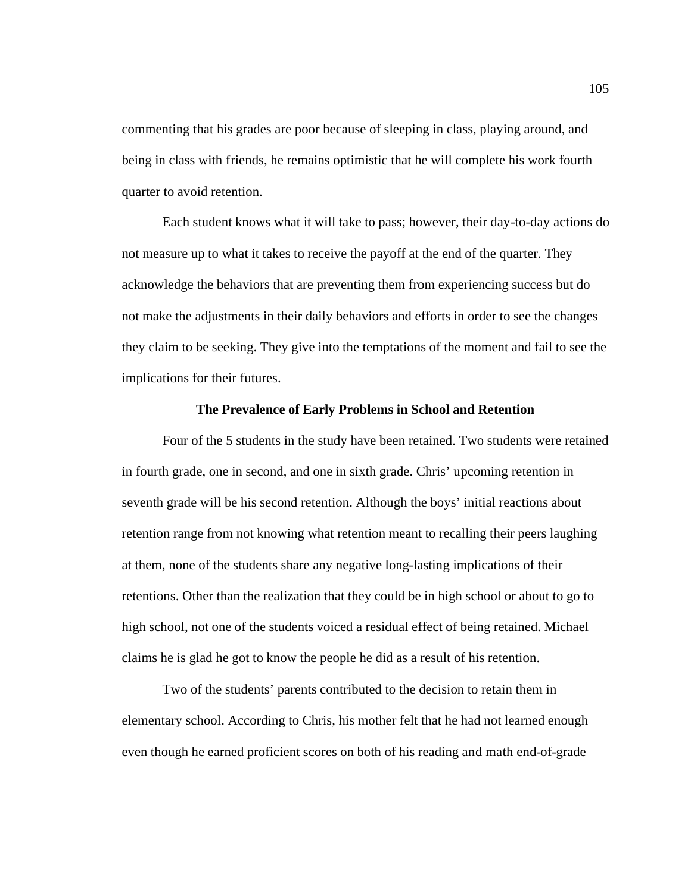commenting that his grades are poor because of sleeping in class, playing around, and being in class with friends, he remains optimistic that he will complete his work fourth quarter to avoid retention.

Each student knows what it will take to pass; however, their day-to-day actions do not measure up to what it takes to receive the payoff at the end of the quarter. They acknowledge the behaviors that are preventing them from experiencing success but do not make the adjustments in their daily behaviors and efforts in order to see the changes they claim to be seeking. They give into the temptations of the moment and fail to see the implications for their futures.

### The Prevalence of Early Problems in School and Retention

Four of the 5 students in the study have been retained. Two students were retained in fourth grade, one in second, and one in sixth grade. Chris' upcoming retention in seventh grade will be his second retention. Although the boys' initial reactions about retention range from not knowing what retention meant to recalling their peers laughing at them, none of the students share any negative long-lasting implications of their retentions. Other than the realization that they could be in high school or about to go to high school, not one of the students voiced a residual effect of being retained. Michael claims he is glad he got to know the people he did as a result of his retention.

Two of the students' parents contributed to the decision to retain them in elementary school. According to Chris, his mother felt that he had not learned enough even though he earned proficient scores on both of his reading and math end-of-grade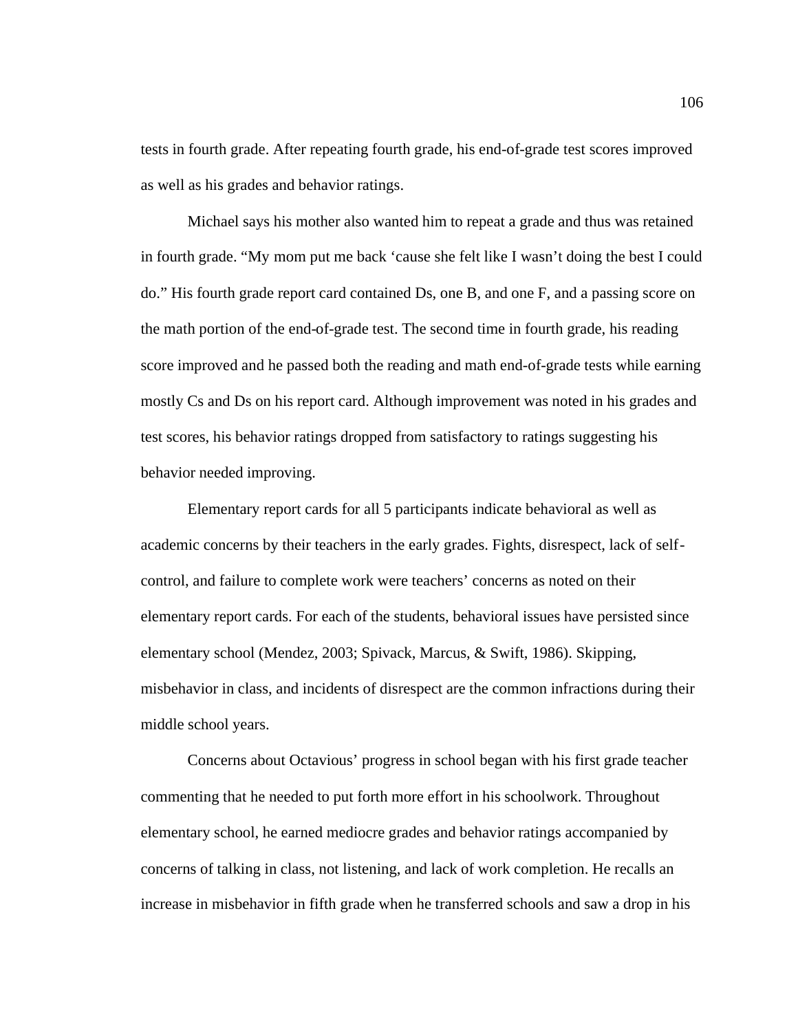tests in fourth grade. After repeating fourth grade, his end-of-grade test scores improved as well as his grades and behavior ratings.

Michael says his mother also wanted him to repeat a grade and thus was retained in fourth grade. "My mom put me back 'cause she felt like I wasn't doing the best I could do." His fourth grade report card contained Ds, one B, and one F, and a passing score on the math portion of the end-of-grade test. The second time in fourth grade, his reading score improved and he passed both the reading and math end-of-grade tests while earning mostly Cs and Ds on his report card. Although improvement was noted in his grades and test scores, his behavior ratings dropped from satisfactory to ratings suggesting his behavior needed improving.

Elementary report cards for all 5 participants indicate behavioral as well as academic concerns by their teachers in the early grades. Fights, disrespect, lack of self-control, and failure to complete work were teachers' concerns as noted on their elementary report cards. For each of the students, behavioral issues have persisted since elementary school (Mendez, 2003; Spivack, Marcus, & Swift, 1986). Skipping, misbehavior in class, and incidents of disrespect are the common infractions during their middle school years.

Concerns about Octavious' progress in school began with his first grade teacher commenting that he needed to put forth more effort in his schoolwork. Throughout elementary school, he earned mediocre grades and behavior ratings accompanied by concerns of talking in class, not listening, and lack of work completion. He recalls an increase in misbehavior in fifth grade when he transferred schools and saw a drop in his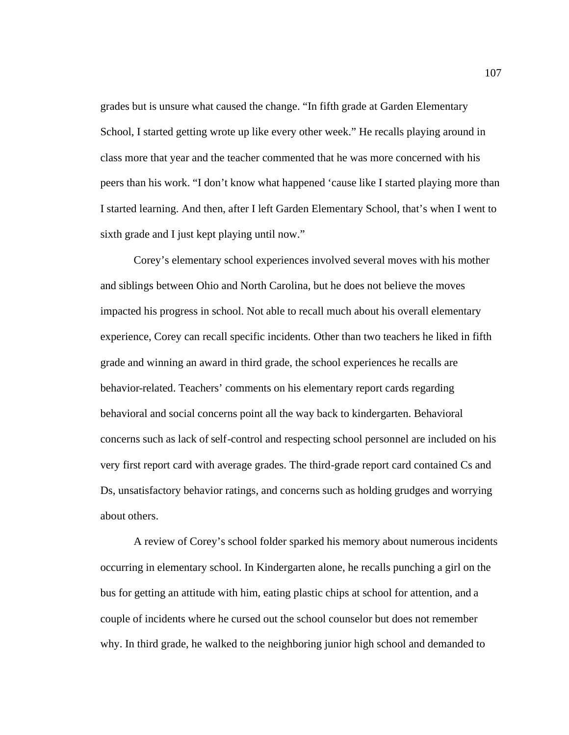grades but is unsure what caused the change. "In fifth grade at Garden Elementary School, I started getting wrote up like every other week." He recalls playing around in class more that year and the teacher commented that he was more concerned with his peers than his work. "I don't know what happened 'cause like I started playing more than I started learning. And then, after I left Garden Elementary School, that's when I went to sixth grade and I just kept playing until now."

Corey's elementary school experiences involved several moves with his mother and siblings between Ohio and North Carolina, but he does not believe the moves impacted his progress in school. Not able to recall much about his overall elementary experience, Corey can recall specific incidents. Other than two teachers he liked in fifth grade and winning an award in third grade, the school experiences he recalls are behavior-related. Teachers' comments on his elementary report cards regarding behavioral and social concerns point all the way back to kindergarten. Behavioral concerns such as lack of self-control and respecting school personnel are included on his very first report card with average grades. The third-grade report card contained Cs and Ds, unsatisfactory behavior ratings, and concerns such as holding grudges and worrying about others.

A review of Corey's school folder sparked his memory about numerous incidents occurring in elementary school. In Kindergarten alone, he recalls punching a girl on the bus for getting an attitude with him, eating plastic chips at school for attention, and a couple of incidents where he cursed out the school counselor but does not remember why. In third grade, he walked to the neighboring junior high school and demanded to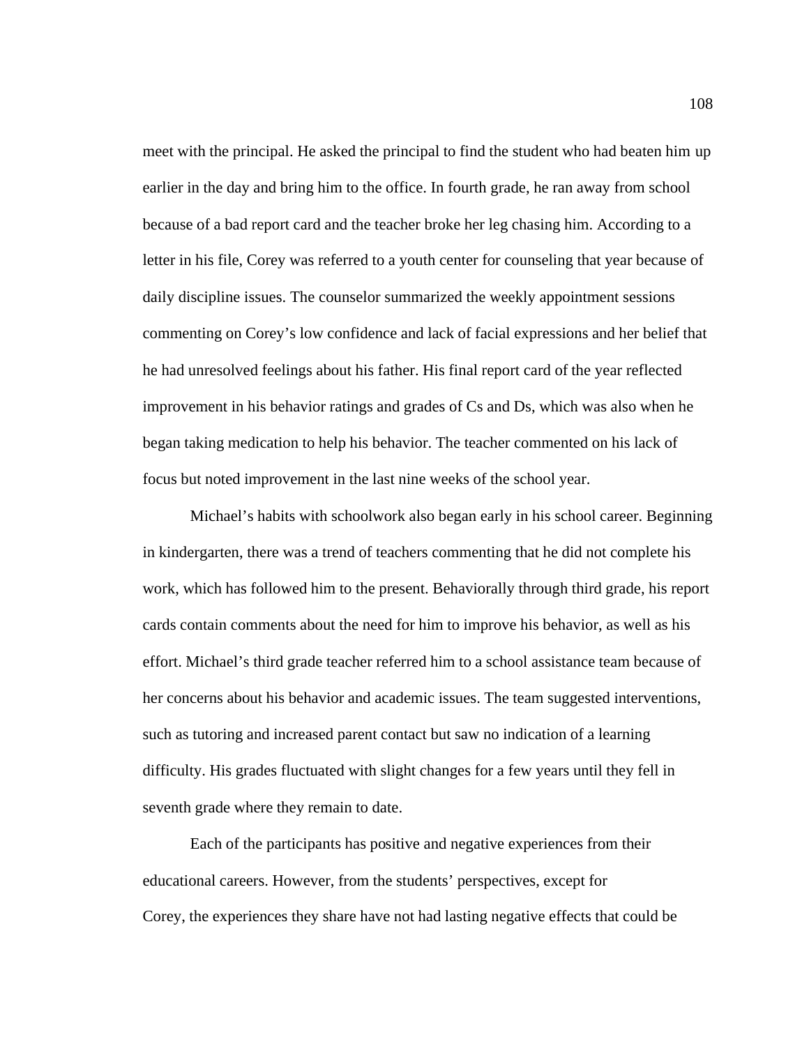meet with the principal. He asked the principal to find the student who had beaten him up earlier in the day and bring him to the office. In fourth grade, he ran away from school because of a bad report card and the teacher broke her leg chasing him. According to a letter in his file, Corey was referred to a youth center for counseling that year because of daily discipline issues. The counselor summarized the weekly appointment sessions commenting on Corey's low confidence and lack of facial expressions and her belief that he had unresolved feelings about his father. His final report card of the year reflected improvement in his behavior ratings and grades of Cs and Ds, which was also when he began taking medication to help his behavior. The teacher commented on his lack of focus but noted improvement in the last nine weeks of the school year.

Michael's habits with schoolwork also began early in his school career. Beginning in kindergarten, there was a trend of teachers commenting that he did not complete his work, which has followed him to the present. Behaviorally through third grade, his report cards contain comments about the need for him to improve his behavior, as well as his effort. Michael's third grade teacher referred him to a school assistance team because of her concerns about his behavior and academic issues. The team suggested interventions, such as tutoring and increased parent contact but saw no indication of a learning difficulty. His grades fluctuated with slight changes for a few years until they fell in seventh grade where they remain to date.

Each of the participants has positive and negative experiences from their educational careers. However, from the students' perspectives, except for Corey, the experiences they share have not had lasting negative effects that could be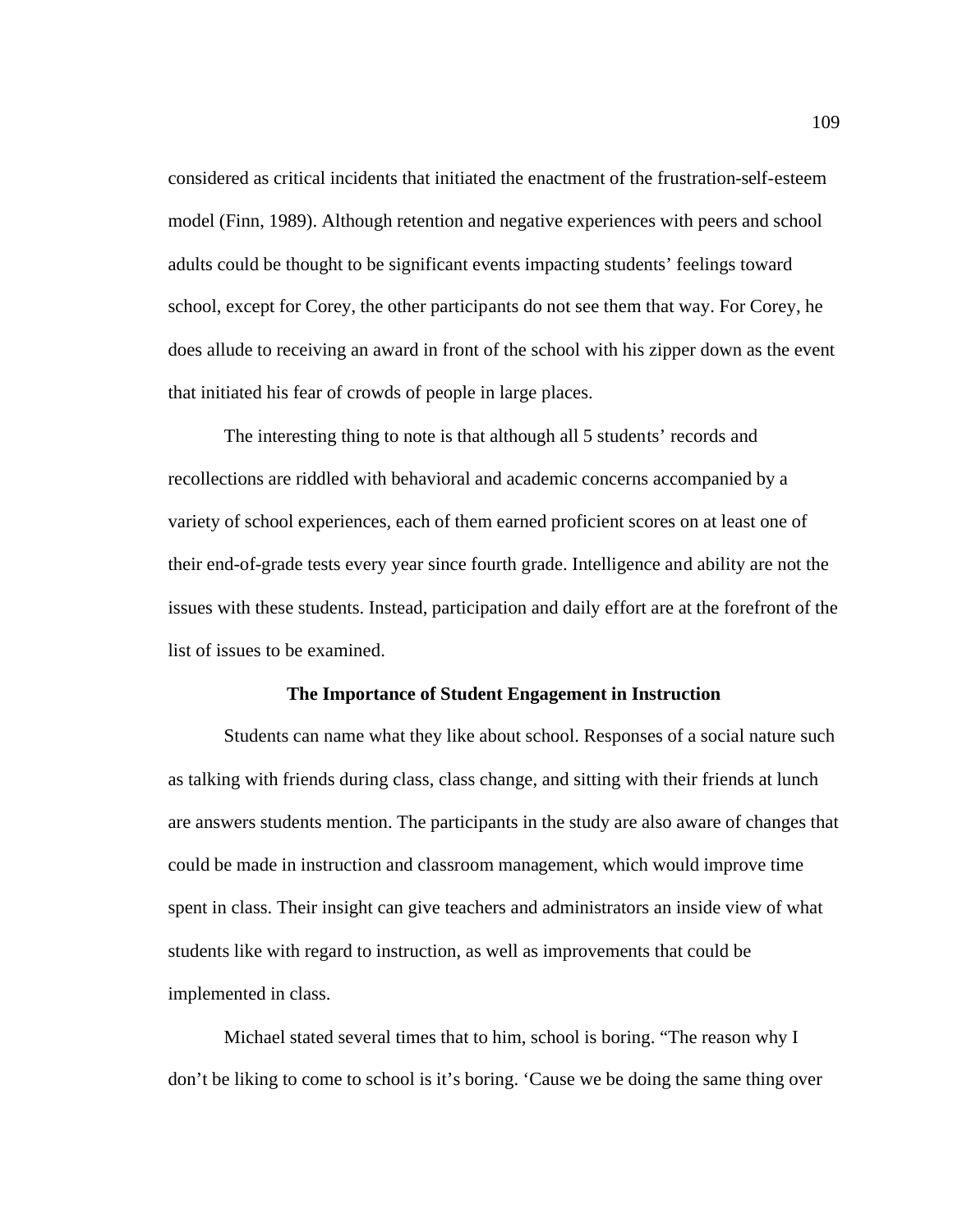considered as critical incidents that initiated the enactment of the frustration-self-esteem model (Finn, 1989). Although retention and negative experiences with peers and school adults could be thought to be significant events impacting students' feelings toward school, except for Corey, the other participants do not see them that way. For Corey, he does allude to receiving an award in front of the school with his zipper down as the event that initiated his fear of crowds of people in large places.

The interesting thing to note is that although all 5 students' records and recollections are riddled with behavioral and academic concerns accompanied by a variety of school experiences, each of them earned proficient scores on at least one of their end-of-grade tests every year since fourth grade. Intelligence and ability are not the issues with these students. Instead, participation and daily effort are at the forefront of the list of issues to be examined.

## The Importance of Student Engagement in Instruction

Students can name what they like about school. Responses of a social nature such as talking with friends during class, class change, and sitting with their friends at lunch are answers students mention. The participants in the study are also aware of changes that could be made in instruction and classroom management, which would improve time spent in class. Their insight can give teachers and administrators an inside view of what students like with regard to instruction, as well as improvements that could be implemented in class.

Michael stated several times that to him, school is boring. "The reason why I don't be liking to come to school is it's boring. 'Cause we be doing the same thing over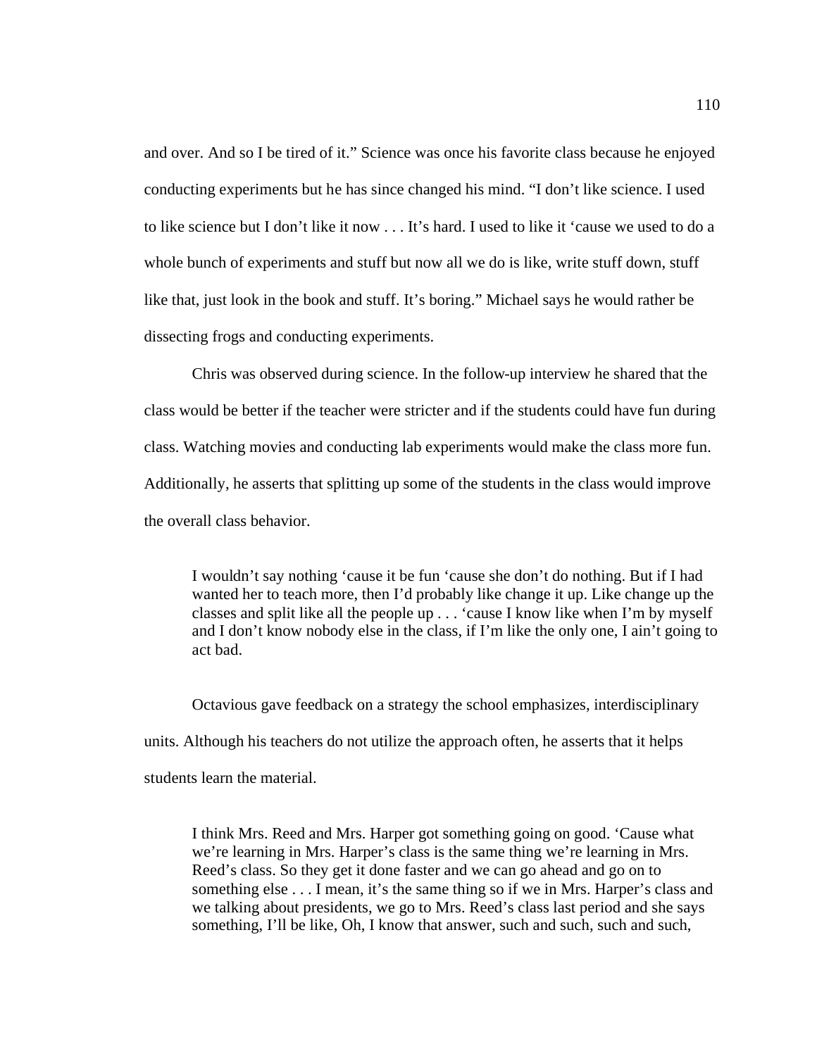and over. And so I be tired of it." Science was once his favorite class because he enjoyed conducting experiments but he has since changed his mind. "I don't like science. I used to like science but I don't like it now . . . It's hard. I used to like it 'cause we used to do a whole bunch of experiments and stuff but now all we do is like, write stuff down, stuff like that, just look in the book and stuff. It's boring." Michael says he would rather be dissecting frogs and conducting experiments.

Chris was observed during science. In the follow-up interview he shared that the class would be better if the teacher were stricter and if the students could have fun during class. Watching movies and conducting lab experiments would make the class more fun. Additionally, he asserts that splitting up some of the students in the class would improve the overall class behavior.

> I wouldn't say nothing 'cause it be fun 'cause she don't do nothing. But if I had wanted her to teach more, then I'd probably like change it up. Like change up the classes and split like all the people up . . . 'cause I know like when I'm by myself and I don't know nobody else in the class, if I'm like the only one, I ain't going to act bad.

Octavious gave feedback on a strategy the school emphasizes, interdisciplinary units. Although his teachers do not utilize the approach often, he asserts that it helps students learn the material.

> I think Mrs. Reed and Mrs. Harper got something going on good. 'Cause what we're learning in Mrs. Harper's class is the same thing we're learning in Mrs. Reed's class. So they get it done faster and we can go ahead and go on to something else . . . I mean, it's the same thing so if we in Mrs. Harper's class and we talking about presidents, we go to Mrs. Reed's class last period and she says something, I'll be like, Oh, I know that answer, such and such, such and such,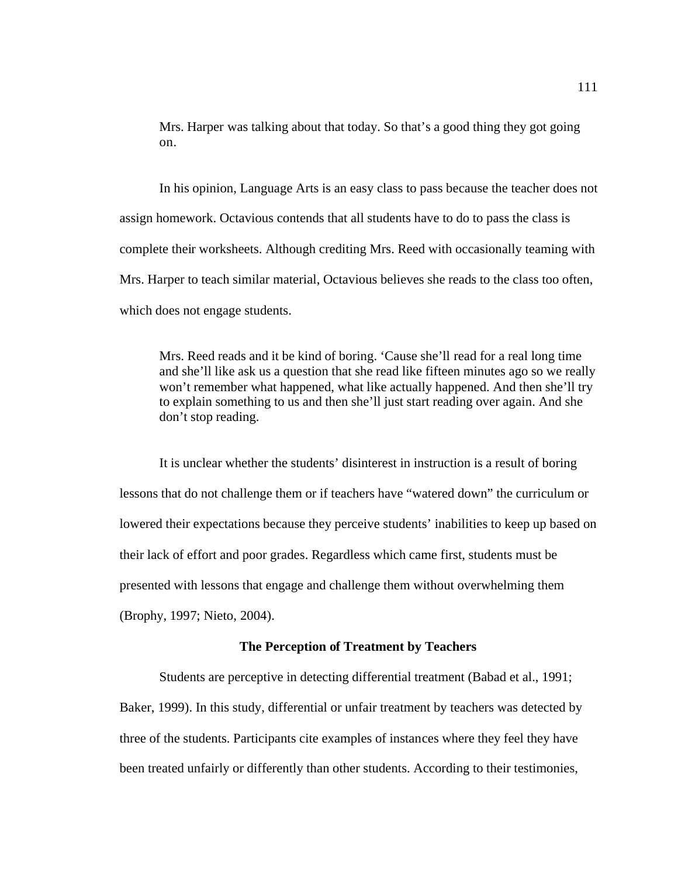> Mrs. Harper was talking about that today. So that's a good thing they got going on.

In his opinion, Language Arts is an easy class to pass because the teacher does not assign homework. Octavious contends that all students have to do to pass the class is complete their worksheets. Although crediting Mrs. Reed with occasionally teaming with Mrs. Harper to teach similar material, Octavious believes she reads to the class too often, which does not engage students.

> Mrs. Reed reads and it be kind of boring. 'Cause she'll read for a real long time and she'll like ask us a question that she read like fifteen minutes ago so we really won't remember what happened, what like actually happened. And then she'll try to explain something to us and then she'll just start reading over again. And she don't stop reading.

It is unclear whether the students' disinterest in instruction is a result of boring lessons that do not challenge them or if teachers have "watered down" the curriculum or lowered their expectations because they perceive students' inabilities to keep up based on their lack of effort and poor grades. Regardless which came first, students must be presented with lessons that engage and challenge them without overwhelming them (Brophy, 1997; Nieto, 2004).

### The Perception of Treatment by Teachers

Students are perceptive in detecting differential treatment (Babad et al., 1991; Baker, 1999). In this study, differential or unfair treatment by teachers was detected by three of the students. Participants cite examples of instances where they feel they have been treated unfairly or differently than other students. According to their testimonies,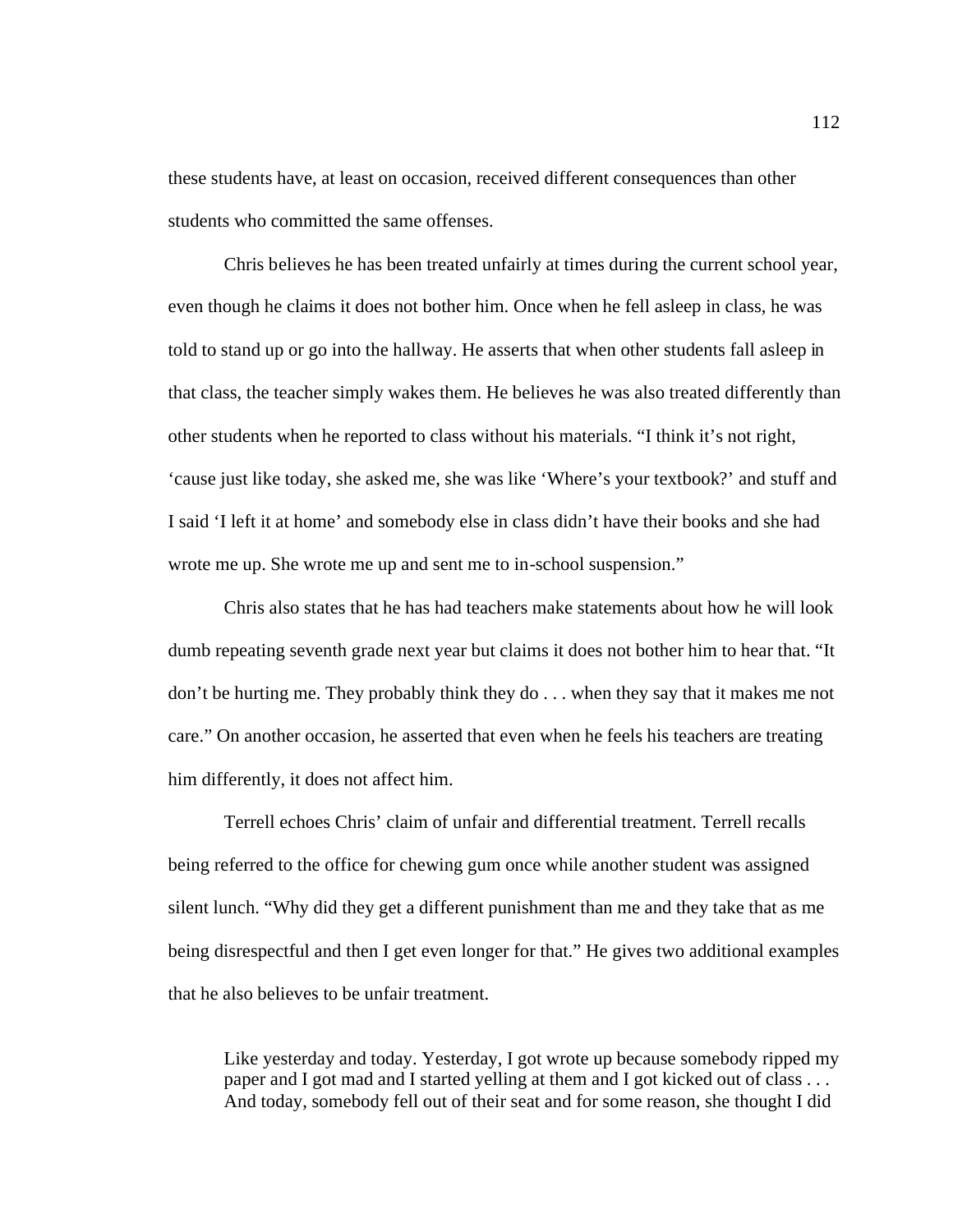these students have, at least on occasion, received different consequences than other students who committed the same offenses.

Chris believes he has been treated unfairly at times during the current school year, even though he claims it does not bother him. Once when he fell asleep in class, he was told to stand up or go into the hallway. He asserts that when other students fall asleep in that class, the teacher simply wakes them. He believes he was also treated differently than other students when he reported to class without his materials. "I think it's not right, 'cause just like today, she asked me, she was like 'Where's your textbook?' and stuff and I said 'I left it at home' and somebody else in class didn't have their books and she had wrote me up. She wrote me up and sent me to in-school suspension."

Chris also states that he has had teachers make statements about how he will look dumb repeating seventh grade next year but claims it does not bother him to hear that. "It don't be hurting me. They probably think they do . . . when they say that it makes me not care." On another occasion, he asserted that even when he feels his teachers are treating him differently, it does not affect him.

Terrell echoes Chris' claim of unfair and differential treatment. Terrell recalls being referred to the office for chewing gum once while another student was assigned silent lunch. "Why did they get a different punishment than me and they take that as me being disrespectful and then I get even longer for that." He gives two additional examples that he also believes to be unfair treatment.

> Like yesterday and today. Yesterday, I got wrote up because somebody ripped my paper and I got mad and I started yelling at them and I got kicked out of class . . . And today, somebody fell out of their seat and for some reason, she thought I did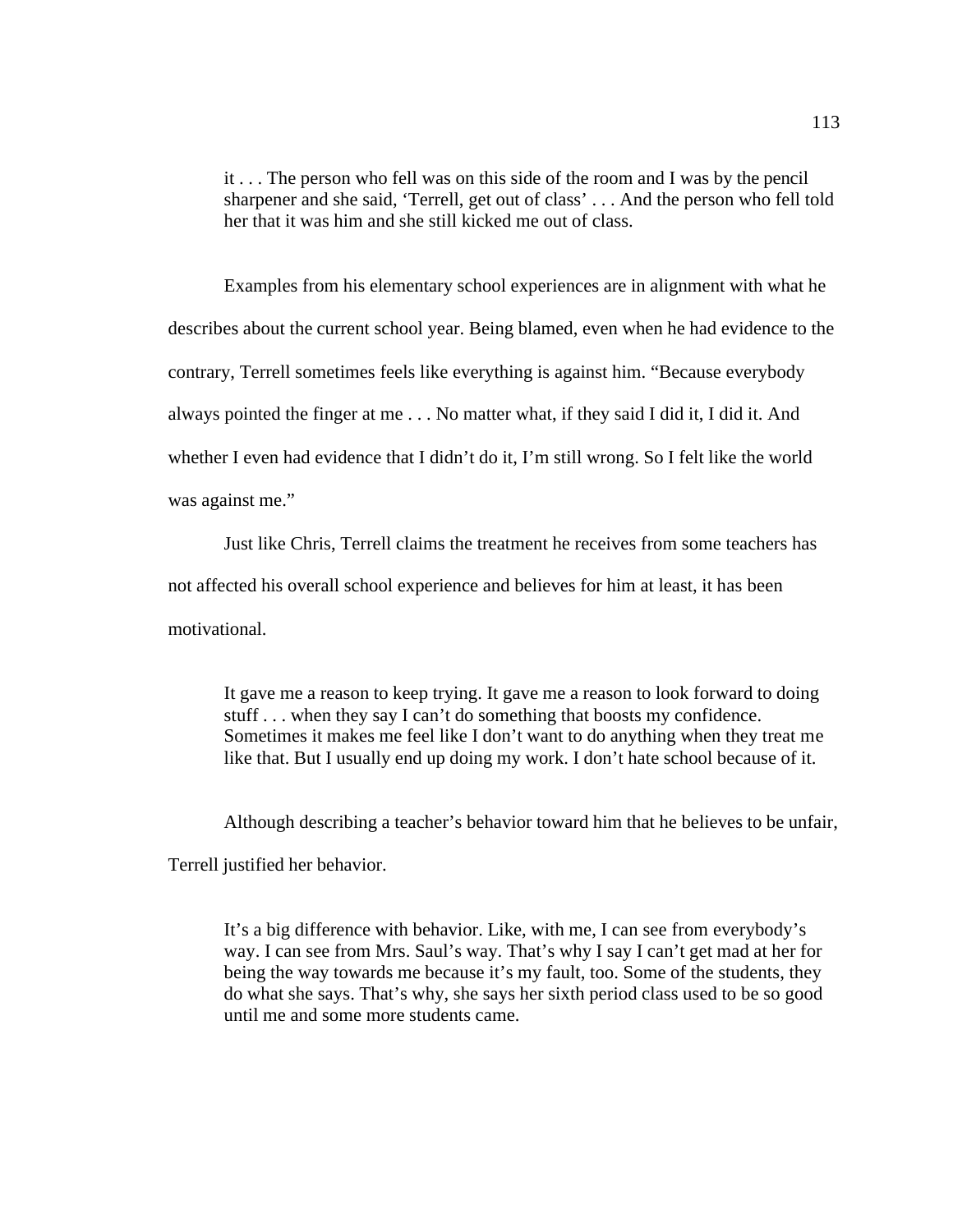> it . . . The person who fell was on this side of the room and I was by the pencil sharpener and she said, 'Terrell, get out of class' . . . And the person who fell told her that it was him and she still kicked me out of class.

Examples from his elementary school experiences are in alignment with what he describes about the current school year. Being blamed, even when he had evidence to the contrary, Terrell sometimes feels like everything is against him. "Because everybody always pointed the finger at me . . . No matter what, if they said I did it, I did it. And whether I even had evidence that I didn't do it, I'm still wrong. So I felt like the world was against me."

Just like Chris, Terrell claims the treatment he receives from some teachers has not affected his overall school experience and believes for him at least, it has been motivational.

> It gave me a reason to keep trying. It gave me a reason to look forward to doing stuff . . . when they say I can't do something that boosts my confidence. Sometimes it makes me feel like I don't want to do anything when they treat me like that. But I usually end up doing my work. I don't hate school because of it.

Although describing a teacher's behavior toward him that he believes to be unfair, Terrell justified her behavior.

> It's a big difference with behavior. Like, with me, I can see from everybody's way. I can see from Mrs. Saul's way. That's why I say I can't get mad at her for being the way towards me because it's my fault, too. Some of the students, they do what she says. That's why, she says her sixth period class used to be so good until me and some more students came.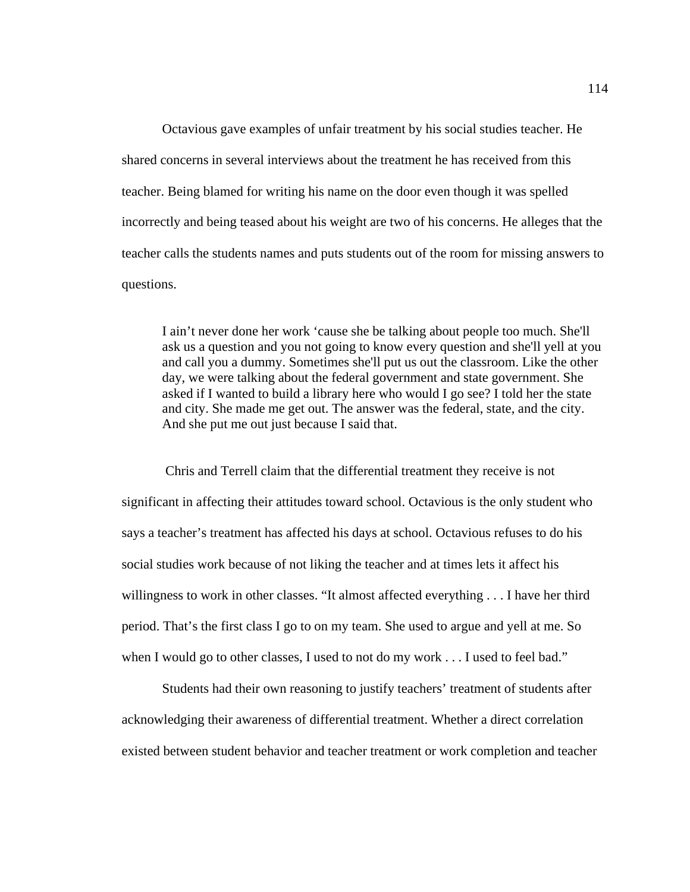Octavious gave examples of unfair treatment by his social studies teacher. He shared concerns in several interviews about the treatment he has received from this teacher. Being blamed for writing his name on the door even though it was spelled incorrectly and being teased about his weight are two of his concerns. He alleges that the teacher calls the students names and puts students out of the room for missing answers to questions.

> I ain’t never done her work ‘cause she be talking about people too much. She'll ask us a question and you not going to know every question and she'll yell at you and call you a dummy. Sometimes she'll put us out the classroom. Like the other day, we were talking about the federal government and state government. She asked if I wanted to build a library here who would I go see? I told her the state and city. She made me get out. The answer was the federal, state, and the city. And she put me out just because I said that.

Chris and Terrell claim that the differential treatment they receive is not significant in affecting their attitudes toward school. Octavious is the only student who says a teacher’s treatment has affected his days at school. Octavious refuses to do his social studies work because of not liking the teacher and at times lets it affect his willingness to work in other classes. “It almost affected everything . . . I have her third period. That’s the first class I go to on my team. She used to argue and yell at me. So when I would go to other classes, I used to not do my work . . . I used to feel bad.”

Students had their own reasoning to justify teachers’ treatment of students after acknowledging their awareness of differential treatment. Whether a direct correlation existed between student behavior and teacher treatment or work completion and teacher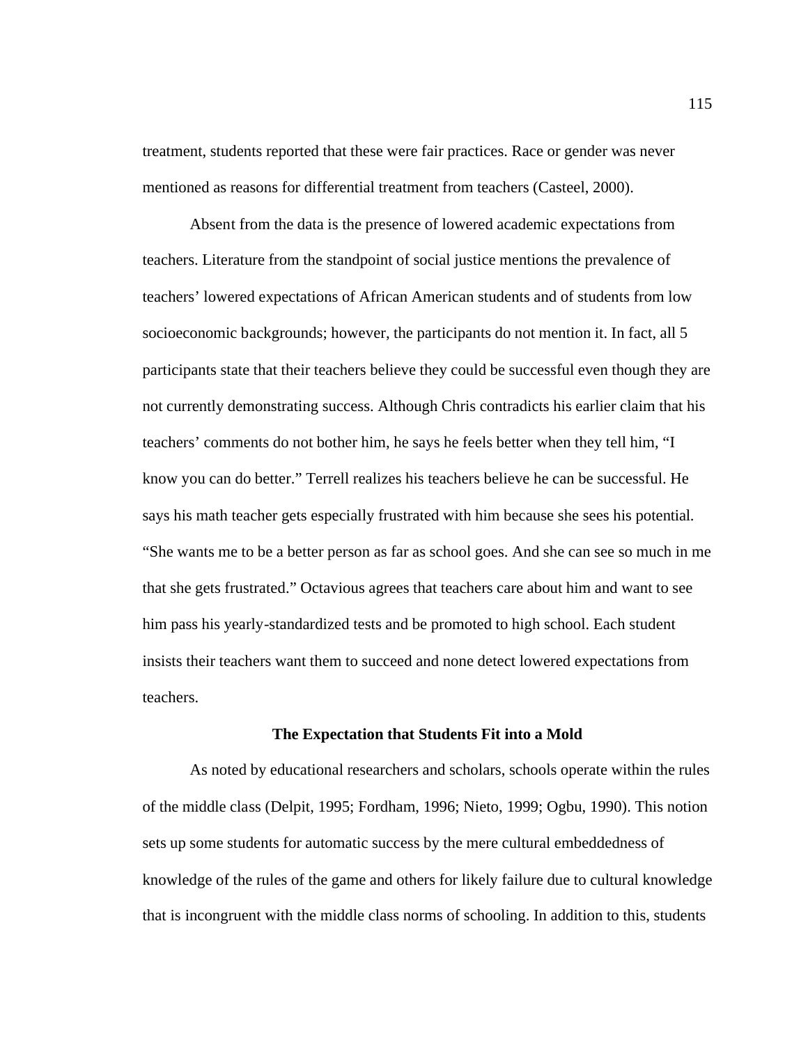treatment, students reported that these were fair practices. Race or gender was never mentioned as reasons for differential treatment from teachers (Casteel, 2000).

Absent from the data is the presence of lowered academic expectations from teachers. Literature from the standpoint of social justice mentions the prevalence of teachers' lowered expectations of African American students and of students from low socioeconomic backgrounds; however, the participants do not mention it. In fact, all 5 participants state that their teachers believe they could be successful even though they are not currently demonstrating success. Although Chris contradicts his earlier claim that his teachers' comments do not bother him, he says he feels better when they tell him, "I know you can do better." Terrell realizes his teachers believe he can be successful. He says his math teacher gets especially frustrated with him because she sees his potential. "She wants me to be a better person as far as school goes. And she can see so much in me that she gets frustrated." Octavious agrees that teachers care about him and want to see him pass his yearly-standardized tests and be promoted to high school. Each student insists their teachers want them to succeed and none detect lowered expectations from teachers.

## The Expectation that Students Fit into a Mold

As noted by educational researchers and scholars, schools operate within the rules of the middle class (Delpit, 1995; Fordham, 1996; Nieto, 1999; Ogbu, 1990). This notion sets up some students for automatic success by the mere cultural embeddedness of knowledge of the rules of the game and others for likely failure due to cultural knowledge that is incongruent with the middle class norms of schooling. In addition to this, students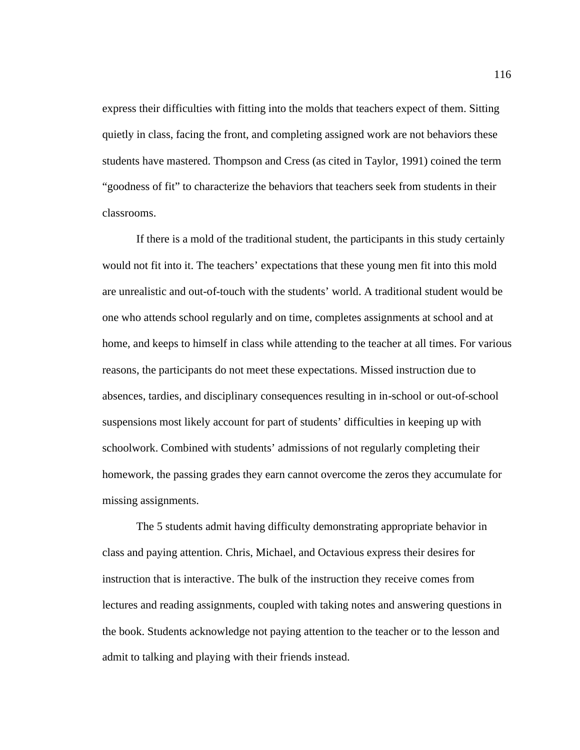express their difficulties with fitting into the molds that teachers expect of them. Sitting quietly in class, facing the front, and completing assigned work are not behaviors these students have mastered. Thompson and Cress (as cited in Taylor, 1991) coined the term "goodness of fit" to characterize the behaviors that teachers seek from students in their classrooms.

If there is a mold of the traditional student, the participants in this study certainly would not fit into it. The teachers' expectations that these young men fit into this mold are unrealistic and out-of-touch with the students' world. A traditional student would be one who attends school regularly and on time, completes assignments at school and at home, and keeps to himself in class while attending to the teacher at all times. For various reasons, the participants do not meet these expectations. Missed instruction due to absences, tardies, and disciplinary consequences resulting in in-school or out-of-school suspensions most likely account for part of students' difficulties in keeping up with schoolwork. Combined with students' admissions of not regularly completing their homework, the passing grades they earn cannot overcome the zeros they accumulate for missing assignments.

The 5 students admit having difficulty demonstrating appropriate behavior in class and paying attention. Chris, Michael, and Octavious express their desires for instruction that is interactive. The bulk of the instruction they receive comes from lectures and reading assignments, coupled with taking notes and answering questions in the book. Students acknowledge not paying attention to the teacher or to the lesson and admit to talking and playing with their friends instead.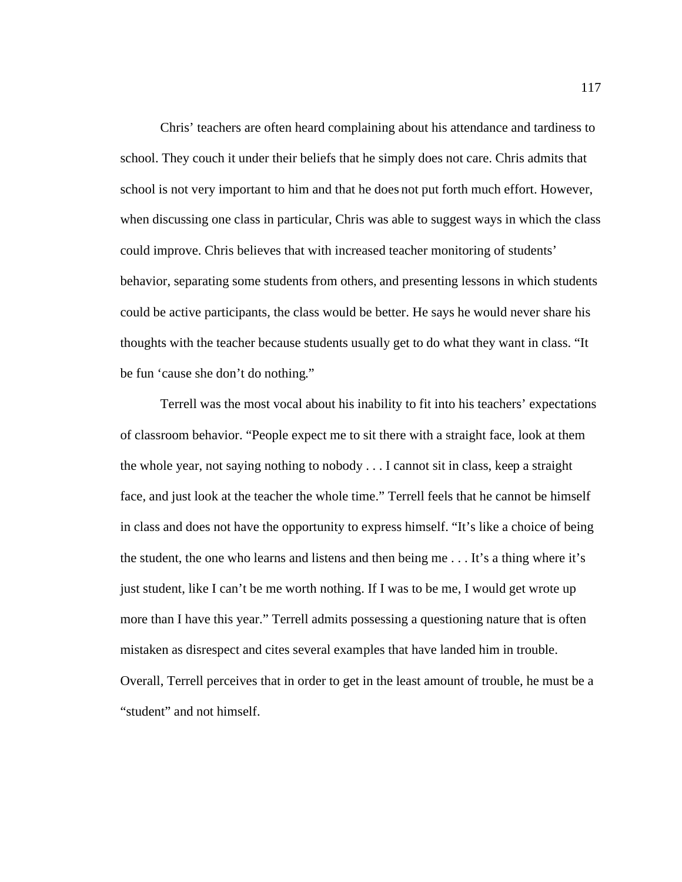Chris' teachers are often heard complaining about his attendance and tardiness to school. They couch it under their beliefs that he simply does not care. Chris admits that school is not very important to him and that he does not put forth much effort. However, when discussing one class in particular, Chris was able to suggest ways in which the class could improve. Chris believes that with increased teacher monitoring of students' behavior, separating some students from others, and presenting lessons in which students could be active participants, the class would be better. He says he would never share his thoughts with the teacher because students usually get to do what they want in class. "It be fun 'cause she don't do nothing."

Terrell was the most vocal about his inability to fit into his teachers' expectations of classroom behavior. "People expect me to sit there with a straight face, look at them the whole year, not saying nothing to nobody . . . I cannot sit in class, keep a straight face, and just look at the teacher the whole time." Terrell feels that he cannot be himself in class and does not have the opportunity to express himself. "It's like a choice of being the student, the one who learns and listens and then being me . . . It's a thing where it's just student, like I can't be me worth nothing. If I was to be me, I would get wrote up more than I have this year." Terrell admits possessing a questioning nature that is often mistaken as disrespect and cites several examples that have landed him in trouble. Overall, Terrell perceives that in order to get in the least amount of trouble, he must be a "student" and not himself.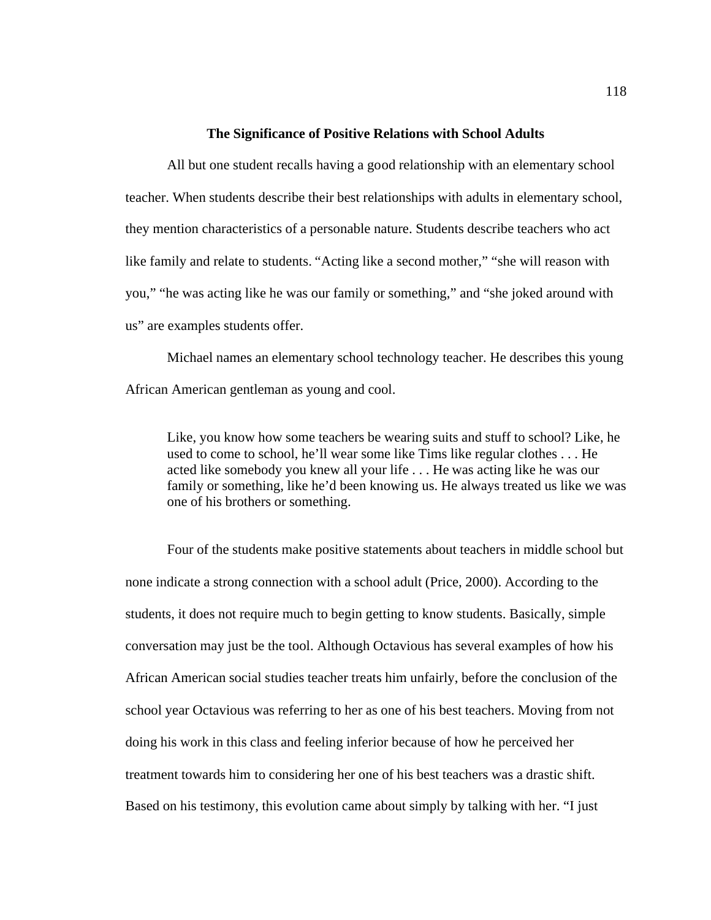## The Significance of Positive Relations with School Adults

All but one student recalls having a good relationship with an elementary school teacher. When students describe their best relationships with adults in elementary school, they mention characteristics of a personable nature. Students describe teachers who act like family and relate to students. “Acting like a second mother,” “she will reason with you,” “he was acting like he was our family or something,” and “she joked around with us” are examples students offer.

Michael names an elementary school technology teacher. He describes this young African American gentleman as young and cool.

> Like, you know how some teachers be wearing suits and stuff to school? Like, he used to come to school, he’ll wear some like Tims like regular clothes . . . He acted like somebody you knew all your life . . . He was acting like he was our family or something, like he’d been knowing us. He always treated us like we was one of his brothers or something.

Four of the students make positive statements about teachers in middle school but none indicate a strong connection with a school adult (Price, 2000). According to the students, it does not require much to begin getting to know students. Basically, simple conversation may just be the tool. Although Octavious has several examples of how his African American social studies teacher treats him unfairly, before the conclusion of the school year Octavious was referring to her as one of his best teachers. Moving from not doing his work in this class and feeling inferior because of how he perceived her treatment towards him to considering her one of his best teachers was a drastic shift. Based on his testimony, this evolution came about simply by talking with her. “I just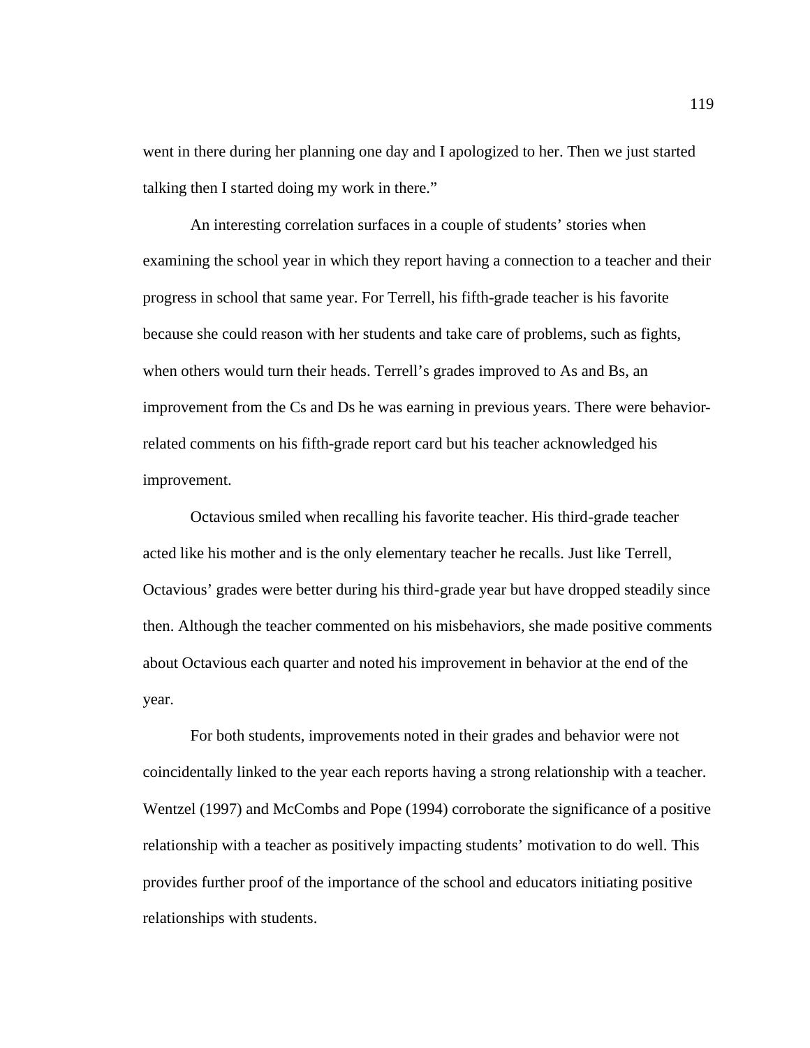went in there during her planning one day and I apologized to her. Then we just started talking then I started doing my work in there."

An interesting correlation surfaces in a couple of students' stories when examining the school year in which they report having a connection to a teacher and their progress in school that same year. For Terrell, his fifth-grade teacher is his favorite because she could reason with her students and take care of problems, such as fights, when others would turn their heads. Terrell's grades improved to As and Bs, an improvement from the Cs and Ds he was earning in previous years. There were behavior-related comments on his fifth-grade report card but his teacher acknowledged his improvement.

Octavious smiled when recalling his favorite teacher. His third-grade teacher acted like his mother and is the only elementary teacher he recalls. Just like Terrell, Octavious' grades were better during his third-grade year but have dropped steadily since then. Although the teacher commented on his misbehaviors, she made positive comments about Octavious each quarter and noted his improvement in behavior at the end of the year.

For both students, improvements noted in their grades and behavior were not coincidentally linked to the year each reports having a strong relationship with a teacher. Wentzel (1997) and McCombs and Pope (1994) corroborate the significance of a positive relationship with a teacher as positively impacting students' motivation to do well. This provides further proof of the importance of the school and educators initiating positive relationships with students.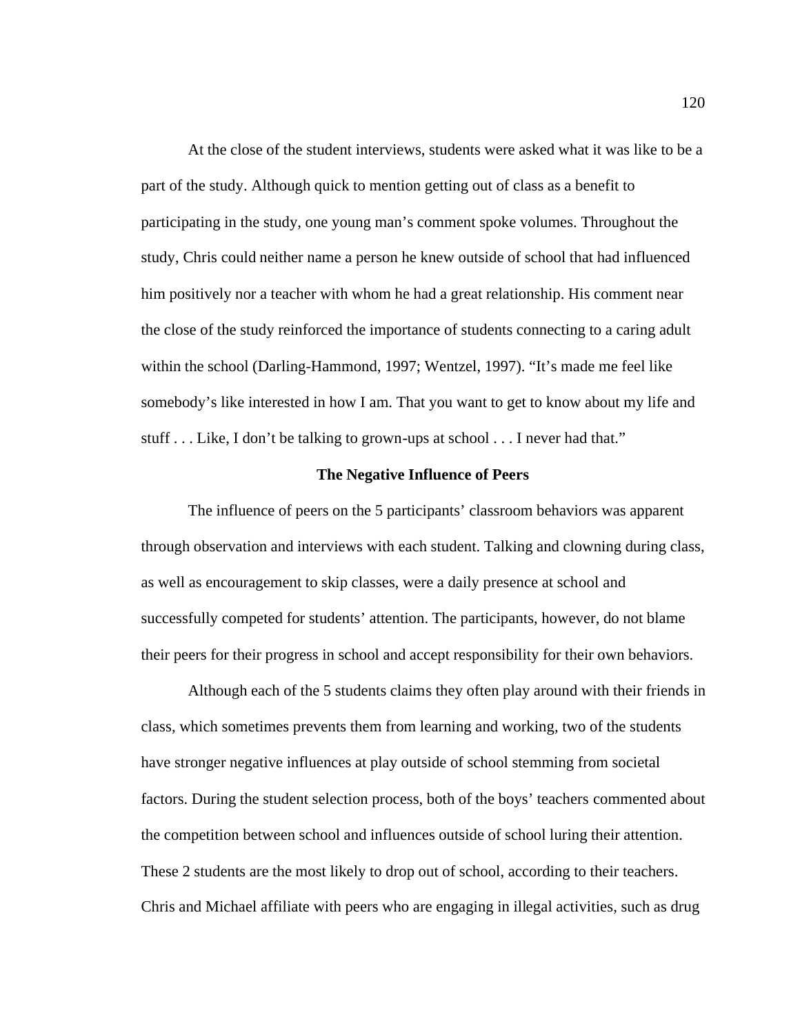At the close of the student interviews, students were asked what it was like to be a part of the study. Although quick to mention getting out of class as a benefit to participating in the study, one young man's comment spoke volumes. Throughout the study, Chris could neither name a person he knew outside of school that had influenced him positively nor a teacher with whom he had a great relationship. His comment near the close of the study reinforced the importance of students connecting to a caring adult within the school (Darling-Hammond, 1997; Wentzel, 1997). "It's made me feel like somebody's like interested in how I am. That you want to get to know about my life and stuff . . . Like, I don't be talking to grown-ups at school . . . I never had that."

### The Negative Influence of Peers

The influence of peers on the 5 participants' classroom behaviors was apparent through observation and interviews with each student. Talking and clowning during class, as well as encouragement to skip classes, were a daily presence at school and successfully competed for students' attention. The participants, however, do not blame their peers for their progress in school and accept responsibility for their own behaviors.

Although each of the 5 students claims they often play around with their friends in class, which sometimes prevents them from learning and working, two of the students have stronger negative influences at play outside of school stemming from societal factors. During the student selection process, both of the boys' teachers commented about the competition between school and influences outside of school luring their attention. These 2 students are the most likely to drop out of school, according to their teachers. Chris and Michael affiliate with peers who are engaging in illegal activities, such as drug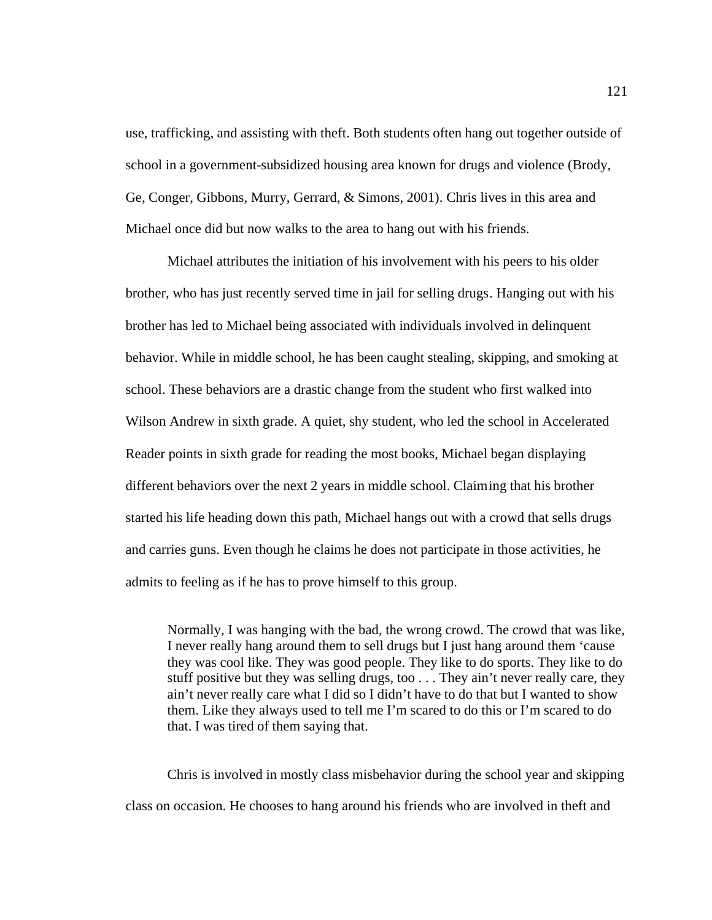use, trafficking, and assisting with theft. Both students often hang out together outside of school in a government-subsidized housing area known for drugs and violence (Brody, Ge, Conger, Gibbons, Murry, Gerrard, & Simons, 2001). Chris lives in this area and Michael once did but now walks to the area to hang out with his friends.

Michael attributes the initiation of his involvement with his peers to his older brother, who has just recently served time in jail for selling drugs. Hanging out with his brother has led to Michael being associated with individuals involved in delinquent behavior. While in middle school, he has been caught stealing, skipping, and smoking at school. These behaviors are a drastic change from the student who first walked into Wilson Andrew in sixth grade. A quiet, shy student, who led the school in Accelerated Reader points in sixth grade for reading the most books, Michael began displaying different behaviors over the next 2 years in middle school. Claiming that his brother started his life heading down this path, Michael hangs out with a crowd that sells drugs and carries guns. Even though he claims he does not participate in those activities, he admits to feeling as if he has to prove himself to this group.

> Normally, I was hanging with the bad, the wrong crowd. The crowd that was like, I never really hang around them to sell drugs but I just hang around them 'cause they was cool like. They was good people. They like to do sports. They like to do stuff positive but they was selling drugs, too . . . They ain't never really care, they ain't never really care what I did so I didn't have to do that but I wanted to show them. Like they always used to tell me I'm scared to do this or I'm scared to do that. I was tired of them saying that.

Chris is involved in mostly class misbehavior during the school year and skipping class on occasion. He chooses to hang around his friends who are involved in theft and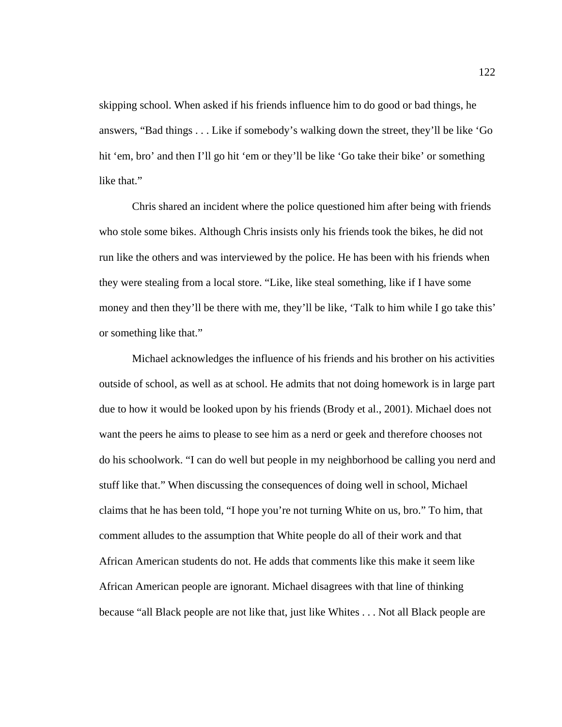skipping school. When asked if his friends influence him to do good or bad things, he answers, “Bad things . . . Like if somebody’s walking down the street, they’ll be like ‘Go hit ‘em, bro’ and then I’ll go hit ‘em or they’ll be like ‘Go take their bike’ or something like that.”

Chris shared an incident where the police questioned him after being with friends who stole some bikes. Although Chris insists only his friends took the bikes, he did not run like the others and was interviewed by the police. He has been with his friends when they were stealing from a local store. “Like, like steal something, like if I have some money and then they’ll be there with me, they’ll be like, ‘Talk to him while I go take this’ or something like that.”

Michael acknowledges the influence of his friends and his brother on his activities outside of school, as well as at school. He admits that not doing homework is in large part due to how it would be looked upon by his friends (Brody et al., 2001). Michael does not want the peers he aims to please to see him as a nerd or geek and therefore chooses not do his schoolwork. “I can do well but people in my neighborhood be calling you nerd and stuff like that.” When discussing the consequences of doing well in school, Michael claims that he has been told, “I hope you’re not turning White on us, bro.” To him, that comment alludes to the assumption that White people do all of their work and that African American students do not. He adds that comments like this make it seem like African American people are ignorant. Michael disagrees with that line of thinking because “all Black people are not like that, just like Whites . . . Not all Black people are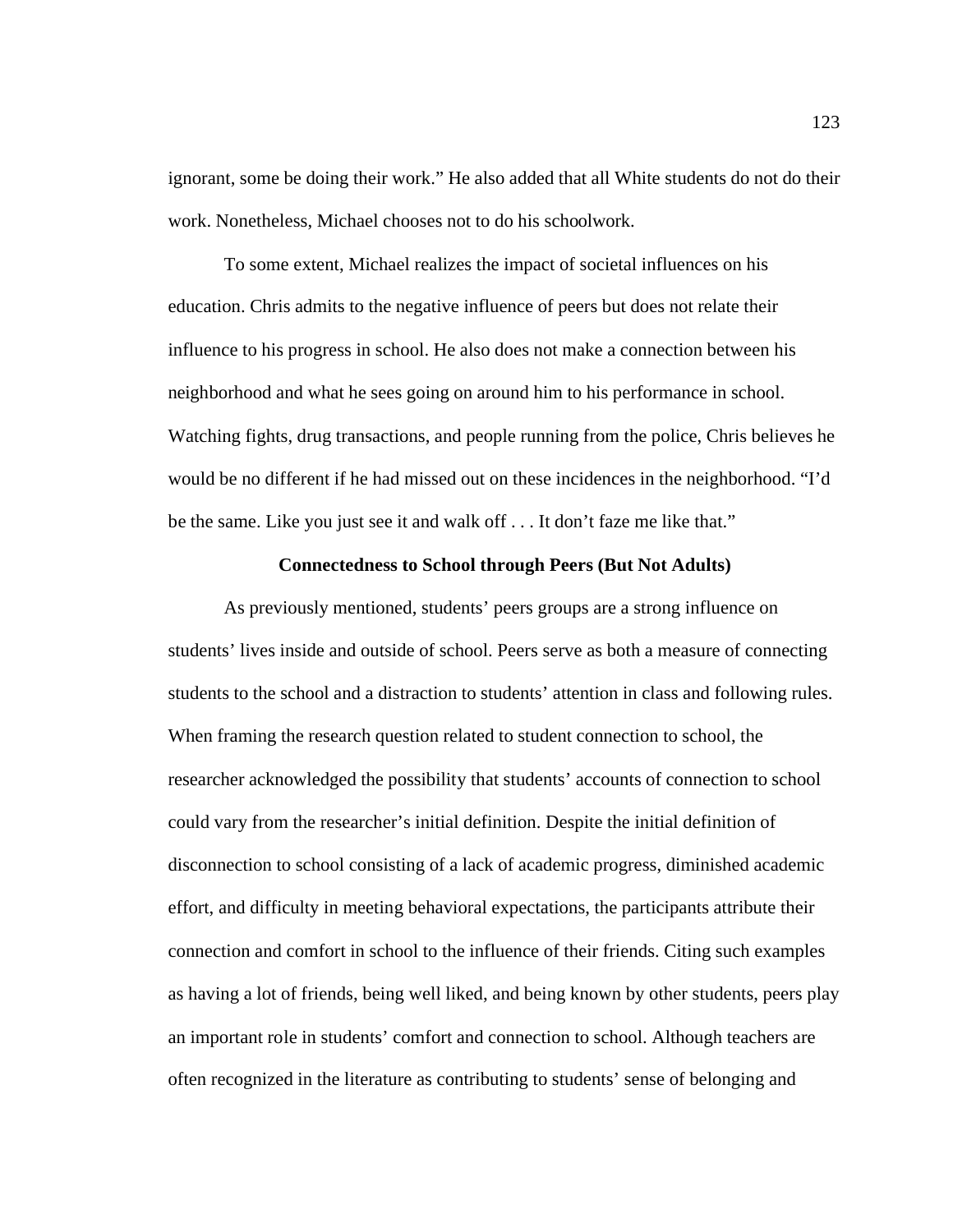ignorant, some be doing their work." He also added that all White students do not do their work. Nonetheless, Michael chooses not to do his schoolwork.

To some extent, Michael realizes the impact of societal influences on his education. Chris admits to the negative influence of peers but does not relate their influence to his progress in school. He also does not make a connection between his neighborhood and what he sees going on around him to his performance in school. Watching fights, drug transactions, and people running from the police, Chris believes he would be no different if he had missed out on these incidences in the neighborhood. "I'd be the same. Like you just see it and walk off . . . It don't faze me like that."

### Connectedness to School through Peers (But Not Adults)

As previously mentioned, students' peers groups are a strong influence on students' lives inside and outside of school. Peers serve as both a measure of connecting students to the school and a distraction to students' attention in class and following rules. When framing the research question related to student connection to school, the researcher acknowledged the possibility that students' accounts of connection to school could vary from the researcher's initial definition. Despite the initial definition of disconnection to school consisting of a lack of academic progress, diminished academic effort, and difficulty in meeting behavioral expectations, the participants attribute their connection and comfort in school to the influence of their friends. Citing such examples as having a lot of friends, being well liked, and being known by other students, peers play an important role in students' comfort and connection to school. Although teachers are often recognized in the literature as contributing to students' sense of belonging and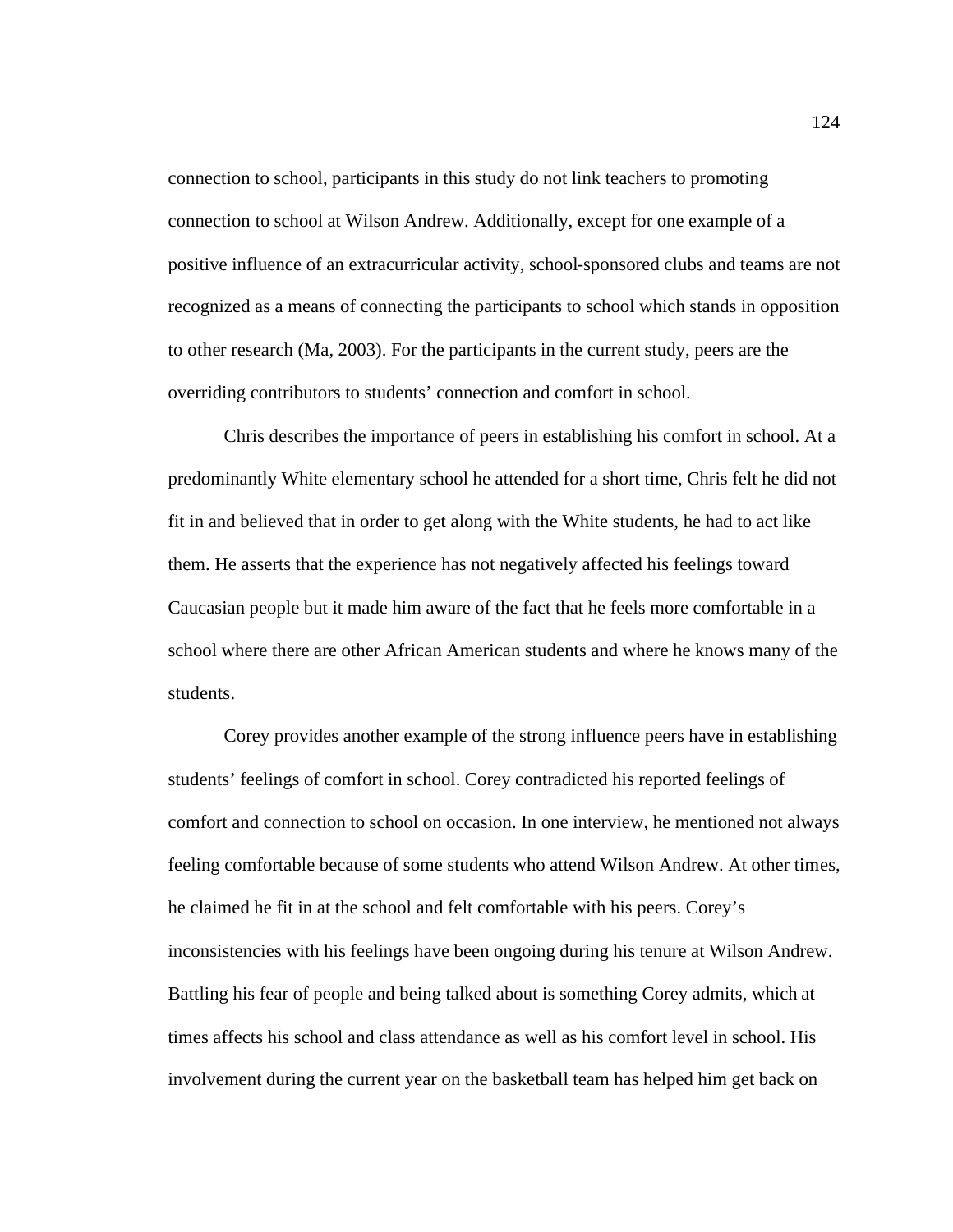connection to school, participants in this study do not link teachers to promoting connection to school at Wilson Andrew. Additionally, except for one example of a positive influence of an extracurricular activity, school-sponsored clubs and teams are not recognized as a means of connecting the participants to school which stands in opposition to other research (Ma, 2003). For the participants in the current study, peers are the overriding contributors to students' connection and comfort in school.

Chris describes the importance of peers in establishing his comfort in school. At a predominantly White elementary school he attended for a short time, Chris felt he did not fit in and believed that in order to get along with the White students, he had to act like them. He asserts that the experience has not negatively affected his feelings toward Caucasian people but it made him aware of the fact that he feels more comfortable in a school where there are other African American students and where he knows many of the students.

Corey provides another example of the strong influence peers have in establishing students' feelings of comfort in school. Corey contradicted his reported feelings of comfort and connection to school on occasion. In one interview, he mentioned not always feeling comfortable because of some students who attend Wilson Andrew. At other times, he claimed he fit in at the school and felt comfortable with his peers. Corey's inconsistencies with his feelings have been ongoing during his tenure at Wilson Andrew. Battling his fear of people and being talked about is something Corey admits, which at times affects his school and class attendance as well as his comfort level in school. His involvement during the current year on the basketball team has helped him get back on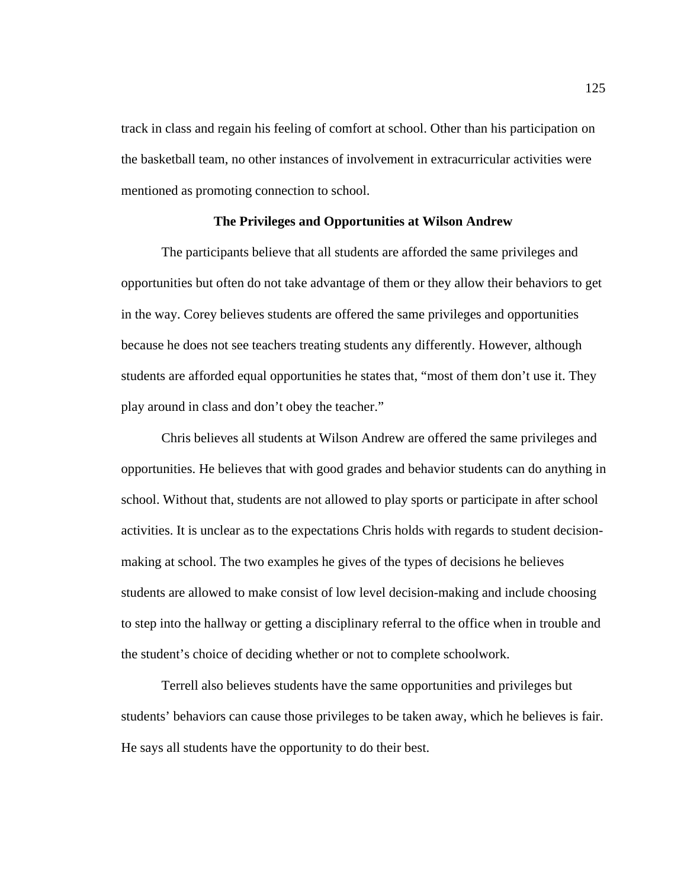track in class and regain his feeling of comfort at school. Other than his participation on the basketball team, no other instances of involvement in extracurricular activities were mentioned as promoting connection to school.

### The Privileges and Opportunities at Wilson Andrew

The participants believe that all students are afforded the same privileges and opportunities but often do not take advantage of them or they allow their behaviors to get in the way. Corey believes students are offered the same privileges and opportunities because he does not see teachers treating students any differently. However, although students are afforded equal opportunities he states that, "most of them don't use it. They play around in class and don't obey the teacher."

Chris believes all students at Wilson Andrew are offered the same privileges and opportunities. He believes that with good grades and behavior students can do anything in school. Without that, students are not allowed to play sports or participate in after school activities. It is unclear as to the expectations Chris holds with regards to student decision-making at school. The two examples he gives of the types of decisions he believes students are allowed to make consist of low level decision-making and include choosing to step into the hallway or getting a disciplinary referral to the office when in trouble and the student's choice of deciding whether or not to complete schoolwork.

Terrell also believes students have the same opportunities and privileges but students' behaviors can cause those privileges to be taken away, which he believes is fair. He says all students have the opportunity to do their best.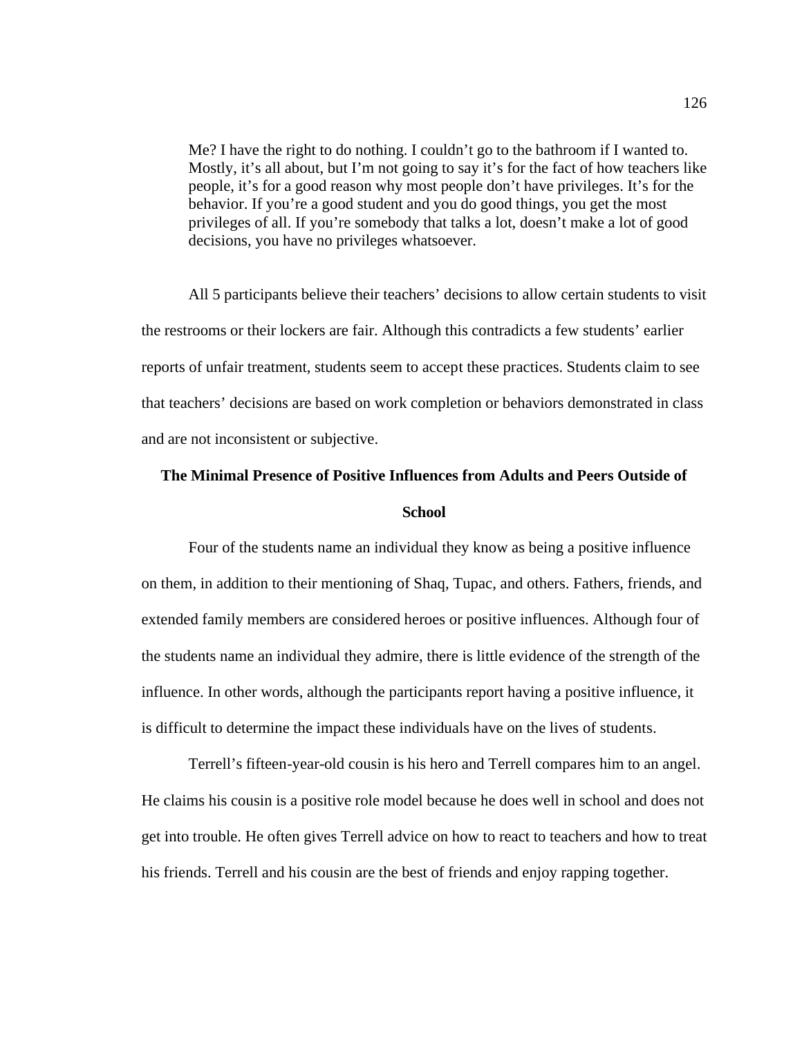> Me? I have the right to do nothing. I couldn't go to the bathroom if I wanted to. Mostly, it's all about, but I'm not going to say it's for the fact of how teachers like people, it's for a good reason why most people don't have privileges. It's for the behavior. If you're a good student and you do good things, you get the most privileges of all. If you're somebody that talks a lot, doesn't make a lot of good decisions, you have no privileges whatsoever.

All 5 participants believe their teachers' decisions to allow certain students to visit the restrooms or their lockers are fair. Although this contradicts a few students' earlier reports of unfair treatment, students seem to accept these practices. Students claim to see that teachers' decisions are based on work completion or behaviors demonstrated in class and are not inconsistent or subjective.

**The Minimal Presence of Positive Influences from Adults and Peers Outside of School**

Four of the students name an individual they know as being a positive influence on them, in addition to their mentioning of Shaq, Tupac, and others. Fathers, friends, and extended family members are considered heroes or positive influences. Although four of the students name an individual they admire, there is little evidence of the strength of the influence. In other words, although the participants report having a positive influence, it is difficult to determine the impact these individuals have on the lives of students.

Terrell's fifteen-year-old cousin is his hero and Terrell compares him to an angel. He claims his cousin is a positive role model because he does well in school and does not get into trouble. He often gives Terrell advice on how to react to teachers and how to treat his friends. Terrell and his cousin are the best of friends and enjoy rapping together.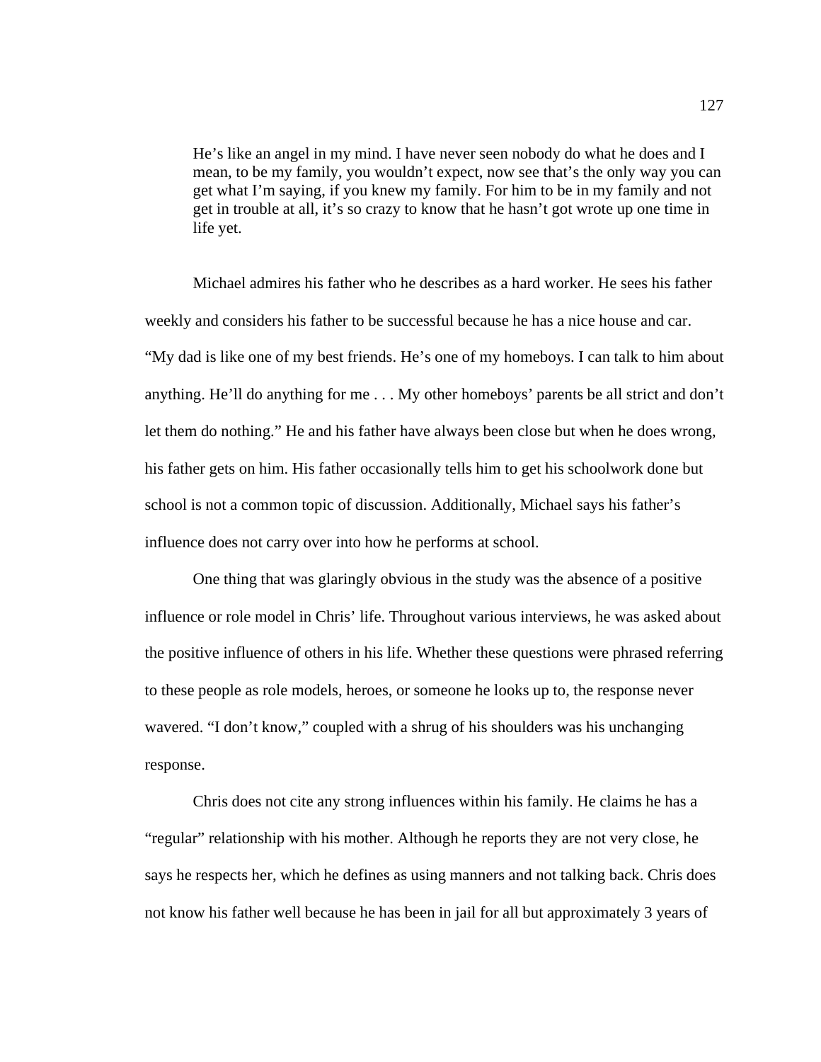> He's like an angel in my mind. I have never seen nobody do what he does and I mean, to be my family, you wouldn't expect, now see that's the only way you can get what I'm saying, if you knew my family. For him to be in my family and not get in trouble at all, it's so crazy to know that he hasn't got wrote up one time in life yet.

Michael admires his father who he describes as a hard worker. He sees his father weekly and considers his father to be successful because he has a nice house and car. "My dad is like one of my best friends. He's one of my homeboys. I can talk to him about anything. He'll do anything for me . . . My other homeboys' parents be all strict and don't let them do nothing." He and his father have always been close but when he does wrong, his father gets on him. His father occasionally tells him to get his schoolwork done but school is not a common topic of discussion. Additionally, Michael says his father's influence does not carry over into how he performs at school.

One thing that was glaringly obvious in the study was the absence of a positive influence or role model in Chris' life. Throughout various interviews, he was asked about the positive influence of others in his life. Whether these questions were phrased referring to these people as role models, heroes, or someone he looks up to, the response never wavered. "I don't know," coupled with a shrug of his shoulders was his unchanging response.

Chris does not cite any strong influences within his family. He claims he has a "regular" relationship with his mother. Although he reports they are not very close, he says he respects her, which he defines as using manners and not talking back. Chris does not know his father well because he has been in jail for all but approximately 3 years of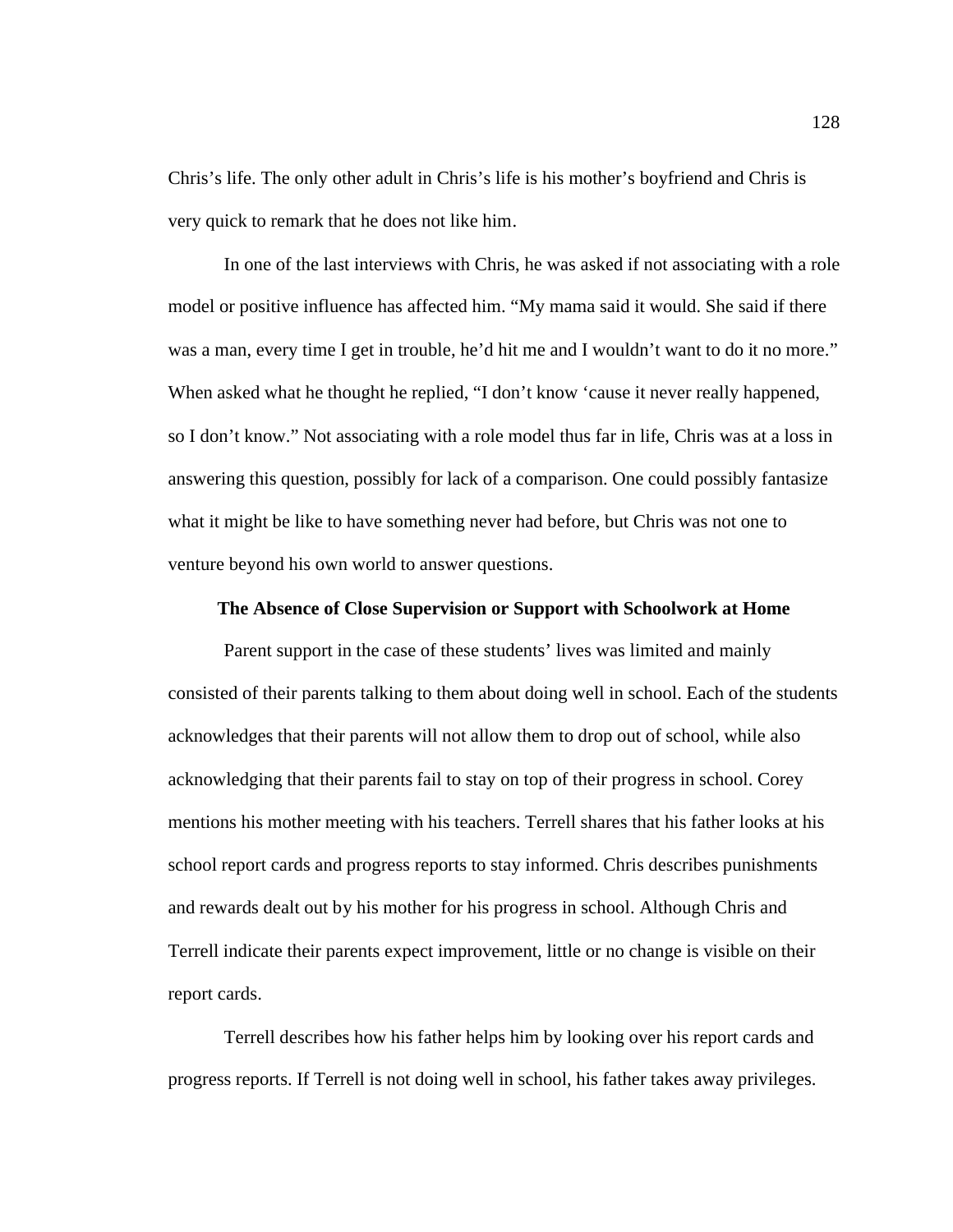Chris's life. The only other adult in Chris's life is his mother's boyfriend and Chris is very quick to remark that he does not like him.

In one of the last interviews with Chris, he was asked if not associating with a role model or positive influence has affected him. "My mama said it would. She said if there was a man, every time I get in trouble, he'd hit me and I wouldn't want to do it no more." When asked what he thought he replied, "I don't know 'cause it never really happened, so I don't know." Not associating with a role model thus far in life, Chris was at a loss in answering this question, possibly for lack of a comparison. One could possibly fantasize what it might be like to have something never had before, but Chris was not one to venture beyond his own world to answer questions.

**The Absence of Close Supervision or Support with Schoolwork at Home**

Parent support in the case of these students' lives was limited and mainly consisted of their parents talking to them about doing well in school. Each of the students acknowledges that their parents will not allow them to drop out of school, while also acknowledging that their parents fail to stay on top of their progress in school. Corey mentions his mother meeting with his teachers. Terrell shares that his father looks at his school report cards and progress reports to stay informed. Chris describes punishments and rewards dealt out by his mother for his progress in school. Although Chris and Terrell indicate their parents expect improvement, little or no change is visible on their report cards.

Terrell describes how his father helps him by looking over his report cards and progress reports. If Terrell is not doing well in school, his father takes away privileges.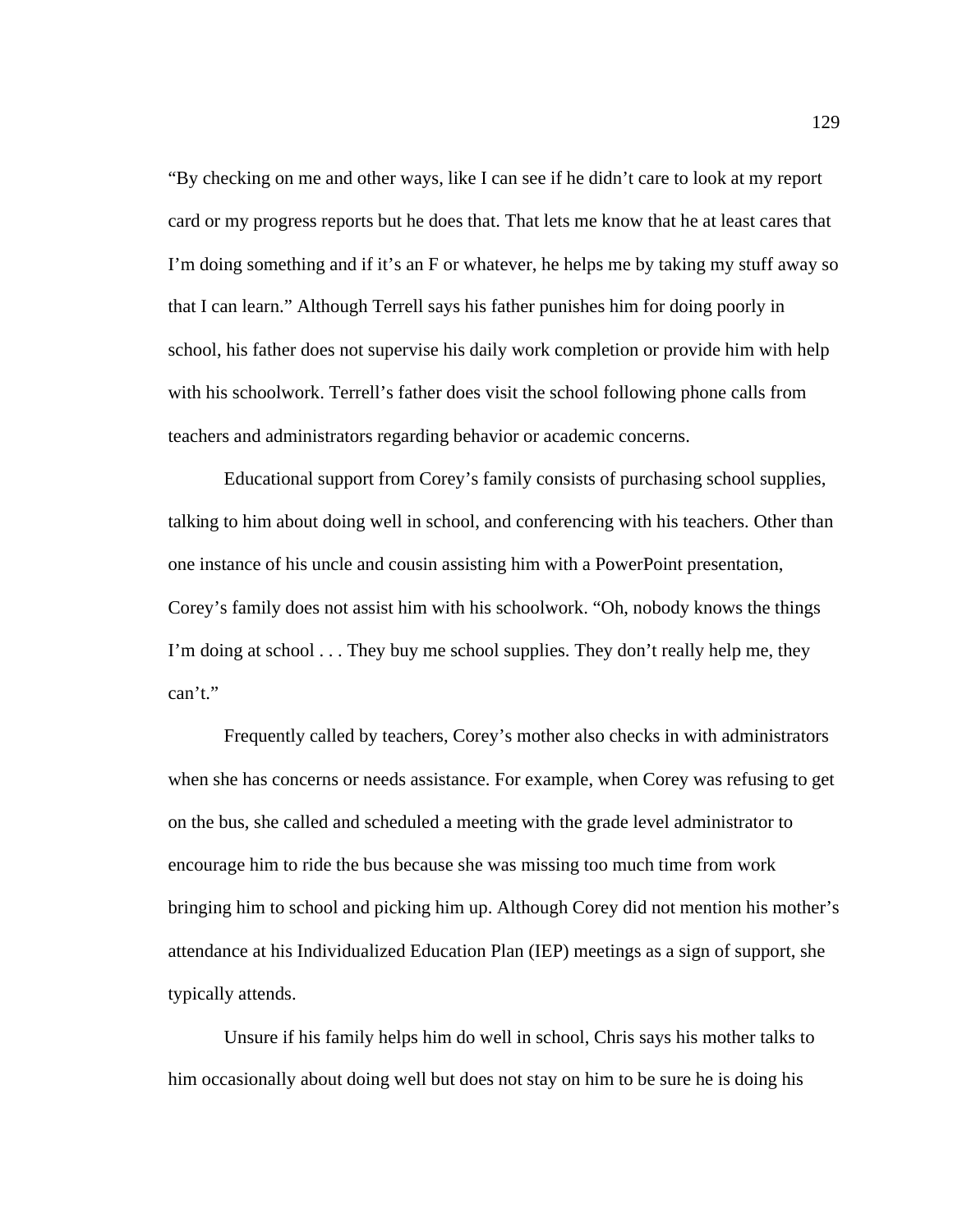"By checking on me and other ways, like I can see if he didn't care to look at my report card or my progress reports but he does that. That lets me know that he at least cares that I'm doing something and if it's an F or whatever, he helps me by taking my stuff away so that I can learn." Although Terrell says his father punishes him for doing poorly in school, his father does not supervise his daily work completion or provide him with help with his schoolwork. Terrell's father does visit the school following phone calls from teachers and administrators regarding behavior or academic concerns.

Educational support from Corey's family consists of purchasing school supplies, talking to him about doing well in school, and conferencing with his teachers. Other than one instance of his uncle and cousin assisting him with a PowerPoint presentation, Corey's family does not assist him with his schoolwork. "Oh, nobody knows the things I'm doing at school . . . They buy me school supplies. They don't really help me, they can't."

Frequently called by teachers, Corey's mother also checks in with administrators when she has concerns or needs assistance. For example, when Corey was refusing to get on the bus, she called and scheduled a meeting with the grade level administrator to encourage him to ride the bus because she was missing too much time from work bringing him to school and picking him up. Although Corey did not mention his mother's attendance at his Individualized Education Plan (IEP) meetings as a sign of support, she typically attends.

Unsure if his family helps him do well in school, Chris says his mother talks to him occasionally about doing well but does not stay on him to be sure he is doing his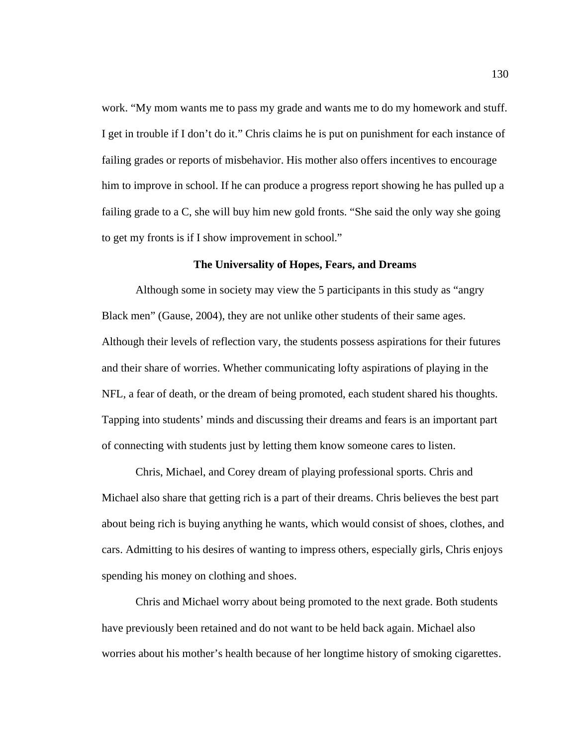work. "My mom wants me to pass my grade and wants me to do my homework and stuff. I get in trouble if I don't do it." Chris claims he is put on punishment for each instance of failing grades or reports of misbehavior. His mother also offers incentives to encourage him to improve in school. If he can produce a progress report showing he has pulled up a failing grade to a C, she will buy him new gold fronts. "She said the only way she going to get my fronts is if I show improvement in school."

**The Universality of Hopes, Fears, and Dreams**

Although some in society may view the 5 participants in this study as "angry Black men" (Gause, 2004), they are not unlike other students of their same ages. Although their levels of reflection vary, the students possess aspirations for their futures and their share of worries. Whether communicating lofty aspirations of playing in the NFL, a fear of death, or the dream of being promoted, each student shared his thoughts. Tapping into students' minds and discussing their dreams and fears is an important part of connecting with students just by letting them know someone cares to listen.

Chris, Michael, and Corey dream of playing professional sports. Chris and Michael also share that getting rich is a part of their dreams. Chris believes the best part about being rich is buying anything he wants, which would consist of shoes, clothes, and cars. Admitting to his desires of wanting to impress others, especially girls, Chris enjoys spending his money on clothing and shoes.

Chris and Michael worry about being promoted to the next grade. Both students have previously been retained and do not want to be held back again. Michael also worries about his mother's health because of her longtime history of smoking cigarettes.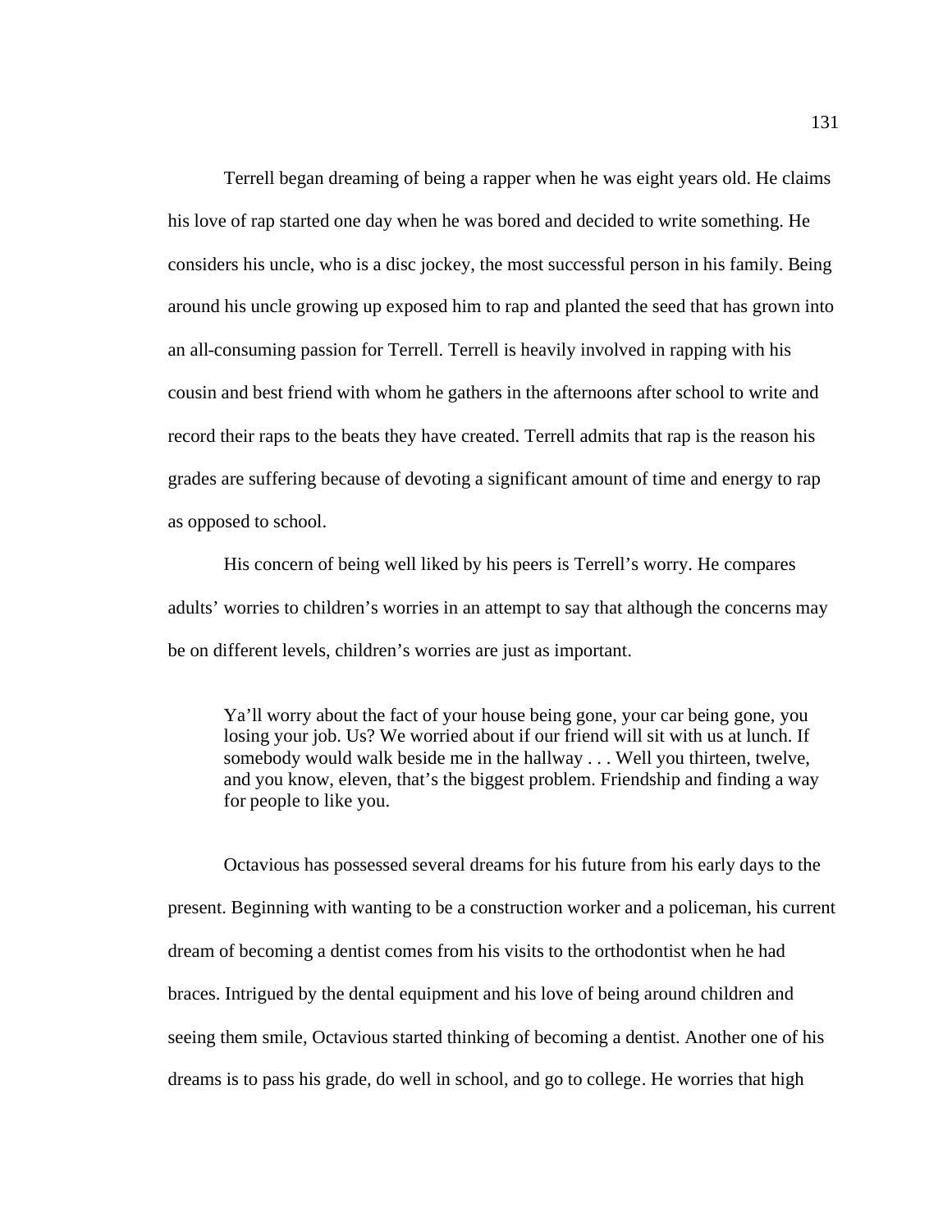Terrell began dreaming of being a rapper when he was eight years old. He claims his love of rap started one day when he was bored and decided to write something. He considers his uncle, who is a disc jockey, the most successful person in his family. Being around his uncle growing up exposed him to rap and planted the seed that has grown into an all-consuming passion for Terrell. Terrell is heavily involved in rapping with his cousin and best friend with whom he gathers in the afternoons after school to write and record their raps to the beats they have created. Terrell admits that rap is the reason his grades are suffering because of devoting a significant amount of time and energy to rap as opposed to school.

His concern of being well liked by his peers is Terrell's worry. He compares adults' worries to children's worries in an attempt to say that although the concerns may be on different levels, children's worries are just as important.

> Ya'll worry about the fact of your house being gone, your car being gone, you losing your job. Us? We worried about if our friend will sit with us at lunch. If somebody would walk beside me in the hallway . . . Well you thirteen, twelve, and you know, eleven, that's the biggest problem. Friendship and finding a way for people to like you.

Octavious has possessed several dreams for his future from his early days to the present. Beginning with wanting to be a construction worker and a policeman, his current dream of becoming a dentist comes from his visits to the orthodontist when he had braces. Intrigued by the dental equipment and his love of being around children and seeing them smile, Octavious started thinking of becoming a dentist. Another one of his dreams is to pass his grade, do well in school, and go to college. He worries that high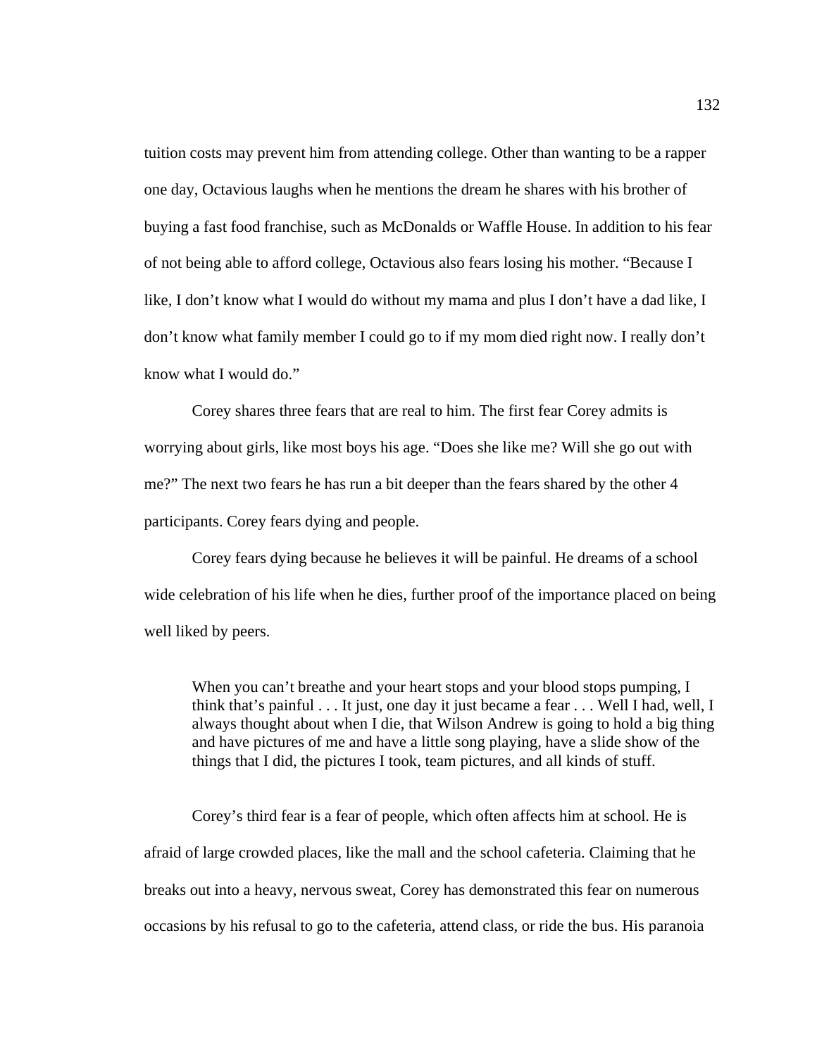tuition costs may prevent him from attending college. Other than wanting to be a rapper one day, Octavious laughs when he mentions the dream he shares with his brother of buying a fast food franchise, such as McDonalds or Waffle House. In addition to his fear of not being able to afford college, Octavious also fears losing his mother. "Because I like, I don't know what I would do without my mama and plus I don't have a dad like, I don't know what family member I could go to if my mom died right now. I really don't know what I would do."

Corey shares three fears that are real to him. The first fear Corey admits is worrying about girls, like most boys his age. "Does she like me? Will she go out with me?" The next two fears he has run a bit deeper than the fears shared by the other 4 participants. Corey fears dying and people.

Corey fears dying because he believes it will be painful. He dreams of a school wide celebration of his life when he dies, further proof of the importance placed on being well liked by peers.

> When you can't breathe and your heart stops and your blood stops pumping, I think that's painful . . . It just, one day it just became a fear . . . Well I had, well, I always thought about when I die, that Wilson Andrew is going to hold a big thing and have pictures of me and have a little song playing, have a slide show of the things that I did, the pictures I took, team pictures, and all kinds of stuff.

Corey's third fear is a fear of people, which often affects him at school. He is afraid of large crowded places, like the mall and the school cafeteria. Claiming that he breaks out into a heavy, nervous sweat, Corey has demonstrated this fear on numerous occasions by his refusal to go to the cafeteria, attend class, or ride the bus. His paranoia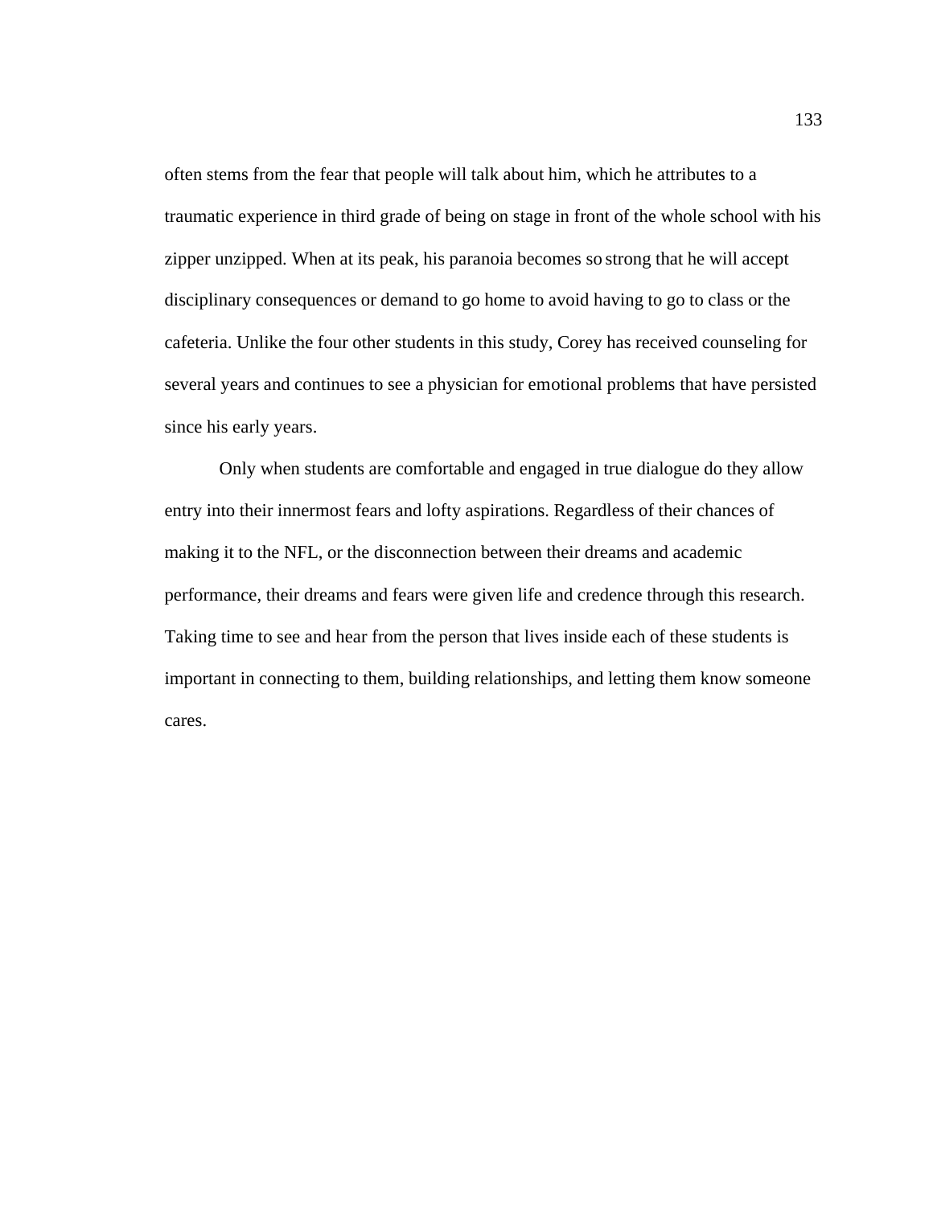often stems from the fear that people will talk about him, which he attributes to a traumatic experience in third grade of being on stage in front of the whole school with his zipper unzipped. When at its peak, his paranoia becomes so strong that he will accept disciplinary consequences or demand to go home to avoid having to go to class or the cafeteria. Unlike the four other students in this study, Corey has received counseling for several years and continues to see a physician for emotional problems that have persisted since his early years.

Only when students are comfortable and engaged in true dialogue do they allow entry into their innermost fears and lofty aspirations. Regardless of their chances of making it to the NFL, or the disconnection between their dreams and academic performance, their dreams and fears were given life and credence through this research. Taking time to see and hear from the person that lives inside each of these students is important in connecting to them, building relationships, and letting them know someone cares.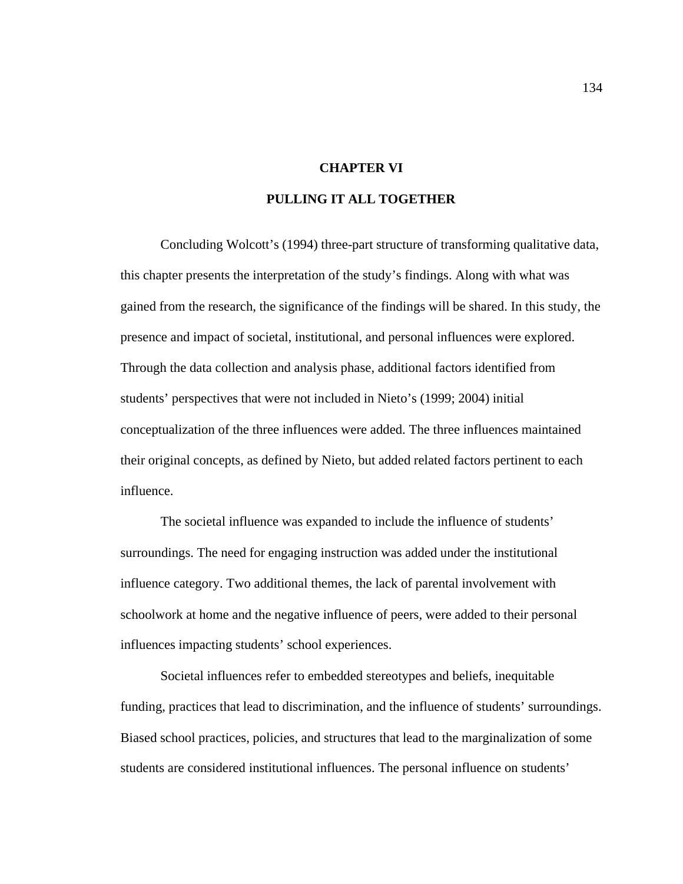# CHAPTER VI

# PULLING IT ALL TOGETHER

Concluding Wolcott's (1994) three-part structure of transforming qualitative data, this chapter presents the interpretation of the study's findings. Along with what was gained from the research, the significance of the findings will be shared. In this study, the presence and impact of societal, institutional, and personal influences were explored. Through the data collection and analysis phase, additional factors identified from students' perspectives that were not included in Nieto's (1999; 2004) initial conceptualization of the three influences were added. The three influences maintained their original concepts, as defined by Nieto, but added related factors pertinent to each influence.

The societal influence was expanded to include the influence of students' surroundings. The need for engaging instruction was added under the institutional influence category. Two additional themes, the lack of parental involvement with schoolwork at home and the negative influence of peers, were added to their personal influences impacting students' school experiences.

Societal influences refer to embedded stereotypes and beliefs, inequitable funding, practices that lead to discrimination, and the influence of students' surroundings. Biased school practices, policies, and structures that lead to the marginalization of some students are considered institutional influences. The personal influence on students'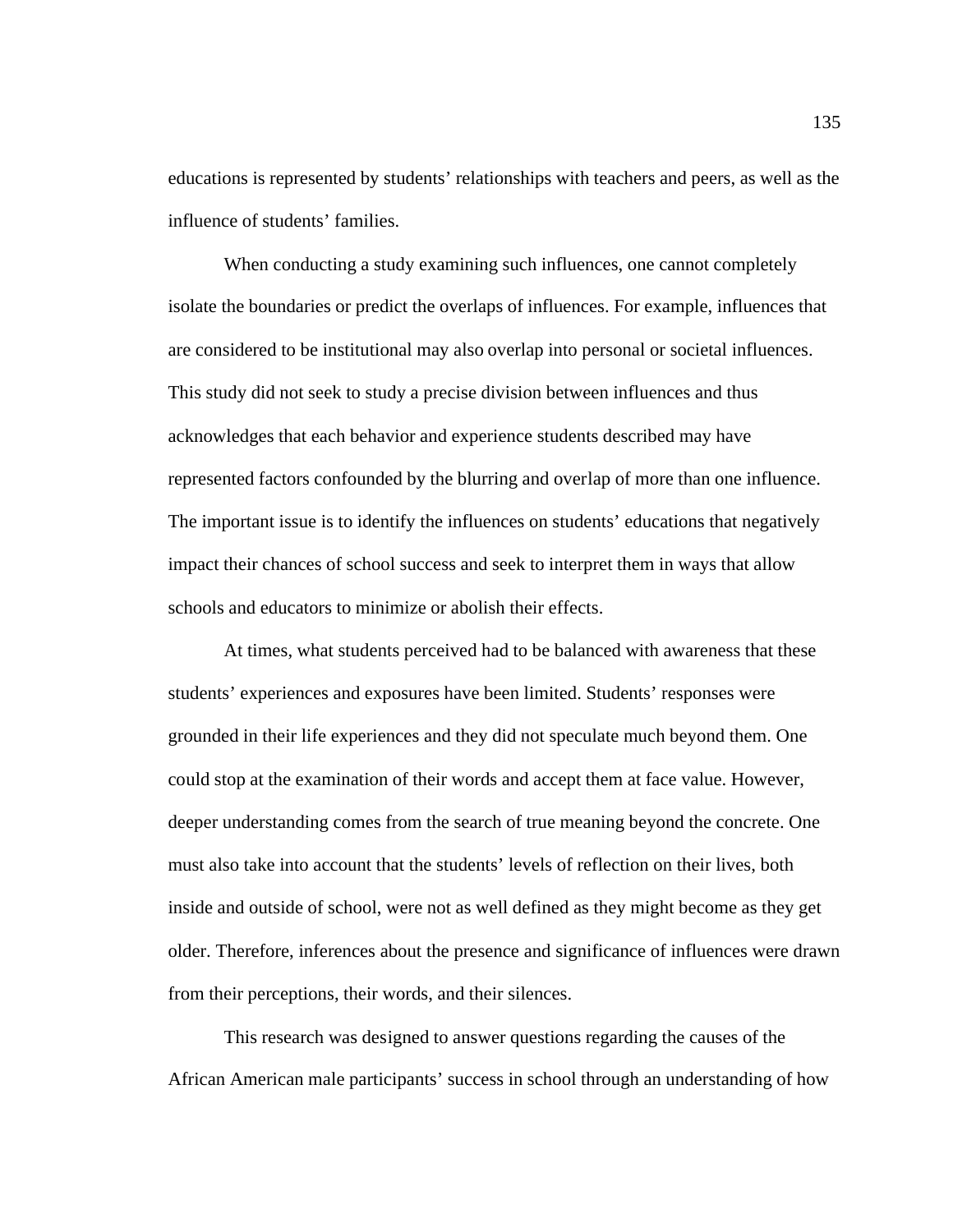educations is represented by students' relationships with teachers and peers, as well as the influence of students' families.

When conducting a study examining such influences, one cannot completely isolate the boundaries or predict the overlaps of influences. For example, influences that are considered to be institutional may also overlap into personal or societal influences. This study did not seek to study a precise division between influences and thus acknowledges that each behavior and experience students described may have represented factors confounded by the blurring and overlap of more than one influence. The important issue is to identify the influences on students' educations that negatively impact their chances of school success and seek to interpret them in ways that allow schools and educators to minimize or abolish their effects.

At times, what students perceived had to be balanced with awareness that these students' experiences and exposures have been limited. Students' responses were grounded in their life experiences and they did not speculate much beyond them. One could stop at the examination of their words and accept them at face value. However, deeper understanding comes from the search of true meaning beyond the concrete. One must also take into account that the students' levels of reflection on their lives, both inside and outside of school, were not as well defined as they might become as they get older. Therefore, inferences about the presence and significance of influences were drawn from their perceptions, their words, and their silences.

This research was designed to answer questions regarding the causes of the African American male participants' success in school through an understanding of how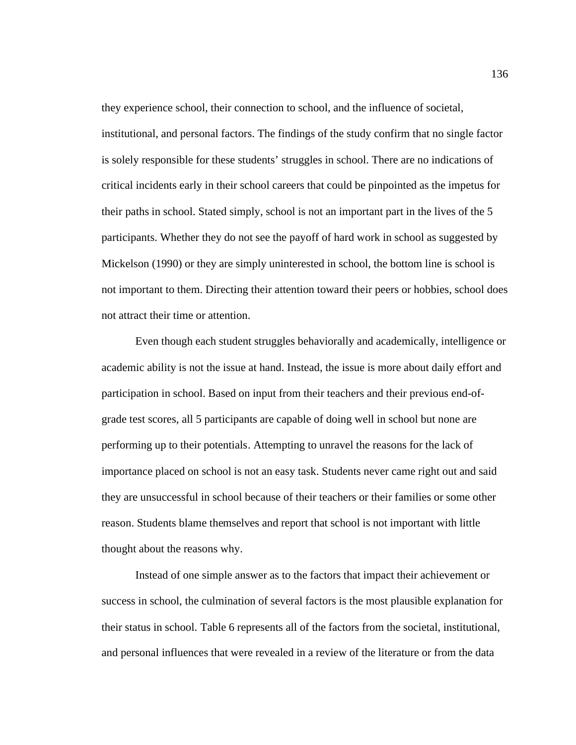they experience school, their connection to school, and the influence of societal, institutional, and personal factors. The findings of the study confirm that no single factor is solely responsible for these students' struggles in school. There are no indications of critical incidents early in their school careers that could be pinpointed as the impetus for their paths in school. Stated simply, school is not an important part in the lives of the 5 participants. Whether they do not see the payoff of hard work in school as suggested by Mickelson (1990) or they are simply uninterested in school, the bottom line is school is not important to them. Directing their attention toward their peers or hobbies, school does not attract their time or attention.

Even though each student struggles behaviorally and academically, intelligence or academic ability is not the issue at hand. Instead, the issue is more about daily effort and participation in school. Based on input from their teachers and their previous end-of-grade test scores, all 5 participants are capable of doing well in school but none are performing up to their potentials. Attempting to unravel the reasons for the lack of importance placed on school is not an easy task. Students never came right out and said they are unsuccessful in school because of their teachers or their families or some other reason. Students blame themselves and report that school is not important with little thought about the reasons why.

Instead of one simple answer as to the factors that impact their achievement or success in school, the culmination of several factors is the most plausible explanation for their status in school. Table 6 represents all of the factors from the societal, institutional, and personal influences that were revealed in a review of the literature or from the data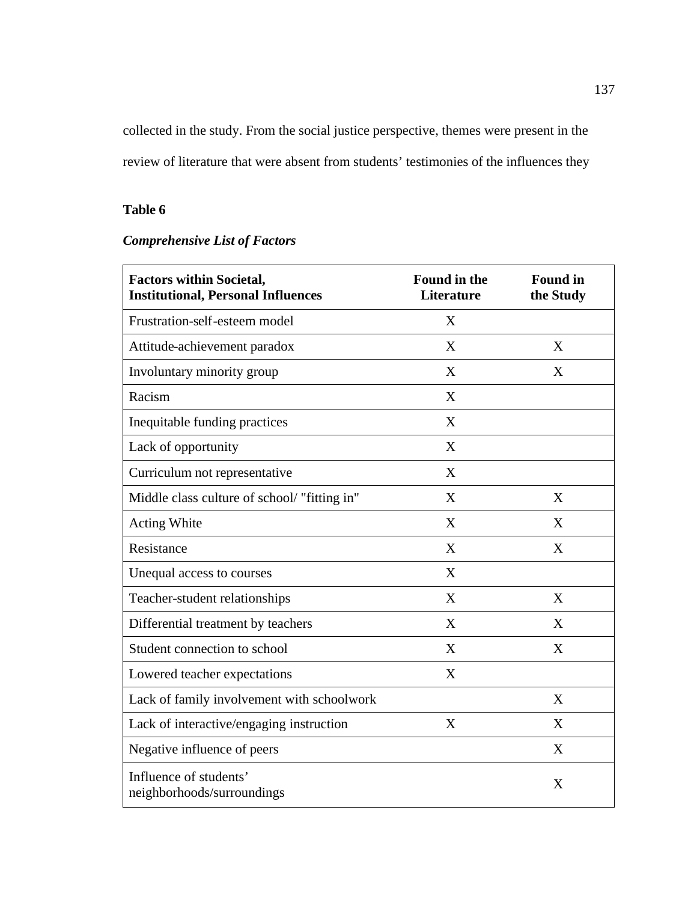collected in the study. From the social justice perspective, themes were present in the review of literature that were absent from students' testimonies of the influences they

**Table 6**

***Comprehensive List of Factors***

| Factors within Societal, Institutional, Personal Influences | Found in the Literature | Found in the Study |
|---|---|---|
| Frustration-self-esteem model | X | |
| Attitude-achievement paradox | X | X |
| Involuntary minority group | X | X |
| Racism | X | |
| Inequitable funding practices | X | |
| Lack of opportunity | X | |
| Curriculum not representative | X | |
| Middle class culture of school/ "fitting in" | X | X |
| Acting White | X | X |
| Resistance | X | X |
| Unequal access to courses | X | |
| Teacher-student relationships | X | X |
| Differential treatment by teachers | X | X |
| Student connection to school | X | X |
| Lowered teacher expectations | X | |
| Lack of family involvement with schoolwork | | X |
| Lack of interactive/engaging instruction | X | X |
| Negative influence of peers | | X |
| Influence of students' neighborhoods/surroundings | | X |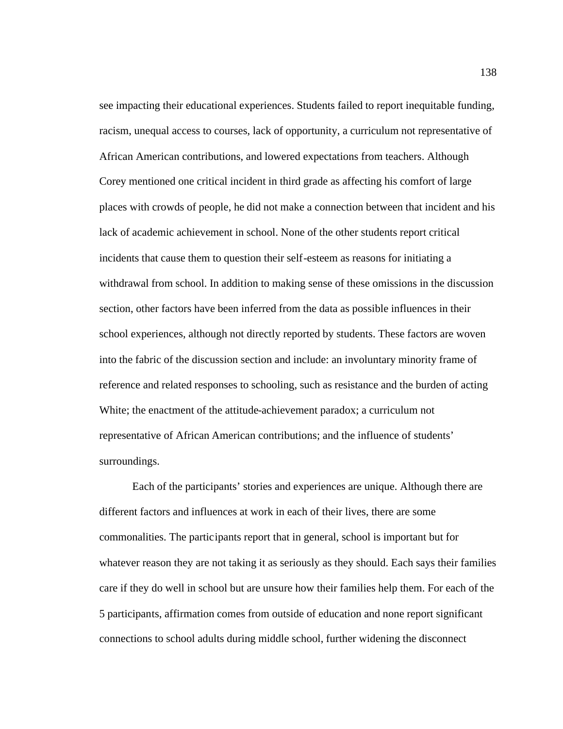see impacting their educational experiences. Students failed to report inequitable funding, racism, unequal access to courses, lack of opportunity, a curriculum not representative of African American contributions, and lowered expectations from teachers. Although Corey mentioned one critical incident in third grade as affecting his comfort of large places with crowds of people, he did not make a connection between that incident and his lack of academic achievement in school. None of the other students report critical incidents that cause them to question their self-esteem as reasons for initiating a withdrawal from school. In addition to making sense of these omissions in the discussion section, other factors have been inferred from the data as possible influences in their school experiences, although not directly reported by students. These factors are woven into the fabric of the discussion section and include: an involuntary minority frame of reference and related responses to schooling, such as resistance and the burden of acting White; the enactment of the attitude-achievement paradox; a curriculum not representative of African American contributions; and the influence of students' surroundings.

Each of the participants' stories and experiences are unique. Although there are different factors and influences at work in each of their lives, there are some commonalities. The participants report that in general, school is important but for whatever reason they are not taking it as seriously as they should. Each says their families care if they do well in school but are unsure how their families help them. For each of the 5 participants, affirmation comes from outside of education and none report significant connections to school adults during middle school, further widening the disconnect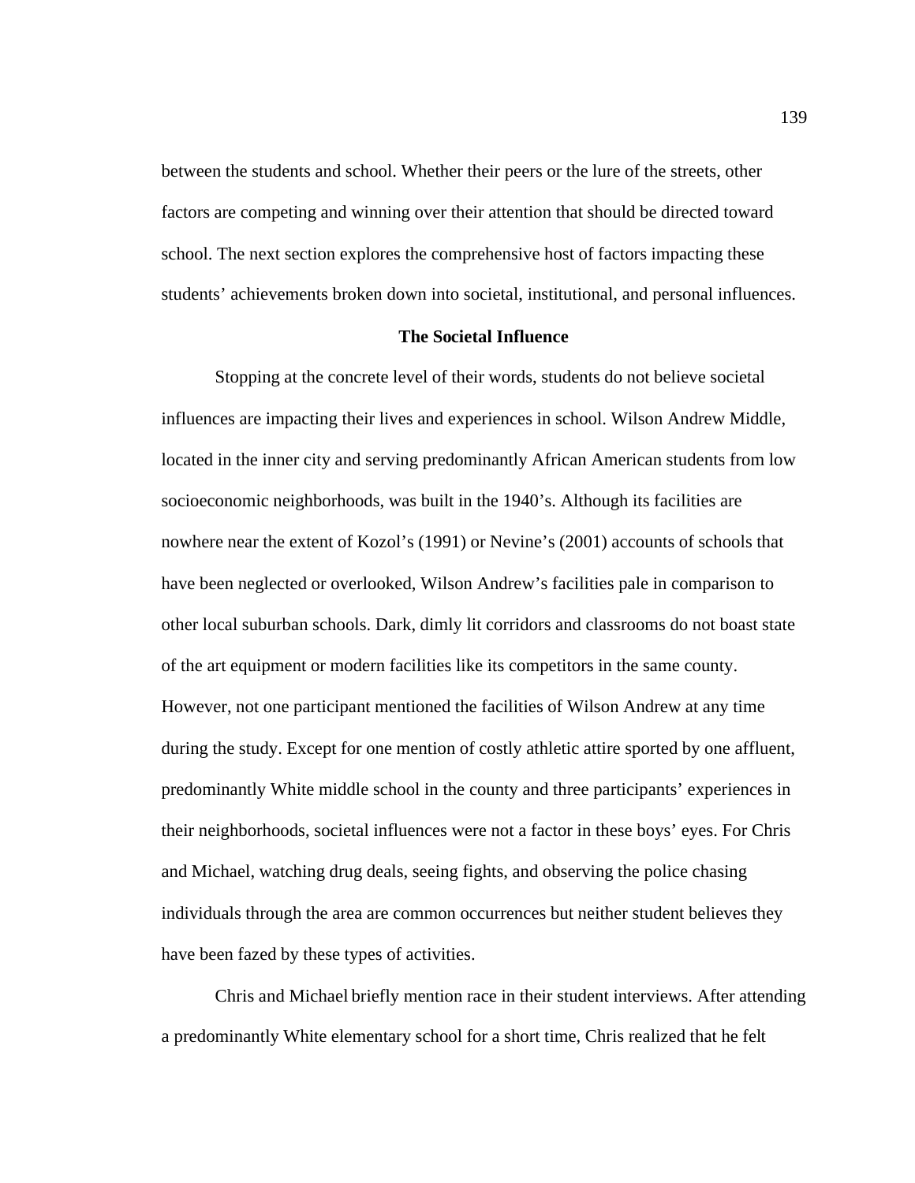between the students and school. Whether their peers or the lure of the streets, other factors are competing and winning over their attention that should be directed toward school. The next section explores the comprehensive host of factors impacting these students' achievements broken down into societal, institutional, and personal influences.

## The Societal Influence

Stopping at the concrete level of their words, students do not believe societal influences are impacting their lives and experiences in school. Wilson Andrew Middle, located in the inner city and serving predominantly African American students from low socioeconomic neighborhoods, was built in the 1940's. Although its facilities are nowhere near the extent of Kozol's (1991) or Nevine's (2001) accounts of schools that have been neglected or overlooked, Wilson Andrew's facilities pale in comparison to other local suburban schools. Dark, dimly lit corridors and classrooms do not boast state of the art equipment or modern facilities like its competitors in the same county. However, not one participant mentioned the facilities of Wilson Andrew at any time during the study. Except for one mention of costly athletic attire sported by one affluent, predominantly White middle school in the county and three participants' experiences in their neighborhoods, societal influences were not a factor in these boys' eyes. For Chris and Michael, watching drug deals, seeing fights, and observing the police chasing individuals through the area are common occurrences but neither student believes they have been fazed by these types of activities.

Chris and Michael briefly mention race in their student interviews. After attending a predominantly White elementary school for a short time, Chris realized that he felt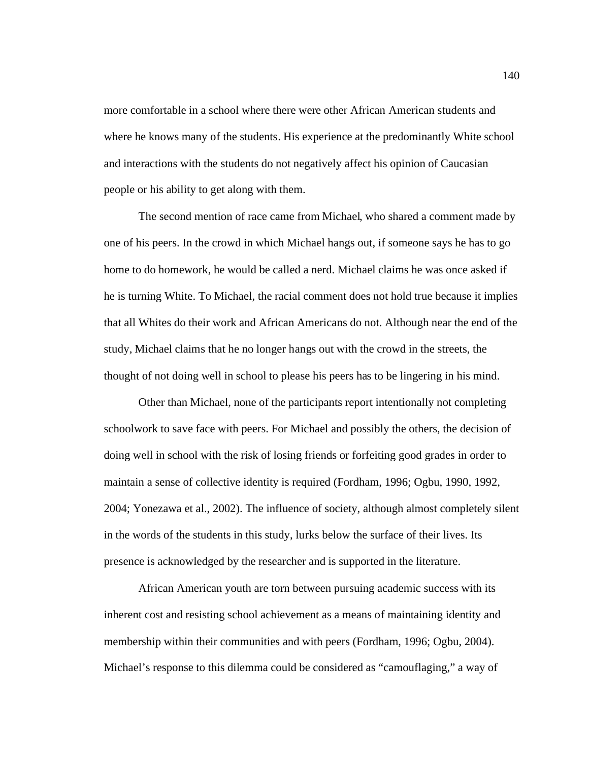more comfortable in a school where there were other African American students and where he knows many of the students. His experience at the predominantly White school and interactions with the students do not negatively affect his opinion of Caucasian people or his ability to get along with them.

The second mention of race came from Michael, who shared a comment made by one of his peers. In the crowd in which Michael hangs out, if someone says he has to go home to do homework, he would be called a nerd. Michael claims he was once asked if he is turning White. To Michael, the racial comment does not hold true because it implies that all Whites do their work and African Americans do not. Although near the end of the study, Michael claims that he no longer hangs out with the crowd in the streets, the thought of not doing well in school to please his peers has to be lingering in his mind.

Other than Michael, none of the participants report intentionally not completing schoolwork to save face with peers. For Michael and possibly the others, the decision of doing well in school with the risk of losing friends or forfeiting good grades in order to maintain a sense of collective identity is required (Fordham, 1996; Ogbu, 1990, 1992, 2004; Yonezawa et al., 2002). The influence of society, although almost completely silent in the words of the students in this study, lurks below the surface of their lives. Its presence is acknowledged by the researcher and is supported in the literature.

African American youth are torn between pursuing academic success with its inherent cost and resisting school achievement as a means of maintaining identity and membership within their communities and with peers (Fordham, 1996; Ogbu, 2004). Michael's response to this dilemma could be considered as "camouflaging," a way of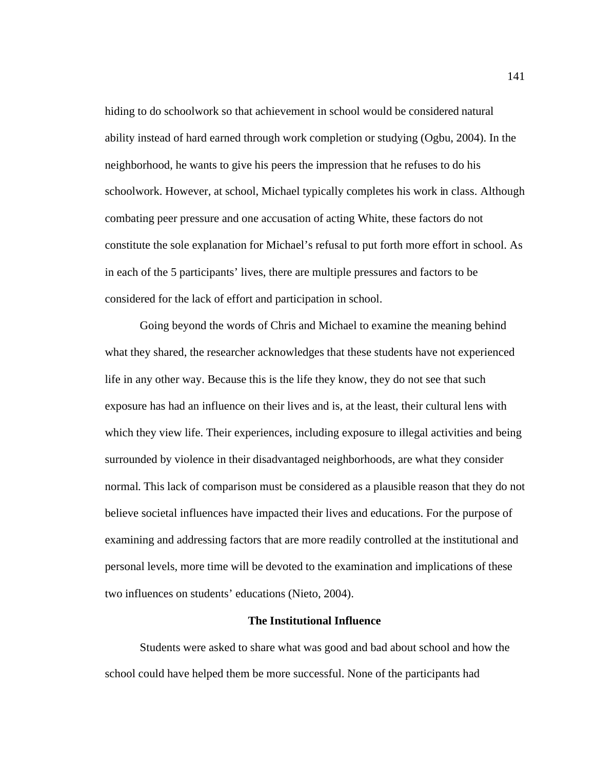hiding to do schoolwork so that achievement in school would be considered natural ability instead of hard earned through work completion or studying (Ogbu, 2004). In the neighborhood, he wants to give his peers the impression that he refuses to do his schoolwork. However, at school, Michael typically completes his work in class. Although combating peer pressure and one accusation of acting White, these factors do not constitute the sole explanation for Michael's refusal to put forth more effort in school. As in each of the 5 participants' lives, there are multiple pressures and factors to be considered for the lack of effort and participation in school.

Going beyond the words of Chris and Michael to examine the meaning behind what they shared, the researcher acknowledges that these students have not experienced life in any other way. Because this is the life they know, they do not see that such exposure has had an influence on their lives and is, at the least, their cultural lens with which they view life. Their experiences, including exposure to illegal activities and being surrounded by violence in their disadvantaged neighborhoods, are what they consider normal. This lack of comparison must be considered as a plausible reason that they do not believe societal influences have impacted their lives and educations. For the purpose of examining and addressing factors that are more readily controlled at the institutional and personal levels, more time will be devoted to the examination and implications of these two influences on students' educations (Nieto, 2004).

## The Institutional Influence

Students were asked to share what was good and bad about school and how the school could have helped them be more successful. None of the participants had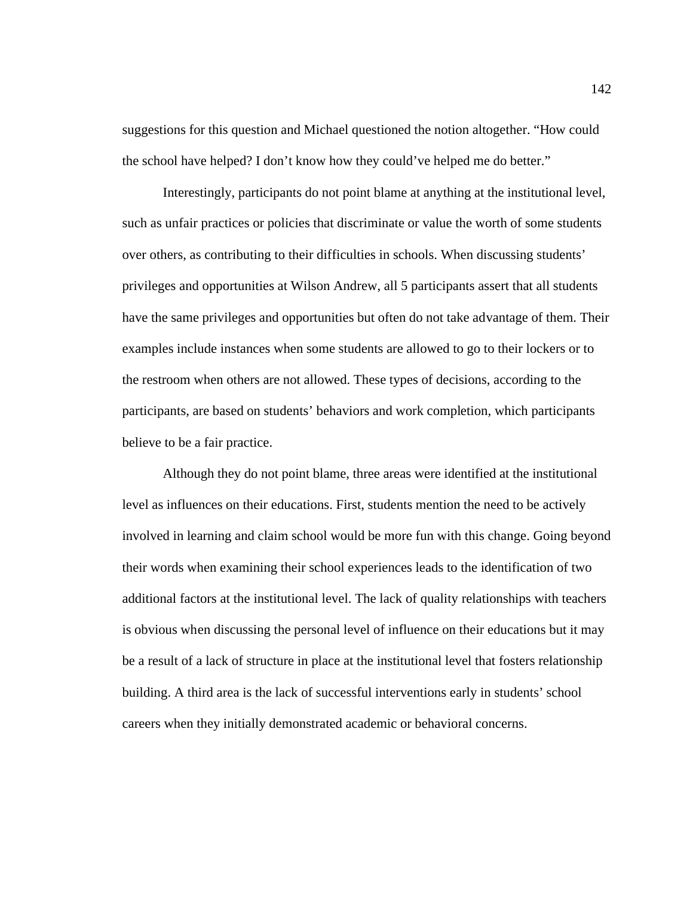suggestions for this question and Michael questioned the notion altogether. “How could the school have helped? I don’t know how they could’ve helped me do better.”

Interestingly, participants do not point blame at anything at the institutional level, such as unfair practices or policies that discriminate or value the worth of some students over others, as contributing to their difficulties in schools. When discussing students’ privileges and opportunities at Wilson Andrew, all 5 participants assert that all students have the same privileges and opportunities but often do not take advantage of them. Their examples include instances when some students are allowed to go to their lockers or to the restroom when others are not allowed. These types of decisions, according to the participants, are based on students’ behaviors and work completion, which participants believe to be a fair practice.

Although they do not point blame, three areas were identified at the institutional level as influences on their educations. First, students mention the need to be actively involved in learning and claim school would be more fun with this change. Going beyond their words when examining their school experiences leads to the identification of two additional factors at the institutional level. The lack of quality relationships with teachers is obvious when discussing the personal level of influence on their educations but it may be a result of a lack of structure in place at the institutional level that fosters relationship building. A third area is the lack of successful interventions early in students’ school careers when they initially demonstrated academic or behavioral concerns.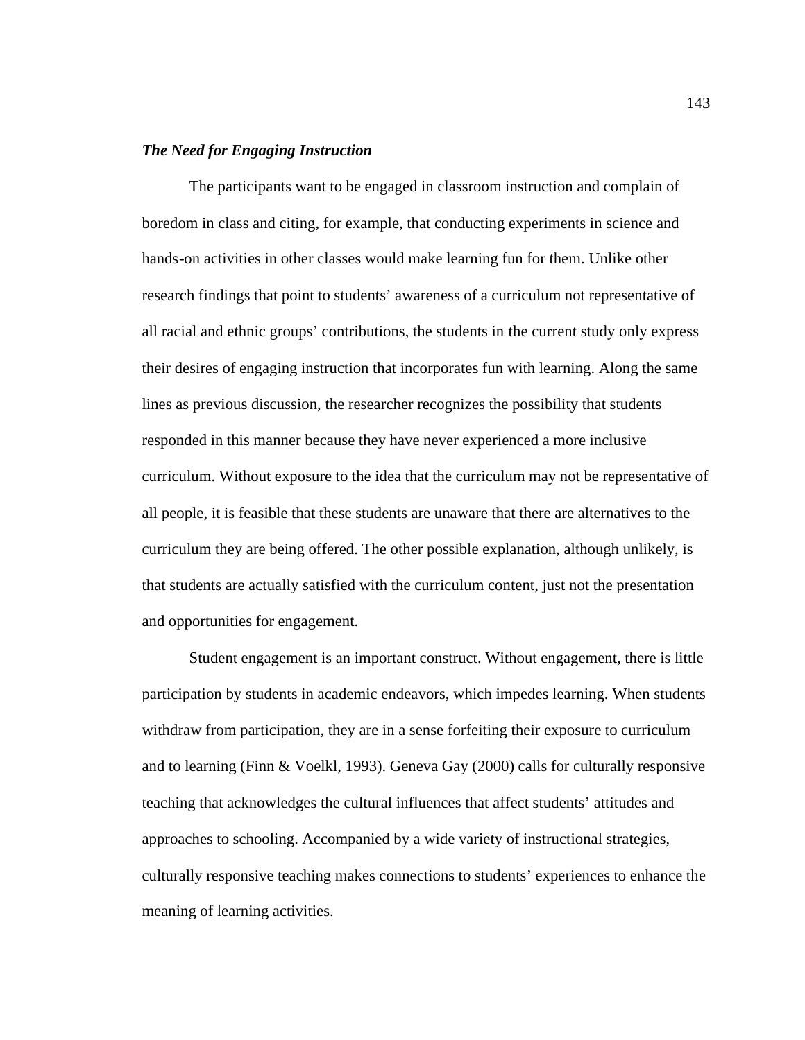***The Need for Engaging Instruction***

The participants want to be engaged in classroom instruction and complain of boredom in class and citing, for example, that conducting experiments in science and hands-on activities in other classes would make learning fun for them. Unlike other research findings that point to students' awareness of a curriculum not representative of all racial and ethnic groups' contributions, the students in the current study only express their desires of engaging instruction that incorporates fun with learning. Along the same lines as previous discussion, the researcher recognizes the possibility that students responded in this manner because they have never experienced a more inclusive curriculum. Without exposure to the idea that the curriculum may not be representative of all people, it is feasible that these students are unaware that there are alternatives to the curriculum they are being offered. The other possible explanation, although unlikely, is that students are actually satisfied with the curriculum content, just not the presentation and opportunities for engagement.

Student engagement is an important construct. Without engagement, there is little participation by students in academic endeavors, which impedes learning. When students withdraw from participation, they are in a sense forfeiting their exposure to curriculum and to learning (Finn & Voelkl, 1993). Geneva Gay (2000) calls for culturally responsive teaching that acknowledges the cultural influences that affect students' attitudes and approaches to schooling. Accompanied by a wide variety of instructional strategies, culturally responsive teaching makes connections to students' experiences to enhance the meaning of learning activities.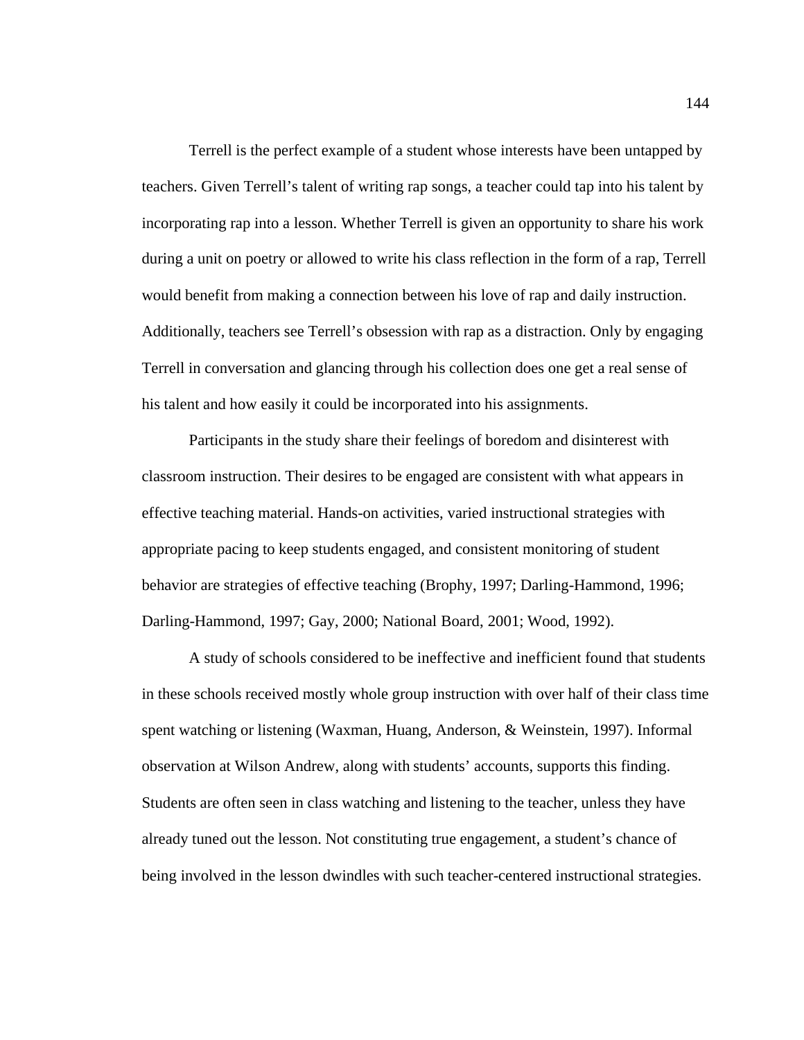Terrell is the perfect example of a student whose interests have been untapped by teachers. Given Terrell's talent of writing rap songs, a teacher could tap into his talent by incorporating rap into a lesson. Whether Terrell is given an opportunity to share his work during a unit on poetry or allowed to write his class reflection in the form of a rap, Terrell would benefit from making a connection between his love of rap and daily instruction. Additionally, teachers see Terrell's obsession with rap as a distraction. Only by engaging Terrell in conversation and glancing through his collection does one get a real sense of his talent and how easily it could be incorporated into his assignments.

Participants in the study share their feelings of boredom and disinterest with classroom instruction. Their desires to be engaged are consistent with what appears in effective teaching material. Hands-on activities, varied instructional strategies with appropriate pacing to keep students engaged, and consistent monitoring of student behavior are strategies of effective teaching (Brophy, 1997; Darling-Hammond, 1996; Darling-Hammond, 1997; Gay, 2000; National Board, 2001; Wood, 1992).

A study of schools considered to be ineffective and inefficient found that students in these schools received mostly whole group instruction with over half of their class time spent watching or listening (Waxman, Huang, Anderson, & Weinstein, 1997). Informal observation at Wilson Andrew, along with students' accounts, supports this finding. Students are often seen in class watching and listening to the teacher, unless they have already tuned out the lesson. Not constituting true engagement, a student's chance of being involved in the lesson dwindles with such teacher-centered instructional strategies.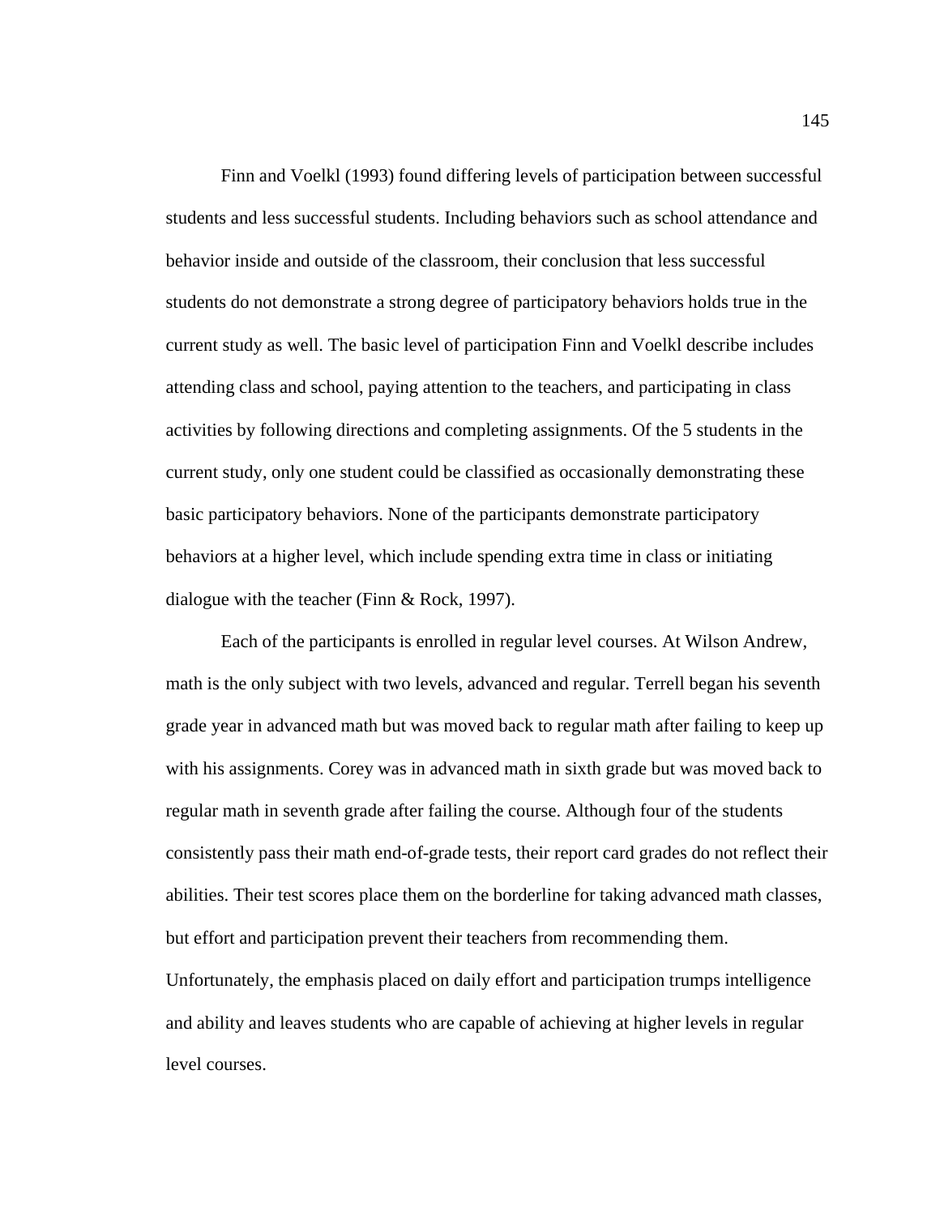Finn and Voelkl (1993) found differing levels of participation between successful students and less successful students. Including behaviors such as school attendance and behavior inside and outside of the classroom, their conclusion that less successful students do not demonstrate a strong degree of participatory behaviors holds true in the current study as well. The basic level of participation Finn and Voelkl describe includes attending class and school, paying attention to the teachers, and participating in class activities by following directions and completing assignments. Of the 5 students in the current study, only one student could be classified as occasionally demonstrating these basic participatory behaviors. None of the participants demonstrate participatory behaviors at a higher level, which include spending extra time in class or initiating dialogue with the teacher (Finn & Rock, 1997).

Each of the participants is enrolled in regular level courses. At Wilson Andrew, math is the only subject with two levels, advanced and regular. Terrell began his seventh grade year in advanced math but was moved back to regular math after failing to keep up with his assignments. Corey was in advanced math in sixth grade but was moved back to regular math in seventh grade after failing the course. Although four of the students consistently pass their math end-of-grade tests, their report card grades do not reflect their abilities. Their test scores place them on the borderline for taking advanced math classes, but effort and participation prevent their teachers from recommending them. Unfortunately, the emphasis placed on daily effort and participation trumps intelligence and ability and leaves students who are capable of achieving at higher levels in regular level courses.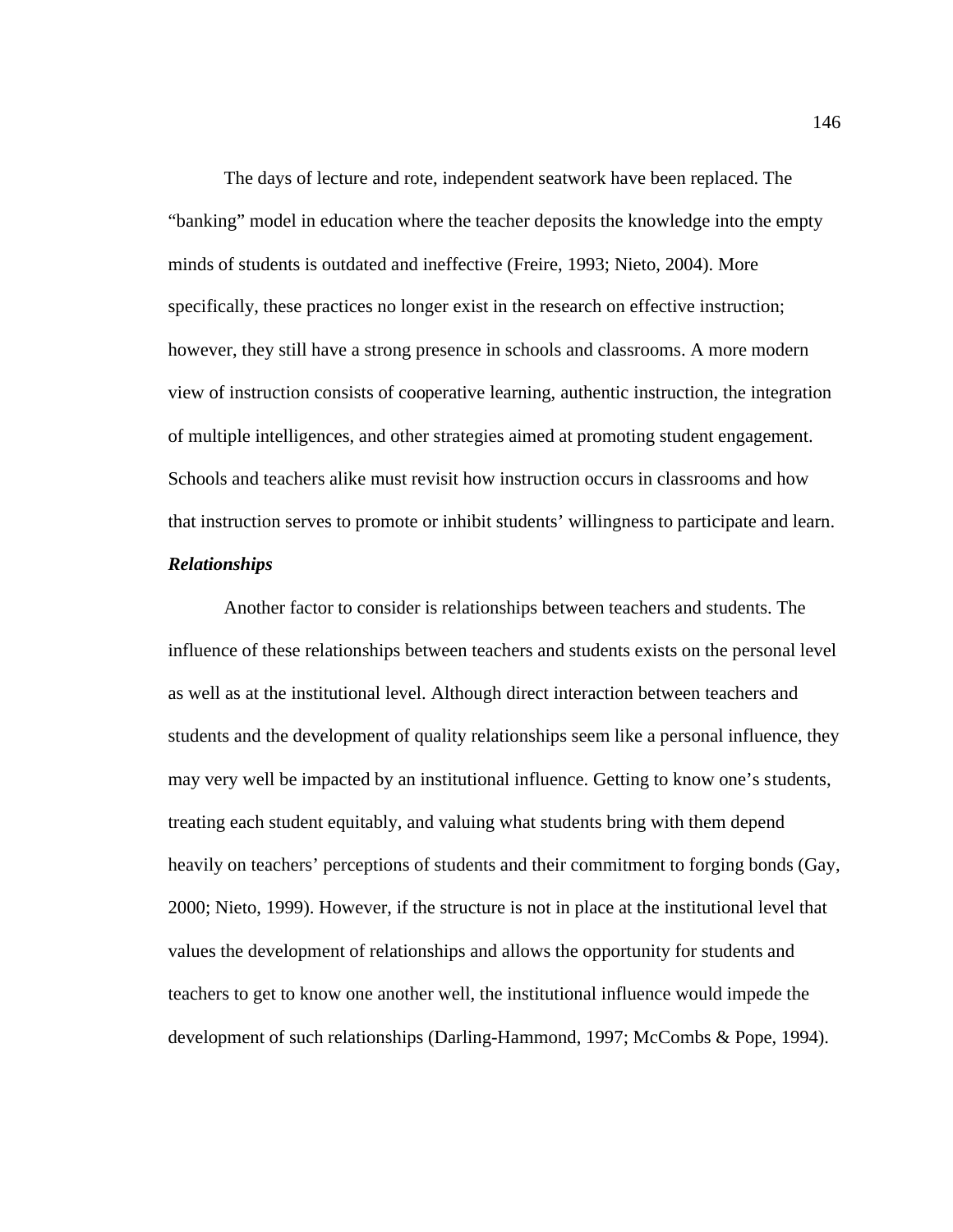The days of lecture and rote, independent seatwork have been replaced. The "banking" model in education where the teacher deposits the knowledge into the empty minds of students is outdated and ineffective (Freire, 1993; Nieto, 2004). More specifically, these practices no longer exist in the research on effective instruction; however, they still have a strong presence in schools and classrooms. A more modern view of instruction consists of cooperative learning, authentic instruction, the integration of multiple intelligences, and other strategies aimed at promoting student engagement. Schools and teachers alike must revisit how instruction occurs in classrooms and how that instruction serves to promote or inhibit students' willingness to participate and learn.

***Relationships***

Another factor to consider is relationships between teachers and students. The influence of these relationships between teachers and students exists on the personal level as well as at the institutional level. Although direct interaction between teachers and students and the development of quality relationships seem like a personal influence, they may very well be impacted by an institutional influence. Getting to know one's students, treating each student equitably, and valuing what students bring with them depend heavily on teachers' perceptions of students and their commitment to forging bonds (Gay, 2000; Nieto, 1999). However, if the structure is not in place at the institutional level that values the development of relationships and allows the opportunity for students and teachers to get to know one another well, the institutional influence would impede the development of such relationships (Darling-Hammond, 1997; McCombs & Pope, 1994).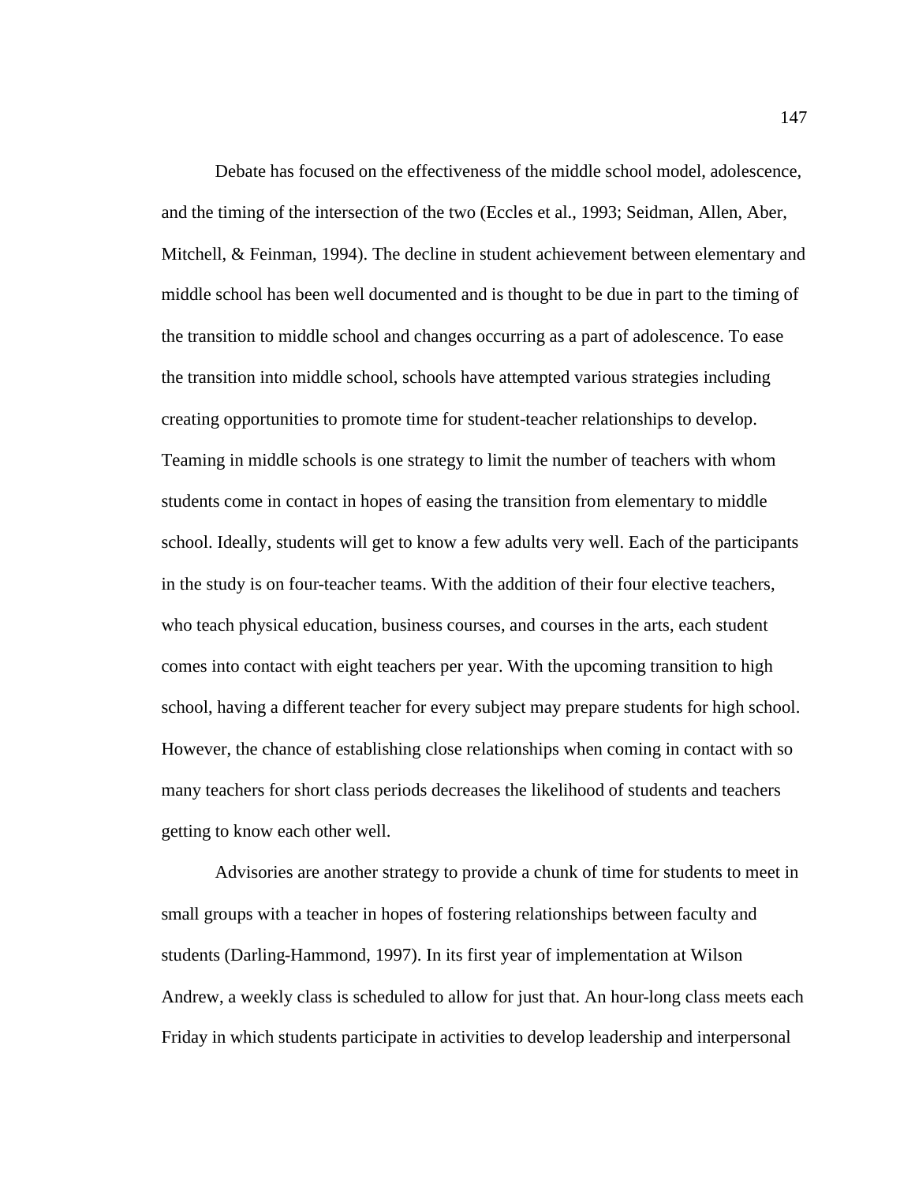Debate has focused on the effectiveness of the middle school model, adolescence, and the timing of the intersection of the two (Eccles et al., 1993; Seidman, Allen, Aber, Mitchell, & Feinman, 1994). The decline in student achievement between elementary and middle school has been well documented and is thought to be due in part to the timing of the transition to middle school and changes occurring as a part of adolescence. To ease the transition into middle school, schools have attempted various strategies including creating opportunities to promote time for student-teacher relationships to develop. Teaming in middle schools is one strategy to limit the number of teachers with whom students come in contact in hopes of easing the transition from elementary to middle school. Ideally, students will get to know a few adults very well. Each of the participants in the study is on four-teacher teams. With the addition of their four elective teachers, who teach physical education, business courses, and courses in the arts, each student comes into contact with eight teachers per year. With the upcoming transition to high school, having a different teacher for every subject may prepare students for high school. However, the chance of establishing close relationships when coming in contact with so many teachers for short class periods decreases the likelihood of students and teachers getting to know each other well.

Advisories are another strategy to provide a chunk of time for students to meet in small groups with a teacher in hopes of fostering relationships between faculty and students (Darling-Hammond, 1997). In its first year of implementation at Wilson Andrew, a weekly class is scheduled to allow for just that. An hour-long class meets each Friday in which students participate in activities to develop leadership and interpersonal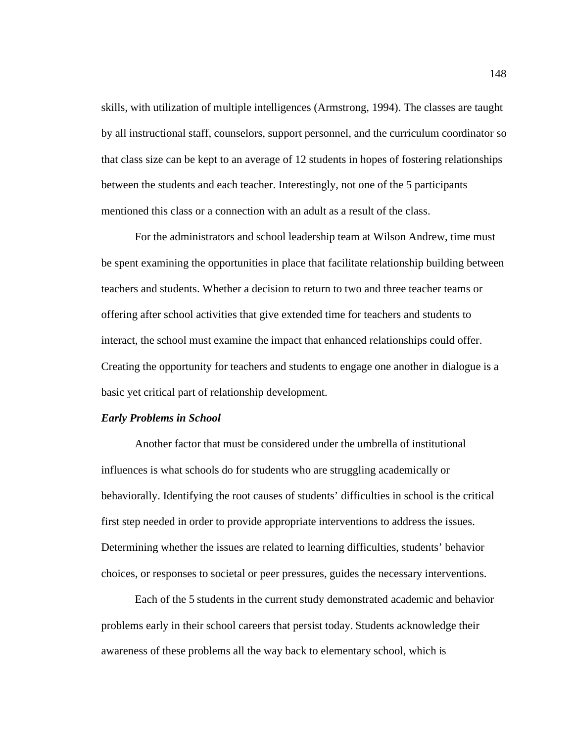skills, with utilization of multiple intelligences (Armstrong, 1994). The classes are taught by all instructional staff, counselors, support personnel, and the curriculum coordinator so that class size can be kept to an average of 12 students in hopes of fostering relationships between the students and each teacher. Interestingly, not one of the 5 participants mentioned this class or a connection with an adult as a result of the class.

For the administrators and school leadership team at Wilson Andrew, time must be spent examining the opportunities in place that facilitate relationship building between teachers and students. Whether a decision to return to two and three teacher teams or offering after school activities that give extended time for teachers and students to interact, the school must examine the impact that enhanced relationships could offer. Creating the opportunity for teachers and students to engage one another in dialogue is a basic yet critical part of relationship development.

***Early Problems in School***

Another factor that must be considered under the umbrella of institutional influences is what schools do for students who are struggling academically or behaviorally. Identifying the root causes of students' difficulties in school is the critical first step needed in order to provide appropriate interventions to address the issues. Determining whether the issues are related to learning difficulties, students' behavior choices, or responses to societal or peer pressures, guides the necessary interventions.

Each of the 5 students in the current study demonstrated academic and behavior problems early in their school careers that persist today. Students acknowledge their awareness of these problems all the way back to elementary school, which is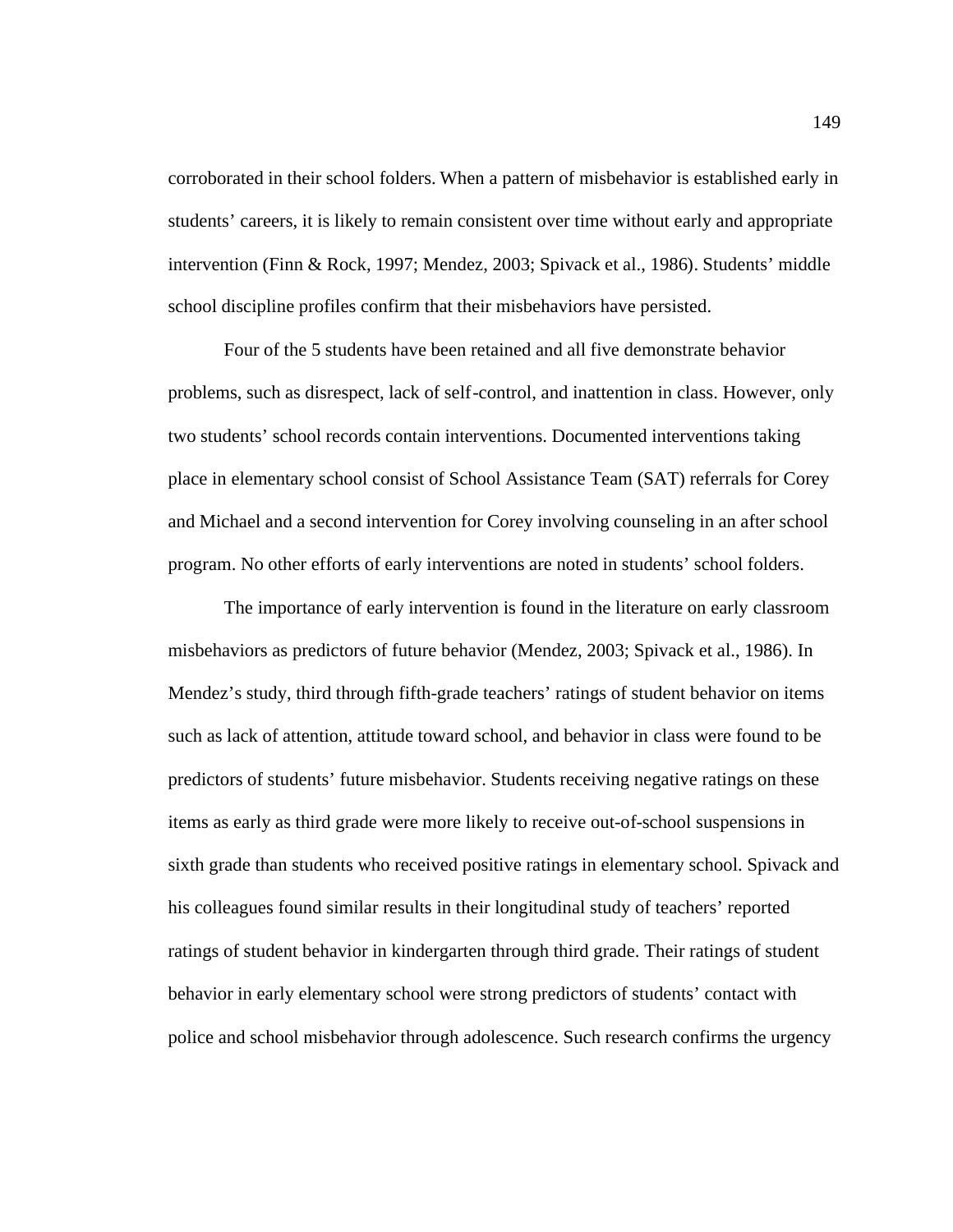corroborated in their school folders. When a pattern of misbehavior is established early in students' careers, it is likely to remain consistent over time without early and appropriate intervention (Finn & Rock, 1997; Mendez, 2003; Spivack et al., 1986). Students' middle school discipline profiles confirm that their misbehaviors have persisted.

Four of the 5 students have been retained and all five demonstrate behavior problems, such as disrespect, lack of self-control, and inattention in class. However, only two students' school records contain interventions. Documented interventions taking place in elementary school consist of School Assistance Team (SAT) referrals for Corey and Michael and a second intervention for Corey involving counseling in an after school program. No other efforts of early interventions are noted in students' school folders.

The importance of early intervention is found in the literature on early classroom misbehaviors as predictors of future behavior (Mendez, 2003; Spivack et al., 1986). In Mendez's study, third through fifth-grade teachers' ratings of student behavior on items such as lack of attention, attitude toward school, and behavior in class were found to be predictors of students' future misbehavior. Students receiving negative ratings on these items as early as third grade were more likely to receive out-of-school suspensions in sixth grade than students who received positive ratings in elementary school. Spivack and his colleagues found similar results in their longitudinal study of teachers' reported ratings of student behavior in kindergarten through third grade. Their ratings of student behavior in early elementary school were strong predictors of students' contact with police and school misbehavior through adolescence. Such research confirms the urgency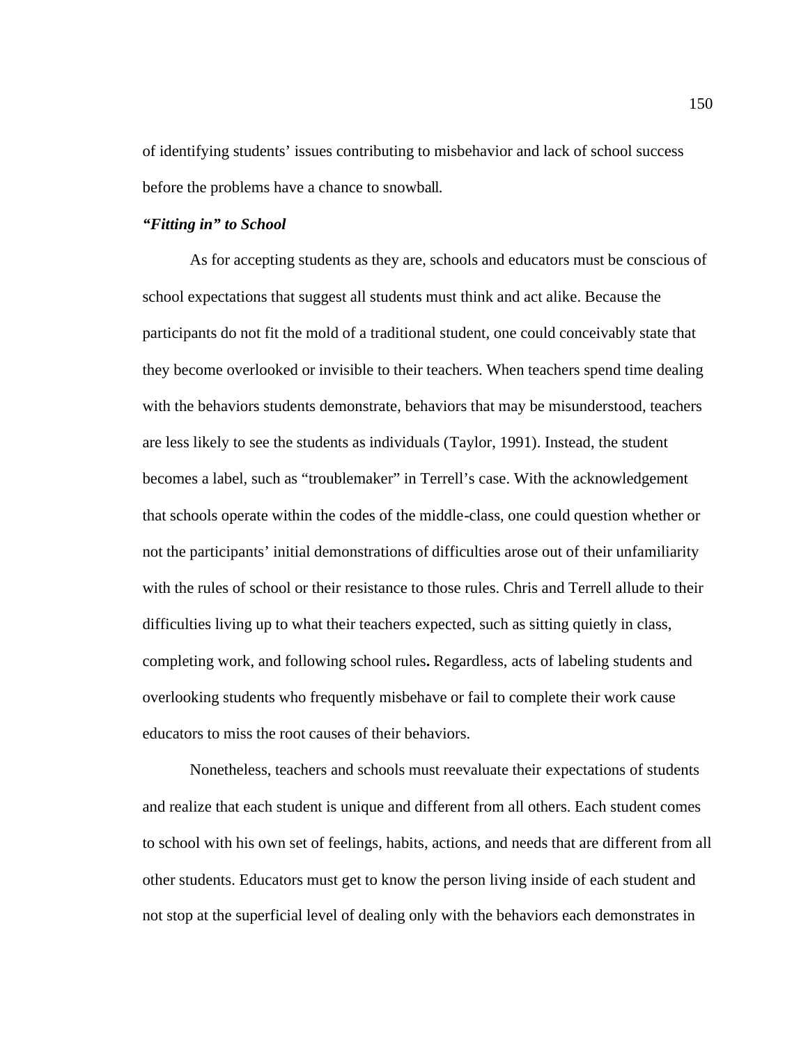of identifying students' issues contributing to misbehavior and lack of school success before the problems have a chance to snowball.

### *"Fitting in" to School*

As for accepting students as they are, schools and educators must be conscious of school expectations that suggest all students must think and act alike. Because the participants do not fit the mold of a traditional student, one could conceivably state that they become overlooked or invisible to their teachers. When teachers spend time dealing with the behaviors students demonstrate, behaviors that may be misunderstood, teachers are less likely to see the students as individuals (Taylor, 1991). Instead, the student becomes a label, such as "troublemaker" in Terrell's case. With the acknowledgement that schools operate within the codes of the middle-class, one could question whether or not the participants' initial demonstrations of difficulties arose out of their unfamiliarity with the rules of school or their resistance to those rules. Chris and Terrell allude to their difficulties living up to what their teachers expected, such as sitting quietly in class, completing work, and following school rules**.** Regardless, acts of labeling students and overlooking students who frequently misbehave or fail to complete their work cause educators to miss the root causes of their behaviors.

Nonetheless, teachers and schools must reevaluate their expectations of students and realize that each student is unique and different from all others. Each student comes to school with his own set of feelings, habits, actions, and needs that are different from all other students. Educators must get to know the person living inside of each student and not stop at the superficial level of dealing only with the behaviors each demonstrates in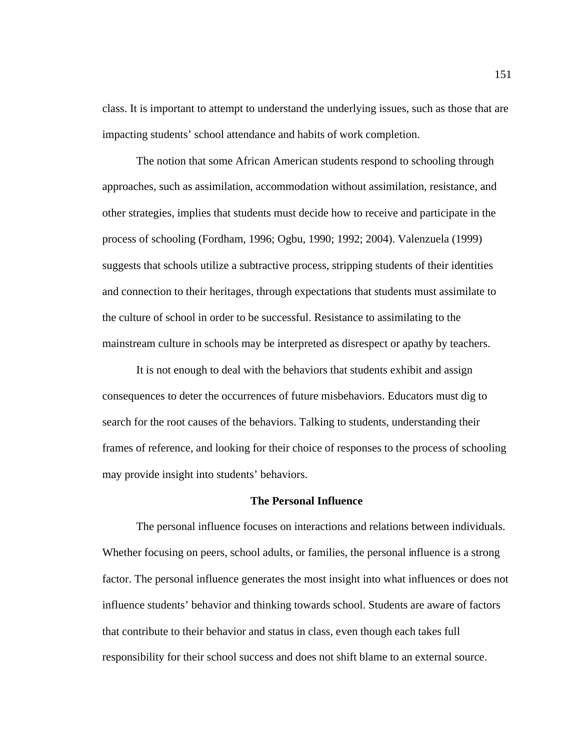class. It is important to attempt to understand the underlying issues, such as those that are impacting students' school attendance and habits of work completion.

The notion that some African American students respond to schooling through approaches, such as assimilation, accommodation without assimilation, resistance, and other strategies, implies that students must decide how to receive and participate in the process of schooling (Fordham, 1996; Ogbu, 1990; 1992; 2004). Valenzuela (1999) suggests that schools utilize a subtractive process, stripping students of their identities and connection to their heritages, through expectations that students must assimilate to the culture of school in order to be successful. Resistance to assimilating to the mainstream culture in schools may be interpreted as disrespect or apathy by teachers.

It is not enough to deal with the behaviors that students exhibit and assign consequences to deter the occurrences of future misbehaviors. Educators must dig to search for the root causes of the behaviors. Talking to students, understanding their frames of reference, and looking for their choice of responses to the process of schooling may provide insight into students' behaviors.

## The Personal Influence

The personal influence focuses on interactions and relations between individuals. Whether focusing on peers, school adults, or families, the personal influence is a strong factor. The personal influence generates the most insight into what influences or does not influence students' behavior and thinking towards school. Students are aware of factors that contribute to their behavior and status in class, even though each takes full responsibility for their school success and does not shift blame to an external source.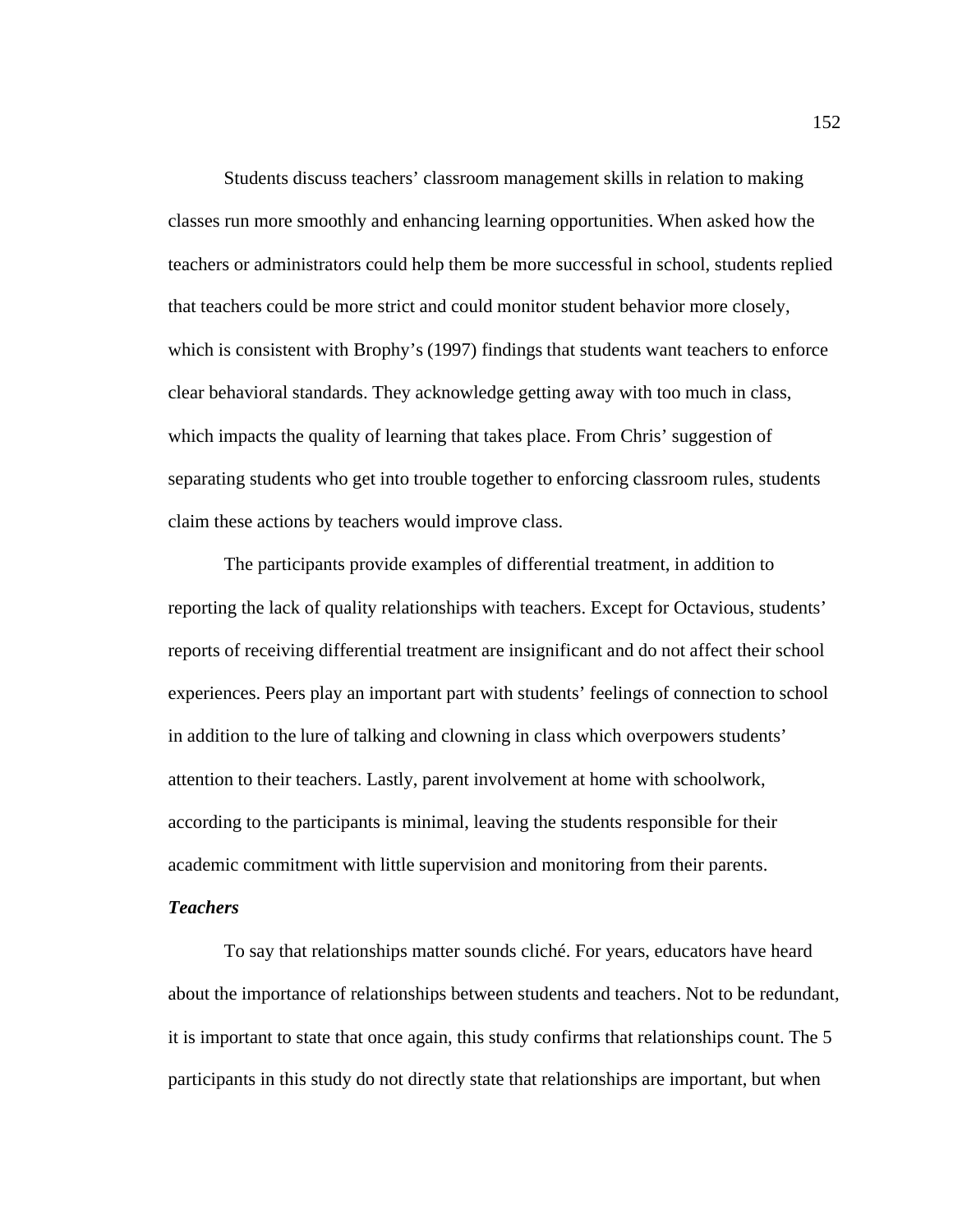Students discuss teachers' classroom management skills in relation to making classes run more smoothly and enhancing learning opportunities. When asked how the teachers or administrators could help them be more successful in school, students replied that teachers could be more strict and could monitor student behavior more closely, which is consistent with Brophy's (1997) findings that students want teachers to enforce clear behavioral standards. They acknowledge getting away with too much in class, which impacts the quality of learning that takes place. From Chris' suggestion of separating students who get into trouble together to enforcing classroom rules, students claim these actions by teachers would improve class.

The participants provide examples of differential treatment, in addition to reporting the lack of quality relationships with teachers. Except for Octavious, students' reports of receiving differential treatment are insignificant and do not affect their school experiences. Peers play an important part with students' feelings of connection to school in addition to the lure of talking and clowning in class which overpowers students' attention to their teachers. Lastly, parent involvement at home with schoolwork, according to the participants is minimal, leaving the students responsible for their academic commitment with little supervision and monitoring from their parents.

### *Teachers*

To say that relationships matter sounds cliché. For years, educators have heard about the importance of relationships between students and teachers. Not to be redundant, it is important to state that once again, this study confirms that relationships count. The 5 participants in this study do not directly state that relationships are important, but when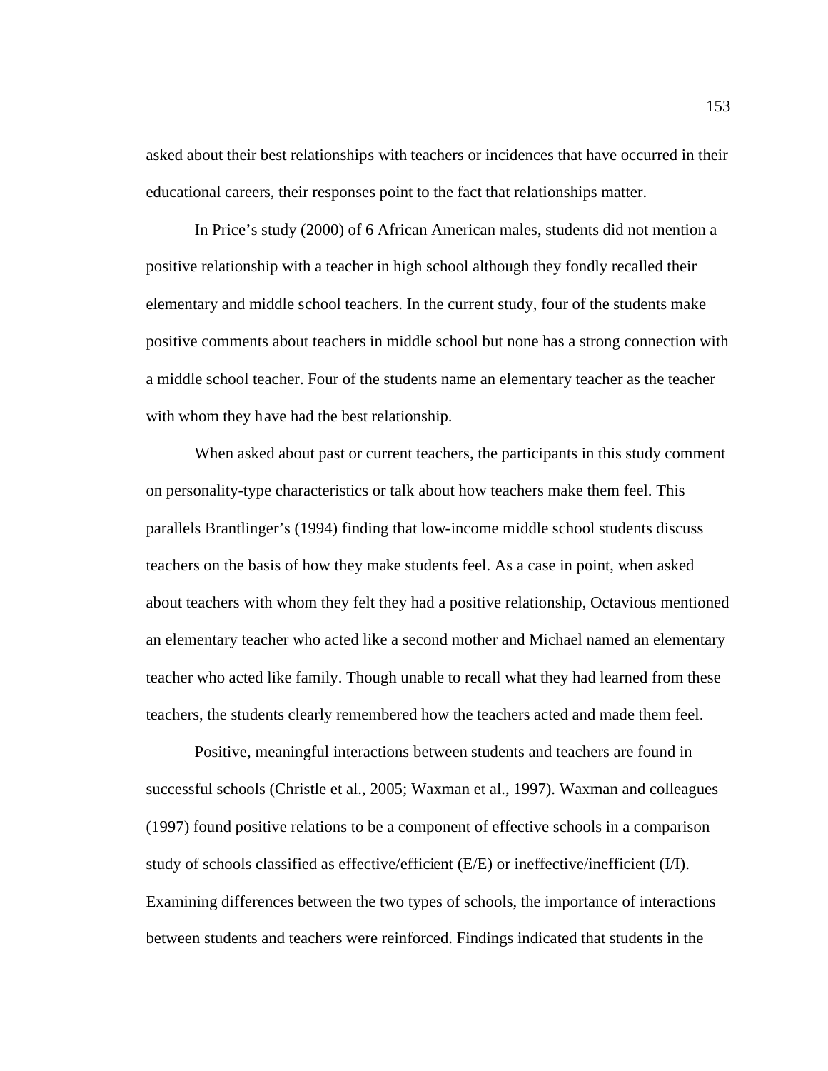asked about their best relationships with teachers or incidences that have occurred in their educational careers, their responses point to the fact that relationships matter.

In Price's study (2000) of 6 African American males, students did not mention a positive relationship with a teacher in high school although they fondly recalled their elementary and middle school teachers. In the current study, four of the students make positive comments about teachers in middle school but none has a strong connection with a middle school teacher. Four of the students name an elementary teacher as the teacher with whom they have had the best relationship.

When asked about past or current teachers, the participants in this study comment on personality-type characteristics or talk about how teachers make them feel. This parallels Brantlinger's (1994) finding that low-income middle school students discuss teachers on the basis of how they make students feel. As a case in point, when asked about teachers with whom they felt they had a positive relationship, Octavious mentioned an elementary teacher who acted like a second mother and Michael named an elementary teacher who acted like family. Though unable to recall what they had learned from these teachers, the students clearly remembered how the teachers acted and made them feel.

Positive, meaningful interactions between students and teachers are found in successful schools (Christle et al., 2005; Waxman et al., 1997). Waxman and colleagues (1997) found positive relations to be a component of effective schools in a comparison study of schools classified as effective/efficient (E/E) or ineffective/inefficient (I/I). Examining differences between the two types of schools, the importance of interactions between students and teachers were reinforced. Findings indicated that students in the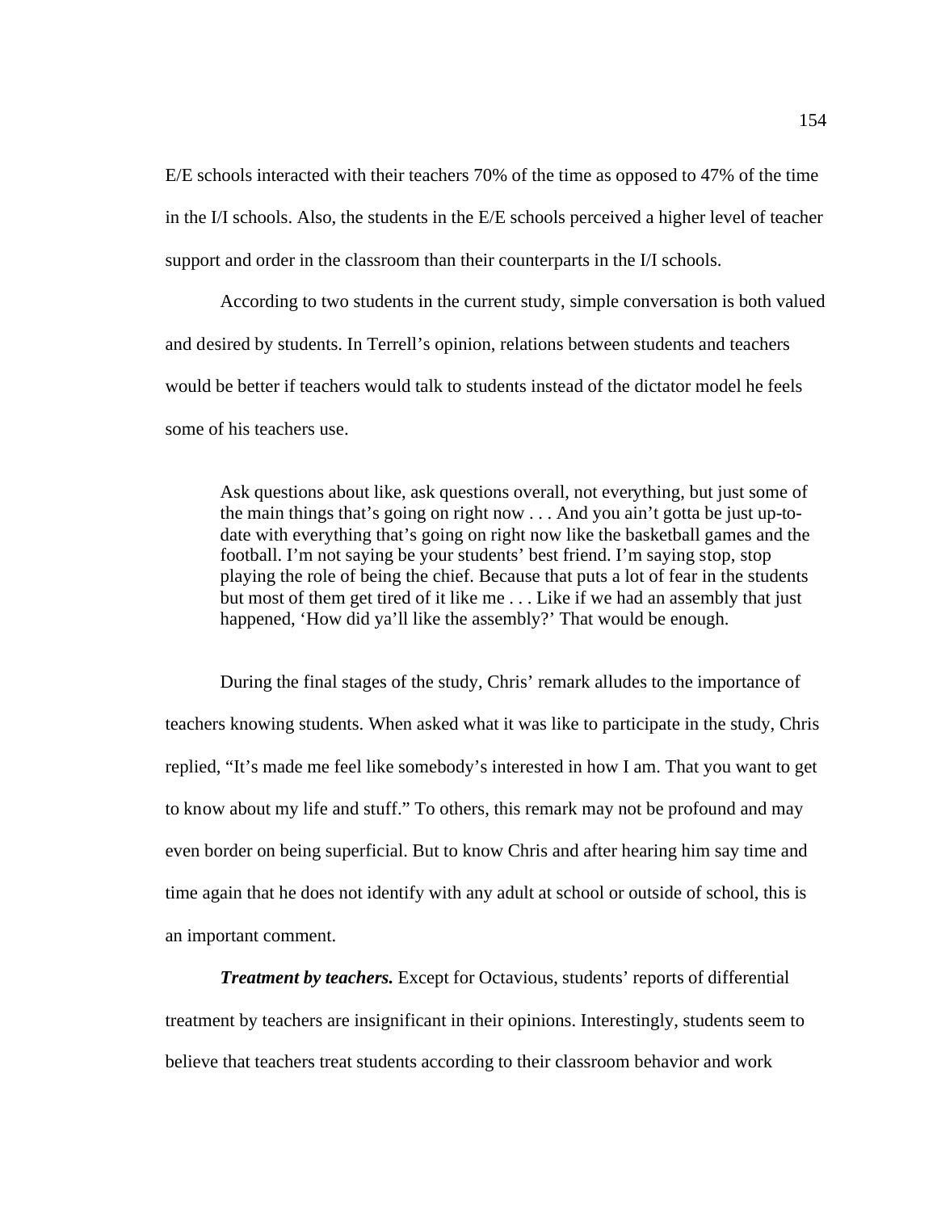E/E schools interacted with their teachers 70% of the time as opposed to 47% of the time in the I/I schools. Also, the students in the E/E schools perceived a higher level of teacher support and order in the classroom than their counterparts in the I/I schools.

According to two students in the current study, simple conversation is both valued and desired by students. In Terrell's opinion, relations between students and teachers would be better if teachers would talk to students instead of the dictator model he feels some of his teachers use.

> Ask questions about like, ask questions overall, not everything, but just some of the main things that's going on right now . . . And you ain't gotta be just up-to-date with everything that's going on right now like the basketball games and the football. I'm not saying be your students' best friend. I'm saying stop, stop playing the role of being the chief. Because that puts a lot of fear in the students but most of them get tired of it like me . . . Like if we had an assembly that just happened, 'How did ya'll like the assembly?' That would be enough.

During the final stages of the study, Chris' remark alludes to the importance of teachers knowing students. When asked what it was like to participate in the study, Chris replied, "It's made me feel like somebody's interested in how I am. That you want to get to know about my life and stuff." To others, this remark may not be profound and may even border on being superficial. But to know Chris and after hearing him say time and time again that he does not identify with any adult at school or outside of school, this is an important comment.

***Treatment by teachers.*** Except for Octavious, students' reports of differential treatment by teachers are insignificant in their opinions. Interestingly, students seem to believe that teachers treat students according to their classroom behavior and work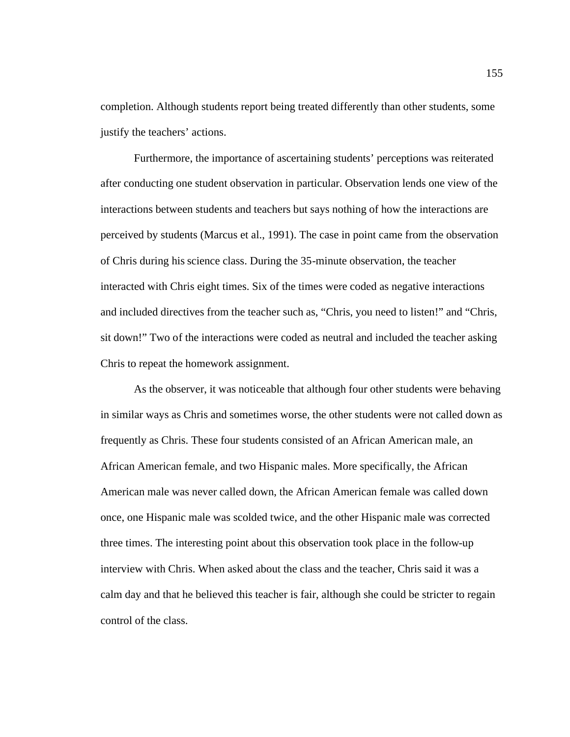completion. Although students report being treated differently than other students, some justify the teachers' actions.

Furthermore, the importance of ascertaining students' perceptions was reiterated after conducting one student observation in particular. Observation lends one view of the interactions between students and teachers but says nothing of how the interactions are perceived by students (Marcus et al., 1991). The case in point came from the observation of Chris during his science class. During the 35-minute observation, the teacher interacted with Chris eight times. Six of the times were coded as negative interactions and included directives from the teacher such as, "Chris, you need to listen!" and "Chris, sit down!" Two of the interactions were coded as neutral and included the teacher asking Chris to repeat the homework assignment.

As the observer, it was noticeable that although four other students were behaving in similar ways as Chris and sometimes worse, the other students were not called down as frequently as Chris. These four students consisted of an African American male, an African American female, and two Hispanic males. More specifically, the African American male was never called down, the African American female was called down once, one Hispanic male was scolded twice, and the other Hispanic male was corrected three times. The interesting point about this observation took place in the follow-up interview with Chris. When asked about the class and the teacher, Chris said it was a calm day and that he believed this teacher is fair, although she could be stricter to regain control of the class.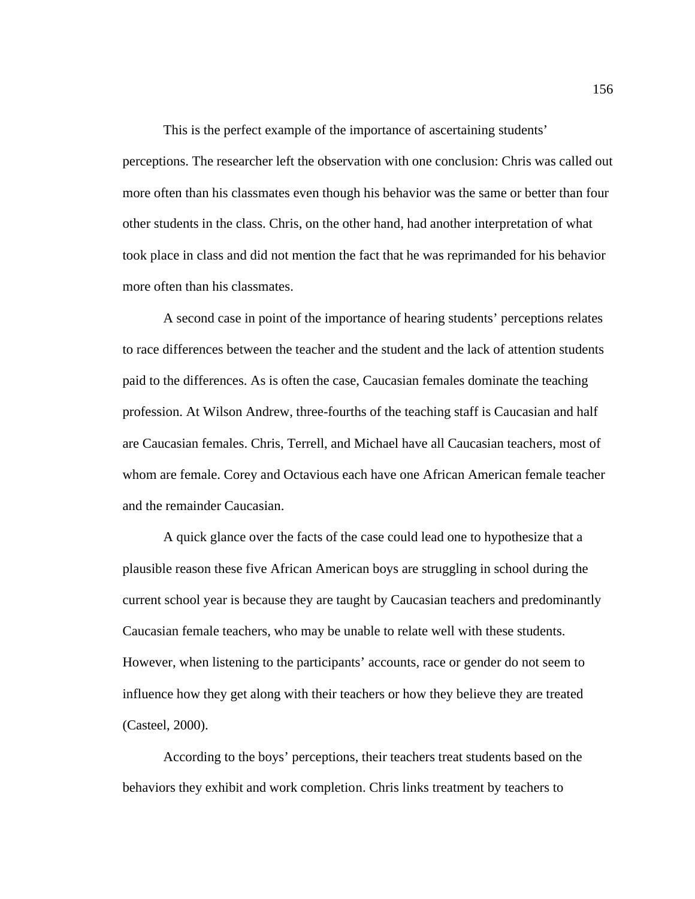This is the perfect example of the importance of ascertaining students' perceptions. The researcher left the observation with one conclusion: Chris was called out more often than his classmates even though his behavior was the same or better than four other students in the class. Chris, on the other hand, had another interpretation of what took place in class and did not mention the fact that he was reprimanded for his behavior more often than his classmates.

A second case in point of the importance of hearing students' perceptions relates to race differences between the teacher and the student and the lack of attention students paid to the differences. As is often the case, Caucasian females dominate the teaching profession. At Wilson Andrew, three-fourths of the teaching staff is Caucasian and half are Caucasian females. Chris, Terrell, and Michael have all Caucasian teachers, most of whom are female. Corey and Octavious each have one African American female teacher and the remainder Caucasian.

A quick glance over the facts of the case could lead one to hypothesize that a plausible reason these five African American boys are struggling in school during the current school year is because they are taught by Caucasian teachers and predominantly Caucasian female teachers, who may be unable to relate well with these students. However, when listening to the participants' accounts, race or gender do not seem to influence how they get along with their teachers or how they believe they are treated (Casteel, 2000).

According to the boys' perceptions, their teachers treat students based on the behaviors they exhibit and work completion. Chris links treatment by teachers to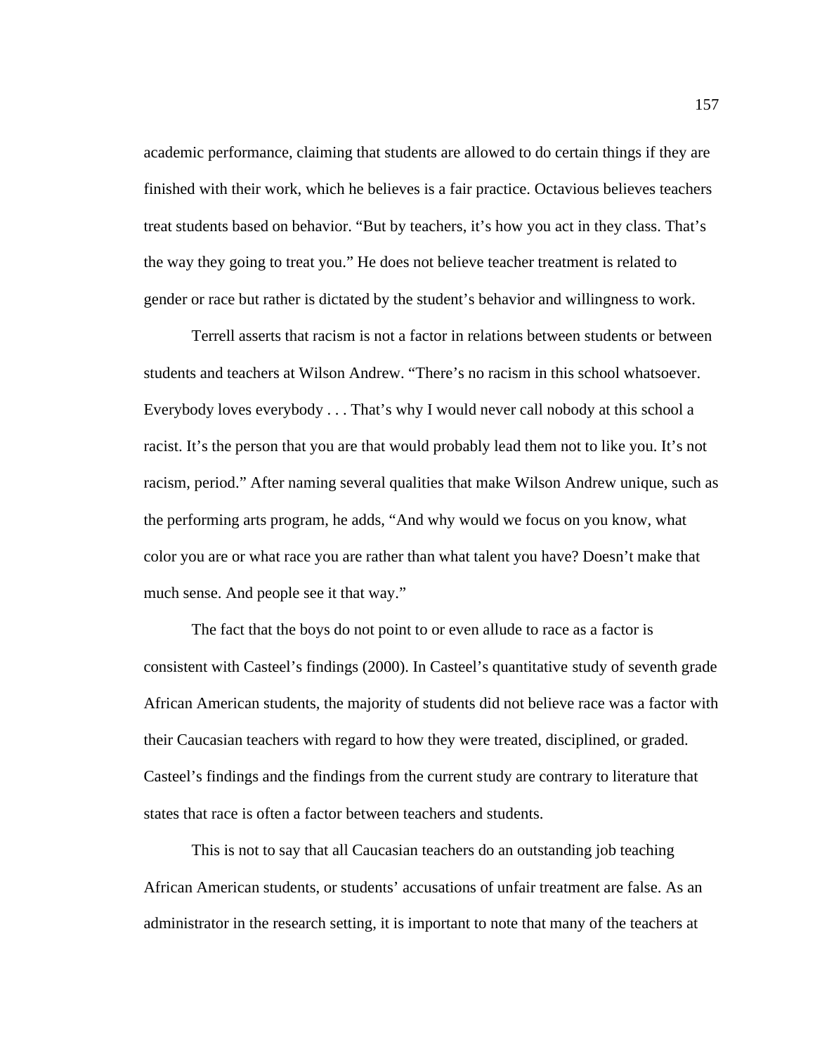academic performance, claiming that students are allowed to do certain things if they are finished with their work, which he believes is a fair practice. Octavious believes teachers treat students based on behavior. “But by teachers, it’s how you act in they class. That’s the way they going to treat you.” He does not believe teacher treatment is related to gender or race but rather is dictated by the student’s behavior and willingness to work.

Terrell asserts that racism is not a factor in relations between students or between students and teachers at Wilson Andrew. “There’s no racism in this school whatsoever. Everybody loves everybody . . . That’s why I would never call nobody at this school a racist. It’s the person that you are that would probably lead them not to like you. It’s not racism, period.” After naming several qualities that make Wilson Andrew unique, such as the performing arts program, he adds, “And why would we focus on you know, what color you are or what race you are rather than what talent you have? Doesn’t make that much sense. And people see it that way.”

The fact that the boys do not point to or even allude to race as a factor is consistent with Casteel’s findings (2000). In Casteel’s quantitative study of seventh grade African American students, the majority of students did not believe race was a factor with their Caucasian teachers with regard to how they were treated, disciplined, or graded. Casteel’s findings and the findings from the current study are contrary to literature that states that race is often a factor between teachers and students.

This is not to say that all Caucasian teachers do an outstanding job teaching African American students, or students’ accusations of unfair treatment are false. As an administrator in the research setting, it is important to note that many of the teachers at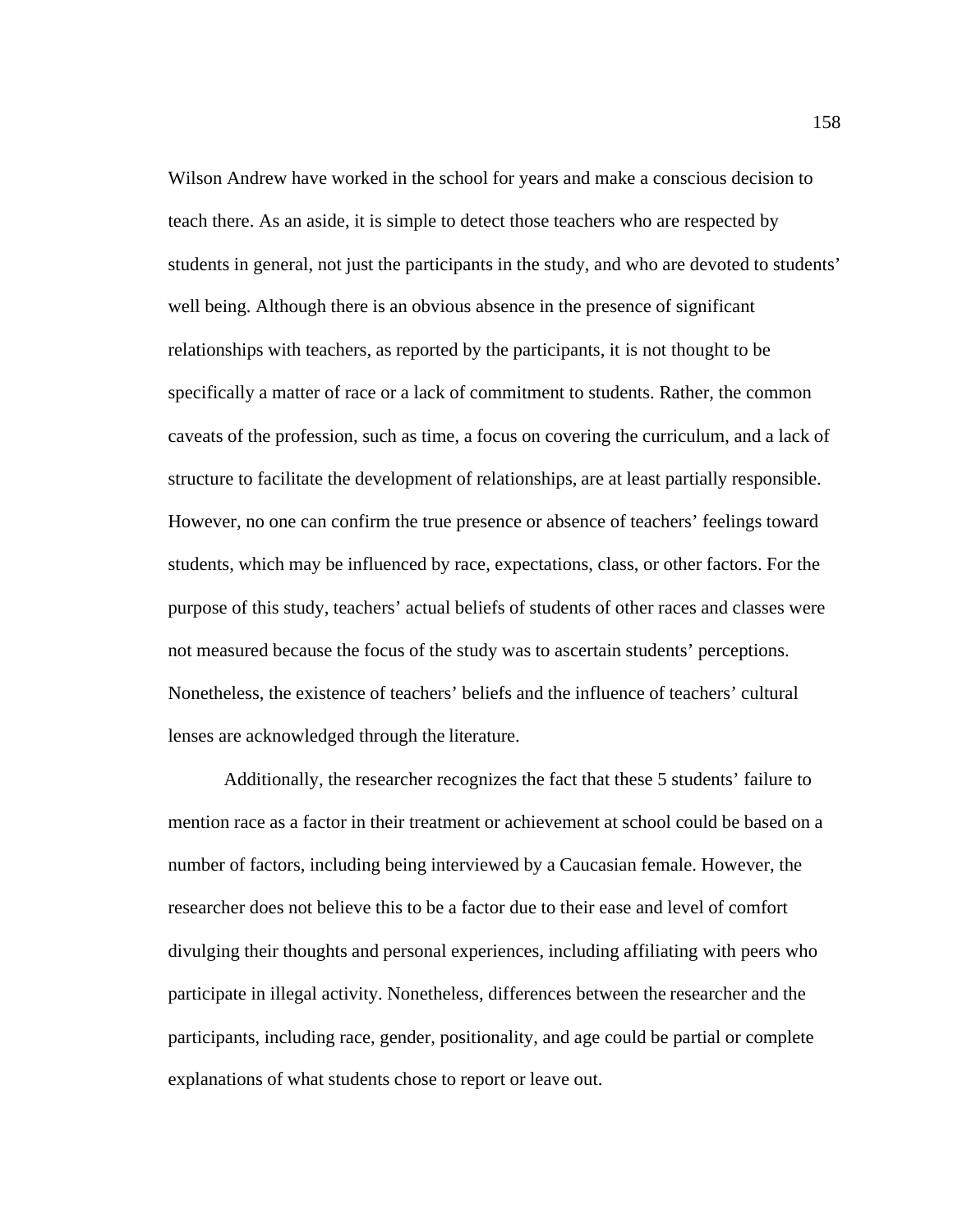Wilson Andrew have worked in the school for years and make a conscious decision to teach there. As an aside, it is simple to detect those teachers who are respected by students in general, not just the participants in the study, and who are devoted to students' well being. Although there is an obvious absence in the presence of significant relationships with teachers, as reported by the participants, it is not thought to be specifically a matter of race or a lack of commitment to students. Rather, the common caveats of the profession, such as time, a focus on covering the curriculum, and a lack of structure to facilitate the development of relationships, are at least partially responsible. However, no one can confirm the true presence or absence of teachers' feelings toward students, which may be influenced by race, expectations, class, or other factors. For the purpose of this study, teachers' actual beliefs of students of other races and classes were not measured because the focus of the study was to ascertain students' perceptions. Nonetheless, the existence of teachers' beliefs and the influence of teachers' cultural lenses are acknowledged through the literature.

Additionally, the researcher recognizes the fact that these 5 students' failure to mention race as a factor in their treatment or achievement at school could be based on a number of factors, including being interviewed by a Caucasian female. However, the researcher does not believe this to be a factor due to their ease and level of comfort divulging their thoughts and personal experiences, including affiliating with peers who participate in illegal activity. Nonetheless, differences between the researcher and the participants, including race, gender, positionality, and age could be partial or complete explanations of what students chose to report or leave out.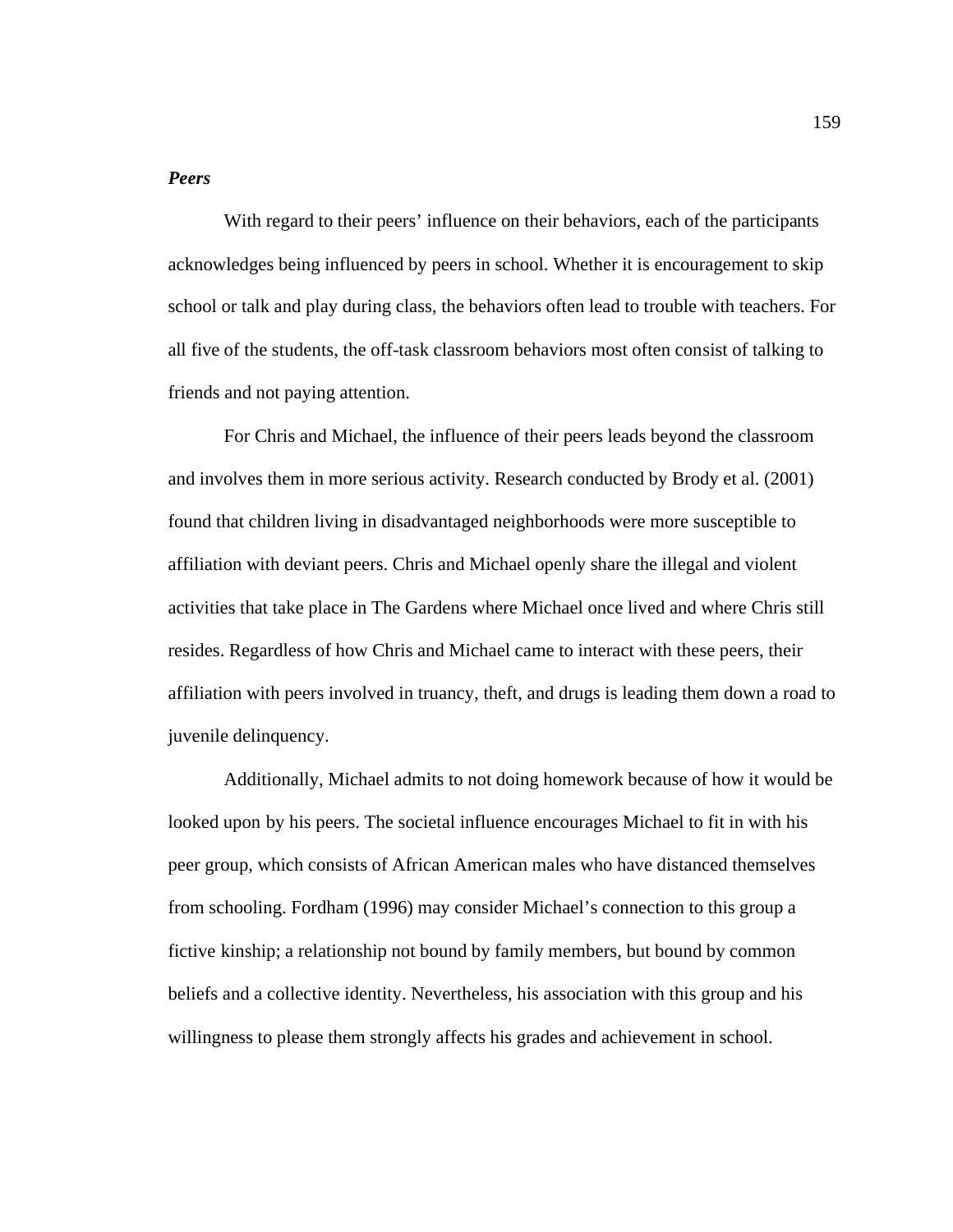***Peers***

With regard to their peers' influence on their behaviors, each of the participants acknowledges being influenced by peers in school. Whether it is encouragement to skip school or talk and play during class, the behaviors often lead to trouble with teachers. For all five of the students, the off-task classroom behaviors most often consist of talking to friends and not paying attention.

For Chris and Michael, the influence of their peers leads beyond the classroom and involves them in more serious activity. Research conducted by Brody et al. (2001) found that children living in disadvantaged neighborhoods were more susceptible to affiliation with deviant peers. Chris and Michael openly share the illegal and violent activities that take place in The Gardens where Michael once lived and where Chris still resides. Regardless of how Chris and Michael came to interact with these peers, their affiliation with peers involved in truancy, theft, and drugs is leading them down a road to juvenile delinquency.

Additionally, Michael admits to not doing homework because of how it would be looked upon by his peers. The societal influence encourages Michael to fit in with his peer group, which consists of African American males who have distanced themselves from schooling. Fordham (1996) may consider Michael's connection to this group a fictive kinship; a relationship not bound by family members, but bound by common beliefs and a collective identity. Nevertheless, his association with this group and his willingness to please them strongly affects his grades and achievement in school.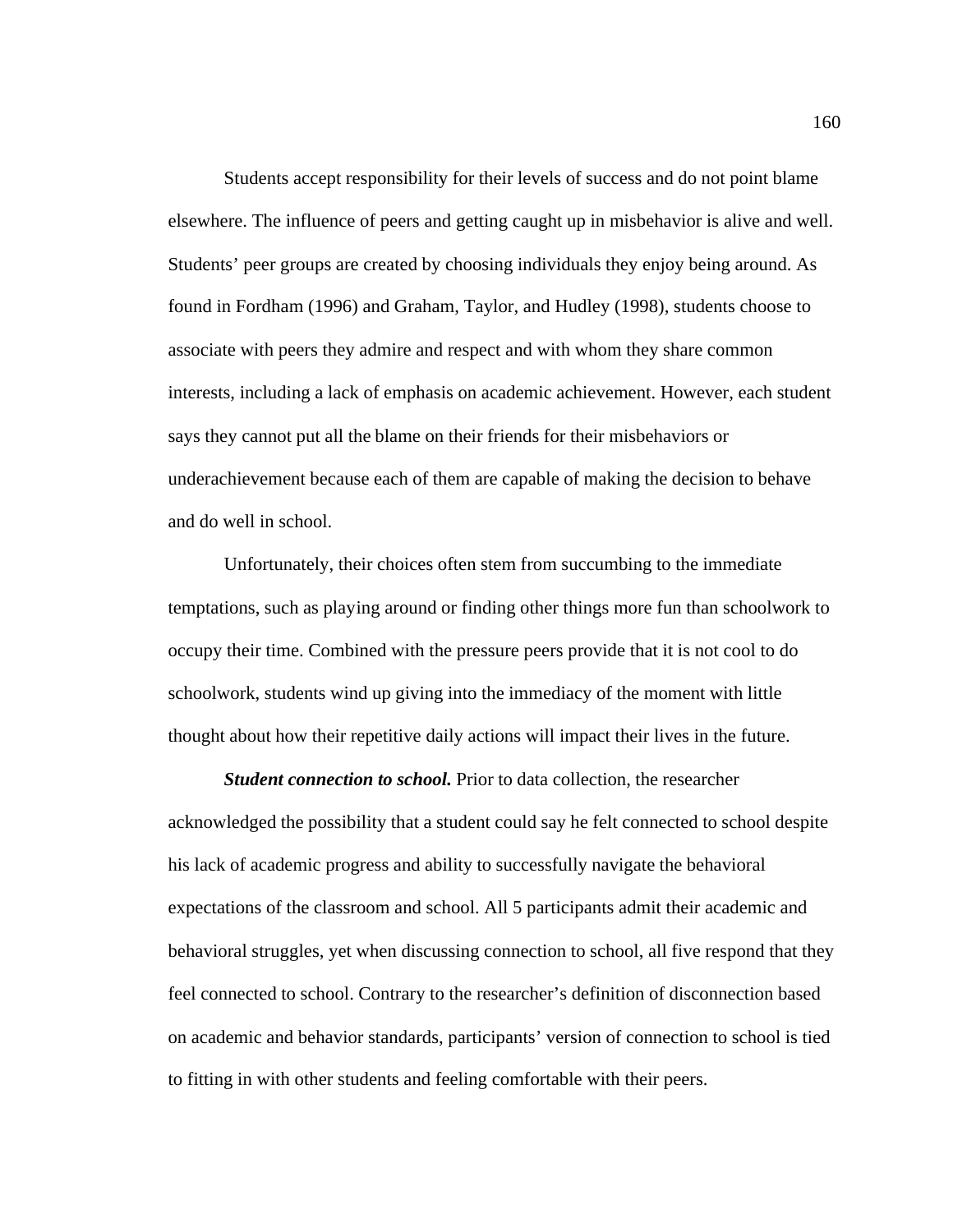Students accept responsibility for their levels of success and do not point blame elsewhere. The influence of peers and getting caught up in misbehavior is alive and well. Students' peer groups are created by choosing individuals they enjoy being around. As found in Fordham (1996) and Graham, Taylor, and Hudley (1998), students choose to associate with peers they admire and respect and with whom they share common interests, including a lack of emphasis on academic achievement. However, each student says they cannot put all the blame on their friends for their misbehaviors or underachievement because each of them are capable of making the decision to behave and do well in school.

Unfortunately, their choices often stem from succumbing to the immediate temptations, such as playing around or finding other things more fun than schoolwork to occupy their time. Combined with the pressure peers provide that it is not cool to do schoolwork, students wind up giving into the immediacy of the moment with little thought about how their repetitive daily actions will impact their lives in the future.

***Student connection to school.*** Prior to data collection, the researcher acknowledged the possibility that a student could say he felt connected to school despite his lack of academic progress and ability to successfully navigate the behavioral expectations of the classroom and school. All 5 participants admit their academic and behavioral struggles, yet when discussing connection to school, all five respond that they feel connected to school. Contrary to the researcher's definition of disconnection based on academic and behavior standards, participants' version of connection to school is tied to fitting in with other students and feeling comfortable with their peers.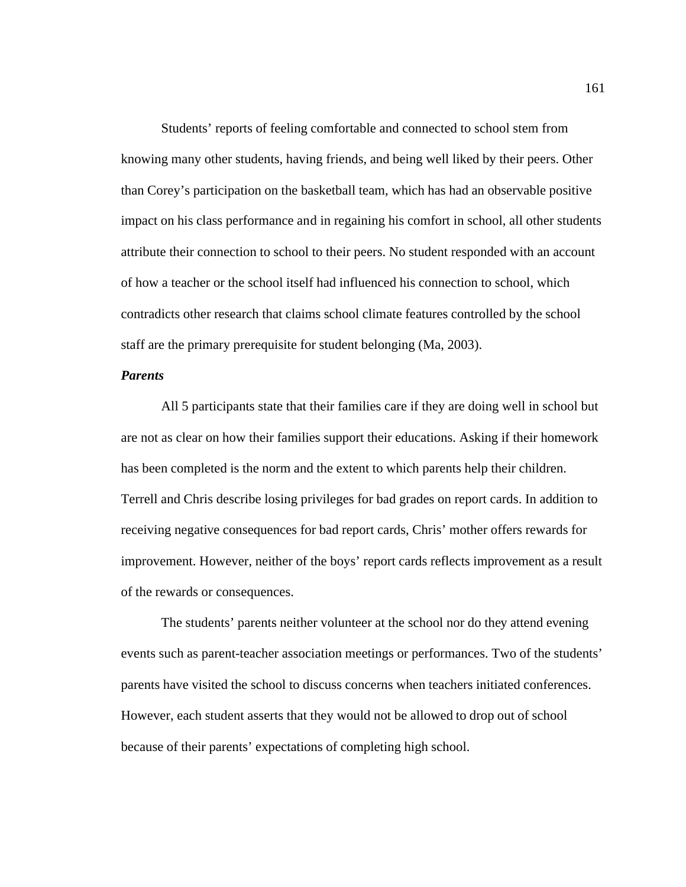Students' reports of feeling comfortable and connected to school stem from knowing many other students, having friends, and being well liked by their peers. Other than Corey's participation on the basketball team, which has had an observable positive impact on his class performance and in regaining his comfort in school, all other students attribute their connection to school to their peers. No student responded with an account of how a teacher or the school itself had influenced his connection to school, which contradicts other research that claims school climate features controlled by the school staff are the primary prerequisite for student belonging (Ma, 2003).

***Parents***

All 5 participants state that their families care if they are doing well in school but are not as clear on how their families support their educations. Asking if their homework has been completed is the norm and the extent to which parents help their children. Terrell and Chris describe losing privileges for bad grades on report cards. In addition to receiving negative consequences for bad report cards, Chris' mother offers rewards for improvement. However, neither of the boys' report cards reflects improvement as a result of the rewards or consequences.

The students' parents neither volunteer at the school nor do they attend evening events such as parent-teacher association meetings or performances. Two of the students' parents have visited the school to discuss concerns when teachers initiated conferences. However, each student asserts that they would not be allowed to drop out of school because of their parents' expectations of completing high school.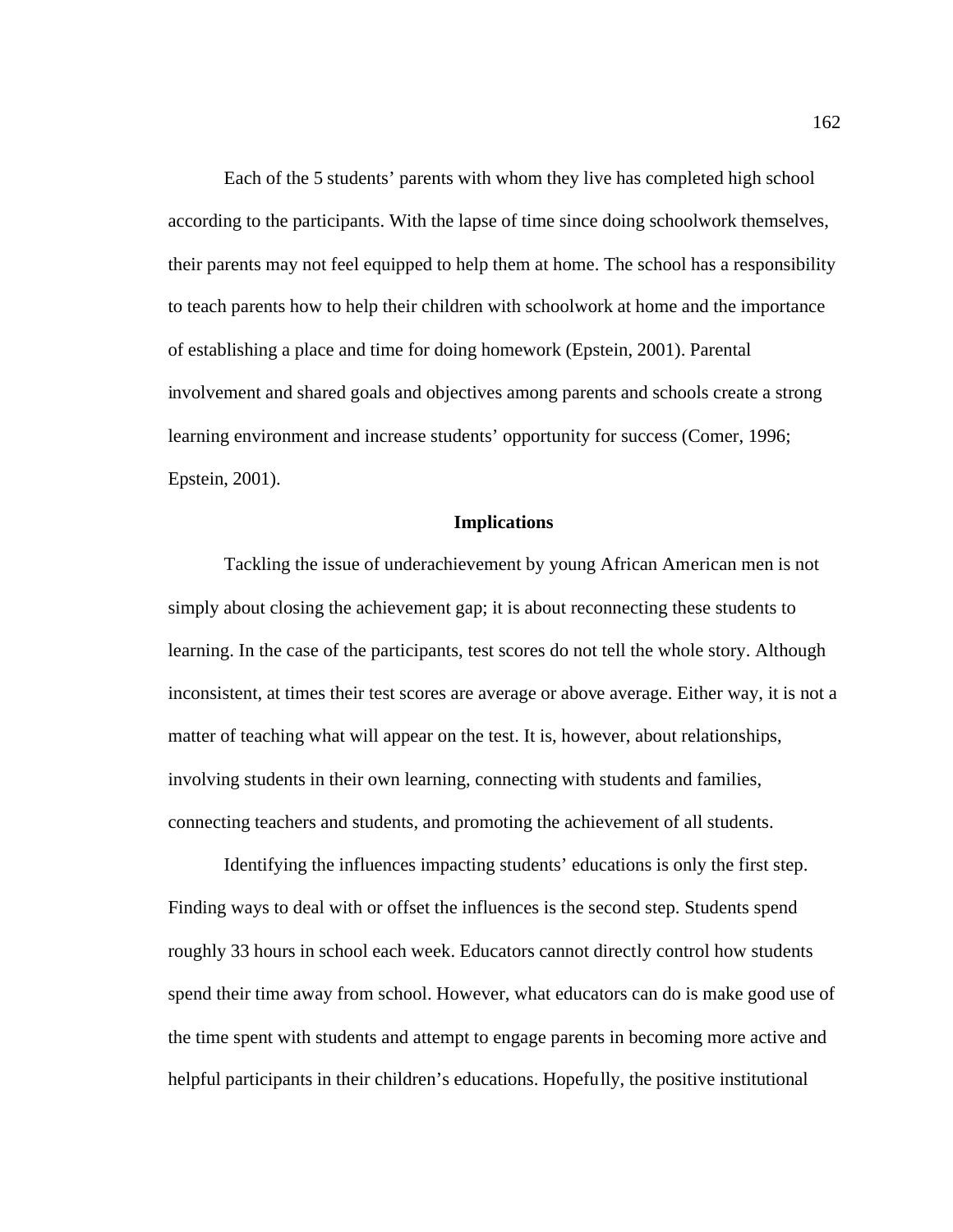Each of the 5 students' parents with whom they live has completed high school according to the participants. With the lapse of time since doing schoolwork themselves, their parents may not feel equipped to help them at home. The school has a responsibility to teach parents how to help their children with schoolwork at home and the importance of establishing a place and time for doing homework (Epstein, 2001). Parental involvement and shared goals and objectives among parents and schools create a strong learning environment and increase students' opportunity for success (Comer, 1996; Epstein, 2001).

## Implications

Tackling the issue of underachievement by young African American men is not simply about closing the achievement gap; it is about reconnecting these students to learning. In the case of the participants, test scores do not tell the whole story. Although inconsistent, at times their test scores are average or above average. Either way, it is not a matter of teaching what will appear on the test. It is, however, about relationships, involving students in their own learning, connecting with students and families, connecting teachers and students, and promoting the achievement of all students.

Identifying the influences impacting students' educations is only the first step. Finding ways to deal with or offset the influences is the second step. Students spend roughly 33 hours in school each week. Educators cannot directly control how students spend their time away from school. However, what educators can do is make good use of the time spent with students and attempt to engage parents in becoming more active and helpful participants in their children's educations. Hopefully, the positive institutional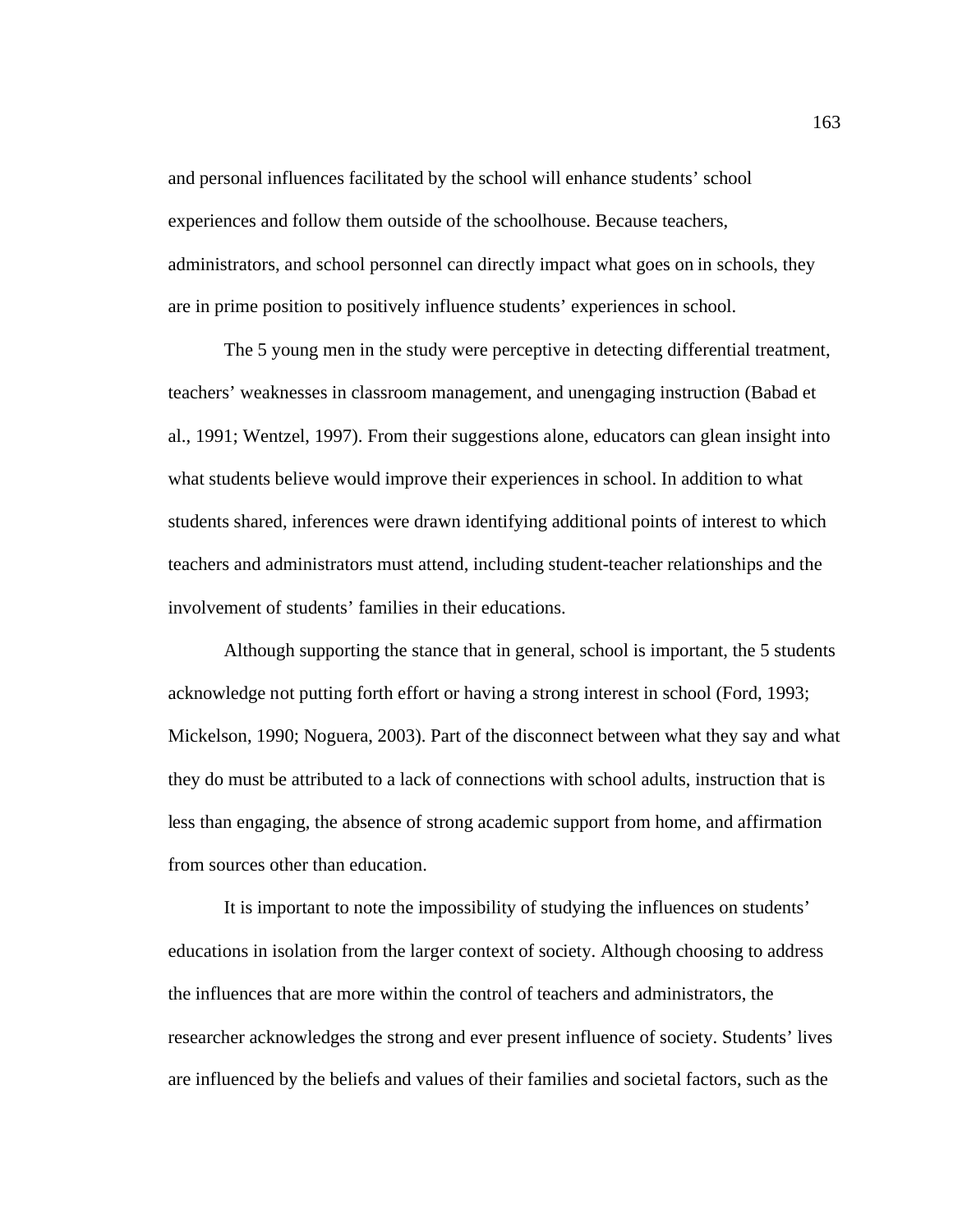and personal influences facilitated by the school will enhance students' school experiences and follow them outside of the schoolhouse. Because teachers, administrators, and school personnel can directly impact what goes on in schools, they are in prime position to positively influence students' experiences in school.

The 5 young men in the study were perceptive in detecting differential treatment, teachers' weaknesses in classroom management, and unengaging instruction (Babad et al., 1991; Wentzel, 1997). From their suggestions alone, educators can glean insight into what students believe would improve their experiences in school. In addition to what students shared, inferences were drawn identifying additional points of interest to which teachers and administrators must attend, including student-teacher relationships and the involvement of students' families in their educations.

Although supporting the stance that in general, school is important, the 5 students acknowledge not putting forth effort or having a strong interest in school (Ford, 1993; Mickelson, 1990; Noguera, 2003). Part of the disconnect between what they say and what they do must be attributed to a lack of connections with school adults, instruction that is less than engaging, the absence of strong academic support from home, and affirmation from sources other than education.

It is important to note the impossibility of studying the influences on students' educations in isolation from the larger context of society. Although choosing to address the influences that are more within the control of teachers and administrators, the researcher acknowledges the strong and ever present influence of society. Students' lives are influenced by the beliefs and values of their families and societal factors, such as the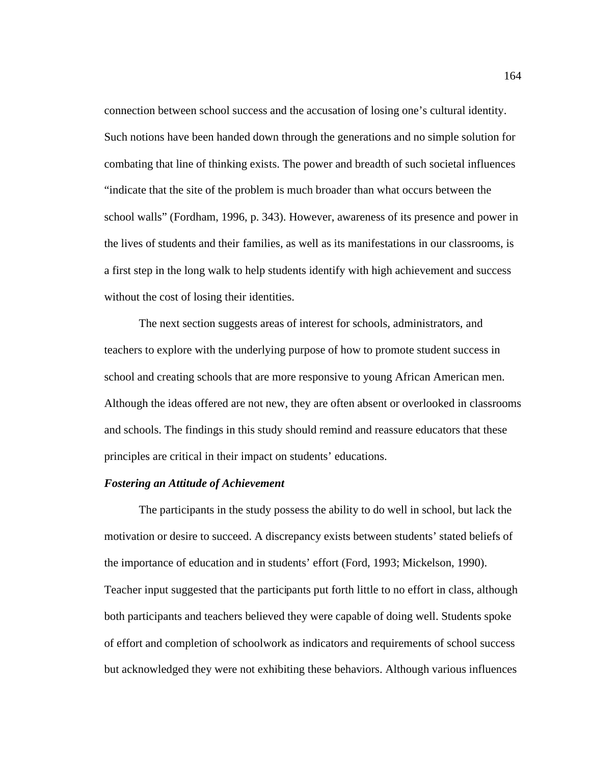connection between school success and the accusation of losing one's cultural identity. Such notions have been handed down through the generations and no simple solution for combating that line of thinking exists. The power and breadth of such societal influences "indicate that the site of the problem is much broader than what occurs between the school walls" (Fordham, 1996, p. 343). However, awareness of its presence and power in the lives of students and their families, as well as its manifestations in our classrooms, is a first step in the long walk to help students identify with high achievement and success without the cost of losing their identities.

The next section suggests areas of interest for schools, administrators, and teachers to explore with the underlying purpose of how to promote student success in school and creating schools that are more responsive to young African American men. Although the ideas offered are not new, they are often absent or overlooked in classrooms and schools. The findings in this study should remind and reassure educators that these principles are critical in their impact on students' educations.

***Fostering an Attitude of Achievement***

The participants in the study possess the ability to do well in school, but lack the motivation or desire to succeed. A discrepancy exists between students' stated beliefs of the importance of education and in students' effort (Ford, 1993; Mickelson, 1990). Teacher input suggested that the participants put forth little to no effort in class, although both participants and teachers believed they were capable of doing well. Students spoke of effort and completion of schoolwork as indicators and requirements of school success but acknowledged they were not exhibiting these behaviors. Although various influences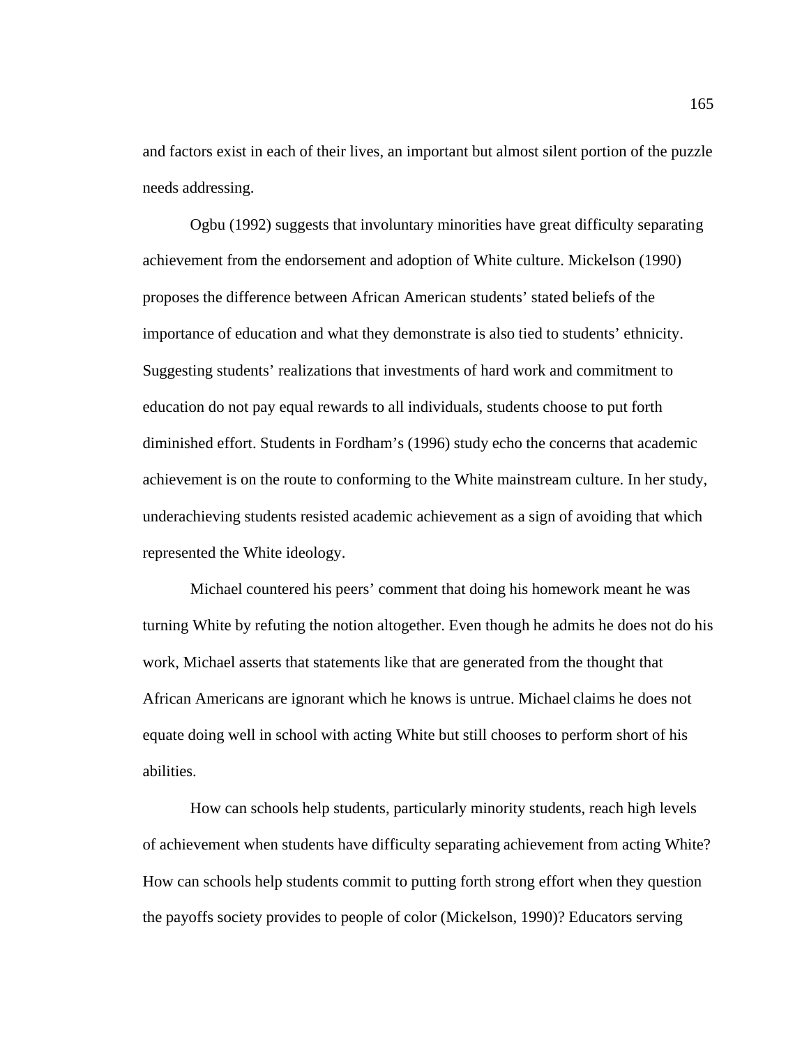and factors exist in each of their lives, an important but almost silent portion of the puzzle needs addressing.

Ogbu (1992) suggests that involuntary minorities have great difficulty separating achievement from the endorsement and adoption of White culture. Mickelson (1990) proposes the difference between African American students' stated beliefs of the importance of education and what they demonstrate is also tied to students' ethnicity. Suggesting students' realizations that investments of hard work and commitment to education do not pay equal rewards to all individuals, students choose to put forth diminished effort. Students in Fordham's (1996) study echo the concerns that academic achievement is on the route to conforming to the White mainstream culture. In her study, underachieving students resisted academic achievement as a sign of avoiding that which represented the White ideology.

Michael countered his peers' comment that doing his homework meant he was turning White by refuting the notion altogether. Even though he admits he does not do his work, Michael asserts that statements like that are generated from the thought that African Americans are ignorant which he knows is untrue. Michael claims he does not equate doing well in school with acting White but still chooses to perform short of his abilities.

How can schools help students, particularly minority students, reach high levels of achievement when students have difficulty separating achievement from acting White? How can schools help students commit to putting forth strong effort when they question the payoffs society provides to people of color (Mickelson, 1990)? Educators serving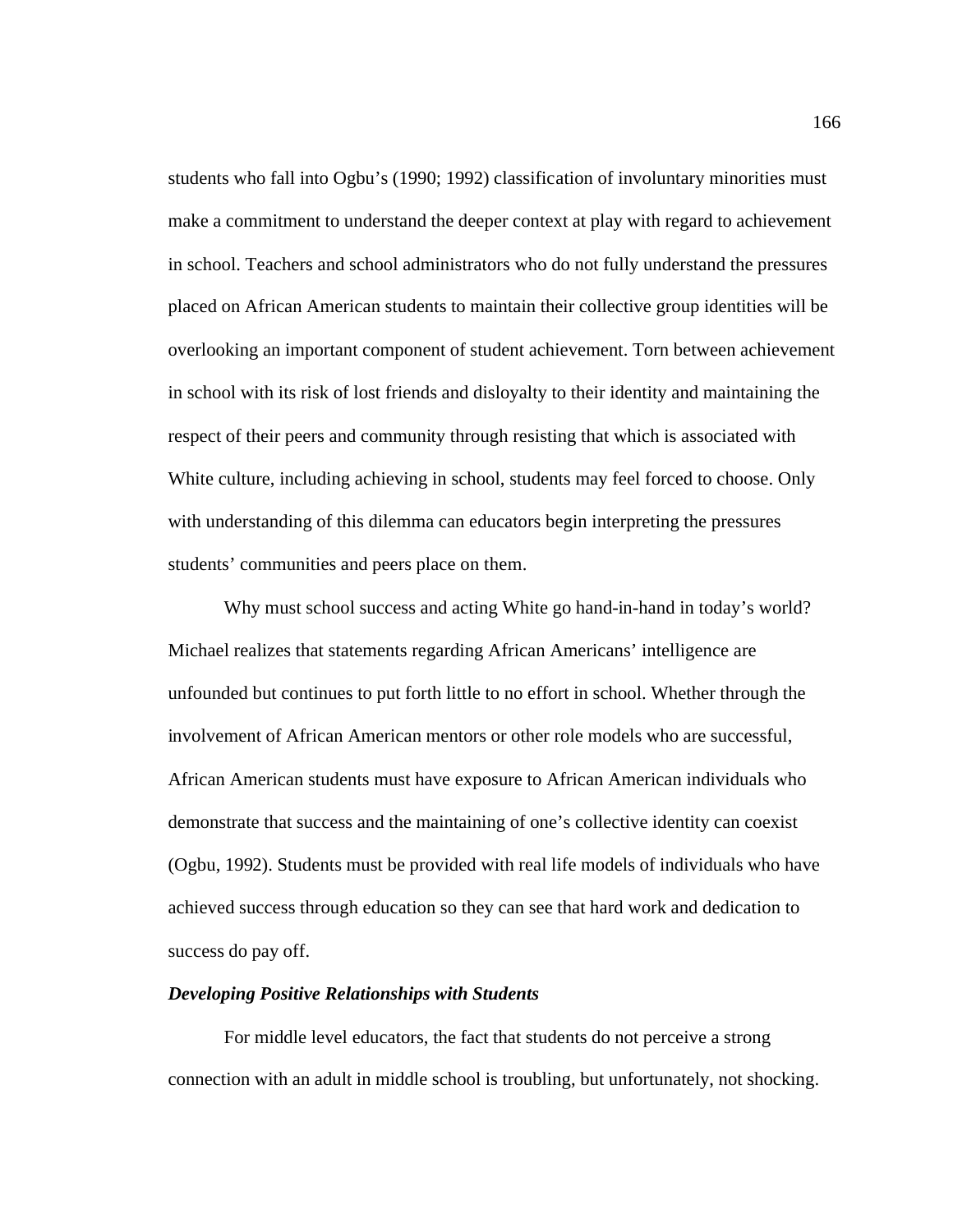students who fall into Ogbu's (1990; 1992) classification of involuntary minorities must make a commitment to understand the deeper context at play with regard to achievement in school. Teachers and school administrators who do not fully understand the pressures placed on African American students to maintain their collective group identities will be overlooking an important component of student achievement. Torn between achievement in school with its risk of lost friends and disloyalty to their identity and maintaining the respect of their peers and community through resisting that which is associated with White culture, including achieving in school, students may feel forced to choose. Only with understanding of this dilemma can educators begin interpreting the pressures students' communities and peers place on them.

Why must school success and acting White go hand-in-hand in today's world? Michael realizes that statements regarding African Americans' intelligence are unfounded but continues to put forth little to no effort in school. Whether through the involvement of African American mentors or other role models who are successful, African American students must have exposure to African American individuals who demonstrate that success and the maintaining of one's collective identity can coexist (Ogbu, 1992). Students must be provided with real life models of individuals who have achieved success through education so they can see that hard work and dedication to success do pay off.

***Developing Positive Relationships with Students***

For middle level educators, the fact that students do not perceive a strong connection with an adult in middle school is troubling, but unfortunately, not shocking.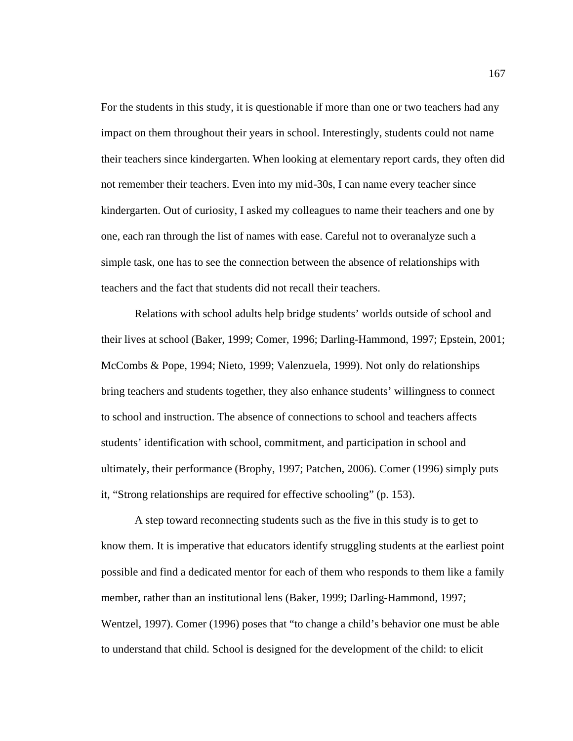For the students in this study, it is questionable if more than one or two teachers had any impact on them throughout their years in school. Interestingly, students could not name their teachers since kindergarten. When looking at elementary report cards, they often did not remember their teachers. Even into my mid-30s, I can name every teacher since kindergarten. Out of curiosity, I asked my colleagues to name their teachers and one by one, each ran through the list of names with ease. Careful not to overanalyze such a simple task, one has to see the connection between the absence of relationships with teachers and the fact that students did not recall their teachers.

Relations with school adults help bridge students' worlds outside of school and their lives at school (Baker, 1999; Comer, 1996; Darling-Hammond, 1997; Epstein, 2001; McCombs & Pope, 1994; Nieto, 1999; Valenzuela, 1999). Not only do relationships bring teachers and students together, they also enhance students' willingness to connect to school and instruction. The absence of connections to school and teachers affects students' identification with school, commitment, and participation in school and ultimately, their performance (Brophy, 1997; Patchen, 2006). Comer (1996) simply puts it, "Strong relationships are required for effective schooling" (p. 153).

A step toward reconnecting students such as the five in this study is to get to know them. It is imperative that educators identify struggling students at the earliest point possible and find a dedicated mentor for each of them who responds to them like a family member, rather than an institutional lens (Baker, 1999; Darling-Hammond, 1997; Wentzel, 1997). Comer (1996) poses that "to change a child's behavior one must be able to understand that child. School is designed for the development of the child: to elicit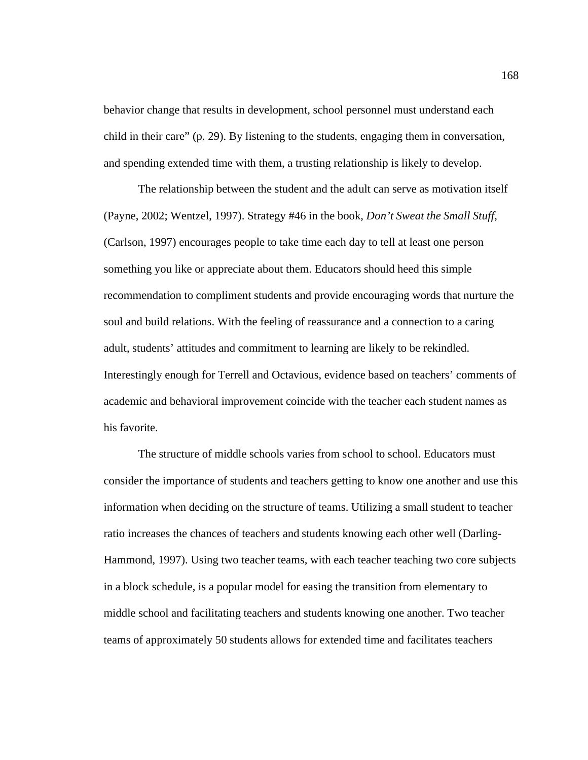behavior change that results in development, school personnel must understand each child in their care" (p. 29). By listening to the students, engaging them in conversation, and spending extended time with them, a trusting relationship is likely to develop.

The relationship between the student and the adult can serve as motivation itself (Payne, 2002; Wentzel, 1997). Strategy #46 in the book, *Don't Sweat the Small Stuff*, (Carlson, 1997) encourages people to take time each day to tell at least one person something you like or appreciate about them. Educators should heed this simple recommendation to compliment students and provide encouraging words that nurture the soul and build relations. With the feeling of reassurance and a connection to a caring adult, students' attitudes and commitment to learning are likely to be rekindled. Interestingly enough for Terrell and Octavious, evidence based on teachers' comments of academic and behavioral improvement coincide with the teacher each student names as his favorite.

The structure of middle schools varies from school to school. Educators must consider the importance of students and teachers getting to know one another and use this information when deciding on the structure of teams. Utilizing a small student to teacher ratio increases the chances of teachers and students knowing each other well (Darling-Hammond, 1997). Using two teacher teams, with each teacher teaching two core subjects in a block schedule, is a popular model for easing the transition from elementary to middle school and facilitating teachers and students knowing one another. Two teacher teams of approximately 50 students allows for extended time and facilitates teachers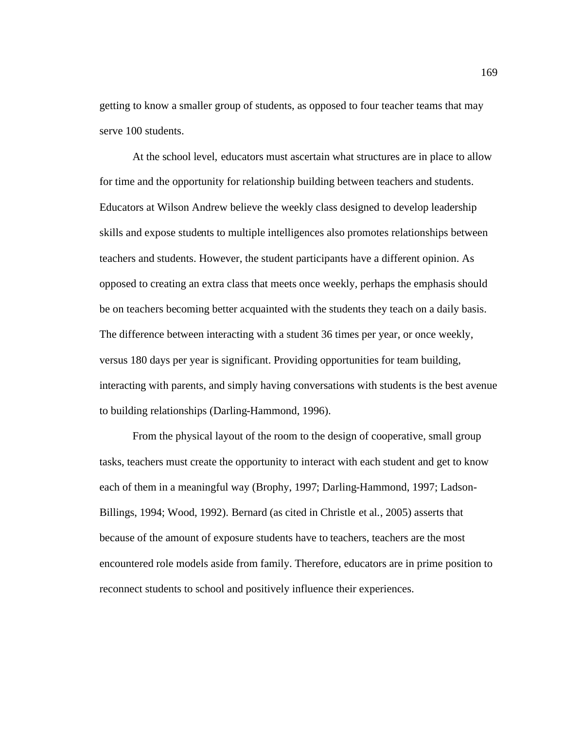getting to know a smaller group of students, as opposed to four teacher teams that may serve 100 students.

At the school level, educators must ascertain what structures are in place to allow for time and the opportunity for relationship building between teachers and students. Educators at Wilson Andrew believe the weekly class designed to develop leadership skills and expose students to multiple intelligences also promotes relationships between teachers and students. However, the student participants have a different opinion. As opposed to creating an extra class that meets once weekly, perhaps the emphasis should be on teachers becoming better acquainted with the students they teach on a daily basis. The difference between interacting with a student 36 times per year, or once weekly, versus 180 days per year is significant. Providing opportunities for team building, interacting with parents, and simply having conversations with students is the best avenue to building relationships (Darling-Hammond, 1996).

From the physical layout of the room to the design of cooperative, small group tasks, teachers must create the opportunity to interact with each student and get to know each of them in a meaningful way (Brophy, 1997; Darling-Hammond, 1997; Ladson-Billings, 1994; Wood, 1992). Bernard (as cited in Christle et al., 2005) asserts that because of the amount of exposure students have to teachers, teachers are the most encountered role models aside from family. Therefore, educators are in prime position to reconnect students to school and positively influence their experiences.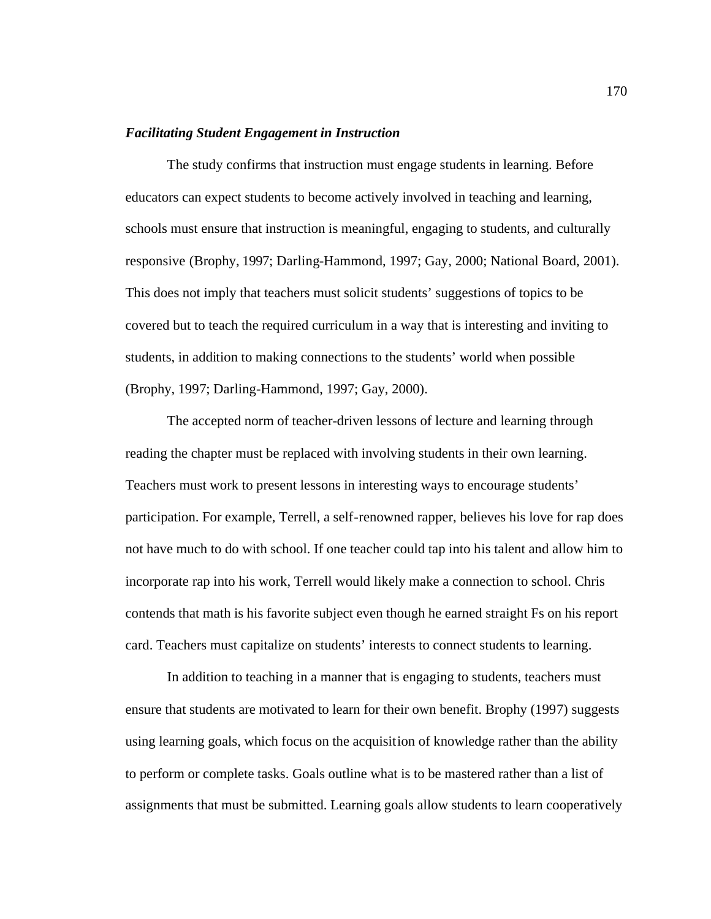***Facilitating Student Engagement in Instruction***

The study confirms that instruction must engage students in learning. Before educators can expect students to become actively involved in teaching and learning, schools must ensure that instruction is meaningful, engaging to students, and culturally responsive (Brophy, 1997; Darling-Hammond, 1997; Gay, 2000; National Board, 2001). This does not imply that teachers must solicit students' suggestions of topics to be covered but to teach the required curriculum in a way that is interesting and inviting to students, in addition to making connections to the students' world when possible (Brophy, 1997; Darling-Hammond, 1997; Gay, 2000).

The accepted norm of teacher-driven lessons of lecture and learning through reading the chapter must be replaced with involving students in their own learning. Teachers must work to present lessons in interesting ways to encourage students' participation. For example, Terrell, a self-renowned rapper, believes his love for rap does not have much to do with school. If one teacher could tap into his talent and allow him to incorporate rap into his work, Terrell would likely make a connection to school. Chris contends that math is his favorite subject even though he earned straight Fs on his report card. Teachers must capitalize on students' interests to connect students to learning.

In addition to teaching in a manner that is engaging to students, teachers must ensure that students are motivated to learn for their own benefit. Brophy (1997) suggests using learning goals, which focus on the acquisition of knowledge rather than the ability to perform or complete tasks. Goals outline what is to be mastered rather than a list of assignments that must be submitted. Learning goals allow students to learn cooperatively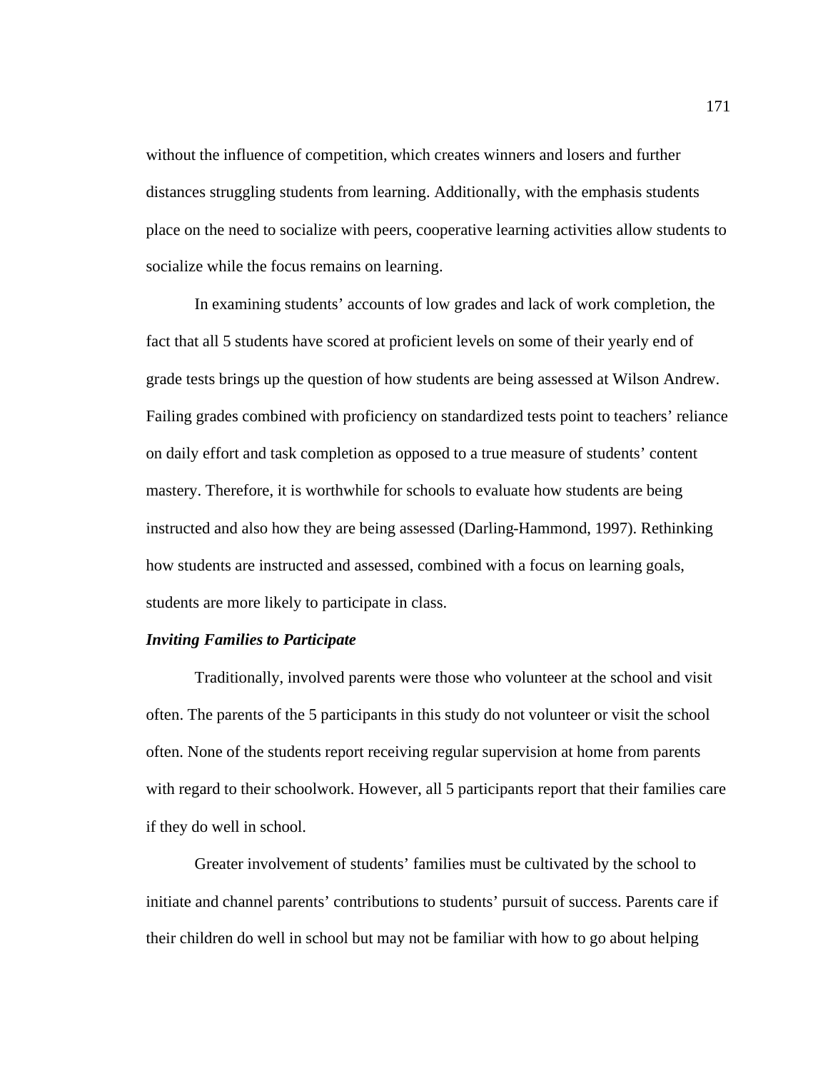without the influence of competition, which creates winners and losers and further distances struggling students from learning. Additionally, with the emphasis students place on the need to socialize with peers, cooperative learning activities allow students to socialize while the focus remains on learning.

In examining students' accounts of low grades and lack of work completion, the fact that all 5 students have scored at proficient levels on some of their yearly end of grade tests brings up the question of how students are being assessed at Wilson Andrew. Failing grades combined with proficiency on standardized tests point to teachers' reliance on daily effort and task completion as opposed to a true measure of students' content mastery. Therefore, it is worthwhile for schools to evaluate how students are being instructed and also how they are being assessed (Darling-Hammond, 1997). Rethinking how students are instructed and assessed, combined with a focus on learning goals, students are more likely to participate in class.

***Inviting Families to Participate***

Traditionally, involved parents were those who volunteer at the school and visit often. The parents of the 5 participants in this study do not volunteer or visit the school often. None of the students report receiving regular supervision at home from parents with regard to their schoolwork. However, all 5 participants report that their families care if they do well in school.

Greater involvement of students' families must be cultivated by the school to initiate and channel parents' contributions to students' pursuit of success. Parents care if their children do well in school but may not be familiar with how to go about helping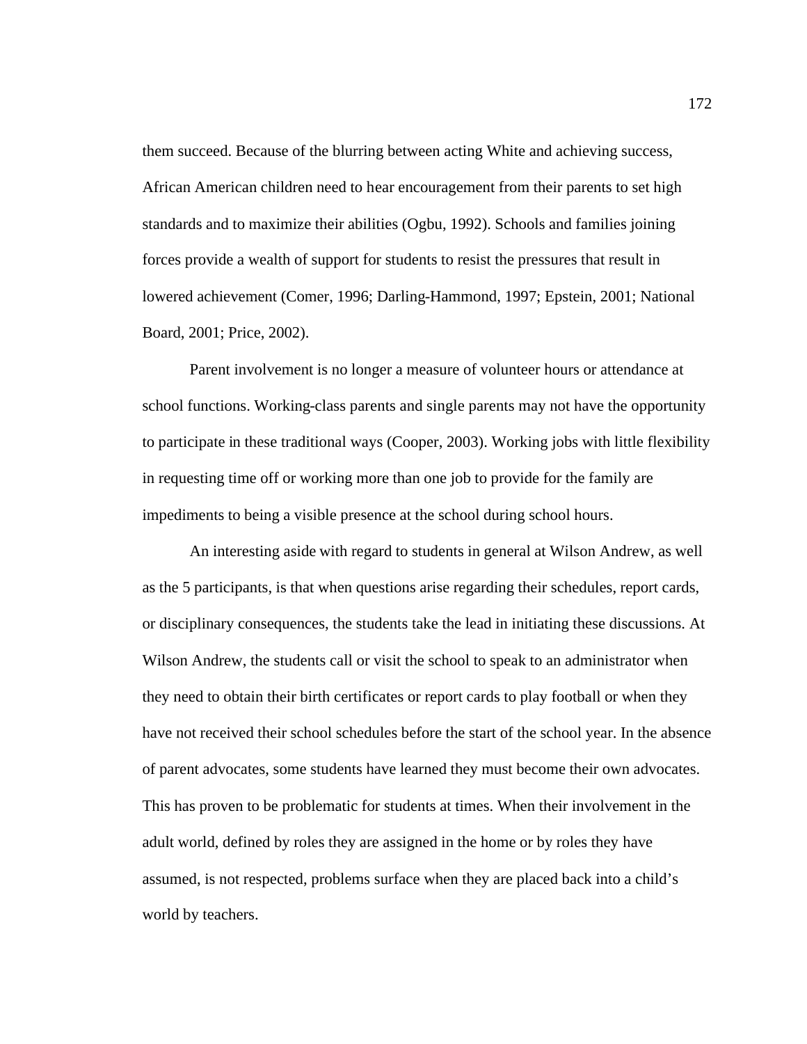them succeed. Because of the blurring between acting White and achieving success, African American children need to hear encouragement from their parents to set high standards and to maximize their abilities (Ogbu, 1992). Schools and families joining forces provide a wealth of support for students to resist the pressures that result in lowered achievement (Comer, 1996; Darling-Hammond, 1997; Epstein, 2001; National Board, 2001; Price, 2002).

Parent involvement is no longer a measure of volunteer hours or attendance at school functions. Working-class parents and single parents may not have the opportunity to participate in these traditional ways (Cooper, 2003). Working jobs with little flexibility in requesting time off or working more than one job to provide for the family are impediments to being a visible presence at the school during school hours.

An interesting aside with regard to students in general at Wilson Andrew, as well as the 5 participants, is that when questions arise regarding their schedules, report cards, or disciplinary consequences, the students take the lead in initiating these discussions. At Wilson Andrew, the students call or visit the school to speak to an administrator when they need to obtain their birth certificates or report cards to play football or when they have not received their school schedules before the start of the school year. In the absence of parent advocates, some students have learned they must become their own advocates. This has proven to be problematic for students at times. When their involvement in the adult world, defined by roles they are assigned in the home or by roles they have assumed, is not respected, problems surface when they are placed back into a child's world by teachers.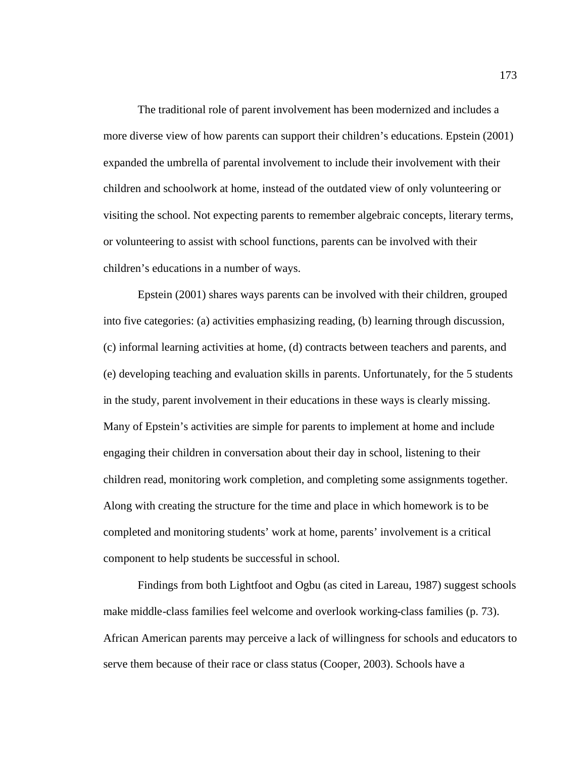The traditional role of parent involvement has been modernized and includes a more diverse view of how parents can support their children's educations. Epstein (2001) expanded the umbrella of parental involvement to include their involvement with their children and schoolwork at home, instead of the outdated view of only volunteering or visiting the school. Not expecting parents to remember algebraic concepts, literary terms, or volunteering to assist with school functions, parents can be involved with their children's educations in a number of ways.

Epstein (2001) shares ways parents can be involved with their children, grouped into five categories: (a) activities emphasizing reading, (b) learning through discussion, (c) informal learning activities at home, (d) contracts between teachers and parents, and (e) developing teaching and evaluation skills in parents. Unfortunately, for the 5 students in the study, parent involvement in their educations in these ways is clearly missing. Many of Epstein's activities are simple for parents to implement at home and include engaging their children in conversation about their day in school, listening to their children read, monitoring work completion, and completing some assignments together. Along with creating the structure for the time and place in which homework is to be completed and monitoring students' work at home, parents' involvement is a critical component to help students be successful in school.

Findings from both Lightfoot and Ogbu (as cited in Lareau, 1987) suggest schools make middle-class families feel welcome and overlook working-class families (p. 73). African American parents may perceive a lack of willingness for schools and educators to serve them because of their race or class status (Cooper, 2003). Schools have a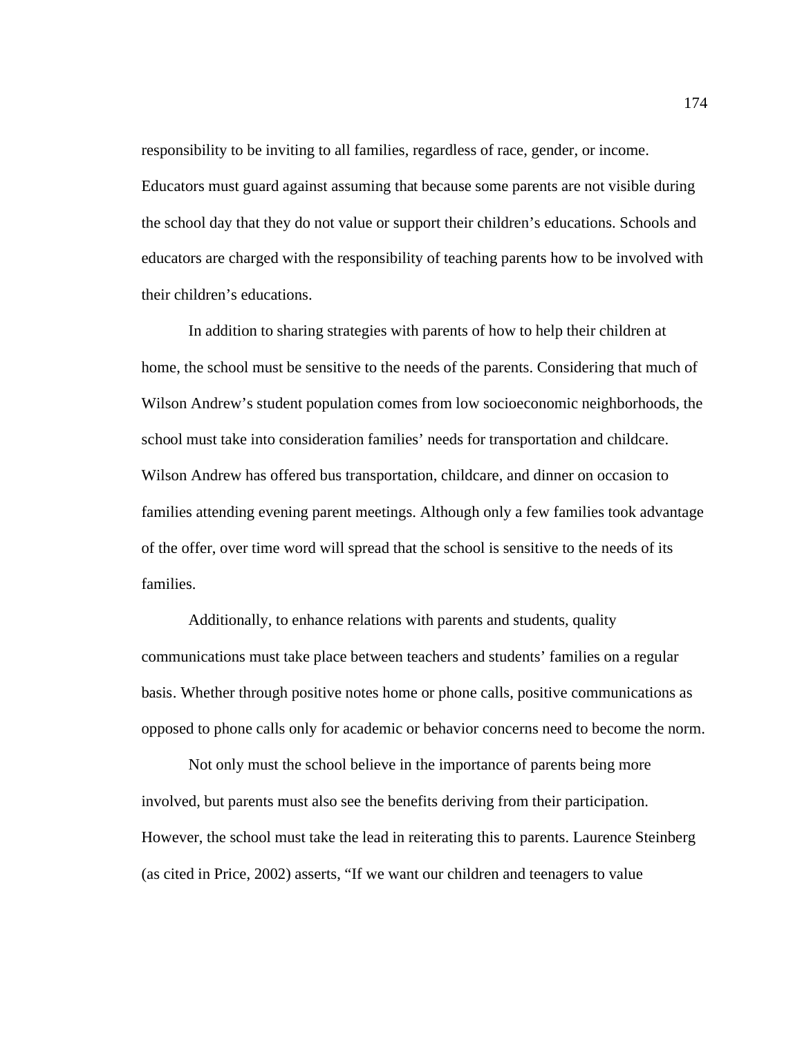responsibility to be inviting to all families, regardless of race, gender, or income. Educators must guard against assuming that because some parents are not visible during the school day that they do not value or support their children's educations. Schools and educators are charged with the responsibility of teaching parents how to be involved with their children's educations.

In addition to sharing strategies with parents of how to help their children at home, the school must be sensitive to the needs of the parents. Considering that much of Wilson Andrew's student population comes from low socioeconomic neighborhoods, the school must take into consideration families' needs for transportation and childcare. Wilson Andrew has offered bus transportation, childcare, and dinner on occasion to families attending evening parent meetings. Although only a few families took advantage of the offer, over time word will spread that the school is sensitive to the needs of its families.

Additionally, to enhance relations with parents and students, quality communications must take place between teachers and students' families on a regular basis. Whether through positive notes home or phone calls, positive communications as opposed to phone calls only for academic or behavior concerns need to become the norm.

Not only must the school believe in the importance of parents being more involved, but parents must also see the benefits deriving from their participation. However, the school must take the lead in reiterating this to parents. Laurence Steinberg (as cited in Price, 2002) asserts, "If we want our children and teenagers to value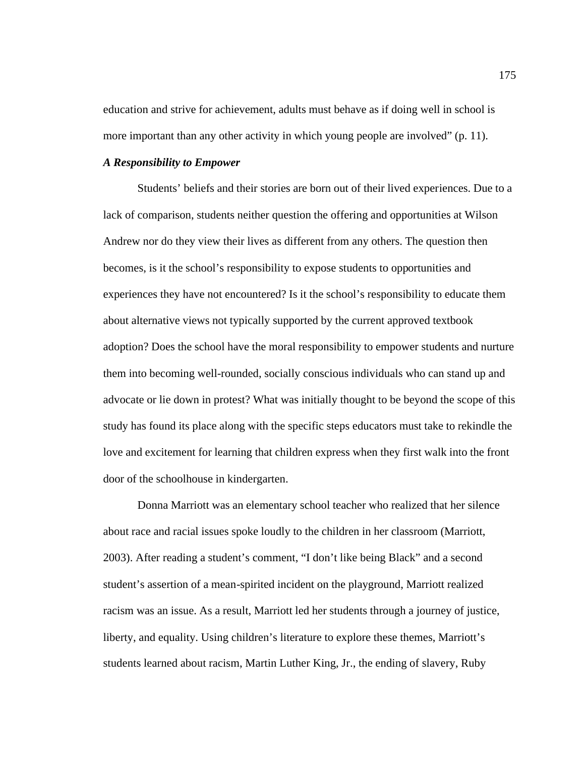education and strive for achievement, adults must behave as if doing well in school is more important than any other activity in which young people are involved" (p. 11).

### *A Responsibility to Empower*

Students' beliefs and their stories are born out of their lived experiences. Due to a lack of comparison, students neither question the offering and opportunities at Wilson Andrew nor do they view their lives as different from any others. The question then becomes, is it the school's responsibility to expose students to opportunities and experiences they have not encountered? Is it the school's responsibility to educate them about alternative views not typically supported by the current approved textbook adoption? Does the school have the moral responsibility to empower students and nurture them into becoming well-rounded, socially conscious individuals who can stand up and advocate or lie down in protest? What was initially thought to be beyond the scope of this study has found its place along with the specific steps educators must take to rekindle the love and excitement for learning that children express when they first walk into the front door of the schoolhouse in kindergarten.

Donna Marriott was an elementary school teacher who realized that her silence about race and racial issues spoke loudly to the children in her classroom (Marriott, 2003). After reading a student's comment, "I don't like being Black" and a second student's assertion of a mean-spirited incident on the playground, Marriott realized racism was an issue. As a result, Marriott led her students through a journey of justice, liberty, and equality. Using children's literature to explore these themes, Marriott's students learned about racism, Martin Luther King, Jr., the ending of slavery, Ruby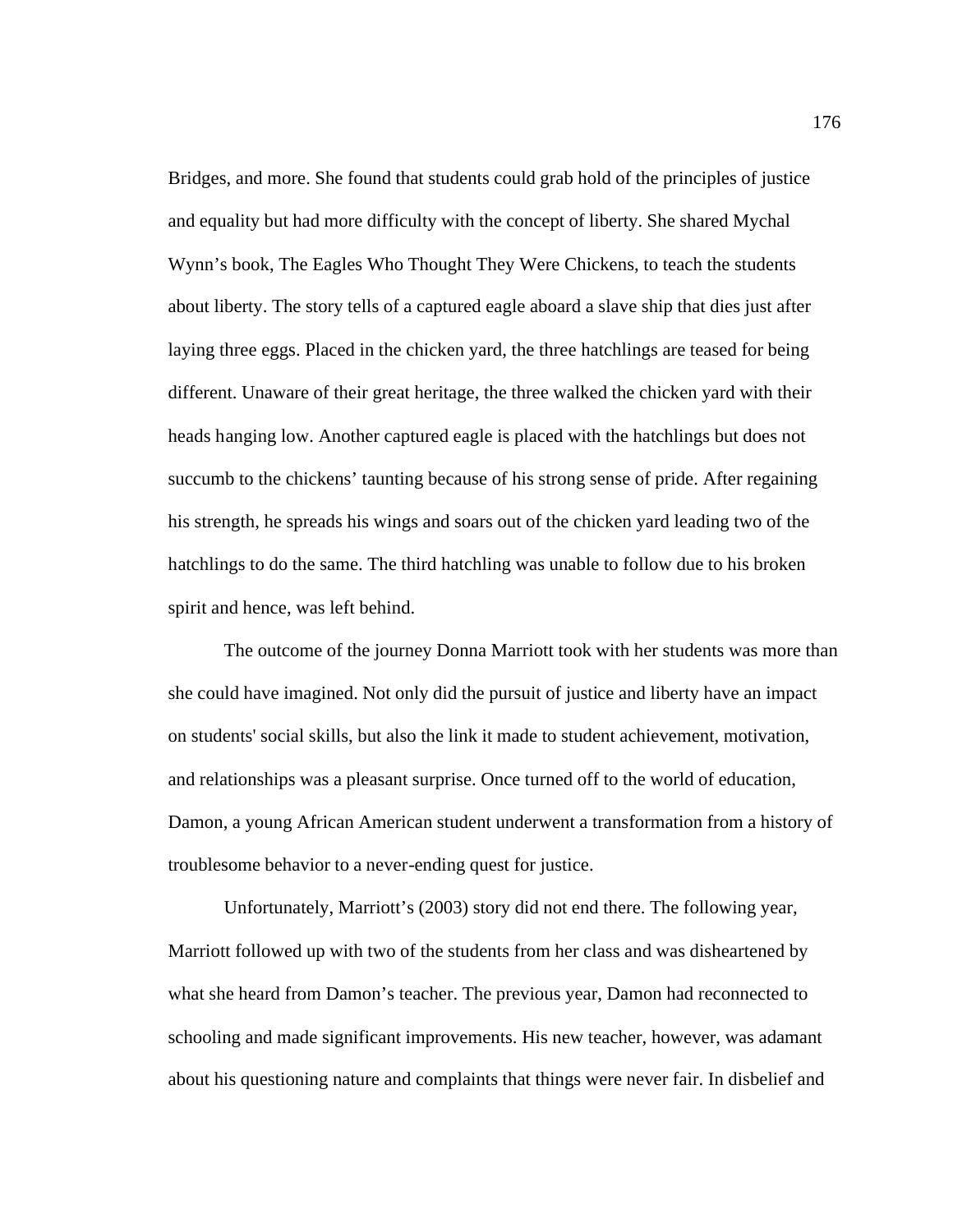Bridges, and more. She found that students could grab hold of the principles of justice and equality but had more difficulty with the concept of liberty. She shared Mychal Wynn's book, The Eagles Who Thought They Were Chickens, to teach the students about liberty. The story tells of a captured eagle aboard a slave ship that dies just after laying three eggs. Placed in the chicken yard, the three hatchlings are teased for being different. Unaware of their great heritage, the three walked the chicken yard with their heads hanging low. Another captured eagle is placed with the hatchlings but does not succumb to the chickens' taunting because of his strong sense of pride. After regaining his strength, he spreads his wings and soars out of the chicken yard leading two of the hatchlings to do the same. The third hatchling was unable to follow due to his broken spirit and hence, was left behind.

The outcome of the journey Donna Marriott took with her students was more than she could have imagined. Not only did the pursuit of justice and liberty have an impact on students' social skills, but also the link it made to student achievement, motivation, and relationships was a pleasant surprise. Once turned off to the world of education, Damon, a young African American student underwent a transformation from a history of troublesome behavior to a never-ending quest for justice.

Unfortunately, Marriott's (2003) story did not end there. The following year, Marriott followed up with two of the students from her class and was disheartened by what she heard from Damon's teacher. The previous year, Damon had reconnected to schooling and made significant improvements. His new teacher, however, was adamant about his questioning nature and complaints that things were never fair. In disbelief and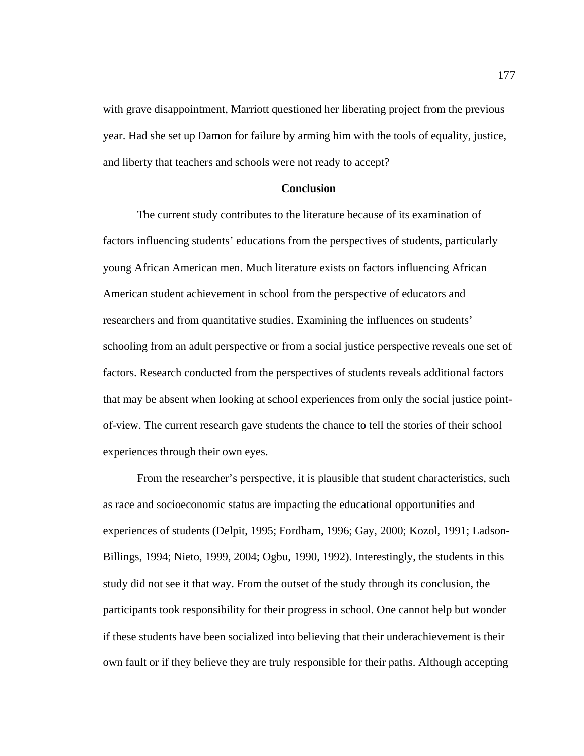with grave disappointment, Marriott questioned her liberating project from the previous year. Had she set up Damon for failure by arming him with the tools of equality, justice, and liberty that teachers and schools were not ready to accept?

## Conclusion

The current study contributes to the literature because of its examination of factors influencing students' educations from the perspectives of students, particularly young African American men. Much literature exists on factors influencing African American student achievement in school from the perspective of educators and researchers and from quantitative studies. Examining the influences on students' schooling from an adult perspective or from a social justice perspective reveals one set of factors. Research conducted from the perspectives of students reveals additional factors that may be absent when looking at school experiences from only the social justice point-of-view. The current research gave students the chance to tell the stories of their school experiences through their own eyes.

From the researcher's perspective, it is plausible that student characteristics, such as race and socioeconomic status are impacting the educational opportunities and experiences of students (Delpit, 1995; Fordham, 1996; Gay, 2000; Kozol, 1991; Ladson-Billings, 1994; Nieto, 1999, 2004; Ogbu, 1990, 1992). Interestingly, the students in this study did not see it that way. From the outset of the study through its conclusion, the participants took responsibility for their progress in school. One cannot help but wonder if these students have been socialized into believing that their underachievement is their own fault or if they believe they are truly responsible for their paths. Although accepting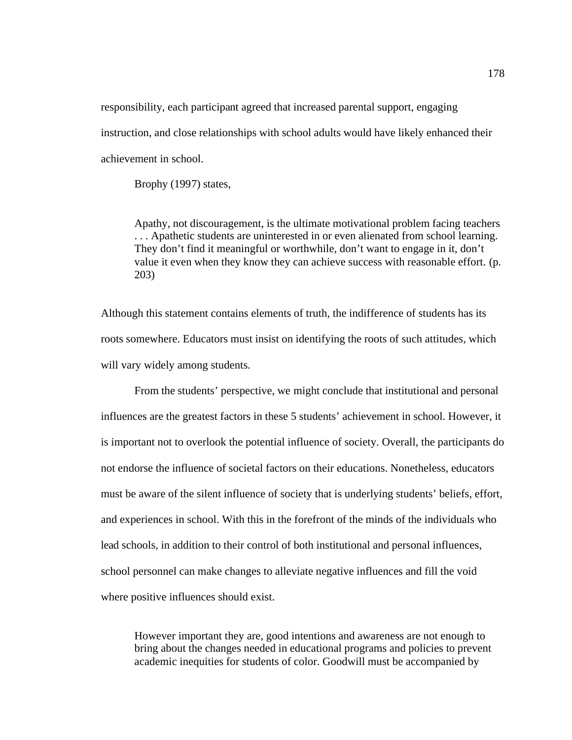responsibility, each participant agreed that increased parental support, engaging instruction, and close relationships with school adults would have likely enhanced their achievement in school.

Brophy (1997) states,

> Apathy, not discouragement, is the ultimate motivational problem facing teachers . . . Apathetic students are uninterested in or even alienated from school learning. They don't find it meaningful or worthwhile, don't want to engage in it, don't value it even when they know they can achieve success with reasonable effort. (p. 203)

Although this statement contains elements of truth, the indifference of students has its roots somewhere. Educators must insist on identifying the roots of such attitudes, which will vary widely among students.

From the students' perspective, we might conclude that institutional and personal influences are the greatest factors in these 5 students' achievement in school. However, it is important not to overlook the potential influence of society. Overall, the participants do not endorse the influence of societal factors on their educations. Nonetheless, educators must be aware of the silent influence of society that is underlying students' beliefs, effort, and experiences in school. With this in the forefront of the minds of the individuals who lead schools, in addition to their control of both institutional and personal influences, school personnel can make changes to alleviate negative influences and fill the void where positive influences should exist.

> However important they are, good intentions and awareness are not enough to bring about the changes needed in educational programs and policies to prevent academic inequities for students of color. Goodwill must be accompanied by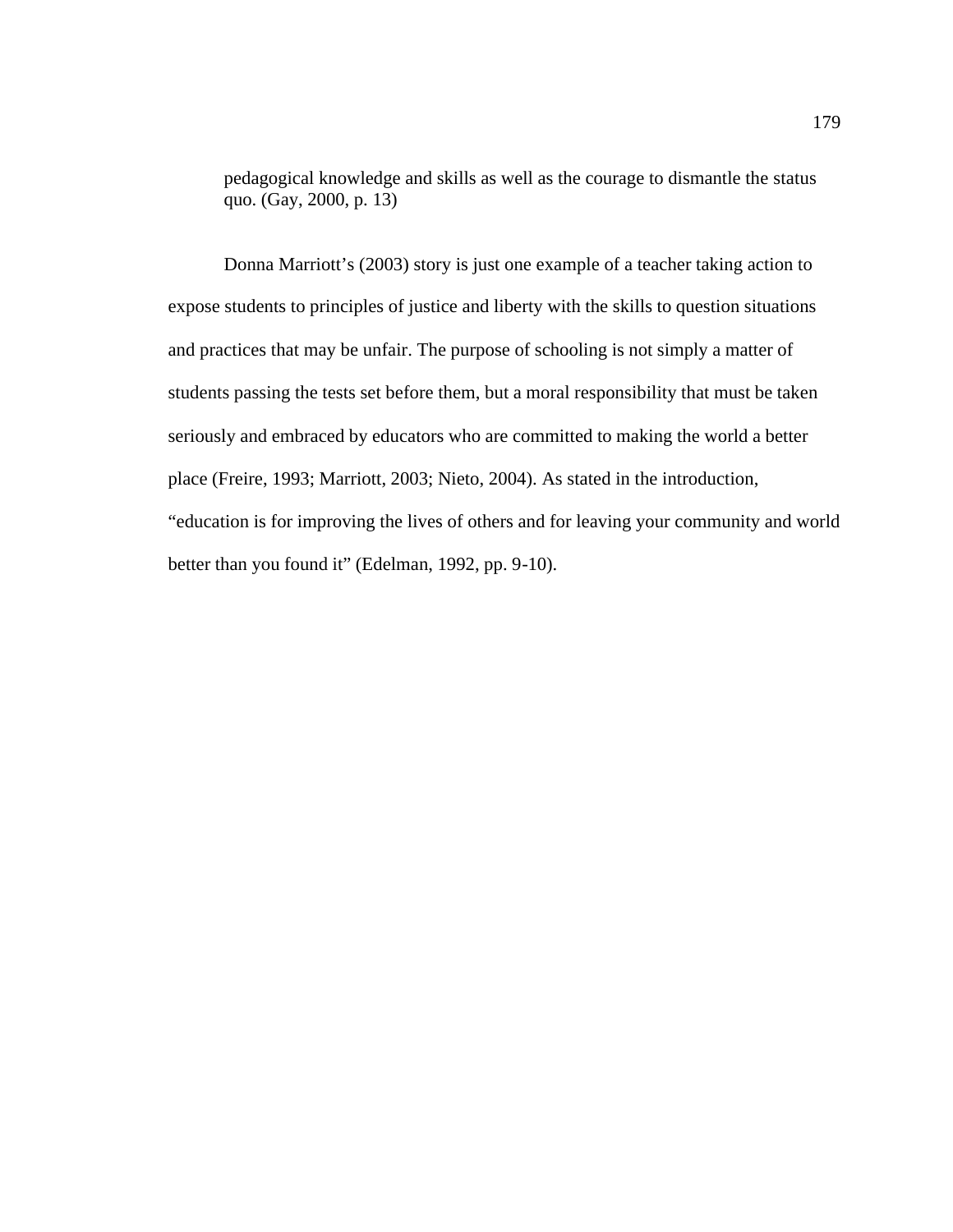> pedagogical knowledge and skills as well as the courage to dismantle the status quo. (Gay, 2000, p. 13)

Donna Marriott's (2003) story is just one example of a teacher taking action to expose students to principles of justice and liberty with the skills to question situations and practices that may be unfair. The purpose of schooling is not simply a matter of students passing the tests set before them, but a moral responsibility that must be taken seriously and embraced by educators who are committed to making the world a better place (Freire, 1993; Marriott, 2003; Nieto, 2004). As stated in the introduction, "education is for improving the lives of others and for leaving your community and world better than you found it" (Edelman, 1992, pp. 9-10).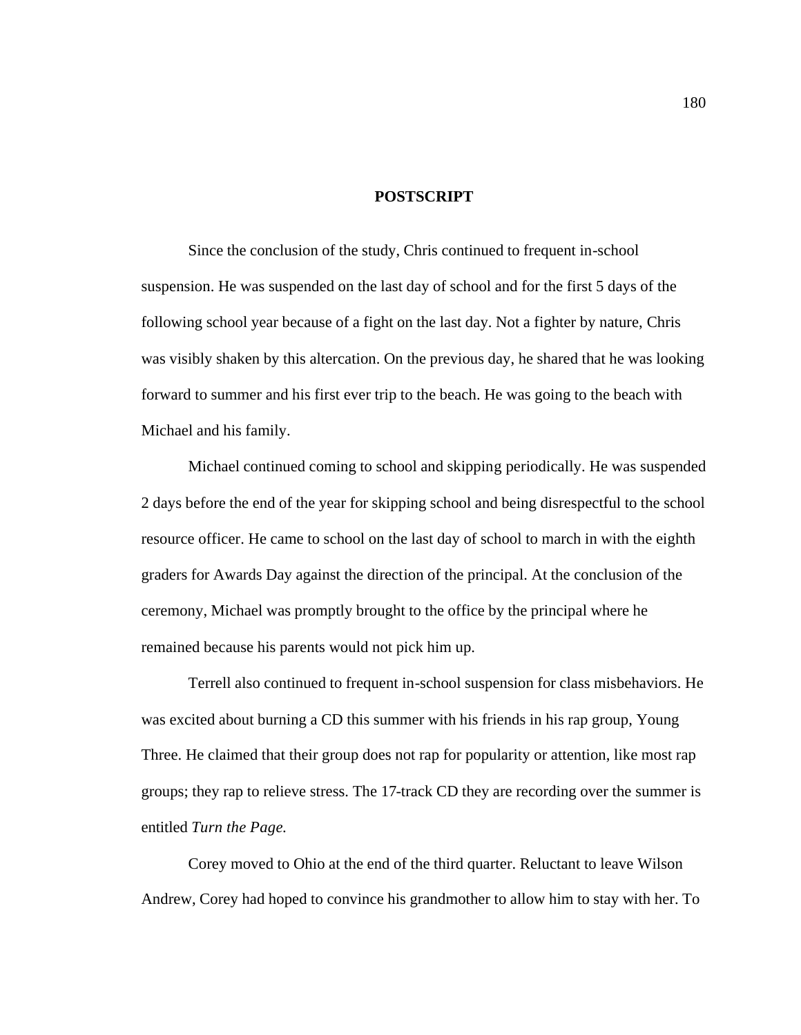## POSTSCRIPT

Since the conclusion of the study, Chris continued to frequent in-school suspension. He was suspended on the last day of school and for the first 5 days of the following school year because of a fight on the last day. Not a fighter by nature, Chris was visibly shaken by this altercation. On the previous day, he shared that he was looking forward to summer and his first ever trip to the beach. He was going to the beach with Michael and his family.

Michael continued coming to school and skipping periodically. He was suspended 2 days before the end of the year for skipping school and being disrespectful to the school resource officer. He came to school on the last day of school to march in with the eighth graders for Awards Day against the direction of the principal. At the conclusion of the ceremony, Michael was promptly brought to the office by the principal where he remained because his parents would not pick him up.

Terrell also continued to frequent in-school suspension for class misbehaviors. He was excited about burning a CD this summer with his friends in his rap group, Young Three. He claimed that their group does not rap for popularity or attention, like most rap groups; they rap to relieve stress. The 17-track CD they are recording over the summer is entitled *Turn the Page.*

Corey moved to Ohio at the end of the third quarter. Reluctant to leave Wilson Andrew, Corey had hoped to convince his grandmother to allow him to stay with her. To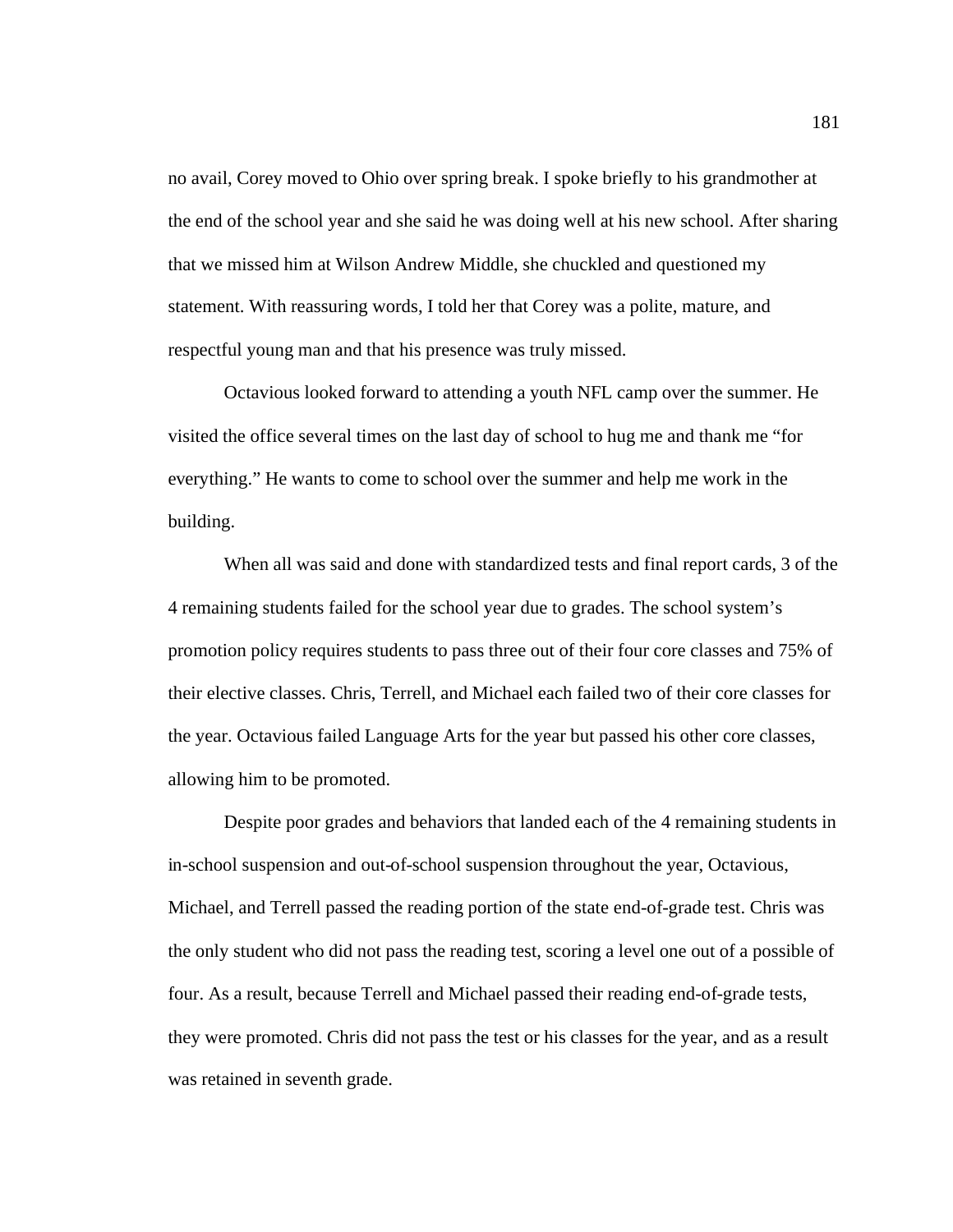no avail, Corey moved to Ohio over spring break. I spoke briefly to his grandmother at the end of the school year and she said he was doing well at his new school. After sharing that we missed him at Wilson Andrew Middle, she chuckled and questioned my statement. With reassuring words, I told her that Corey was a polite, mature, and respectful young man and that his presence was truly missed.

Octavious looked forward to attending a youth NFL camp over the summer. He visited the office several times on the last day of school to hug me and thank me "for everything." He wants to come to school over the summer and help me work in the building.

When all was said and done with standardized tests and final report cards, 3 of the 4 remaining students failed for the school year due to grades. The school system's promotion policy requires students to pass three out of their four core classes and 75% of their elective classes. Chris, Terrell, and Michael each failed two of their core classes for the year. Octavious failed Language Arts for the year but passed his other core classes, allowing him to be promoted.

Despite poor grades and behaviors that landed each of the 4 remaining students in in-school suspension and out-of-school suspension throughout the year, Octavious, Michael, and Terrell passed the reading portion of the state end-of-grade test. Chris was the only student who did not pass the reading test, scoring a level one out of a possible of four. As a result, because Terrell and Michael passed their reading end-of-grade tests, they were promoted. Chris did not pass the test or his classes for the year, and as a result was retained in seventh grade.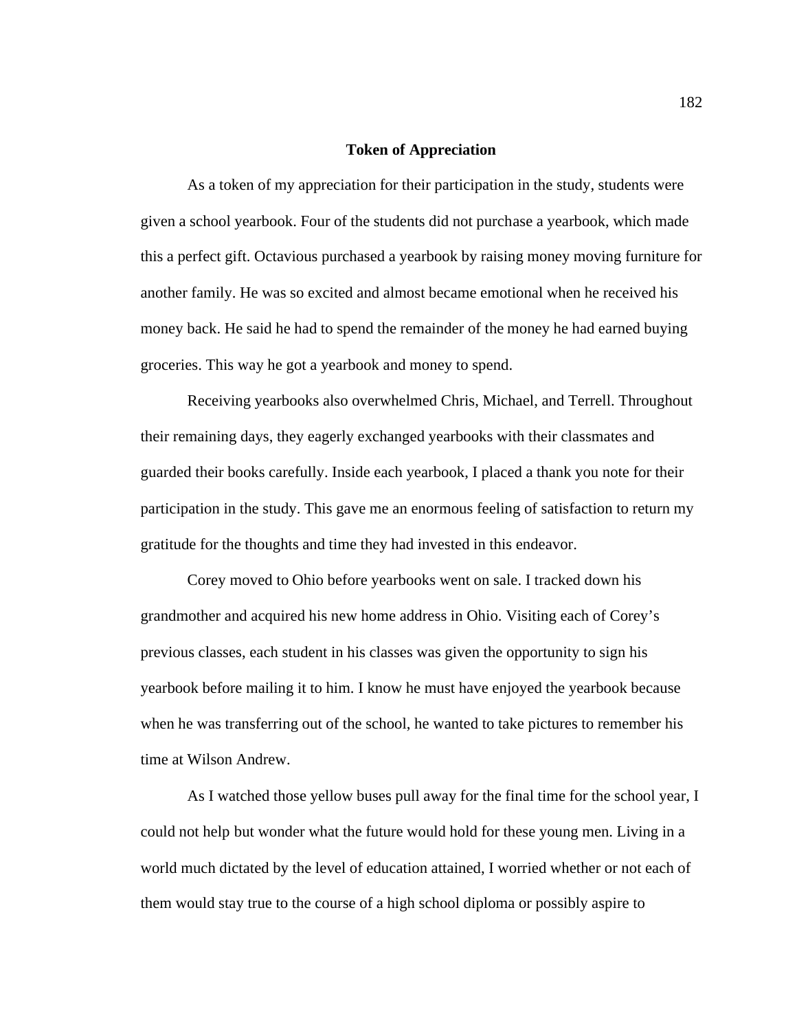## Token of Appreciation

As a token of my appreciation for their participation in the study, students were given a school yearbook. Four of the students did not purchase a yearbook, which made this a perfect gift. Octavious purchased a yearbook by raising money moving furniture for another family. He was so excited and almost became emotional when he received his money back. He said he had to spend the remainder of the money he had earned buying groceries. This way he got a yearbook and money to spend.

Receiving yearbooks also overwhelmed Chris, Michael, and Terrell. Throughout their remaining days, they eagerly exchanged yearbooks with their classmates and guarded their books carefully. Inside each yearbook, I placed a thank you note for their participation in the study. This gave me an enormous feeling of satisfaction to return my gratitude for the thoughts and time they had invested in this endeavor.

Corey moved to Ohio before yearbooks went on sale. I tracked down his grandmother and acquired his new home address in Ohio. Visiting each of Corey's previous classes, each student in his classes was given the opportunity to sign his yearbook before mailing it to him. I know he must have enjoyed the yearbook because when he was transferring out of the school, he wanted to take pictures to remember his time at Wilson Andrew.

As I watched those yellow buses pull away for the final time for the school year, I could not help but wonder what the future would hold for these young men. Living in a world much dictated by the level of education attained, I worried whether or not each of them would stay true to the course of a high school diploma or possibly aspire to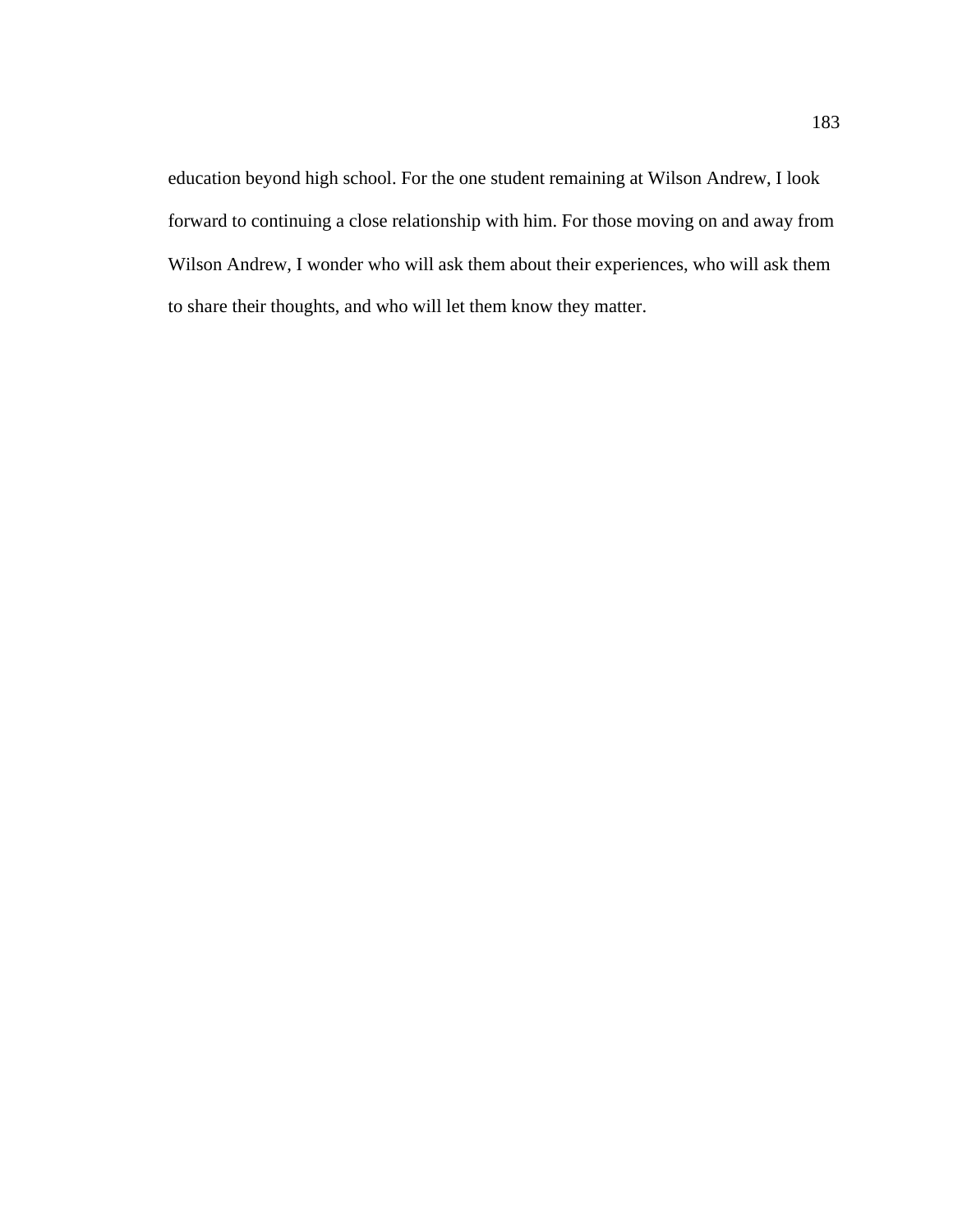education beyond high school. For the one student remaining at Wilson Andrew, I look forward to continuing a close relationship with him. For those moving on and away from Wilson Andrew, I wonder who will ask them about their experiences, who will ask them to share their thoughts, and who will let them know they matter.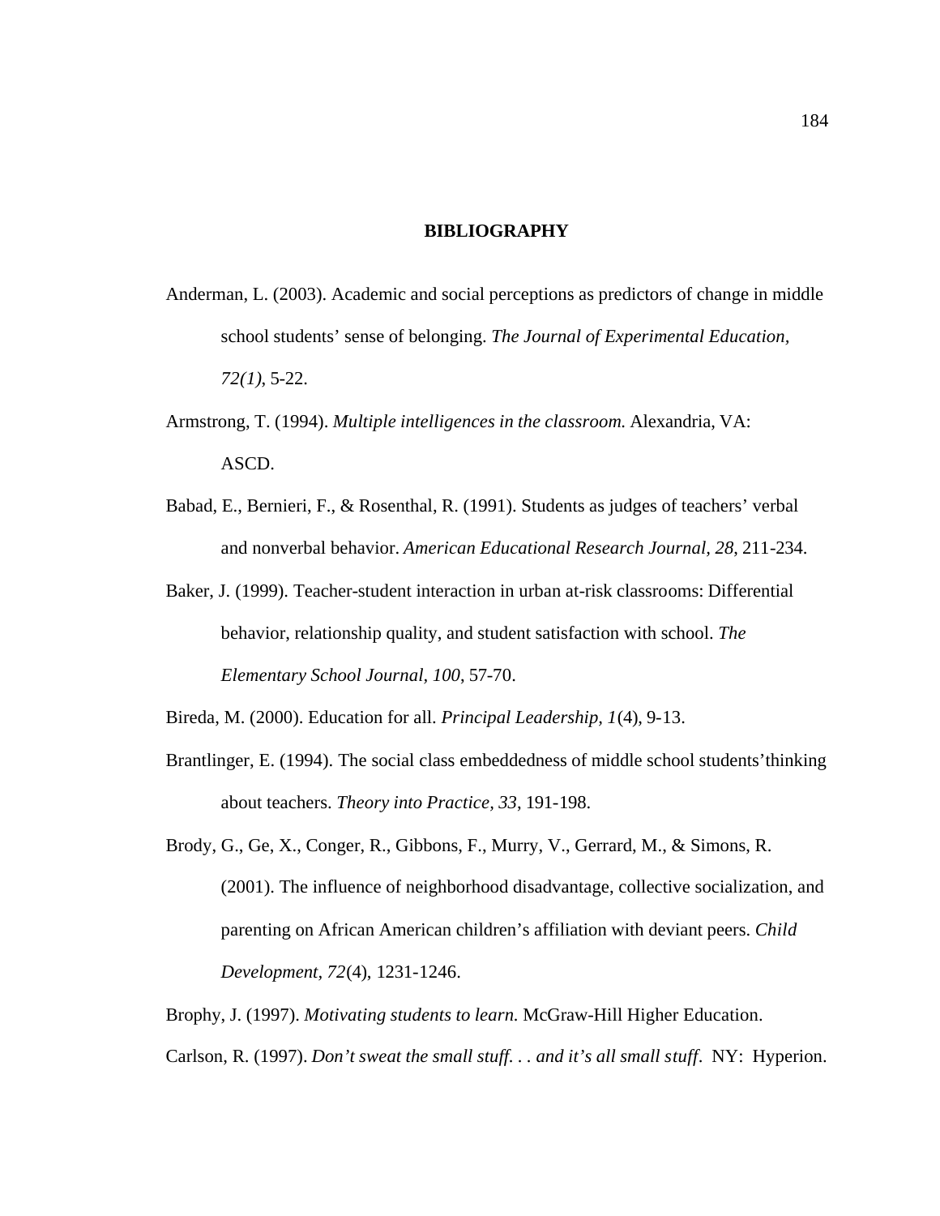# BIBLIOGRAPHY

Anderman, L. (2003). Academic and social perceptions as predictors of change in middle school students' sense of belonging. *The Journal of Experimental Education, 72(1)*, 5-22.

Armstrong, T. (1994). *Multiple intelligences in the classroom.* Alexandria, VA: ASCD.

Babad, E., Bernieri, F., & Rosenthal, R. (1991). Students as judges of teachers' verbal and nonverbal behavior. *American Educational Research Journal, 28*, 211-234.

Baker, J. (1999). Teacher-student interaction in urban at-risk classrooms: Differential behavior, relationship quality, and student satisfaction with school. *The Elementary School Journal, 100*, 57-70.

Bireda, M. (2000). Education for all. *Principal Leadership, 1*(4), 9-13.

Brantlinger, E. (1994). The social class embeddedness of middle school students'thinking about teachers. *Theory into Practice, 33*, 191-198.

Brody, G., Ge, X., Conger, R., Gibbons, F., Murry, V., Gerrard, M., & Simons, R. (2001). The influence of neighborhood disadvantage, collective socialization, and parenting on African American children's affiliation with deviant peers. *Child Development, 72*(4), 1231-1246.

Brophy, J. (1997). *Motivating students to learn.* McGraw-Hill Higher Education.

Carlson, R. (1997). *Don't sweat the small stuff. . . and it's all small stuff*. NY: Hyperion.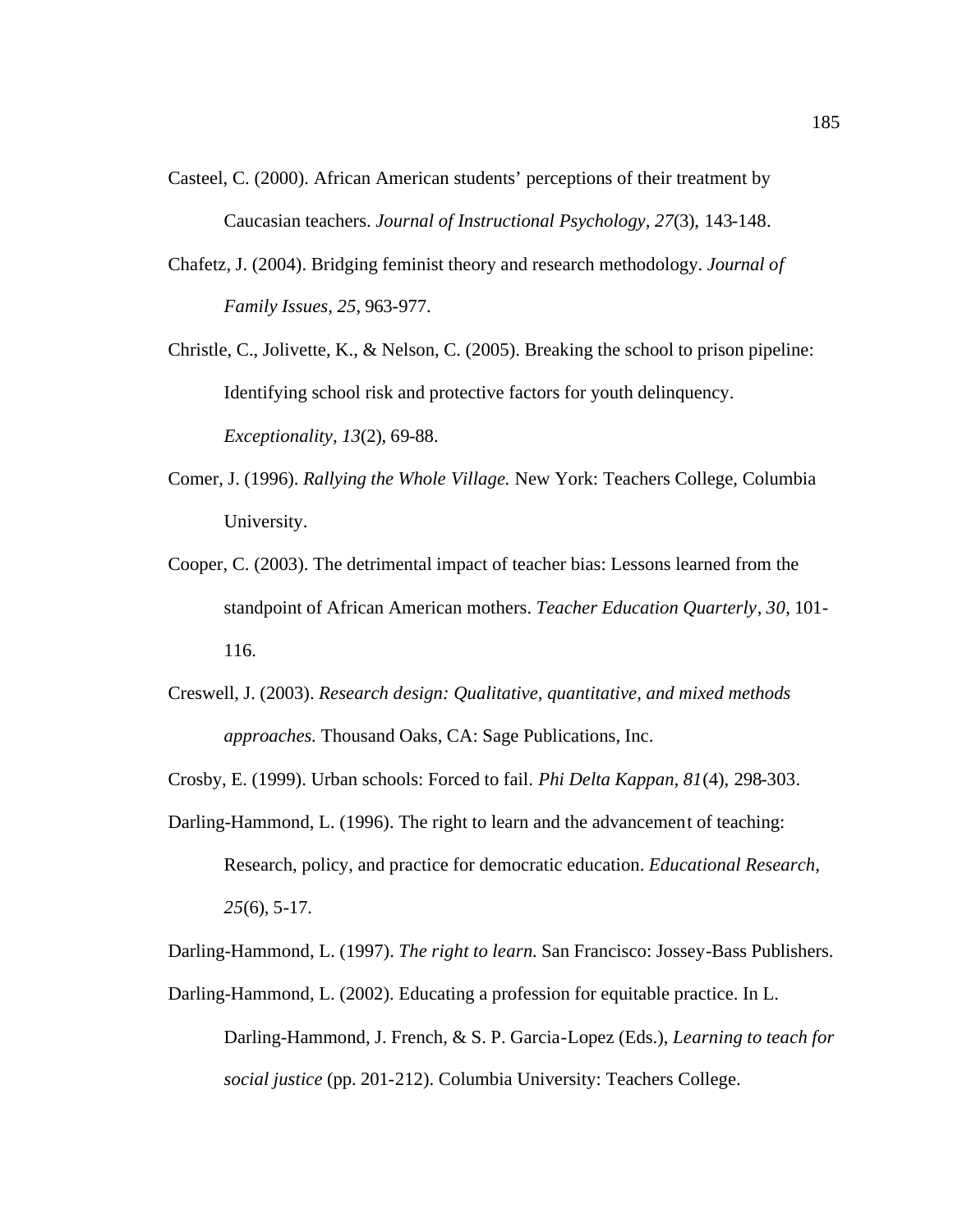Casteel, C. (2000). African American students' perceptions of their treatment by Caucasian teachers. *Journal of Instructional Psychology*, *27*(3), 143-148.

Chafetz, J. (2004). Bridging feminist theory and research methodology. *Journal of Family Issues, 25*, 963-977.

Christle, C., Jolivette, K., & Nelson, C. (2005). Breaking the school to prison pipeline: Identifying school risk and protective factors for youth delinquency. *Exceptionality, 13*(2), 69-88.

Comer, J. (1996). *Rallying the Whole Village.* New York: Teachers College, Columbia University.

Cooper, C. (2003). The detrimental impact of teacher bias: Lessons learned from the standpoint of African American mothers. *Teacher Education Quarterly*, *30,* 101-116.

Creswell, J. (2003). *Research design: Qualitative, quantitative, and mixed methods approaches.* Thousand Oaks, CA: Sage Publications, Inc.

Crosby, E. (1999). Urban schools: Forced to fail. *Phi Delta Kappan, 81*(4), 298-303.

Darling-Hammond, L. (1996). The right to learn and the advancement of teaching: Research, policy, and practice for democratic education. *Educational Research, 25*(6), 5-17.

Darling-Hammond, L. (1997). *The right to learn.* San Francisco: Jossey-Bass Publishers.

Darling-Hammond, L. (2002). Educating a profession for equitable practice. In L. Darling-Hammond, J. French, & S. P. Garcia-Lopez (Eds.), *Learning to teach for social justice* (pp. 201-212). Columbia University: Teachers College.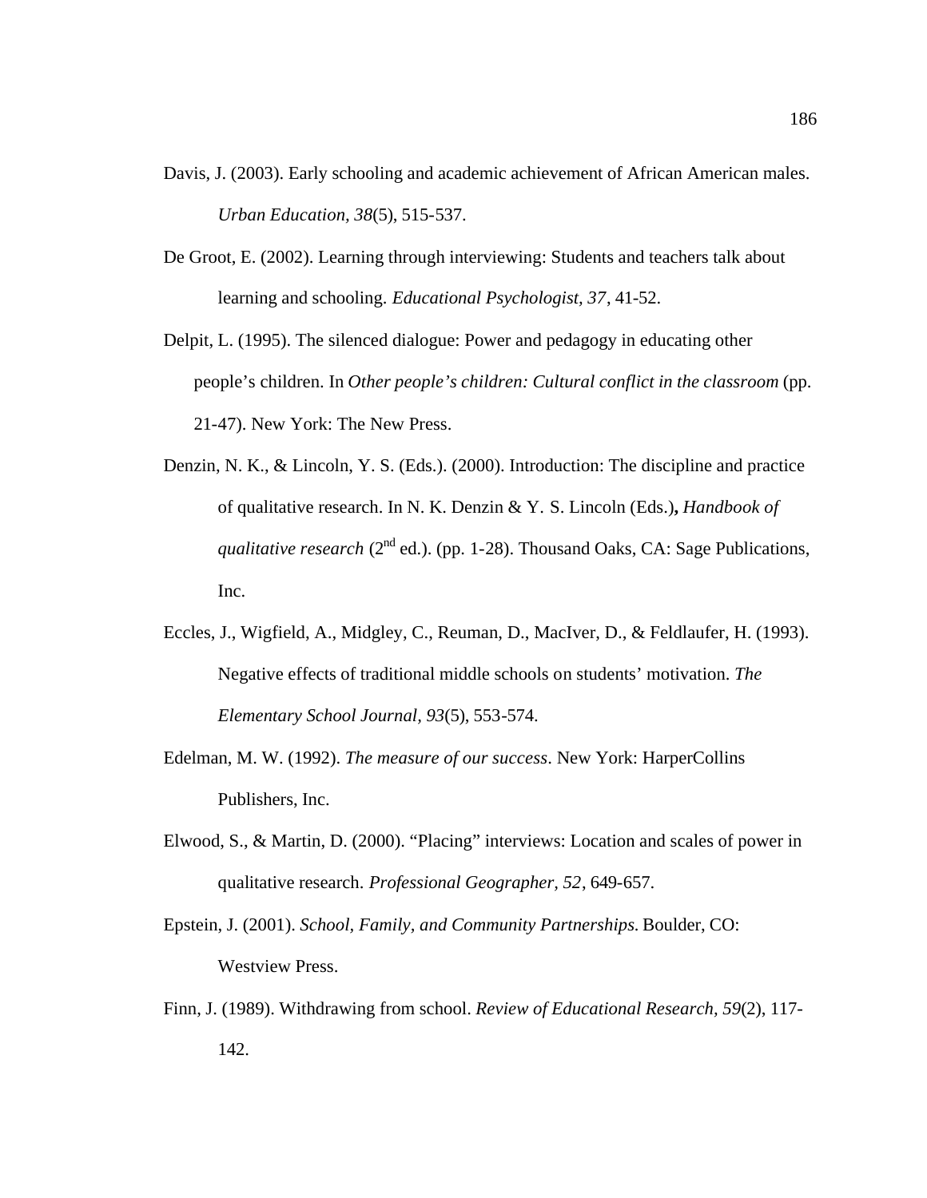Davis, J. (2003). Early schooling and academic achievement of African American males. *Urban Education, 38*(5), 515-537.

De Groot, E. (2002). Learning through interviewing: Students and teachers talk about learning and schooling. *Educational Psychologist, 37*, 41-52.

Delpit, L. (1995). The silenced dialogue: Power and pedagogy in educating other people's children. In *Other people's children: Cultural conflict in the classroom* (pp. 21-47). New York: The New Press.

Denzin, N. K., & Lincoln, Y. S. (Eds.). (2000). Introduction: The discipline and practice of qualitative research. In N. K. Denzin & Y. S. Lincoln (Eds.)**,** *Handbook of qualitative research* (2nd ed.). (pp. 1-28). Thousand Oaks, CA: Sage Publications, Inc.

Eccles, J., Wigfield, A., Midgley, C., Reuman, D., MacIver, D., & Feldlaufer, H. (1993). Negative effects of traditional middle schools on students' motivation. *The Elementary School Journal, 93*(5), 553-574.

Edelman, M. W. (1992). *The measure of our success*. New York: HarperCollins Publishers, Inc.

Elwood, S., & Martin, D. (2000). "Placing" interviews: Location and scales of power in qualitative research. *Professional Geographer, 52*, 649-657.

Epstein, J. (2001). *School, Family, and Community Partnerships.* Boulder, CO: Westview Press.

Finn, J. (1989). Withdrawing from school. *Review of Educational Research, 59*(2), 117-142.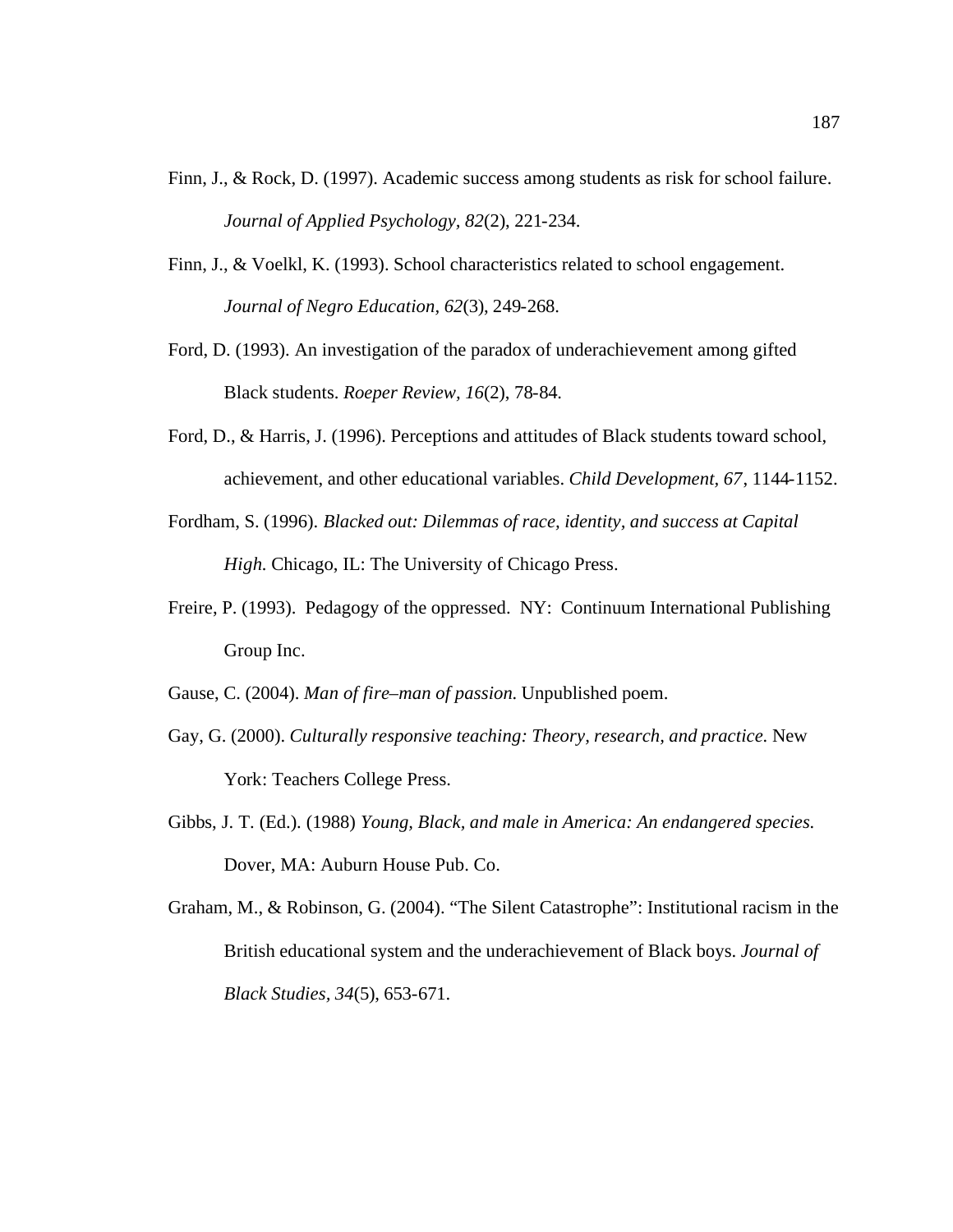Finn, J., & Rock, D. (1997). Academic success among students as risk for school failure. *Journal of Applied Psychology, 82*(2), 221-234.

Finn, J., & Voelkl, K. (1993). School characteristics related to school engagement. *Journal of Negro Education, 62*(3), 249-268.

Ford, D. (1993). An investigation of the paradox of underachievement among gifted Black students. *Roeper Review, 16*(2), 78-84.

Ford, D., & Harris, J. (1996). Perceptions and attitudes of Black students toward school, achievement, and other educational variables. *Child Development, 67*, 1144-1152.

Fordham, S. (1996). *Blacked out: Dilemmas of race, identity, and success at Capital High.* Chicago, IL: The University of Chicago Press.

Freire, P. (1993). Pedagogy of the oppressed. NY: Continuum International Publishing Group Inc.

Gause, C. (2004). *Man of fire–man of passion.* Unpublished poem.

Gay, G. (2000). *Culturally responsive teaching: Theory, research, and practice.* New York: Teachers College Press.

Gibbs, J. T. (Ed.). (1988) *Young, Black, and male in America: An endangered species.* Dover, MA: Auburn House Pub. Co.

Graham, M., & Robinson, G. (2004). "The Silent Catastrophe": Institutional racism in the British educational system and the underachievement of Black boys. *Journal of Black Studies, 34*(5), 653-671.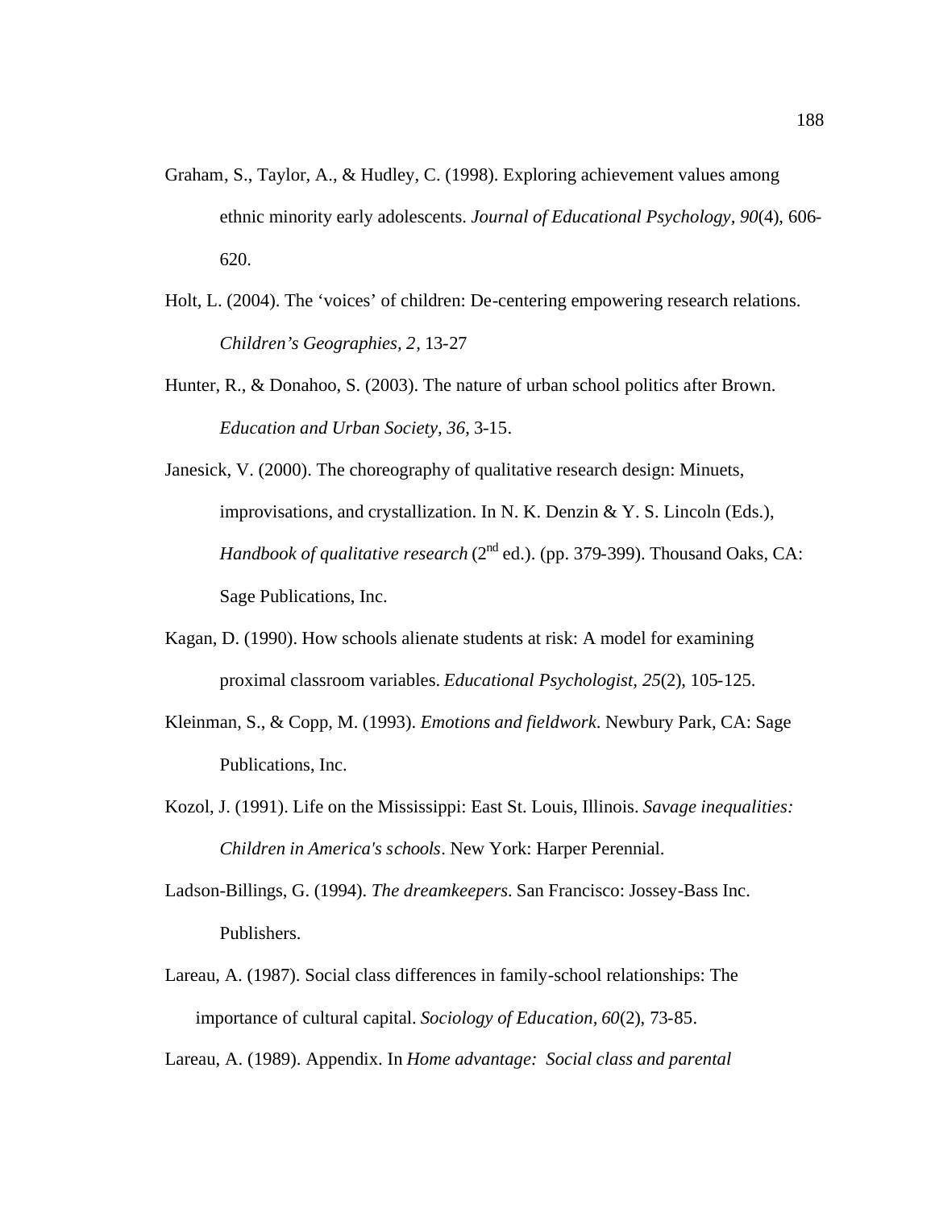Graham, S., Taylor, A., & Hudley, C. (1998). Exploring achievement values among ethnic minority early adolescents. *Journal of Educational Psychology, 90*(4), 606-620.

Holt, L. (2004). The 'voices' of children: De-centering empowering research relations. *Children's Geographies, 2*, 13-27

Hunter, R., & Donahoo, S. (2003). The nature of urban school politics after Brown. *Education and Urban Society, 36*, 3-15.

Janesick, V. (2000). The choreography of qualitative research design: Minuets, improvisations, and crystallization. In N. K. Denzin & Y. S. Lincoln (Eds.), *Handbook of qualitative research* (2nd ed.). (pp. 379-399). Thousand Oaks, CA: Sage Publications, Inc.

Kagan, D. (1990). How schools alienate students at risk: A model for examining proximal classroom variables. *Educational Psychologist, 25*(2), 105-125.

Kleinman, S., & Copp, M. (1993). *Emotions and fieldwork*. Newbury Park, CA: Sage Publications, Inc.

Kozol, J. (1991). Life on the Mississippi: East St. Louis, Illinois. *Savage inequalities: Children in America's schools*. New York: Harper Perennial.

Ladson-Billings, G. (1994). *The dreamkeepers*. San Francisco: Jossey-Bass Inc. Publishers.

Lareau, A. (1987). Social class differences in family-school relationships: The importance of cultural capital. *Sociology of Education, 60*(2), 73-85.

Lareau, A. (1989). Appendix. In *Home advantage: Social class and parental*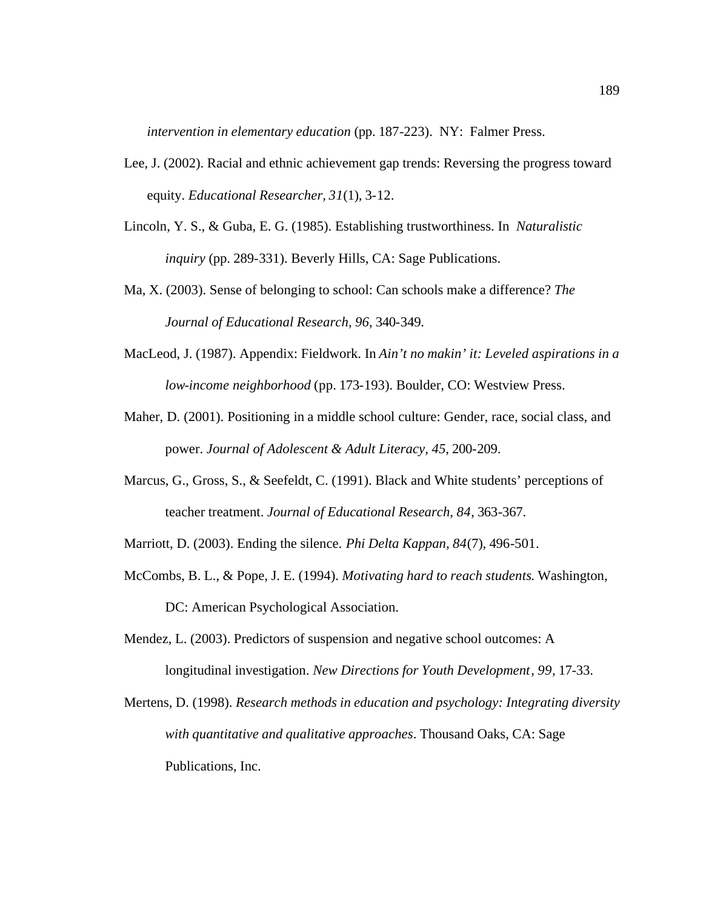*intervention in elementary education* (pp. 187-223). NY: Falmer Press.

Lee, J. (2002). Racial and ethnic achievement gap trends: Reversing the progress toward equity. *Educational Researcher, 31*(1), 3-12.

Lincoln, Y. S., & Guba, E. G. (1985). Establishing trustworthiness. In *Naturalistic inquiry* (pp. 289-331). Beverly Hills, CA: Sage Publications.

Ma, X. (2003). Sense of belonging to school: Can schools make a difference? *The Journal of Educational Research, 96*, 340-349.

MacLeod, J. (1987). Appendix: Fieldwork. In *Ain't no makin' it: Leveled aspirations in a low-income neighborhood* (pp. 173-193). Boulder, CO: Westview Press.

Maher, D. (2001). Positioning in a middle school culture: Gender, race, social class, and power. *Journal of Adolescent & Adult Literacy, 45*, 200-209.

Marcus, G., Gross, S., & Seefeldt, C. (1991). Black and White students' perceptions of teacher treatment. *Journal of Educational Research, 84*, 363-367.

Marriott, D. (2003). Ending the silence. *Phi Delta Kappan, 84*(7), 496-501.

McCombs, B. L., & Pope, J. E. (1994). *Motivating hard to reach students*. Washington, DC: American Psychological Association.

Mendez, L. (2003). Predictors of suspension and negative school outcomes: A longitudinal investigation. *New Directions for Youth Development, 99*, 17-33.

Mertens, D. (1998). *Research methods in education and psychology: Integrating diversity with quantitative and qualitative approaches*. Thousand Oaks, CA: Sage Publications, Inc.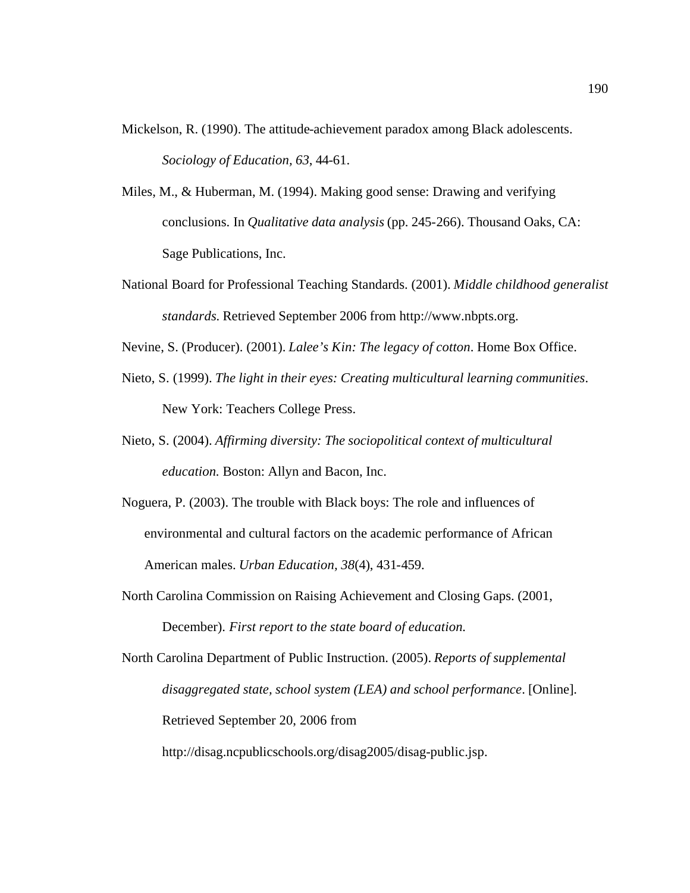Mickelson, R. (1990). The attitude-achievement paradox among Black adolescents. *Sociology of Education, 63*, 44-61.

Miles, M., & Huberman, M. (1994). Making good sense: Drawing and verifying conclusions. In *Qualitative data analysis* (pp. 245-266). Thousand Oaks, CA: Sage Publications, Inc.

National Board for Professional Teaching Standards. (2001). *Middle childhood generalist standards.* Retrieved September 2006 from http://www.nbpts.org.

Nevine, S. (Producer). (2001). *Lalee's Kin: The legacy of cotton*. Home Box Office.

Nieto, S. (1999). *The light in their eyes: Creating multicultural learning communities*. New York: Teachers College Press.

Nieto, S. (2004). *Affirming diversity: The sociopolitical context of multicultural education.* Boston: Allyn and Bacon, Inc.

Noguera, P. (2003). The trouble with Black boys: The role and influences of environmental and cultural factors on the academic performance of African American males. *Urban Education*, *38*(4), 431-459.

North Carolina Commission on Raising Achievement and Closing Gaps. (2001, December). *First report to the state board of education.*

North Carolina Department of Public Instruction. (2005). *Reports of supplemental disaggregated state, school system (LEA) and school performance*. [Online]. Retrieved September 20, 2006 from http://disag.ncpublicschools.org/disag2005/disag-public.jsp.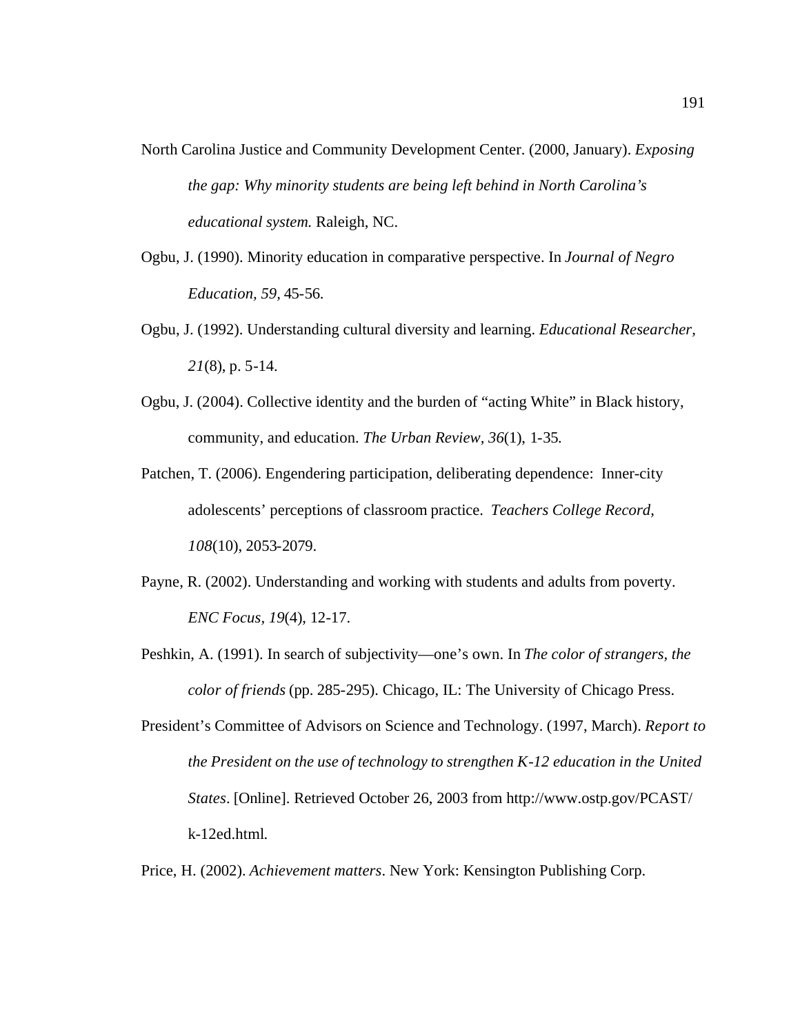North Carolina Justice and Community Development Center. (2000, January). *Exposing the gap: Why minority students are being left behind in North Carolina's educational system.* Raleigh, NC.

Ogbu, J. (1990). Minority education in comparative perspective. In *Journal of Negro Education, 59*, 45-56.

Ogbu, J. (1992). Understanding cultural diversity and learning. *Educational Researcher, 21*(8), p. 5-14.

Ogbu, J. (2004). Collective identity and the burden of "acting White" in Black history, community, and education. *The Urban Review, 36*(1), 1-35.

Patchen, T. (2006). Engendering participation, deliberating dependence: Inner-city adolescents' perceptions of classroom practice. *Teachers College Record, 108*(10), 2053-2079.

Payne, R. (2002). Understanding and working with students and adults from poverty. *ENC Focus, 19*(4), 12-17.

Peshkin, A. (1991). In search of subjectivity—one's own. In *The color of strangers, the color of friends* (pp. 285-295). Chicago, IL: The University of Chicago Press.

President's Committee of Advisors on Science and Technology. (1997, March). *Report to the President on the use of technology to strengthen K-12 education in the United States*. [Online]. Retrieved October 26, 2003 from http://www.ostp.gov/PCAST/k-12ed.html.

Price, H. (2002). *Achievement matters*. New York: Kensington Publishing Corp.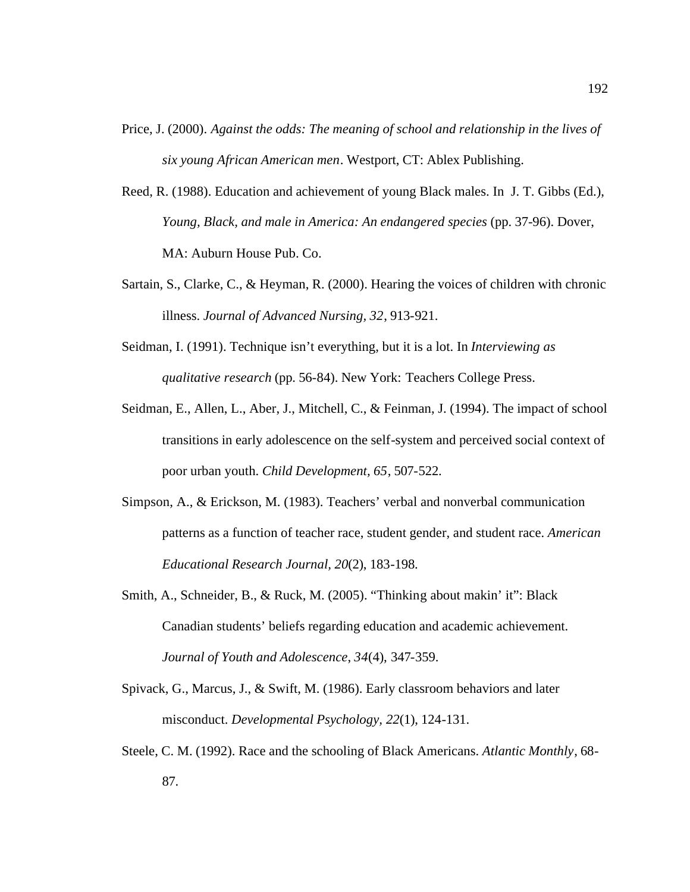Price, J. (2000). *Against the odds: The meaning of school and relationship in the lives of six young African American men*. Westport, CT: Ablex Publishing.

Reed, R. (1988). Education and achievement of young Black males. In J. T. Gibbs (Ed.), *Young, Black, and male in America: An endangered species* (pp. 37-96). Dover, MA: Auburn House Pub. Co.

Sartain, S., Clarke, C., & Heyman, R. (2000). Hearing the voices of children with chronic illness. *Journal of Advanced Nursing, 32*, 913-921.

Seidman, I. (1991). Technique isn't everything, but it is a lot. In *Interviewing as qualitative research* (pp. 56-84). New York: Teachers College Press.

Seidman, E., Allen, L., Aber, J., Mitchell, C., & Feinman, J. (1994). The impact of school transitions in early adolescence on the self-system and perceived social context of poor urban youth. *Child Development, 65*, 507-522.

Simpson, A., & Erickson, M. (1983). Teachers' verbal and nonverbal communication patterns as a function of teacher race, student gender, and student race. *American Educational Research Journal, 20*(2), 183-198.

Smith, A., Schneider, B., & Ruck, M. (2005). "Thinking about makin' it": Black Canadian students' beliefs regarding education and academic achievement. *Journal of Youth and Adolescence*, *34*(4), 347-359.

Spivack, G., Marcus, J., & Swift, M. (1986). Early classroom behaviors and later misconduct. *Developmental Psychology, 22*(1), 124-131.

Steele, C. M. (1992). Race and the schooling of Black Americans. *Atlantic Monthly*, 68-87.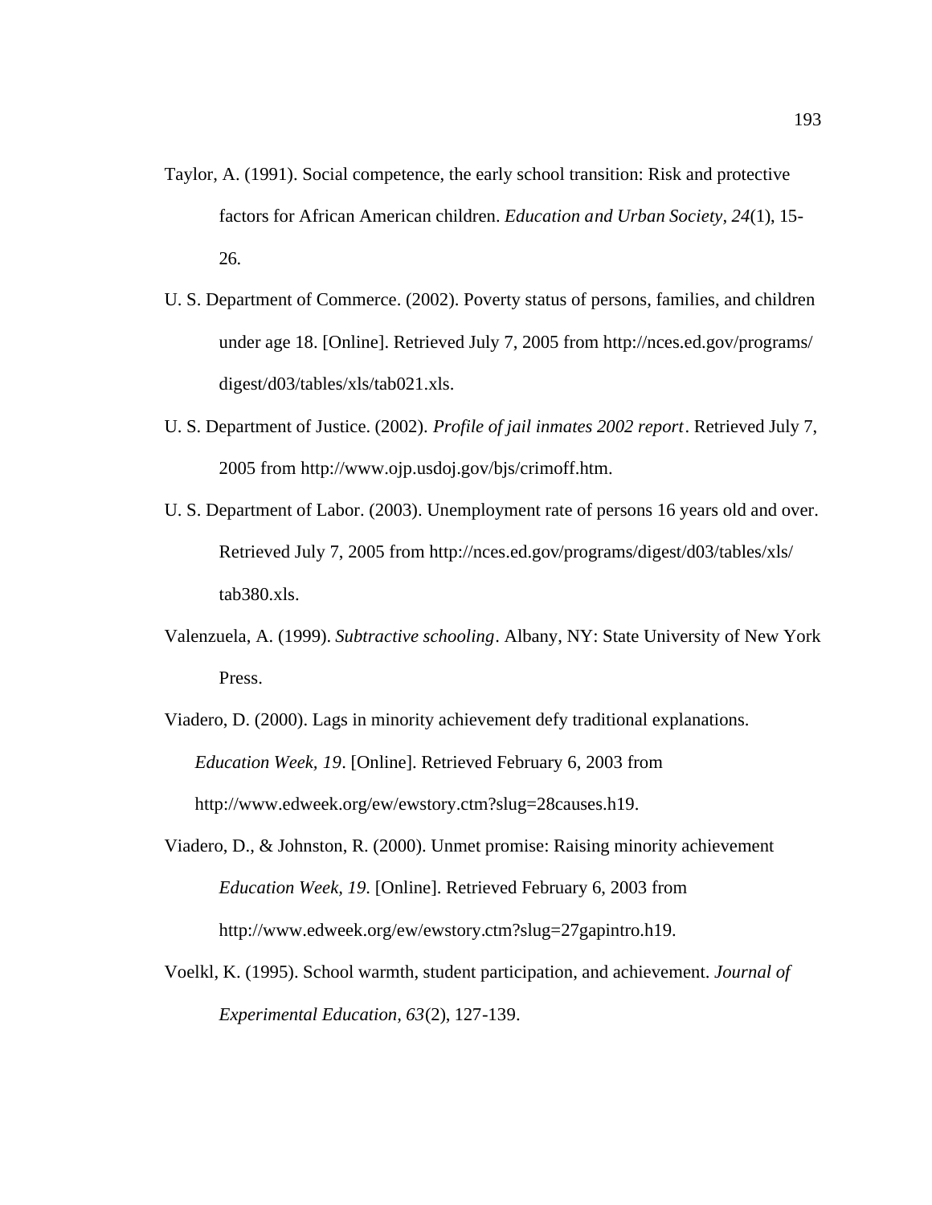Taylor, A. (1991). Social competence, the early school transition: Risk and protective factors for African American children. *Education and Urban Society, 24*(1), 15-26.

U. S. Department of Commerce. (2002). Poverty status of persons, families, and children under age 18. [Online]. Retrieved July 7, 2005 from http://nces.ed.gov/programs/digest/d03/tables/xls/tab021.xls.

U. S. Department of Justice. (2002). *Profile of jail inmates 2002 report*. Retrieved July 7, 2005 from http://www.ojp.usdoj.gov/bjs/crimoff.htm.

U. S. Department of Labor. (2003). Unemployment rate of persons 16 years old and over. Retrieved July 7, 2005 from http://nces.ed.gov/programs/digest/d03/tables/xls/tab380.xls.

Valenzuela, A. (1999). *Subtractive schooling*. Albany, NY: State University of New York Press.

Viadero, D. (2000). Lags in minority achievement defy traditional explanations. *Education Week, 19*. [Online]. Retrieved February 6, 2003 from http://www.edweek.org/ew/ewstory.ctm?slug=28causes.h19.

Viadero, D., & Johnston, R. (2000). Unmet promise: Raising minority achievement *Education Week, 19*. [Online]. Retrieved February 6, 2003 from http://www.edweek.org/ew/ewstory.ctm?slug=27gapintro.h19.

Voelkl, K. (1995). School warmth, student participation, and achievement. *Journal of Experimental Education, 63*(2), 127-139.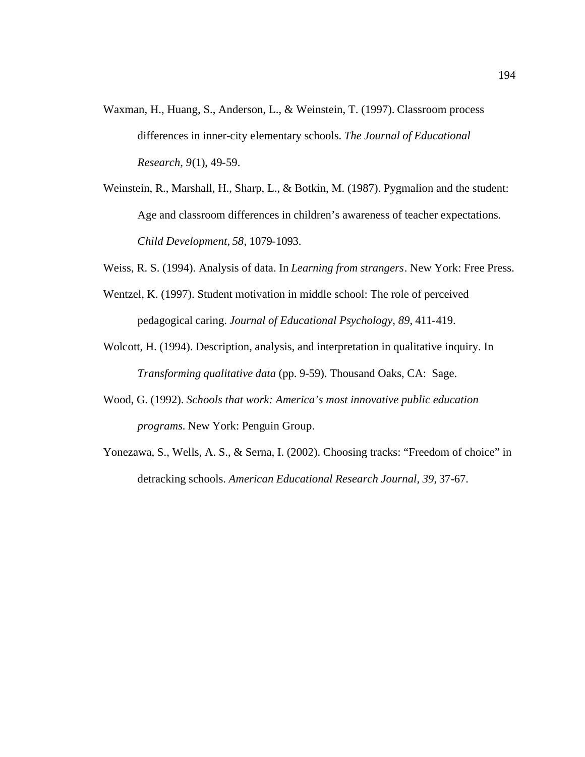Waxman, H., Huang, S., Anderson, L., & Weinstein, T. (1997). Classroom process differences in inner-city elementary schools. *The Journal of Educational Research*, *9*(1), 49-59.

Weinstein, R., Marshall, H., Sharp, L., & Botkin, M. (1987). Pygmalion and the student: Age and classroom differences in children's awareness of teacher expectations. *Child Development*, *58*, 1079-1093.

Weiss, R. S. (1994). Analysis of data. In *Learning from strangers*. New York: Free Press.

Wentzel, K. (1997). Student motivation in middle school: The role of perceived pedagogical caring. *Journal of Educational Psychology, 89*, 411-419.

Wolcott, H. (1994). Description, analysis, and interpretation in qualitative inquiry. In *Transforming qualitative data* (pp. 9-59). Thousand Oaks, CA: Sage.

Wood, G. (1992). *Schools that work: America's most innovative public education programs.* New York: Penguin Group.

Yonezawa, S., Wells, A. S., & Serna, I. (2002). Choosing tracks: "Freedom of choice" in detracking schools. *American Educational Research Journal, 39,* 37-67.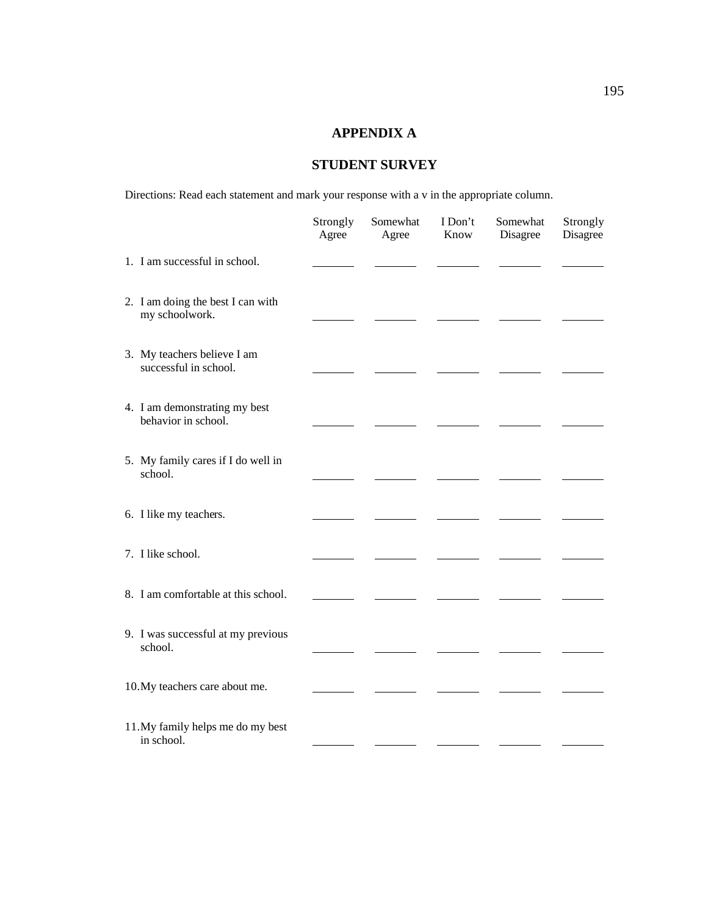# APPENDIX A

## STUDENT SURVEY

Directions: Read each statement and mark your response with a v in the appropriate column.

| | Strongly Agree | Somewhat Agree | I Don't Know | Somewhat Disagree | Strongly Disagree |
|---|---|---|---|---|---|
| 1. I am successful in school. | ______ | ______ | ______ | ______ | ______ |
| 2. I am doing the best I can with my schoolwork. | ______ | ______ | ______ | ______ | ______ |
| 3. My teachers believe I am successful in school. | ______ | ______ | ______ | ______ | ______ |
| 4. I am demonstrating my best behavior in school. | ______ | ______ | ______ | ______ | ______ |
| 5. My family cares if I do well in school. | ______ | ______ | ______ | ______ | ______ |
| 6. I like my teachers. | ______ | ______ | ______ | ______ | ______ |
| 7. I like school. | ______ | ______ | ______ | ______ | ______ |
| 8. I am comfortable at this school. | ______ | ______ | ______ | ______ | ______ |
| 9. I was successful at my previous school. | ______ | ______ | ______ | ______ | ______ |
| 10. My teachers care about me. | ______ | ______ | ______ | ______ | ______ |
| 11. My family helps me do my best in school. | ______ | ______ | ______ | ______ | ______ |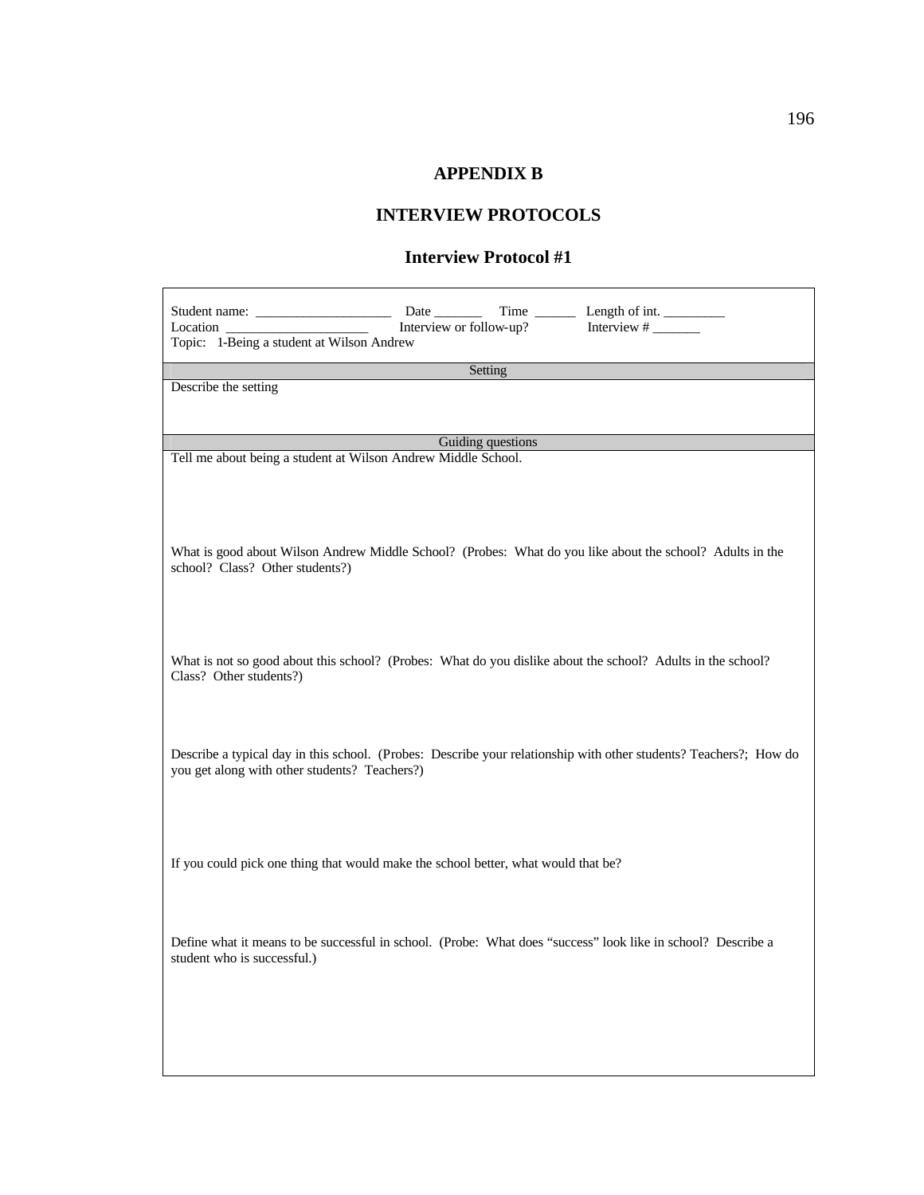# APPENDIX B

## INTERVIEW PROTOCOLS

### Interview Protocol #1

Student name: ____________________ Date _______ Time ______ Length of int. _________
Location _____________________ Interview or follow-up? Interview # _______
Topic: 1-Being a student at Wilson Andrew

| Setting |
| --- |
| Describe the setting |

| Guiding questions |
| --- |
| Tell me about being a student at Wilson Andrew Middle School. |
| What is good about Wilson Andrew Middle School? (Probes: What do you like about the school? Adults in the school? Class? Other students?) |
| What is not so good about this school? (Probes: What do you dislike about the school? Adults in the school? Class? Other students?) |
| Describe a typical day in this school. (Probes: Describe your relationship with other students? Teachers?; How do you get along with other students? Teachers?) |
| If you could pick one thing that would make the school better, what would that be? |
| Define what it means to be successful in school. (Probe: What does "success" look like in school? Describe a student who is successful.) |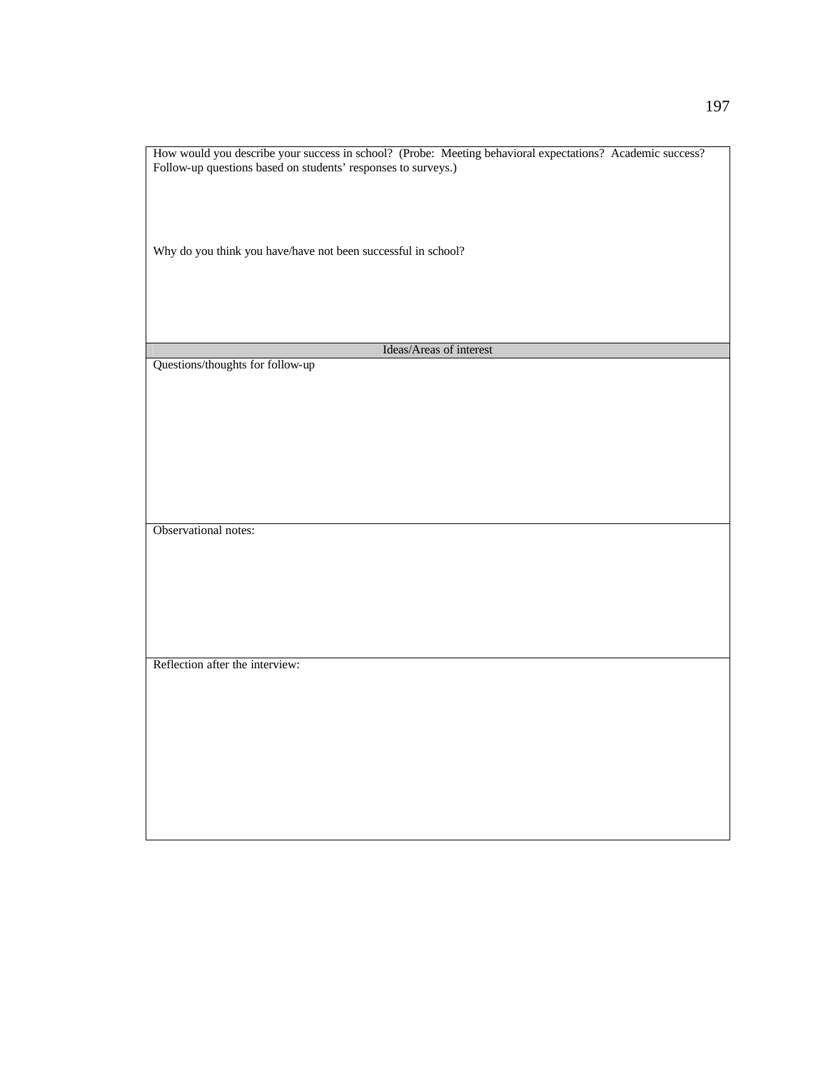| How would you describe your success in school?  (Probe:  Meeting behavioral expectations?  Academic success?  Follow-up questions based on students' responses to surveys.)<br><br><br><br>Why do you think you have/have not been successful in school? |
| --- |
| Ideas/Areas of interest |
| Questions/thoughts for follow-up |
| Observational notes: |
| Reflection after the interview: |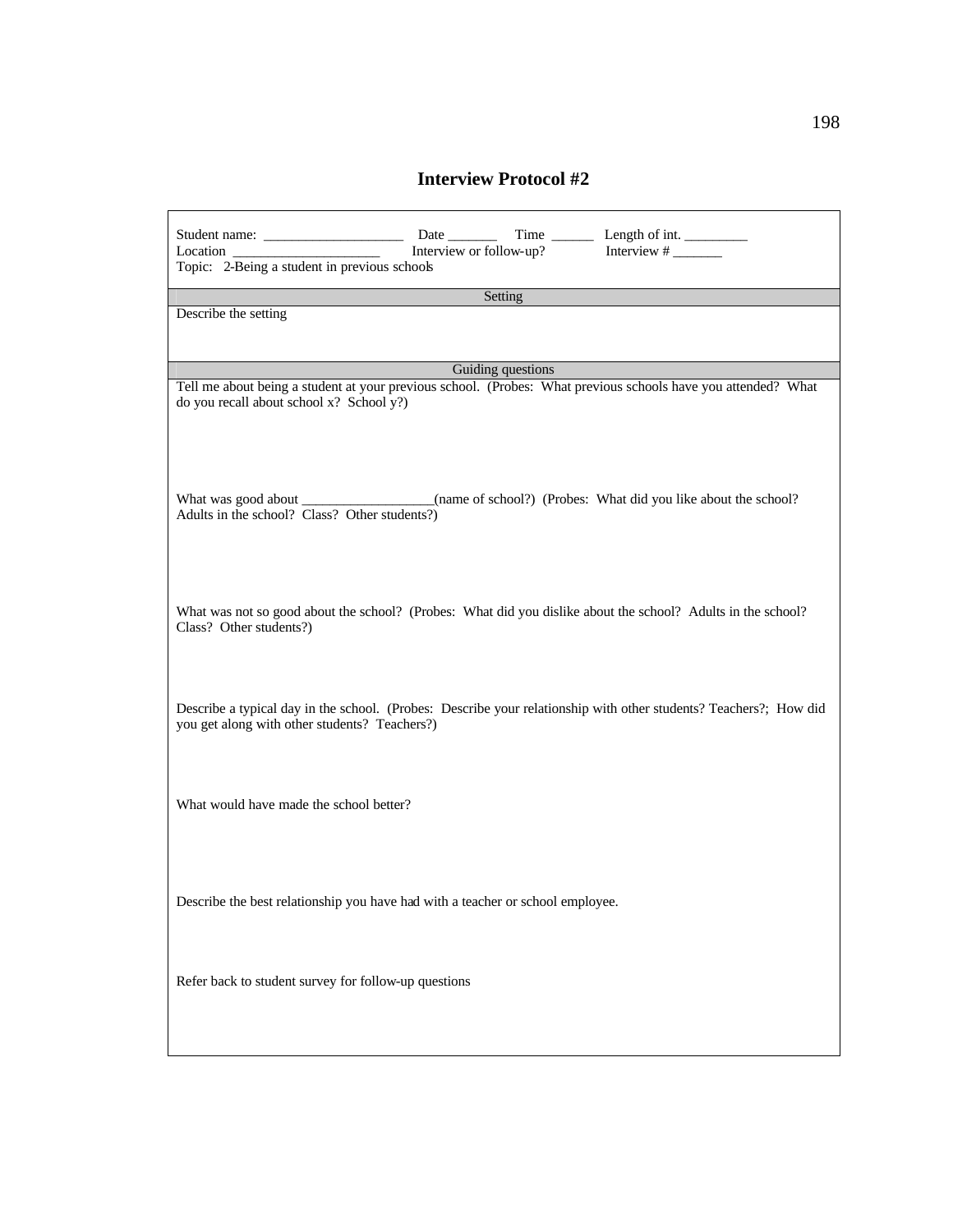# Interview Protocol #2

Student name: ____________________ Date _______ Time ______ Length of int. _________
Location _____________________ Interview or follow-up? Interview # _______
Topic: 2-Being a student in previous schools

**Setting**

Describe the setting

**Guiding questions**

Tell me about being a student at your previous school. (Probes: What previous schools have you attended? What do you recall about school x? School y?)

What was good about ___________________(name of school?) (Probes: What did you like about the school? Adults in the school? Class? Other students?)

What was not so good about the school? (Probes: What did you dislike about the school? Adults in the school? Class? Other students?)

Describe a typical day in the school. (Probes: Describe your relationship with other students? Teachers?; How did you get along with other students? Teachers?)

What would have made the school better?

Describe the best relationship you have had with a teacher or school employee.

Refer back to student survey for follow-up questions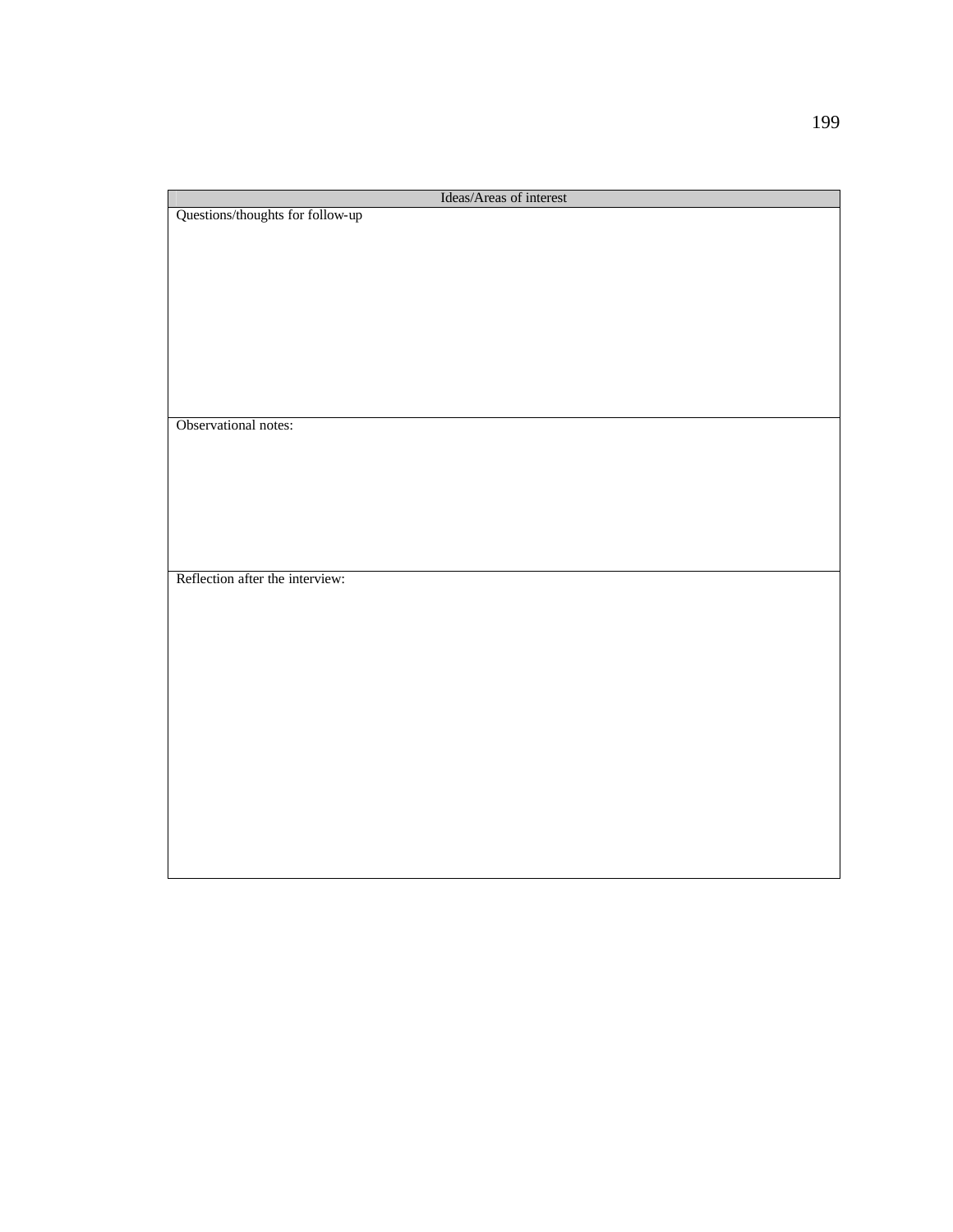| Ideas/Areas of interest |
| --- |
| Questions/thoughts for follow-up |
| Observational notes: |
| Reflection after the interview: |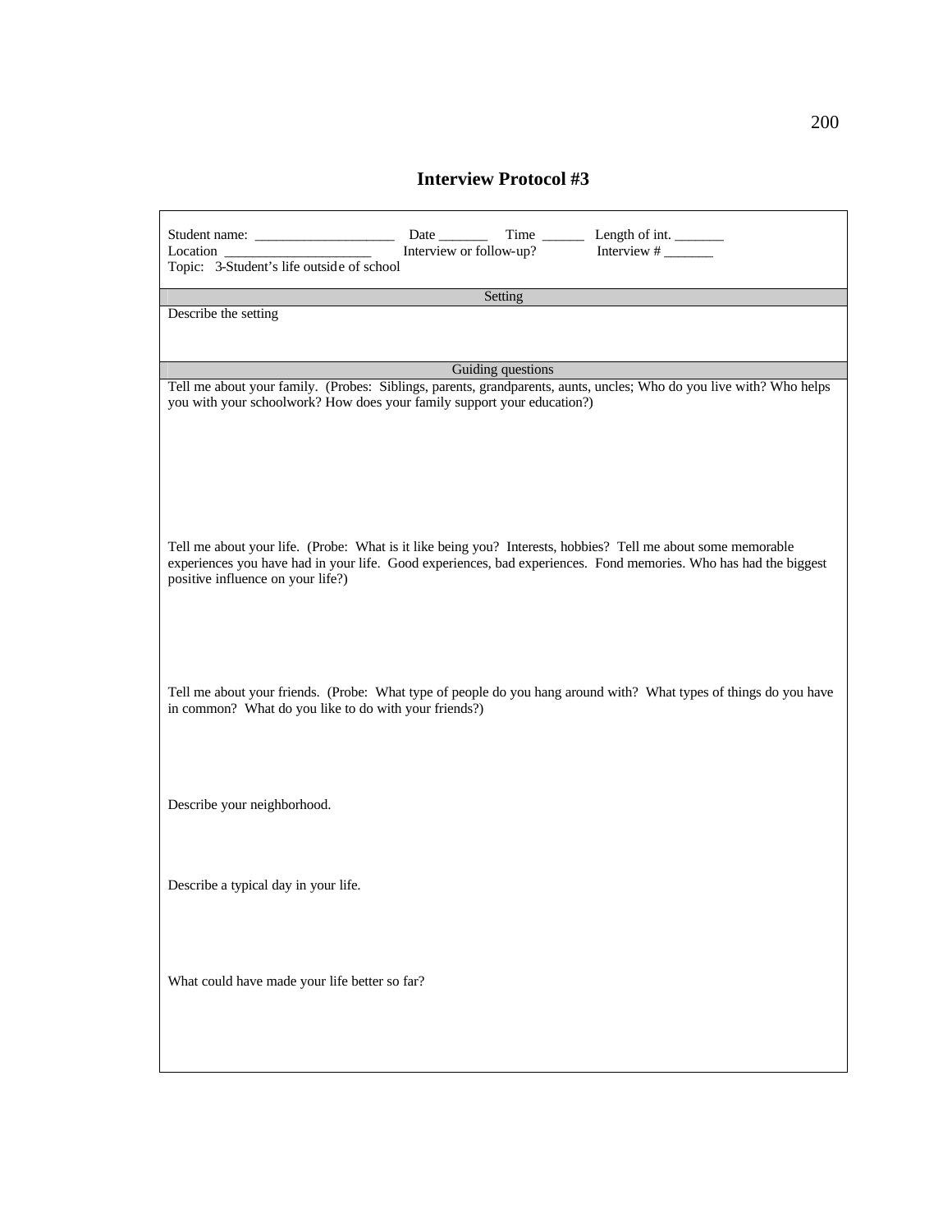# Interview Protocol #3

Student name: ____________________ Date _______ Time ______ Length of int. _______
Location _____________________ Interview or follow-up? Interview # _______
Topic: 3-Student's life outside of school

| Setting |
| --- |
| Describe the setting |

| Guiding questions |
| --- |
| Tell me about your family. (Probes: Siblings, parents, grandparents, aunts, uncles; Who do you live with? Who helps you with your schoolwork? How does your family support your education?) |
| Tell me about your life. (Probe: What is it like being you? Interests, hobbies? Tell me about some memorable experiences you have had in your life. Good experiences, bad experiences. Fond memories. Who has had the biggest positive influence on your life?) |
| Tell me about your friends. (Probe: What type of people do you hang around with? What types of things do you have in common? What do you like to do with your friends?) |
| Describe your neighborhood. |
| Describe a typical day in your life. |
| What could have made your life better so far? |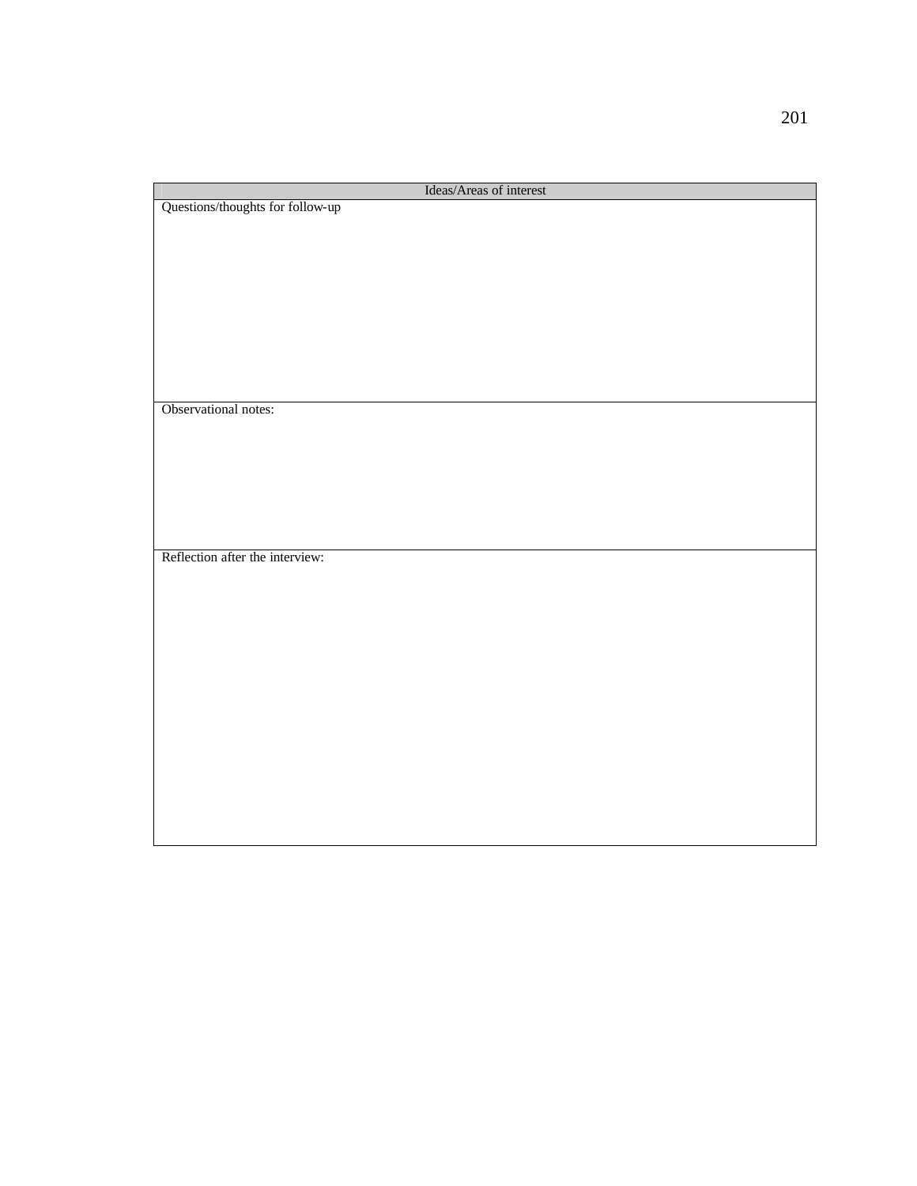| Ideas/Areas of interest |
| --- |
| Questions/thoughts for follow-up |
| Observational notes: |
| Reflection after the interview: |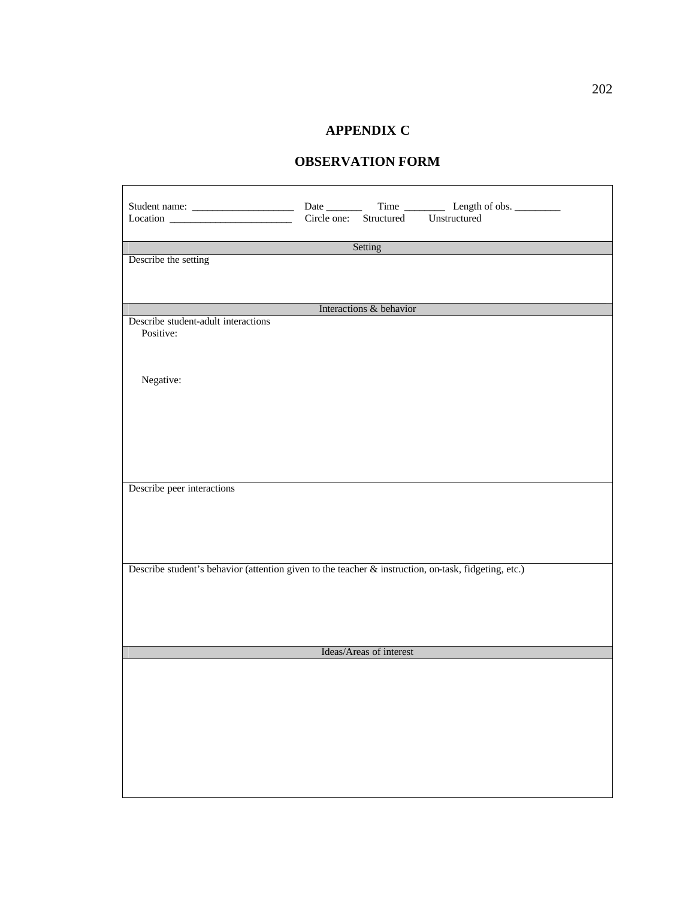# APPENDIX C

## OBSERVATION FORM

Student name: ____________________ Date _______ Time ________ Length of obs. _________
Location ________________________ Circle one: Structured Unstructured

**Setting**

Describe the setting

**Interactions & behavior**

Describe student-adult interactions

Positive:

Negative:

Describe peer interactions

Describe student's behavior (attention given to the teacher & instruction, on-task, fidgeting, etc.)

**Ideas/Areas of interest**